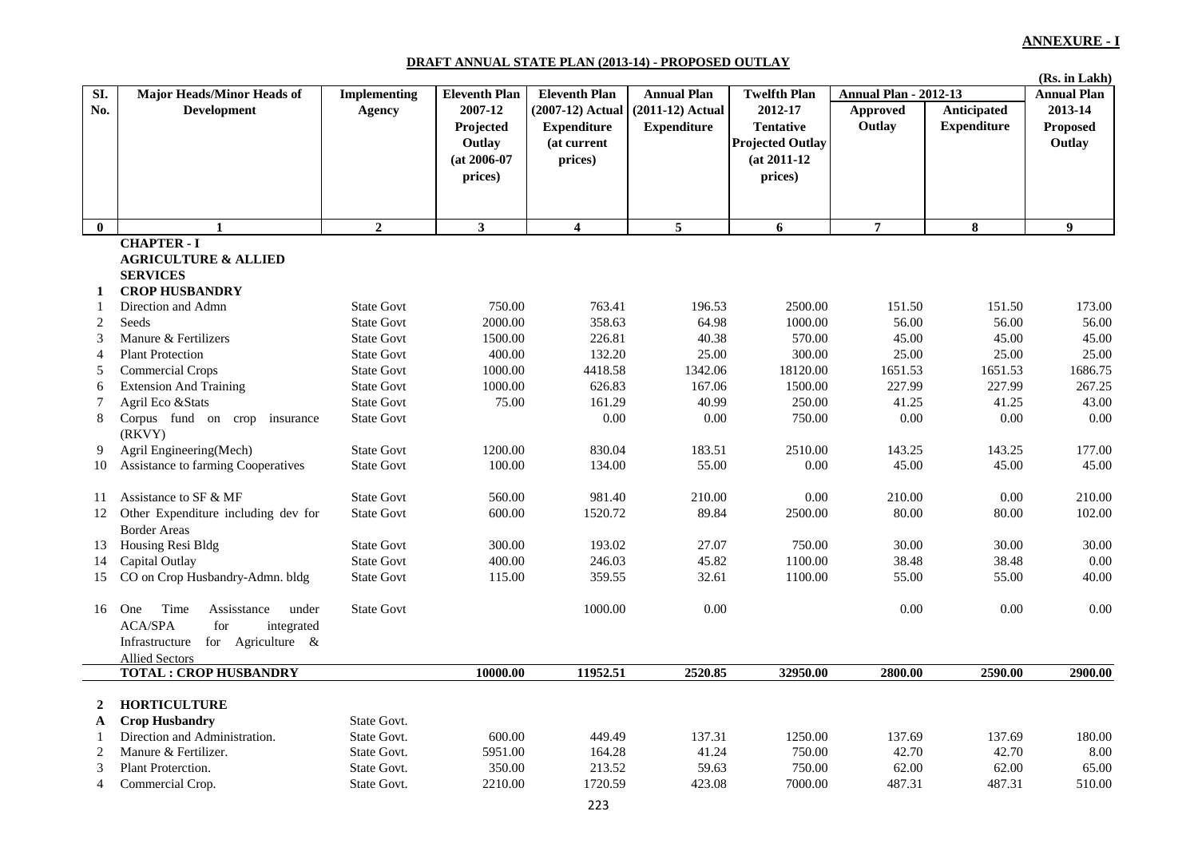**ANNEXURE - I**

**DRAFT ANNUAL STATE PLAN (2013-14) - PROPOSED OUTLAY**

(Rs. in Lakh)

| Sl. No. | Major Heads/Minor Heads of Development | Implementing Agency | Eleventh Plan 2007-12 Projected Outlay (at 2006-07 prices) | Eleventh Plan (2007-12) Actual Expenditure (at current prices) | Annual Plan (2011-12) Actual Expenditure | Twelfth Plan 2012-17 Tentative Projected Outlay (at 2011-12 prices) | Annual Plan - 2012-13 Approved Outlay | Annual Plan - 2012-13 Anticipated Expenditure | Annual Plan 2013-14 Proposed Outlay |
|---|---|---|---|---|---|---|---|---|---|
| 0 | 1 | 2 | 3 | 4 | 5 | 6 | 7 | 8 | 9 |
| | **CHAPTER - I** | | | | | | | | |
| | **AGRICULTURE & ALLIED SERVICES** | | | | | | | | |
| **1** | **CROP HUSBANDRY** | | | | | | | | |
| 1 | Direction and Admn | State Govt | 750.00 | 763.41 | 196.53 | 2500.00 | 151.50 | 151.50 | 173.00 |
| 2 | Seeds | State Govt | 2000.00 | 358.63 | 64.98 | 1000.00 | 56.00 | 56.00 | 56.00 |
| 3 | Manure & Fertilizers | State Govt | 1500.00 | 226.81 | 40.38 | 570.00 | 45.00 | 45.00 | 45.00 |
| 4 | Plant Protection | State Govt | 400.00 | 132.20 | 25.00 | 300.00 | 25.00 | 25.00 | 25.00 |
| 5 | Commercial Crops | State Govt | 1000.00 | 4418.58 | 1342.06 | 18120.00 | 1651.53 | 1651.53 | 1686.75 |
| 6 | Extension And Training | State Govt | 1000.00 | 626.83 | 167.06 | 1500.00 | 227.99 | 227.99 | 267.25 |
| 7 | Agril Eco &Stats | State Govt | 75.00 | 161.29 | 40.99 | 250.00 | 41.25 | 41.25 | 43.00 |
| 8 | Corpus fund on crop insurance (RKVY) | State Govt | | 0.00 | 0.00 | 750.00 | 0.00 | 0.00 | 0.00 |
| 9 | Agril Engineering(Mech) | State Govt | 1200.00 | 830.04 | 183.51 | 2510.00 | 143.25 | 143.25 | 177.00 |
| 10 | Assistance to farming Cooperatives | State Govt | 100.00 | 134.00 | 55.00 | 0.00 | 45.00 | 45.00 | 45.00 |
| 11 | Assistance to SF & MF | State Govt | 560.00 | 981.40 | 210.00 | 0.00 | 210.00 | 0.00 | 210.00 |
| 12 | Other Expenditure including dev for Border Areas | State Govt | 600.00 | 1520.72 | 89.84 | 2500.00 | 80.00 | 80.00 | 102.00 |
| 13 | Housing Resi Bldg | State Govt | 300.00 | 193.02 | 27.07 | 750.00 | 30.00 | 30.00 | 30.00 |
| 14 | Capital Outlay | State Govt | 400.00 | 246.03 | 45.82 | 1100.00 | 38.48 | 38.48 | 0.00 |
| 15 | CO on Crop Husbandry-Admn. bldg | State Govt | 115.00 | 359.55 | 32.61 | 1100.00 | 55.00 | 55.00 | 40.00 |
| 16 | One Time Assisstance under ACA/SPA for integrated Infrastructure for Agriculture & Allied Sectors | State Govt | | 1000.00 | 0.00 | | 0.00 | 0.00 | 0.00 |
| | **TOTAL : CROP HUSBANDRY** | | **10000.00** | **11952.51** | **2520.85** | **32950.00** | **2800.00** | **2590.00** | **2900.00** |
| **2** | **HORTICULTURE** | | | | | | | | |
| **A** | **Crop Husbandry** | State Govt. | | | | | | | |
| 1 | Direction and Administration. | State Govt. | 600.00 | 449.49 | 137.31 | 1250.00 | 137.69 | 137.69 | 180.00 |
| 2 | Manure & Fertilizer. | State Govt. | 5951.00 | 164.28 | 41.24 | 750.00 | 42.70 | 42.70 | 8.00 |
| 3 | Plant Proterction. | State Govt. | 350.00 | 213.52 | 59.63 | 750.00 | 62.00 | 62.00 | 65.00 |
| 4 | Commercial Crop. | State Govt. | 2210.00 | 1720.59 | 423.08 | 7000.00 | 487.31 | 487.31 | 510.00 |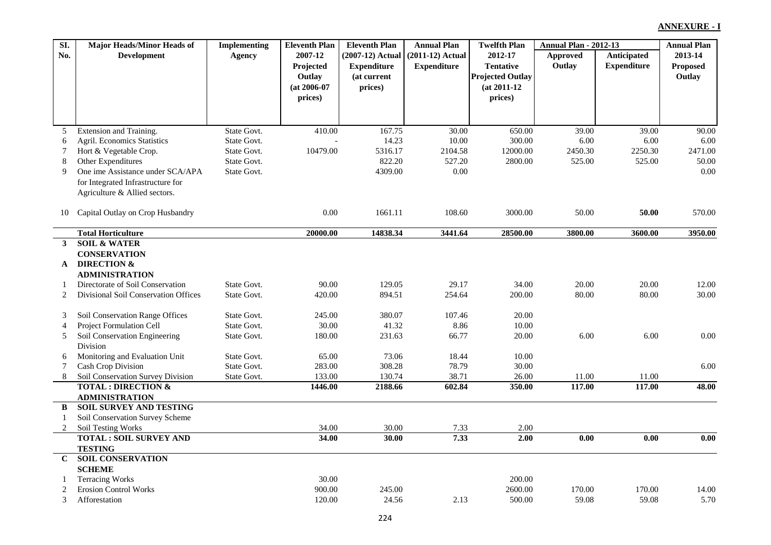**ANNEXURE - I**

| Sl. No. | Major Heads/Minor Heads of Development | Implementing Agency | Eleventh Plan 2007-12 Projected Outlay (at 2006-07 prices) | Eleventh Plan (2007-12) Actual Expenditure (at current prices) | Annual Plan (2011-12) Actual Expenditure | Twelfth Plan 2012-17 Tentative Projected Outlay (at 2011-12 prices) | Annual Plan - 2012-13 | | Annual Plan 2013-14 Proposed Outlay |
|---|---|---|---|---|---|---|---|---|---|
| | | | | | | | Approved Outlay | Anticipated Expenditure | |
| 5 | Extension and Training. | State Govt. | 410.00 | 167.75 | 30.00 | 650.00 | 39.00 | 39.00 | 90.00 |
| 6 | Agril. Economics Statistics | State Govt. | - | 14.23 | 10.00 | 300.00 | 6.00 | 6.00 | 6.00 |
| 7 | Hort & Vegetable Crop. | State Govt. | 10479.00 | 5316.17 | 2104.58 | 12000.00 | 2450.30 | 2250.30 | 2471.00 |
| 8 | Other Expenditures | State Govt. | | 822.20 | 527.20 | 2800.00 | 525.00 | 525.00 | 50.00 |
| 9 | One ime Assistance under SCA/APA for Integrated Infrastructure for Agriculture & Allied sectors. | State Govt. | | 4309.00 | 0.00 | | | | 0.00 |
| 10 | Capital Outlay on Crop Husbandry | | 0.00 | 1661.11 | 108.60 | 3000.00 | 50.00 | **50.00** | 570.00 |
| | **Total Horticulture** | | **20000.00** | **14838.34** | **3441.64** | **28500.00** | **3800.00** | **3600.00** | **3950.00** |
| **3** | **SOIL & WATER CONSERVATION** | | | | | | | | |
| **A** | **DIRECTION & ADMINISTRATION** | | | | | | | | |
| 1 | Directorate of Soil Conservation | State Govt. | 90.00 | 129.05 | 29.17 | 34.00 | 20.00 | 20.00 | 12.00 |
| 2 | Divisional Soil Conservation Offices | State Govt. | 420.00 | 894.51 | 254.64 | 200.00 | 80.00 | 80.00 | 30.00 |
| 3 | Soil Conservation Range Offices | State Govt. | 245.00 | 380.07 | 107.46 | 20.00 | | | |
| 4 | Project Formulation Cell | State Govt. | 30.00 | 41.32 | 8.86 | 10.00 | | | |
| 5 | Soil Conservation Engineering Division | State Govt. | 180.00 | 231.63 | 66.77 | 20.00 | 6.00 | 6.00 | 0.00 |
| 6 | Monitoring and Evaluation Unit | State Govt. | 65.00 | 73.06 | 18.44 | 10.00 | | | |
| 7 | Cash Crop Division | State Govt. | 283.00 | 308.28 | 78.79 | 30.00 | | | 6.00 |
| 8 | Soil Conservation Survey Division | State Govt. | 133.00 | 130.74 | 38.71 | 26.00 | 11.00 | 11.00 | |
| | **TOTAL : DIRECTION & ADMINISTRATION** | | **1446.00** | **2188.66** | **602.84** | **350.00** | **117.00** | **117.00** | **48.00** |
| **B** | **SOIL SURVEY AND TESTING** | | | | | | | | |
| 1 | Soil Conservation Survey Scheme | | | | | | | | |
| 2 | Soil Testing Works | | 34.00 | 30.00 | 7.33 | 2.00 | | | |
| | **TOTAL : SOIL SURVEY AND TESTING** | | **34.00** | **30.00** | **7.33** | **2.00** | **0.00** | **0.00** | **0.00** |
| **C** | **SOIL CONSERVATION SCHEME** | | | | | | | | |
| 1 | Terracing Works | | 30.00 | | | 200.00 | | | |
| 2 | Erosion Control Works | | 900.00 | 245.00 | | 2600.00 | 170.00 | 170.00 | 14.00 |
| 3 | Afforestation | | 120.00 | 24.56 | 2.13 | 500.00 | 59.08 | 59.08 | 5.70 |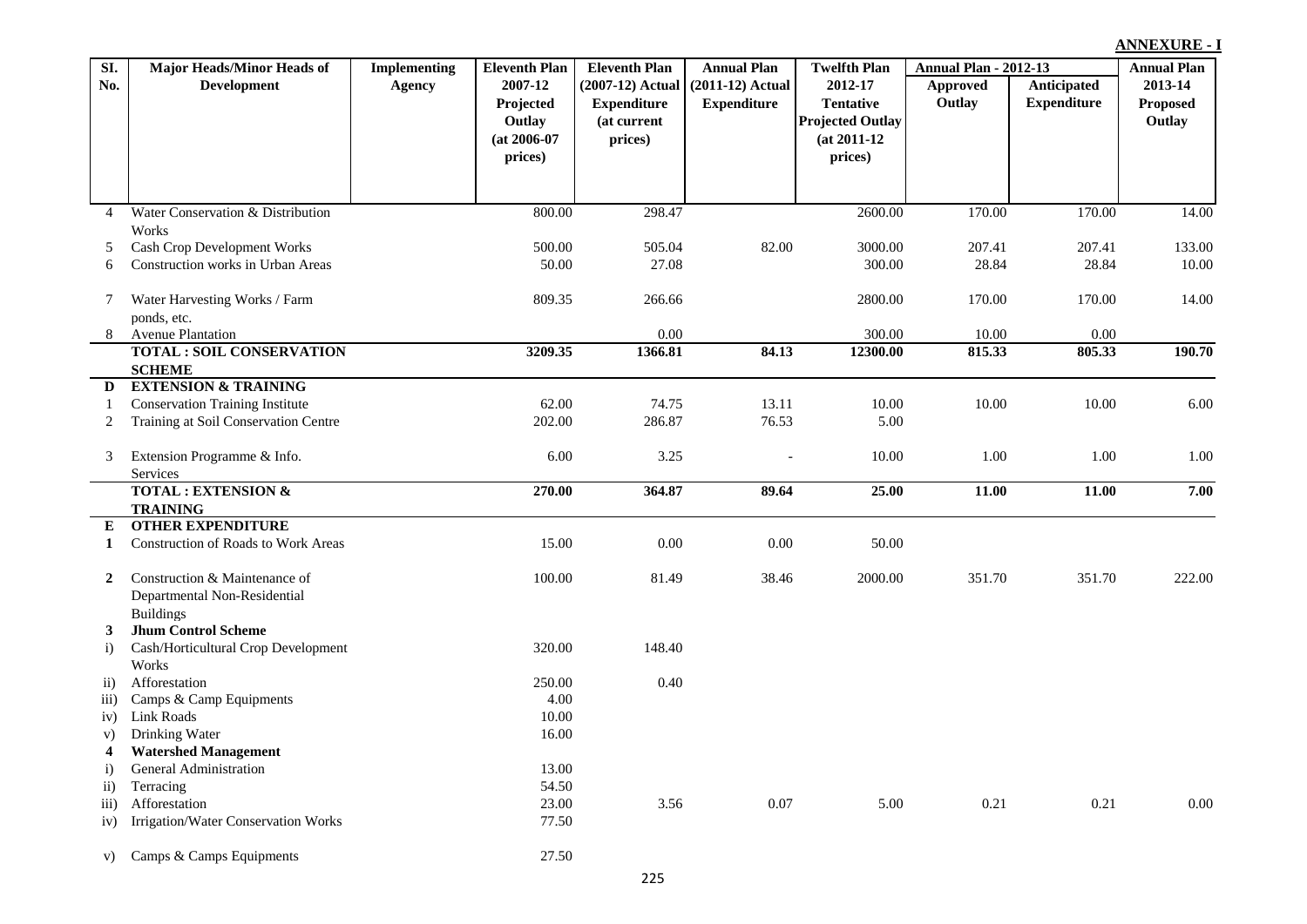**ANNEXURE - I**

| Sl. No. | Major Heads/Minor Heads of Development | Implementing Agency | Eleventh Plan 2007-12 Projected Outlay (at 2006-07 prices) | Eleventh Plan (2007-12) Actual Expenditure (at current prices) | Annual Plan (2011-12) Actual Expenditure | Twelfth Plan 2012-17 Tentative Projected Outlay (at 2011-12 prices) | Annual Plan - 2012-13 | | Annual Plan 2013-14 Proposed Outlay |
|---|---|---|---|---|---|---|---|---|---|
| | | | | | | | Approved Outlay | Anticipated Expenditure | |
| 4 | Water Conservation & Distribution Works | | 800.00 | 298.47 | | 2600.00 | 170.00 | 170.00 | 14.00 |
| 5 | Cash Crop Development Works | | 500.00 | 505.04 | 82.00 | 3000.00 | 207.41 | 207.41 | 133.00 |
| 6 | Construction works in Urban Areas | | 50.00 | 27.08 | | 300.00 | 28.84 | 28.84 | 10.00 |
| 7 | Water Harvesting Works / Farm ponds, etc. | | 809.35 | 266.66 | | 2800.00 | 170.00 | 170.00 | 14.00 |
| 8 | Avenue Plantation | | | 0.00 | | 300.00 | 10.00 | 0.00 | |
| | **TOTAL : SOIL CONSERVATION SCHEME** | | **3209.35** | **1366.81** | **84.13** | **12300.00** | **815.33** | **805.33** | **190.70** |
| **D** | **EXTENSION & TRAINING** | | | | | | | | |
| 1 | Conservation Training Institute | | 62.00 | 74.75 | 13.11 | 10.00 | 10.00 | 10.00 | 6.00 |
| 2 | Training at Soil Conservation Centre | | 202.00 | 286.87 | 76.53 | 5.00 | | | |
| 3 | Extension Programme & Info. Services | | 6.00 | 3.25 | - | 10.00 | 1.00 | 1.00 | 1.00 |
| | **TOTAL : EXTENSION & TRAINING** | | **270.00** | **364.87** | **89.64** | **25.00** | **11.00** | **11.00** | **7.00** |
| **E** | **OTHER EXPENDITURE** | | | | | | | | |
| **1** | Construction of Roads to Work Areas | | 15.00 | 0.00 | 0.00 | 50.00 | | | |
| **2** | Construction & Maintenance of Departmental Non-Residential Buildings | | 100.00 | 81.49 | 38.46 | 2000.00 | 351.70 | 351.70 | 222.00 |
| **3** | **Jhum Control Scheme** | | | | | | | | |
| i) | Cash/Horticultural Crop Development Works | | 320.00 | 148.40 | | | | | |
| ii) | Afforestation | | 250.00 | 0.40 | | | | | |
| iii) | Camps & Camp Equipments | | 4.00 | | | | | | |
| iv) | Link Roads | | 10.00 | | | | | | |
| v) | Drinking Water | | 16.00 | | | | | | |
| **4** | **Watershed Management** | | | | | | | | |
| i) | General Administration | | 13.00 | | | | | | |
| ii) | Terracing | | 54.50 | | | | | | |
| iii) | Afforestation | | 23.00 | 3.56 | 0.07 | 5.00 | 0.21 | 0.21 | 0.00 |
| iv) | Irrigation/Water Conservation Works | | 77.50 | | | | | | |
| v) | Camps & Camps Equipments | | 27.50 | | | | | | |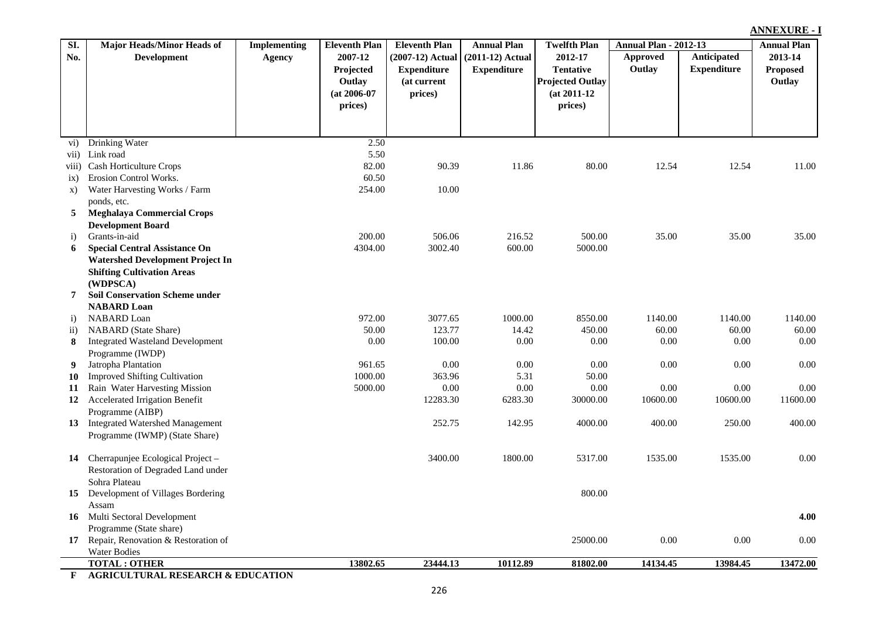**ANNEXURE - I**

| Sl. No. | Major Heads/Minor Heads of Development | Implementing Agency | Eleventh Plan 2007-12 Projected Outlay (at 2006-07 prices) | Eleventh Plan (2007-12) Actual Expenditure (at current prices) | Annual Plan (2011-12) Actual Expenditure | Twelfth Plan 2012-17 Tentative Projected Outlay (at 2011-12 prices) | Annual Plan - 2012-13 Approved Outlay | Annual Plan - 2012-13 Anticipated Expenditure | Annual Plan 2013-14 Proposed Outlay |
|---|---|---|---|---|---|---|---|---|---|
| vi) | Drinking Water | | 2.50 | | | | | | |
| vii) | Link road | | 5.50 | | | | | | |
| viii) | Cash Horticulture Crops | | 82.00 | 90.39 | 11.86 | 80.00 | 12.54 | 12.54 | 11.00 |
| ix) | Erosion Control Works. | | 60.50 | | | | | | |
| x) | Water Harvesting Works / Farm ponds, etc. | | 254.00 | 10.00 | | | | | |
| **5** | **Meghalaya Commercial Crops Development Board** | | | | | | | | |
| i) | Grants-in-aid | | 200.00 | 506.06 | 216.52 | 500.00 | 35.00 | 35.00 | 35.00 |
| **6** | **Special Central Assistance On Watershed Development Project In Shifting Cultivation Areas (WDPSCA)** | | 4304.00 | 3002.40 | 600.00 | 5000.00 | | | |
| **7** | **Soil Conservation Scheme under NABARD Loan** | | | | | | | | |
| i) | NABARD Loan | | 972.00 | 3077.65 | 1000.00 | 8550.00 | 1140.00 | 1140.00 | 1140.00 |
| ii) | NABARD (State Share) | | 50.00 | 123.77 | 14.42 | 450.00 | 60.00 | 60.00 | 60.00 |
| **8** | Integrated Wasteland Development Programme (IWDP) | | 0.00 | 100.00 | 0.00 | 0.00 | 0.00 | 0.00 | 0.00 |
| **9** | Jatropha Plantation | | 961.65 | 0.00 | 0.00 | 0.00 | 0.00 | 0.00 | 0.00 |
| **10** | Improved Shifting Cultivation | | 1000.00 | 363.96 | 5.31 | 50.00 | | | |
| **11** | Rain Water Harvesting Mission | | 5000.00 | 0.00 | 0.00 | 0.00 | 0.00 | 0.00 | 0.00 |
| **12** | Accelerated Irrigation Benefit Programme (AIBP) | | | 12283.30 | 6283.30 | 30000.00 | 10600.00 | 10600.00 | 11600.00 |
| **13** | Integrated Watershed Management Programme (IWMP) (State Share) | | | 252.75 | 142.95 | 4000.00 | 400.00 | 250.00 | 400.00 |
| **14** | Cherrapunjee Ecological Project – Restoration of Degraded Land under Sohra Plateau | | | 3400.00 | 1800.00 | 5317.00 | 1535.00 | 1535.00 | 0.00 |
| **15** | Development of Villages Bordering Assam | | | | | 800.00 | | | |
| **16** | Multi Sectoral Development Programme (State share) | | | | | | | | **4.00** |
| **17** | Repair, Renovation & Restoration of Water Bodies | | | | | 25000.00 | 0.00 | 0.00 | 0.00 |
| | **TOTAL : OTHER** | | **13802.65** | **23444.13** | **10112.89** | **81802.00** | **14134.45** | **13984.45** | **13472.00** |
| **F** | **AGRICULTURAL RESEARCH & EDUCATION** | | | | | | | | |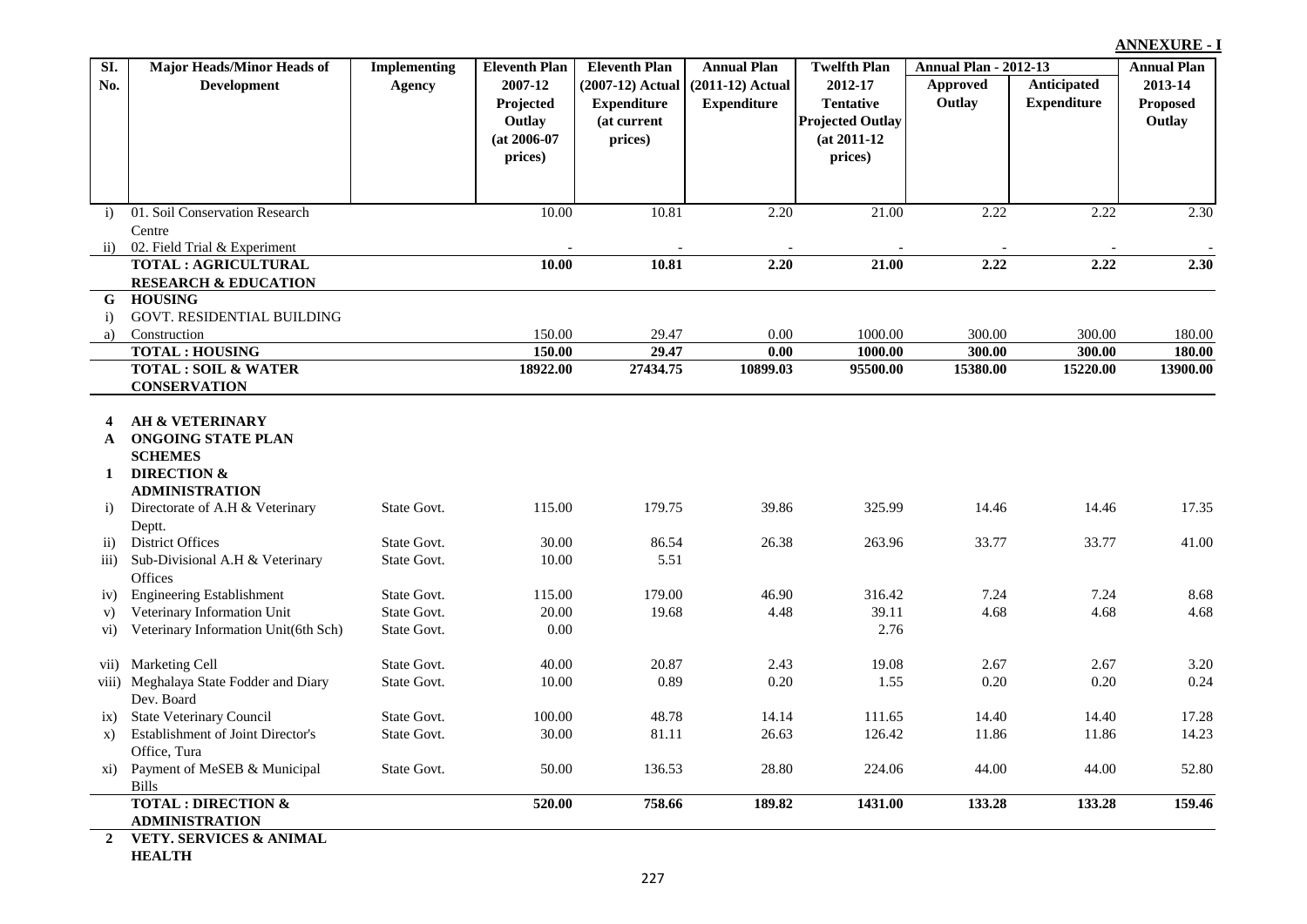**ANNEXURE - I**

| Sl. No. | Major Heads/Minor Heads of Development | Implementing Agency | Eleventh Plan 2007-12 Projected Outlay (at 2006-07 prices) | Eleventh Plan (2007-12) Actual Expenditure (at current prices) | Annual Plan (2011-12) Actual Expenditure | Twelfth Plan 2012-17 Tentative Projected Outlay (at 2011-12 prices) | Annual Plan - 2012-13 | | Annual Plan 2013-14 Proposed Outlay |
|---|---|---|---|---|---|---|---|---|---|
| | | | | | | | Approved Outlay | Anticipated Expenditure | |
| i) | 01. Soil Conservation Research Centre | | 10.00 | 10.81 | 2.20 | 21.00 | 2.22 | 2.22 | 2.30 |
| ii) | 02. Field Trial & Experiment | | - | - | - | - | - | - | - |
| | **TOTAL : AGRICULTURAL RESEARCH & EDUCATION** | | **10.00** | **10.81** | **2.20** | **21.00** | **2.22** | **2.22** | **2.30** |
| **G** | **HOUSING** | | | | | | | | |
| i) | GOVT. RESIDENTIAL BUILDING | | | | | | | | |
| a) | Construction | | 150.00 | 29.47 | 0.00 | 1000.00 | 300.00 | 300.00 | 180.00 |
| | **TOTAL : HOUSING** | | **150.00** | **29.47** | **0.00** | **1000.00** | **300.00** | **300.00** | **180.00** |
| | **TOTAL : SOIL & WATER CONSERVATION** | | **18922.00** | **27434.75** | **10899.03** | **95500.00** | **15380.00** | **15220.00** | **13900.00** |
| **4** | **AH & VETERINARY** | | | | | | | | |
| **A** | **ONGOING STATE PLAN SCHEMES** | | | | | | | | |
| **1** | **DIRECTION & ADMINISTRATION** | | | | | | | | |
| i) | Directorate of A.H & Veterinary Deptt. | State Govt. | 115.00 | 179.75 | 39.86 | 325.99 | 14.46 | 14.46 | 17.35 |
| ii) | District Offices | State Govt. | 30.00 | 86.54 | 26.38 | 263.96 | 33.77 | 33.77 | 41.00 |
| iii) | Sub-Divisional A.H & Veterinary Offices | State Govt. | 10.00 | 5.51 | | | | | |
| iv) | Engineering Establishment | State Govt. | 115.00 | 179.00 | 46.90 | 316.42 | 7.24 | 7.24 | 8.68 |
| v) | Veterinary Information Unit | State Govt. | 20.00 | 19.68 | 4.48 | 39.11 | 4.68 | 4.68 | 4.68 |
| vi) | Veterinary Information Unit(6th Sch) | State Govt. | 0.00 | | | 2.76 | | | |
| vii) | Marketing Cell | State Govt. | 40.00 | 20.87 | 2.43 | 19.08 | 2.67 | 2.67 | 3.20 |
| viii) | Meghalaya State Fodder and Diary Dev. Board | State Govt. | 10.00 | 0.89 | 0.20 | 1.55 | 0.20 | 0.20 | 0.24 |
| ix) | State Veterinary Council | State Govt. | 100.00 | 48.78 | 14.14 | 111.65 | 14.40 | 14.40 | 17.28 |
| x) | Establishment of Joint Director's Office, Tura | State Govt. | 30.00 | 81.11 | 26.63 | 126.42 | 11.86 | 11.86 | 14.23 |
| xi) | Payment of MeSEB & Municipal Bills | State Govt. | 50.00 | 136.53 | 28.80 | 224.06 | 44.00 | 44.00 | 52.80 |
| | **TOTAL : DIRECTION & ADMINISTRATION** | | **520.00** | **758.66** | **189.82** | **1431.00** | **133.28** | **133.28** | **159.46** |
| **2** | **VETY. SERVICES & ANIMAL HEALTH** | | | | | | | | |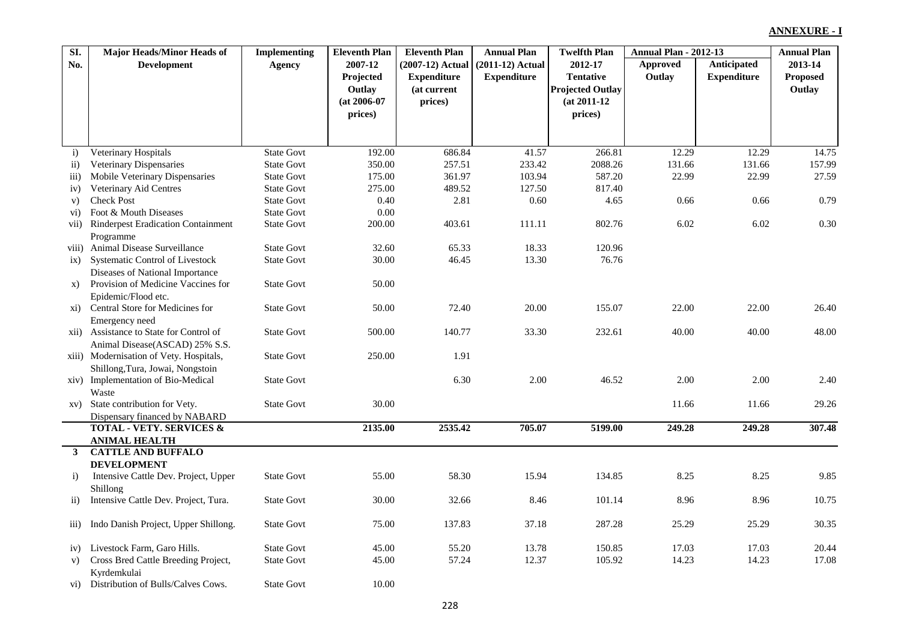**ANNEXURE - I**

| Sl. No. | Major Heads/Minor Heads of Development | Implementing Agency | Eleventh Plan 2007-12 Projected Outlay (at 2006-07 prices) | Eleventh Plan (2007-12) Actual Expenditure (at current prices) | Annual Plan (2011-12) Actual Expenditure | Twelfth Plan 2012-17 Tentative Projected Outlay (at 2011-12 prices) | Annual Plan - 2012-13 Approved Outlay | Annual Plan - 2012-13 Anticipated Expenditure | Annual Plan 2013-14 Proposed Outlay |
|---|---|---|---|---|---|---|---|---|---|
| i) | Veterinary Hospitals | State Govt | 192.00 | 686.84 | 41.57 | 266.81 | 12.29 | 12.29 | 14.75 |
| ii) | Veterinary Dispensaries | State Govt | 350.00 | 257.51 | 233.42 | 2088.26 | 131.66 | 131.66 | 157.99 |
| iii) | Mobile Veterinary Dispensaries | State Govt | 175.00 | 361.97 | 103.94 | 587.20 | 22.99 | 22.99 | 27.59 |
| iv) | Veterinary Aid Centres | State Govt | 275.00 | 489.52 | 127.50 | 817.40 | | | |
| v) | Check Post | State Govt | 0.40 | 2.81 | 0.60 | 4.65 | 0.66 | 0.66 | 0.79 |
| vi) | Foot & Mouth Diseases | State Govt | 0.00 | | | | | | |
| vii) | Rinderpest Eradication Containment Programme | State Govt | 200.00 | 403.61 | 111.11 | 802.76 | 6.02 | 6.02 | 0.30 |
| viii) | Animal Disease Surveillance | State Govt | 32.60 | 65.33 | 18.33 | 120.96 | | | |
| ix) | Systematic Control of Livestock Diseases of National Importance | State Govt | 30.00 | 46.45 | 13.30 | 76.76 | | | |
| x) | Provision of Medicine Vaccines for Epidemic/Flood etc. | State Govt | 50.00 | | | | | | |
| xi) | Central Store for Medicines for Emergency need | State Govt | 50.00 | 72.40 | 20.00 | 155.07 | 22.00 | 22.00 | 26.40 |
| xii) | Assistance to State for Control of Animal Disease(ASCAD) 25% S.S. | State Govt | 500.00 | 140.77 | 33.30 | 232.61 | 40.00 | 40.00 | 48.00 |
| xiii) | Modernisation of Vety. Hospitals, Shillong,Tura, Jowai, Nongstoin | State Govt | 250.00 | 1.91 | | | | | |
| xiv) | Implementation of Bio-Medical Waste | State Govt | | 6.30 | 2.00 | 46.52 | 2.00 | 2.00 | 2.40 |
| xv) | State contribution for Vety. Dispensary financed by NABARD | State Govt | 30.00 | | | | 11.66 | 11.66 | 29.26 |
| | **TOTAL - VETY. SERVICES & ANIMAL HEALTH** | | **2135.00** | **2535.42** | **705.07** | **5199.00** | **249.28** | **249.28** | **307.48** |
| **3** | **CATTLE AND BUFFALO DEVELOPMENT** | | | | | | | | |
| i) | Intensive Cattle Dev. Project, Upper Shillong | State Govt | 55.00 | 58.30 | 15.94 | 134.85 | 8.25 | 8.25 | 9.85 |
| ii) | Intensive Cattle Dev. Project, Tura. | State Govt | 30.00 | 32.66 | 8.46 | 101.14 | 8.96 | 8.96 | 10.75 |
| iii) | Indo Danish Project, Upper Shillong. | State Govt | 75.00 | 137.83 | 37.18 | 287.28 | 25.29 | 25.29 | 30.35 |
| iv) | Livestock Farm, Garo Hills. | State Govt | 45.00 | 55.20 | 13.78 | 150.85 | 17.03 | 17.03 | 20.44 |
| v) | Cross Bred Cattle Breeding Project, Kyrdemkulai | State Govt | 45.00 | 57.24 | 12.37 | 105.92 | 14.23 | 14.23 | 17.08 |
| vi) | Distribution of Bulls/Calves Cows. | State Govt | 10.00 | | | | | | |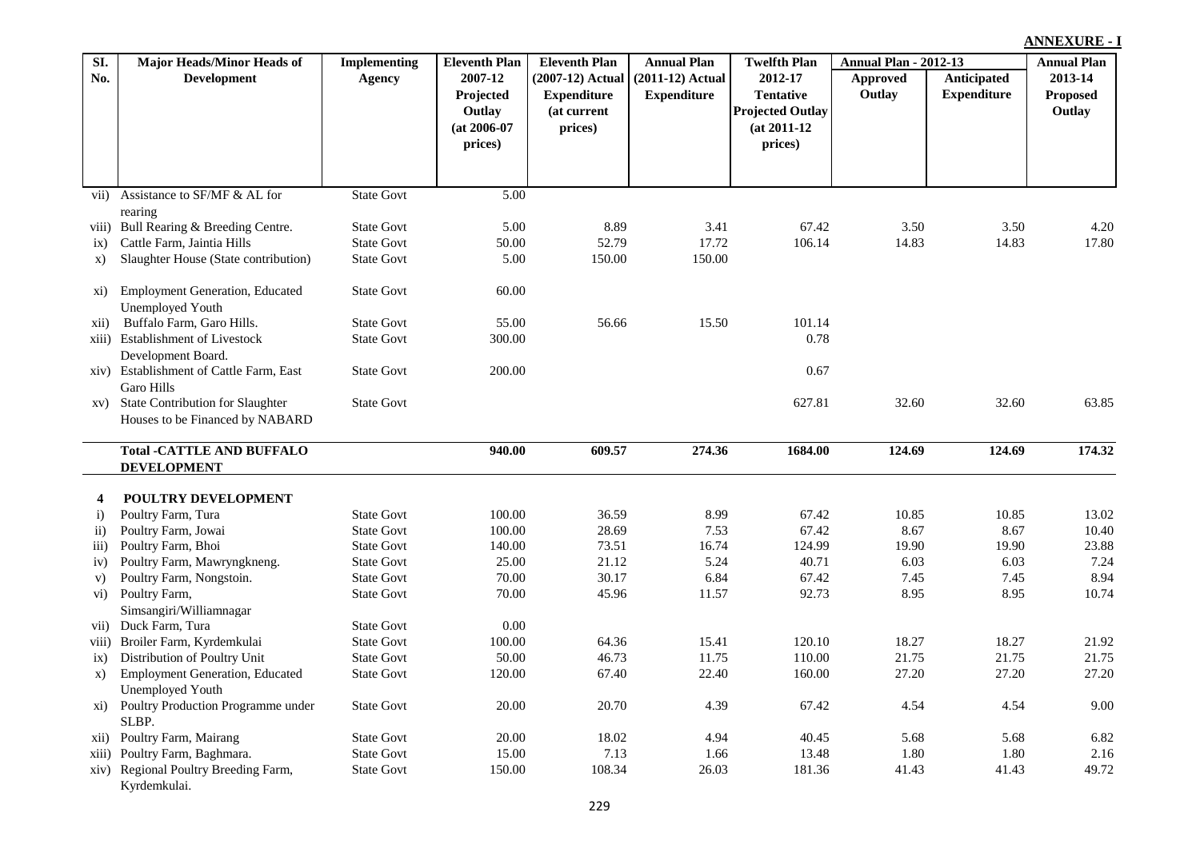**ANNEXURE - I**

| Sl. No. | Major Heads/Minor Heads of Development | Implementing Agency | Eleventh Plan 2007-12 Projected Outlay (at 2006-07 prices) | Eleventh Plan (2007-12) Actual Expenditure (at current prices) | Annual Plan (2011-12) Actual Expenditure | Twelfth Plan 2012-17 Tentative Projected Outlay (at 2011-12 prices) | Annual Plan - 2012-13 Approved Outlay | Annual Plan - 2012-13 Anticipated Expenditure | Annual Plan 2013-14 Proposed Outlay |
|---|---|---|---|---|---|---|---|---|---|
| vii) | Assistance to SF/MF & AL for rearing | State Govt | 5.00 | | | | | | |
| viii) | Bull Rearing & Breeding Centre. | State Govt | 5.00 | 8.89 | 3.41 | 67.42 | 3.50 | 3.50 | 4.20 |
| ix) | Cattle Farm, Jaintia Hills | State Govt | 50.00 | 52.79 | 17.72 | 106.14 | 14.83 | 14.83 | 17.80 |
| x) | Slaughter House (State contribution) | State Govt | 5.00 | 150.00 | 150.00 | | | | |
| xi) | Employment Generation, Educated Unemployed Youth | State Govt | 60.00 | | | | | | |
| xii) | Buffalo Farm, Garo Hills. | State Govt | 55.00 | 56.66 | 15.50 | 101.14 | | | |
| xiii) | Establishment of Livestock Development Board. | State Govt | 300.00 | | | 0.78 | | | |
| xiv) | Establishment of Cattle Farm, East Garo Hills | State Govt | 200.00 | | | 0.67 | | | |
| xv) | State Contribution for Slaughter Houses to be Financed by NABARD | State Govt | | | | 627.81 | 32.60 | 32.60 | 63.85 |
| | **Total -CATTLE AND BUFFALO DEVELOPMENT** | | **940.00** | **609.57** | **274.36** | **1684.00** | **124.69** | **124.69** | **174.32** |
| **4** | **POULTRY DEVELOPMENT** | | | | | | | | |
| i) | Poultry Farm, Tura | State Govt | 100.00 | 36.59 | 8.99 | 67.42 | 10.85 | 10.85 | 13.02 |
| ii) | Poultry Farm, Jowai | State Govt | 100.00 | 28.69 | 7.53 | 67.42 | 8.67 | 8.67 | 10.40 |
| iii) | Poultry Farm, Bhoi | State Govt | 140.00 | 73.51 | 16.74 | 124.99 | 19.90 | 19.90 | 23.88 |
| iv) | Poultry Farm, Mawryngkneng. | State Govt | 25.00 | 21.12 | 5.24 | 40.71 | 6.03 | 6.03 | 7.24 |
| v) | Poultry Farm, Nongstoin. | State Govt | 70.00 | 30.17 | 6.84 | 67.42 | 7.45 | 7.45 | 8.94 |
| vi) | Poultry Farm, Simsangiri/Williamnagar | State Govt | 70.00 | 45.96 | 11.57 | 92.73 | 8.95 | 8.95 | 10.74 |
| vii) | Duck Farm, Tura | State Govt | 0.00 | | | | | | |
| viii) | Broiler Farm, Kyrdemkulai | State Govt | 100.00 | 64.36 | 15.41 | 120.10 | 18.27 | 18.27 | 21.92 |
| ix) | Distribution of Poultry Unit | State Govt | 50.00 | 46.73 | 11.75 | 110.00 | 21.75 | 21.75 | 21.75 |
| x) | Employment Generation, Educated Unemployed Youth | State Govt | 120.00 | 67.40 | 22.40 | 160.00 | 27.20 | 27.20 | 27.20 |
| xi) | Poultry Production Programme under SLBP. | State Govt | 20.00 | 20.70 | 4.39 | 67.42 | 4.54 | 4.54 | 9.00 |
| xii) | Poultry Farm, Mairang | State Govt | 20.00 | 18.02 | 4.94 | 40.45 | 5.68 | 5.68 | 6.82 |
| xiii) | Poultry Farm, Baghmara. | State Govt | 15.00 | 7.13 | 1.66 | 13.48 | 1.80 | 1.80 | 2.16 |
| xiv) | Regional Poultry Breeding Farm, Kyrdemkulai. | State Govt | 150.00 | 108.34 | 26.03 | 181.36 | 41.43 | 41.43 | 49.72 |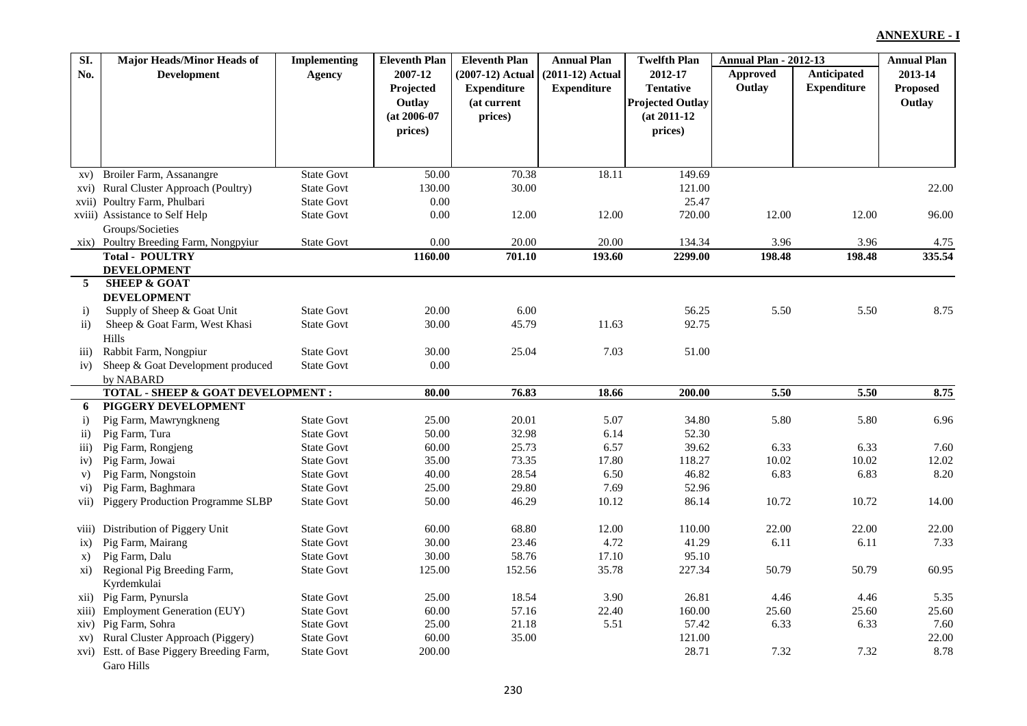**ANNEXURE - I**

| Sl. No. | Major Heads/Minor Heads of Development | Implementing Agency | Eleventh Plan 2007-12 Projected Outlay (at 2006-07 prices) | Eleventh Plan (2007-12) Actual Expenditure (at current prices) | Annual Plan (2011-12) Actual Expenditure | Twelfth Plan 2012-17 Tentative Projected Outlay (at 2011-12 prices) | Annual Plan - 2012-13 Approved Outlay | Annual Plan - 2012-13 Anticipated Expenditure | Annual Plan 2013-14 Proposed Outlay |
|---|---|---|---|---|---|---|---|---|---|
| xv) | Broiler Farm, Assanangre | State Govt | 50.00 | 70.38 | 18.11 | 149.69 | | | |
| xvi) | Rural Cluster Approach (Poultry) | State Govt | 130.00 | 30.00 | | 121.00 | | | 22.00 |
| xvii) | Poultry Farm, Phulbari | State Govt | 0.00 | | | 25.47 | | | |
| xviii) | Assistance to Self Help Groups/Societies | State Govt | 0.00 | 12.00 | 12.00 | 720.00 | 12.00 | 12.00 | 96.00 |
| xix) | Poultry Breeding Farm, Nongpyiur | State Govt | 0.00 | 20.00 | 20.00 | 134.34 | 3.96 | 3.96 | 4.75 |
| | **Total - POULTRY DEVELOPMENT** | | **1160.00** | **701.10** | **193.60** | **2299.00** | **198.48** | **198.48** | **335.54** |
| **5** | **SHEEP & GOAT DEVELOPMENT** | | | | | | | | |
| i) | Supply of Sheep & Goat Unit | State Govt | 20.00 | 6.00 | | 56.25 | 5.50 | 5.50 | 8.75 |
| ii) | Sheep & Goat Farm, West Khasi Hills | State Govt | 30.00 | 45.79 | 11.63 | 92.75 | | | |
| iii) | Rabbit Farm, Nongpiur | State Govt | 30.00 | 25.04 | 7.03 | 51.00 | | | |
| iv) | Sheep & Goat Development produced by NABARD | State Govt | 0.00 | | | | | | |
| | **TOTAL - SHEEP & GOAT DEVELOPMENT :** | | **80.00** | **76.83** | **18.66** | **200.00** | **5.50** | **5.50** | **8.75** |
| **6** | **PIGGERY DEVELOPMENT** | | | | | | | | |
| i) | Pig Farm, Mawryngkneng | State Govt | 25.00 | 20.01 | 5.07 | 34.80 | 5.80 | 5.80 | 6.96 |
| ii) | Pig Farm, Tura | State Govt | 50.00 | 32.98 | 6.14 | 52.30 | | | |
| iii) | Pig Farm, Rongjeng | State Govt | 60.00 | 25.73 | 6.57 | 39.62 | 6.33 | 6.33 | 7.60 |
| iv) | Pig Farm, Jowai | State Govt | 35.00 | 73.35 | 17.80 | 118.27 | 10.02 | 10.02 | 12.02 |
| v) | Pig Farm, Nongstoin | State Govt | 40.00 | 28.54 | 6.50 | 46.82 | 6.83 | 6.83 | 8.20 |
| vi) | Pig Farm, Baghmara | State Govt | 25.00 | 29.80 | 7.69 | 52.96 | | | |
| vii) | Piggery Production Programme SLBP | State Govt | 50.00 | 46.29 | 10.12 | 86.14 | 10.72 | 10.72 | 14.00 |
| viii) | Distribution of Piggery Unit | State Govt | 60.00 | 68.80 | 12.00 | 110.00 | 22.00 | 22.00 | 22.00 |
| ix) | Pig Farm, Mairang | State Govt | 30.00 | 23.46 | 4.72 | 41.29 | 6.11 | 6.11 | 7.33 |
| x) | Pig Farm, Dalu | State Govt | 30.00 | 58.76 | 17.10 | 95.10 | | | |
| xi) | Regional Pig Breeding Farm, Kyrdemkulai | State Govt | 125.00 | 152.56 | 35.78 | 227.34 | 50.79 | 50.79 | 60.95 |
| xii) | Pig Farm, Pynursla | State Govt | 25.00 | 18.54 | 3.90 | 26.81 | 4.46 | 4.46 | 5.35 |
| xiii) | Employment Generation (EUY) | State Govt | 60.00 | 57.16 | 22.40 | 160.00 | 25.60 | 25.60 | 25.60 |
| xiv) | Pig Farm, Sohra | State Govt | 25.00 | 21.18 | 5.51 | 57.42 | 6.33 | 6.33 | 7.60 |
| xv) | Rural Cluster Approach (Piggery) | State Govt | 60.00 | 35.00 | | 121.00 | | | 22.00 |
| xvi) | Estt. of Base Piggery Breeding Farm, Garo Hills | State Govt | 200.00 | | | 28.71 | 7.32 | 7.32 | 8.78 |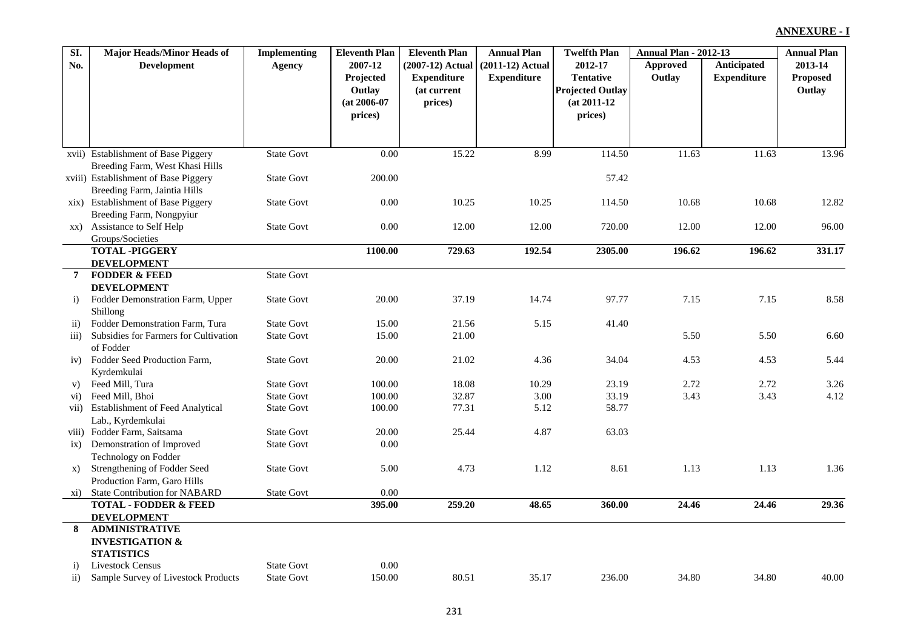**ANNEXURE - I**

| Sl. No. | Major Heads/Minor Heads of Development | Implementing Agency | Eleventh Plan 2007-12 Projected Outlay (at 2006-07 prices) | Eleventh Plan (2007-12) Actual Expenditure (at current prices) | Annual Plan (2011-12) Actual Expenditure | Twelfth Plan 2012-17 Tentative Projected Outlay (at 2011-12 prices) | Annual Plan - 2012-13 Approved Outlay | Annual Plan - 2012-13 Anticipated Expenditure | Annual Plan 2013-14 Proposed Outlay |
|---|---|---|---|---|---|---|---|---|---|
| xvii) | Establishment of Base Piggery Breeding Farm, West Khasi Hills | State Govt | 0.00 | 15.22 | 8.99 | 114.50 | 11.63 | 11.63 | 13.96 |
| xviii) | Establishment of Base Piggery Breeding Farm, Jaintia Hills | State Govt | 200.00 | | | 57.42 | | | |
| xix) | Establishment of Base Piggery Breeding Farm, Nongpyiur | State Govt | 0.00 | 10.25 | 10.25 | 114.50 | 10.68 | 10.68 | 12.82 |
| xx) | Assistance to Self Help Groups/Societies | State Govt | 0.00 | 12.00 | 12.00 | 720.00 | 12.00 | 12.00 | 96.00 |
| | **TOTAL -PIGGERY DEVELOPMENT** | | **1100.00** | **729.63** | **192.54** | **2305.00** | **196.62** | **196.62** | **331.17** |
| **7** | **FODDER & FEED DEVELOPMENT** | State Govt | | | | | | | |
| i) | Fodder Demonstration Farm, Upper Shillong | State Govt | 20.00 | 37.19 | 14.74 | 97.77 | 7.15 | 7.15 | 8.58 |
| ii) | Fodder Demonstration Farm, Tura | State Govt | 15.00 | 21.56 | 5.15 | 41.40 | | | |
| iii) | Subsidies for Farmers for Cultivation of Fodder | State Govt | 15.00 | 21.00 | | | 5.50 | 5.50 | 6.60 |
| iv) | Fodder Seed Production Farm, Kyrdemkulai | State Govt | 20.00 | 21.02 | 4.36 | 34.04 | 4.53 | 4.53 | 5.44 |
| v) | Feed Mill, Tura | State Govt | 100.00 | 18.08 | 10.29 | 23.19 | 2.72 | 2.72 | 3.26 |
| vi) | Feed Mill, Bhoi | State Govt | 100.00 | 32.87 | 3.00 | 33.19 | 3.43 | 3.43 | 4.12 |
| vii) | Establishment of Feed Analytical Lab., Kyrdemkulai | State Govt | 100.00 | 77.31 | 5.12 | 58.77 | | | |
| viii) | Fodder Farm, Saitsama | State Govt | 20.00 | 25.44 | 4.87 | 63.03 | | | |
| ix) | Demonstration of Improved Technology on Fodder | State Govt | 0.00 | | | | | | |
| x) | Strengthening of Fodder Seed Production Farm, Garo Hills | State Govt | 5.00 | 4.73 | 1.12 | 8.61 | 1.13 | 1.13 | 1.36 |
| xi) | State Contribution for NABARD | State Govt | 0.00 | | | | | | |
| | **TOTAL - FODDER & FEED DEVELOPMENT** | | **395.00** | **259.20** | **48.65** | **360.00** | **24.46** | **24.46** | **29.36** |
| **8** | **ADMINISTRATIVE INVESTIGATION & STATISTICS** | | | | | | | | |
| i) | Livestock Census | State Govt | 0.00 | | | | | | |
| ii) | Sample Survey of Livestock Products | State Govt | 150.00 | 80.51 | 35.17 | 236.00 | 34.80 | 34.80 | 40.00 |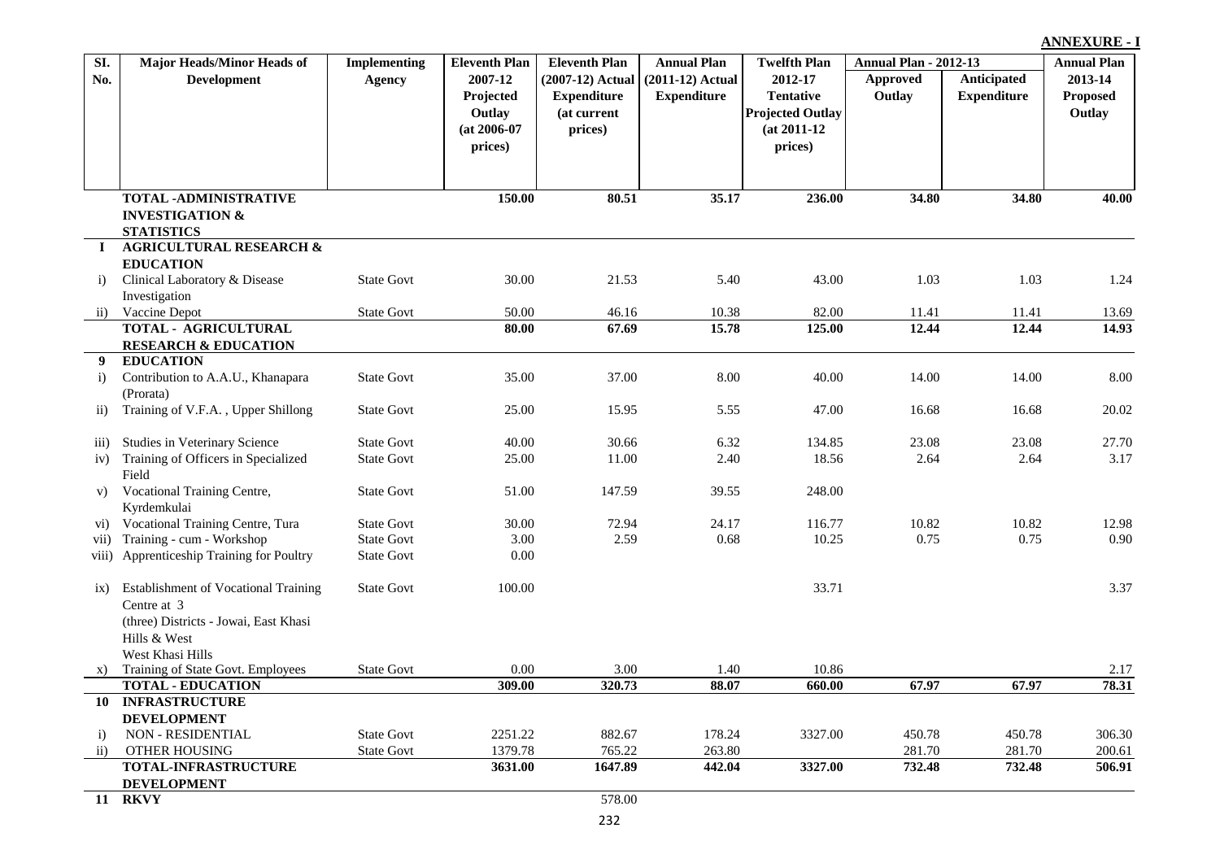**ANNEXURE - I**

| Sl. No. | Major Heads/Minor Heads of Development | Implementing Agency | Eleventh Plan 2007-12 Projected Outlay (at 2006-07 prices) | Eleventh Plan (2007-12) Actual Expenditure (at current prices) | Annual Plan (2011-12) Actual Expenditure | Twelfth Plan 2012-17 Tentative Projected Outlay (at 2011-12 prices) | Annual Plan - 2012-13 | | Annual Plan 2013-14 Proposed Outlay |
|---|---|---|---|---|---|---|---|---|---|
| | | | | | | | Approved Outlay | Anticipated Expenditure | |
| | **TOTAL -ADMINISTRATIVE INVESTIGATION & STATISTICS** | | **150.00** | **80.51** | **35.17** | **236.00** | **34.80** | **34.80** | **40.00** |
| **I** | **AGRICULTURAL RESEARCH & EDUCATION** | | | | | | | | |
| i) | Clinical Laboratory & Disease Investigation | State Govt | 30.00 | 21.53 | 5.40 | 43.00 | 1.03 | 1.03 | 1.24 |
| ii) | Vaccine Depot | State Govt | 50.00 | 46.16 | 10.38 | 82.00 | 11.41 | 11.41 | 13.69 |
| | **TOTAL - AGRICULTURAL RESEARCH & EDUCATION** | | **80.00** | **67.69** | **15.78** | **125.00** | **12.44** | **12.44** | **14.93** |
| **9** | **EDUCATION** | | | | | | | | |
| i) | Contribution to A.A.U., Khanapara (Prorata) | State Govt | 35.00 | 37.00 | 8.00 | 40.00 | 14.00 | 14.00 | 8.00 |
| ii) | Training of V.F.A. , Upper Shillong | State Govt | 25.00 | 15.95 | 5.55 | 47.00 | 16.68 | 16.68 | 20.02 |
| iii) | Studies in Veterinary Science | State Govt | 40.00 | 30.66 | 6.32 | 134.85 | 23.08 | 23.08 | 27.70 |
| iv) | Training of Officers in Specialized Field | State Govt | 25.00 | 11.00 | 2.40 | 18.56 | 2.64 | 2.64 | 3.17 |
| v) | Vocational Training Centre, Kyrdemkulai | State Govt | 51.00 | 147.59 | 39.55 | 248.00 | | | |
| vi) | Vocational Training Centre, Tura | State Govt | 30.00 | 72.94 | 24.17 | 116.77 | 10.82 | 10.82 | 12.98 |
| vii) | Training - cum - Workshop | State Govt | 3.00 | 2.59 | 0.68 | 10.25 | 0.75 | 0.75 | 0.90 |
| viii) | Apprenticeship Training for Poultry | State Govt | 0.00 | | | | | | |
| ix) | Establishment of Vocational Training Centre at 3 (three) Districts - Jowai, East Khasi Hills & West West Khasi Hills | State Govt | 100.00 | | | 33.71 | | | 3.37 |
| x) | Training of State Govt. Employees | State Govt | 0.00 | 3.00 | 1.40 | 10.86 | | | 2.17 |
| | **TOTAL - EDUCATION** | | **309.00** | **320.73** | **88.07** | **660.00** | **67.97** | **67.97** | **78.31** |
| **10** | **INFRASTRUCTURE DEVELOPMENT** | | | | | | | | |
| i) | NON - RESIDENTIAL | State Govt | 2251.22 | 882.67 | 178.24 | 3327.00 | 450.78 | 450.78 | 306.30 |
| ii) | OTHER HOUSING | State Govt | 1379.78 | 765.22 | 263.80 | | 281.70 | 281.70 | 200.61 |
| | **TOTAL-INFRASTRUCTURE DEVELOPMENT** | | **3631.00** | **1647.89** | **442.04** | **3327.00** | **732.48** | **732.48** | **506.91** |
| **11** | **RKVY** | | | 578.00 | | | | | |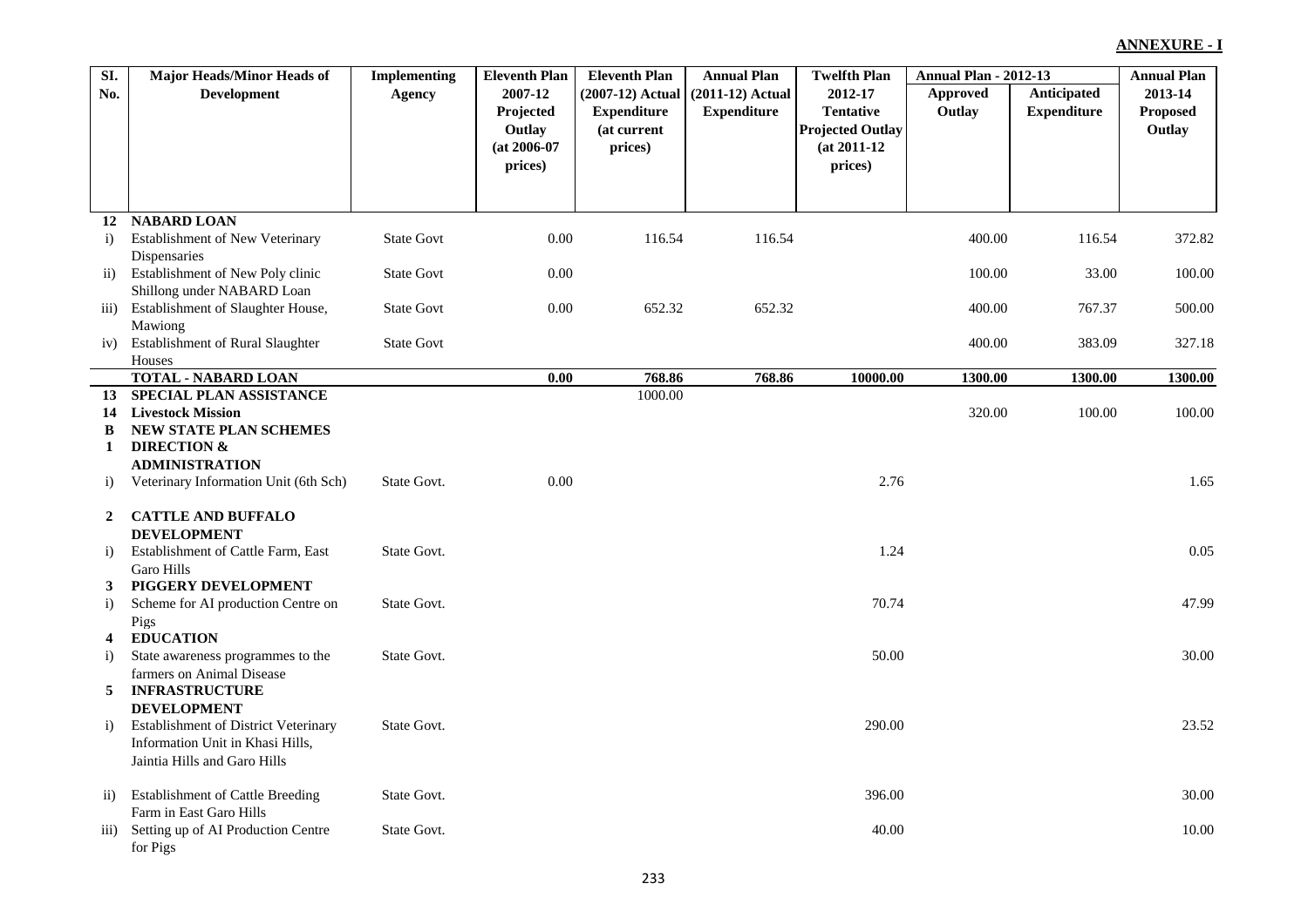**ANNEXURE - I**

| Sl. No. | Major Heads/Minor Heads of Development | Implementing Agency | Eleventh Plan 2007-12 Projected Outlay (at 2006-07 prices) | Eleventh Plan (2007-12) Actual Expenditure (at current prices) | Annual Plan (2011-12) Actual Expenditure | Twelfth Plan 2012-17 Tentative Projected Outlay (at 2011-12 prices) | Annual Plan - 2012-13 | | Annual Plan 2013-14 Proposed Outlay |
|---|---|---|---|---|---|---|---|---|---|
| | | | | | | | Approved Outlay | Anticipated Expenditure | |
| **12** | **NABARD LOAN** | | | | | | | | |
| i) | Establishment of New Veterinary Dispensaries | State Govt | 0.00 | 116.54 | 116.54 | | 400.00 | 116.54 | 372.82 |
| ii) | Establishment of New Poly clinic Shillong under NABARD Loan | State Govt | 0.00 | | | | 100.00 | 33.00 | 100.00 |
| iii) | Establishment of Slaughter House, Mawiong | State Govt | 0.00 | 652.32 | 652.32 | | 400.00 | 767.37 | 500.00 |
| iv) | Establishment of Rural Slaughter Houses | State Govt | | | | | 400.00 | 383.09 | 327.18 |
| | **TOTAL - NABARD LOAN** | | **0.00** | **768.86** | **768.86** | **10000.00** | **1300.00** | **1300.00** | **1300.00** |
| **13** | **SPECIAL PLAN ASSISTANCE** | | | 1000.00 | | | | | |
| **14** | **Livestock Mission** | | | | | | 320.00 | 100.00 | 100.00 |
| **B** | **NEW STATE PLAN SCHEMES** | | | | | | | | |
| **1** | **DIRECTION & ADMINISTRATION** | | | | | | | | |
| i) | Veterinary Information Unit (6th Sch) | State Govt. | 0.00 | | | 2.76 | | | 1.65 |
| **2** | **CATTLE AND BUFFALO DEVELOPMENT** | | | | | | | | |
| i) | Establishment of Cattle Farm, East Garo Hills | State Govt. | | | | 1.24 | | | 0.05 |
| **3** | **PIGGERY DEVELOPMENT** | | | | | | | | |
| i) | Scheme for AI production Centre on Pigs | State Govt. | | | | 70.74 | | | 47.99 |
| **4** | **EDUCATION** | | | | | | | | |
| i) | State awareness programmes to the farmers on Animal Disease | State Govt. | | | | 50.00 | | | 30.00 |
| **5** | **INFRASTRUCTURE DEVELOPMENT** | | | | | | | | |
| i) | Establishment of District Veterinary Information Unit in Khasi Hills, Jaintia Hills and Garo Hills | State Govt. | | | | 290.00 | | | 23.52 |
| ii) | Establishment of Cattle Breeding Farm in East Garo Hills | State Govt. | | | | 396.00 | | | 30.00 |
| iii) | Setting up of AI Production Centre for Pigs | State Govt. | | | | 40.00 | | | 10.00 |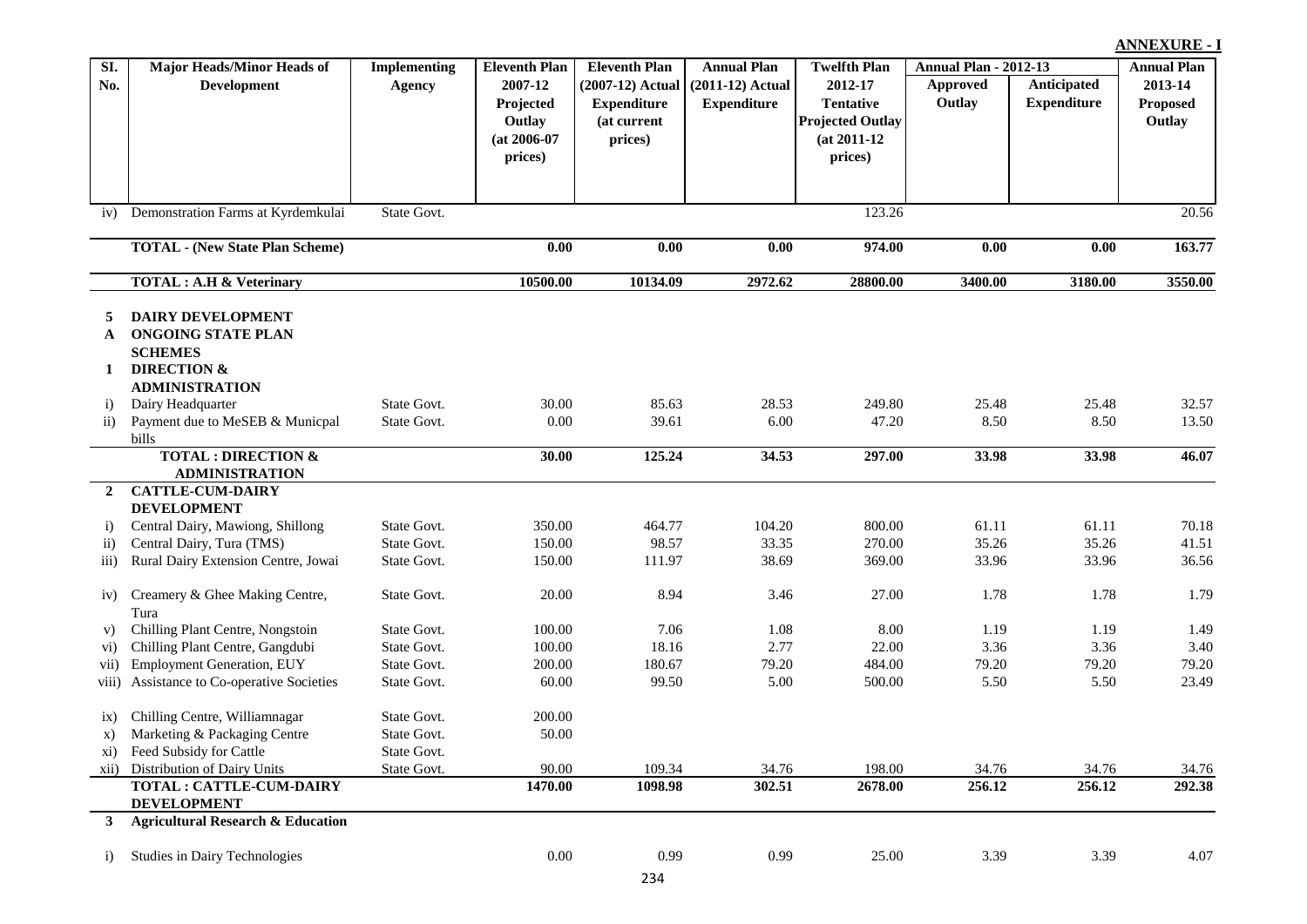**ANNEXURE - I**

| Sl. No. | Major Heads/Minor Heads of Development | Implementing Agency | Eleventh Plan 2007-12 Projected Outlay (at 2006-07 prices) | Eleventh Plan (2007-12) Actual Expenditure (at current prices) | Annual Plan (2011-12) Actual Expenditure | Twelfth Plan 2012-17 Tentative Projected Outlay (at 2011-12 prices) | Annual Plan - 2012-13 Approved Outlay | Annual Plan - 2012-13 Anticipated Expenditure | Annual Plan 2013-14 Proposed Outlay |
|---|---|---|---|---|---|---|---|---|---|
| iv) | Demonstration Farms at Kyrdemkulai | State Govt. | | | | 123.26 | | | 20.56 |
| | **TOTAL - (New State Plan Scheme)** | | **0.00** | **0.00** | **0.00** | **974.00** | **0.00** | **0.00** | **163.77** |
| | **TOTAL : A.H & Veterinary** | | **10500.00** | **10134.09** | **2972.62** | **28800.00** | **3400.00** | **3180.00** | **3550.00** |
| **5** | **DAIRY DEVELOPMENT** | | | | | | | | |
| **A** | **ONGOING STATE PLAN SCHEMES** | | | | | | | | |
| **1** | **DIRECTION & ADMINISTRATION** | | | | | | | | |
| i) | Dairy Headquarter | State Govt. | 30.00 | 85.63 | 28.53 | 249.80 | 25.48 | 25.48 | 32.57 |
| ii) | Payment due to MeSEB & Municpal bills | State Govt. | 0.00 | 39.61 | 6.00 | 47.20 | 8.50 | 8.50 | 13.50 |
| | **TOTAL : DIRECTION & ADMINISTRATION** | | **30.00** | **125.24** | **34.53** | **297.00** | **33.98** | **33.98** | **46.07** |
| **2** | **CATTLE-CUM-DAIRY DEVELOPMENT** | | | | | | | | |
| i) | Central Dairy, Mawiong, Shillong | State Govt. | 350.00 | 464.77 | 104.20 | 800.00 | 61.11 | 61.11 | 70.18 |
| ii) | Central Dairy, Tura (TMS) | State Govt. | 150.00 | 98.57 | 33.35 | 270.00 | 35.26 | 35.26 | 41.51 |
| iii) | Rural Dairy Extension Centre, Jowai | State Govt. | 150.00 | 111.97 | 38.69 | 369.00 | 33.96 | 33.96 | 36.56 |
| iv) | Creamery & Ghee Making Centre, Tura | State Govt. | 20.00 | 8.94 | 3.46 | 27.00 | 1.78 | 1.78 | 1.79 |
| v) | Chilling Plant Centre, Nongstoin | State Govt. | 100.00 | 7.06 | 1.08 | 8.00 | 1.19 | 1.19 | 1.49 |
| vi) | Chilling Plant Centre, Gangdubi | State Govt. | 100.00 | 18.16 | 2.77 | 22.00 | 3.36 | 3.36 | 3.40 |
| vii) | Employment Generation, EUY | State Govt. | 200.00 | 180.67 | 79.20 | 484.00 | 79.20 | 79.20 | 79.20 |
| viii) | Assistance to Co-operative Societies | State Govt. | 60.00 | 99.50 | 5.00 | 500.00 | 5.50 | 5.50 | 23.49 |
| ix) | Chilling Centre, Williamnagar | State Govt. | 200.00 | | | | | | |
| x) | Marketing & Packaging Centre | State Govt. | 50.00 | | | | | | |
| xi) | Feed Subsidy for Cattle | State Govt. | | | | | | | |
| xii) | Distribution of Dairy Units | State Govt. | 90.00 | 109.34 | 34.76 | 198.00 | 34.76 | 34.76 | 34.76 |
| | **TOTAL : CATTLE-CUM-DAIRY DEVELOPMENT** | | **1470.00** | **1098.98** | **302.51** | **2678.00** | **256.12** | **256.12** | **292.38** |
| **3** | **Agricultural Research & Education** | | | | | | | | |
| i) | Studies in Dairy Technologies | | 0.00 | 0.99 | 0.99 | 25.00 | 3.39 | 3.39 | 4.07 |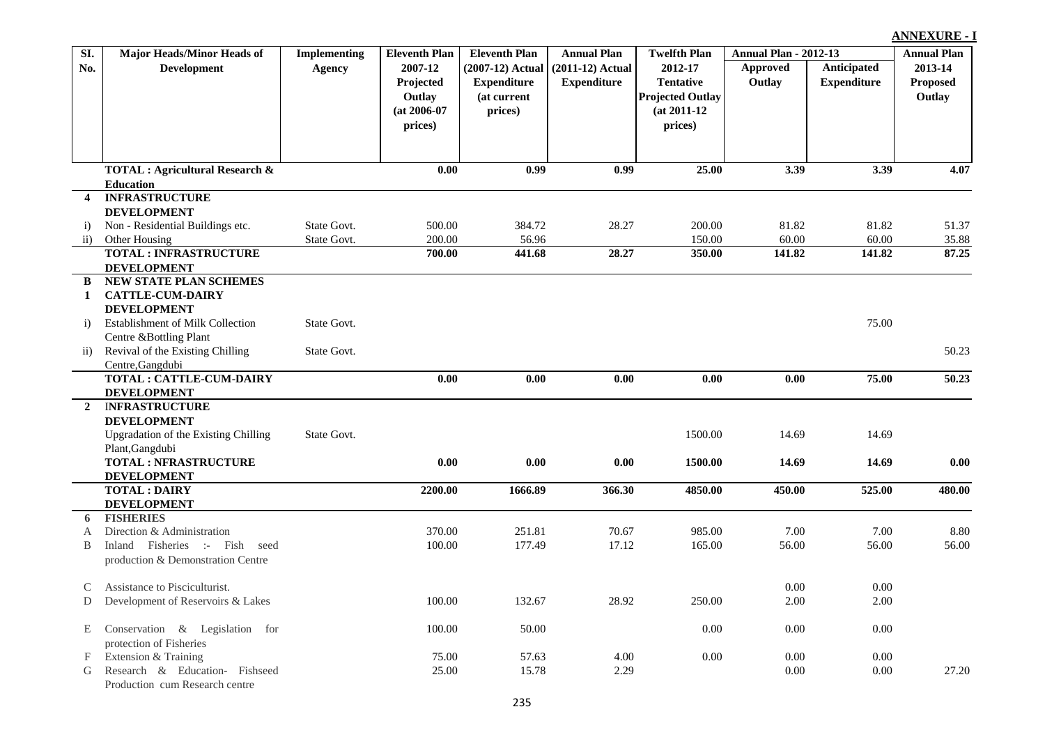**ANNEXURE - I**

| Sl. No. | Major Heads/Minor Heads of Development | Implementing Agency | Eleventh Plan 2007-12 Projected Outlay (at 2006-07 prices) | Eleventh Plan (2007-12) Actual Expenditure (at current prices) | Annual Plan (2011-12) Actual Expenditure | Twelfth Plan 2012-17 Tentative Projected Outlay (at 2011-12 prices) | Annual Plan - 2012-13 | | Annual Plan 2013-14 Proposed Outlay |
|---|---|---|---|---|---|---|---|---|---|
| | | | | | | | Approved Outlay | Anticipated Expenditure | |
| | **TOTAL : Agricultural Research & Education** | | **0.00** | **0.99** | **0.99** | **25.00** | **3.39** | **3.39** | **4.07** |
| **4** | **INFRASTRUCTURE DEVELOPMENT** | | | | | | | | |
| i) | Non - Residential Buildings etc. | State Govt. | 500.00 | 384.72 | 28.27 | 200.00 | 81.82 | 81.82 | 51.37 |
| ii) | Other Housing | State Govt. | 200.00 | 56.96 | | 150.00 | 60.00 | 60.00 | 35.88 |
| | **TOTAL : INFRASTRUCTURE DEVELOPMENT** | | **700.00** | **441.68** | **28.27** | **350.00** | **141.82** | **141.82** | **87.25** |
| **B** | **NEW STATE PLAN SCHEMES** | | | | | | | | |
| **1** | **CATTLE-CUM-DAIRY DEVELOPMENT** | | | | | | | | |
| i) | Establishment of Milk Collection Centre &Bottling Plant | State Govt. | | | | | | 75.00 | |
| ii) | Revival of the Existing Chilling Centre,Gangdubi | State Govt. | | | | | | | 50.23 |
| | **TOTAL : CATTLE-CUM-DAIRY DEVELOPMENT** | | **0.00** | **0.00** | **0.00** | **0.00** | **0.00** | **75.00** | **50.23** |
| **2** | **INFRASTRUCTURE DEVELOPMENT** | | | | | | | | |
| | Upgradation of the Existing Chilling Plant,Gangdubi | State Govt. | | | | 1500.00 | 14.69 | 14.69 | |
| | **TOTAL : NFRASTRUCTURE DEVELOPMENT** | | **0.00** | **0.00** | **0.00** | **1500.00** | **14.69** | **14.69** | **0.00** |
| | **TOTAL : DAIRY DEVELOPMENT** | | **2200.00** | **1666.89** | **366.30** | **4850.00** | **450.00** | **525.00** | **480.00** |
| **6** | **FISHERIES** | | | | | | | | |
| A | Direction & Administration | | 370.00 | 251.81 | 70.67 | 985.00 | 7.00 | 7.00 | 8.80 |
| B | Inland Fisheries :- Fish seed production & Demonstration Centre | | 100.00 | 177.49 | 17.12 | 165.00 | 56.00 | 56.00 | 56.00 |
| C | Assistance to Pisciculturist. | | | | | | 0.00 | 0.00 | |
| D | Development of Reservoirs & Lakes | | 100.00 | 132.67 | 28.92 | 250.00 | 2.00 | 2.00 | |
| E | Conservation & Legislation for protection of Fisheries | | 100.00 | 50.00 | | 0.00 | 0.00 | 0.00 | |
| F | Extension & Training | | 75.00 | 57.63 | 4.00 | 0.00 | 0.00 | 0.00 | |
| G | Research & Education- Fishseed Production cum Research centre | | 25.00 | 15.78 | 2.29 | | 0.00 | 0.00 | 27.20 |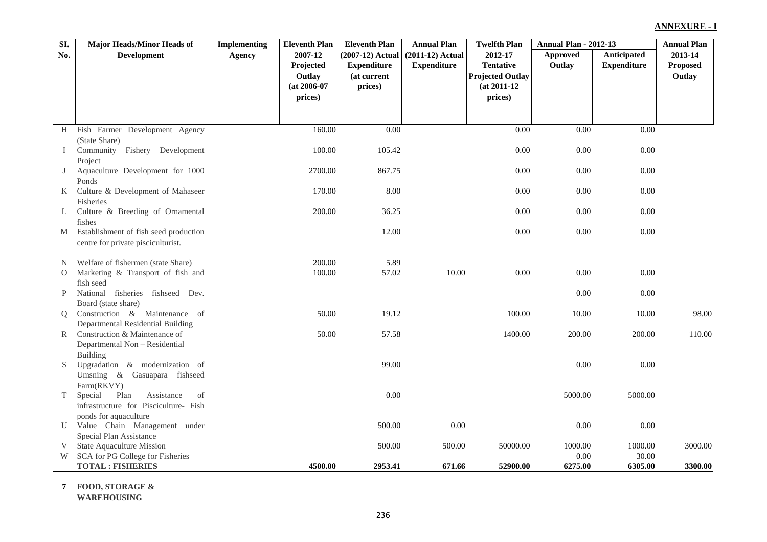**ANNEXURE - I**

| Sl. No. | Major Heads/Minor Heads of Development | Implementing Agency | Eleventh Plan 2007-12 Projected Outlay (at 2006-07 prices) | Eleventh Plan (2007-12) Actual Expenditure (at current prices) | Annual Plan (2011-12) Actual Expenditure | Twelfth Plan 2012-17 Tentative Projected Outlay (at 2011-12 prices) | Annual Plan - 2012-13 Approved Outlay | Anticipated Expenditure | Annual Plan 2013-14 Proposed Outlay |
|---|---|---|---|---|---|---|---|---|---|
| H | Fish Farmer Development Agency (State Share) | | 160.00 | 0.00 | | 0.00 | 0.00 | 0.00 | |
| I | Community Fishery Development Project | | 100.00 | 105.42 | | 0.00 | 0.00 | 0.00 | |
| J | Aquaculture Development for 1000 Ponds | | 2700.00 | 867.75 | | 0.00 | 0.00 | 0.00 | |
| K | Culture & Development of Mahaseer Fisheries | | 170.00 | 8.00 | | 0.00 | 0.00 | 0.00 | |
| L | Culture & Breeding of Ornamental fishes | | 200.00 | 36.25 | | 0.00 | 0.00 | 0.00 | |
| M | Establishment of fish seed production centre for private pisciculturist. | | | 12.00 | | 0.00 | 0.00 | 0.00 | |
| N | Welfare of fishermen (state Share) | | 200.00 | 5.89 | | | | | |
| O | Marketing & Transport of fish and fish seed | | 100.00 | 57.02 | 10.00 | 0.00 | 0.00 | 0.00 | |
| P | National fisheries fishseed Dev. Board (state share) | | | | | | 0.00 | 0.00 | |
| Q | Construction & Maintenance of Departmental Residential Building | | 50.00 | 19.12 | | 100.00 | 10.00 | 10.00 | 98.00 |
| R | Construction & Maintenance of Departmental Non – Residential Building | | 50.00 | 57.58 | | 1400.00 | 200.00 | 200.00 | 110.00 |
| S | Upgradation & modernization of Umsning & Gasuapara fishseed Farm(RKVY) | | | 99.00 | | | 0.00 | 0.00 | |
| T | Special Plan Assistance of infrastructure for Pisciculture- Fish ponds for aquaculture | | | 0.00 | | | 5000.00 | 5000.00 | |
| U | Value Chain Management under Special Plan Assistance | | | 500.00 | 0.00 | | 0.00 | 0.00 | |
| V | State Aquaculture Mission | | | 500.00 | 500.00 | 50000.00 | 1000.00 | 1000.00 | 3000.00 |
| W | SCA for PG College for Fisheries | | | | | | 0.00 | 30.00 | |
| | **TOTAL : FISHERIES** | | **4500.00** | **2953.41** | **671.66** | **52900.00** | **6275.00** | **6305.00** | **3300.00** |

**7 FOOD, STORAGE & WAREHOUSING**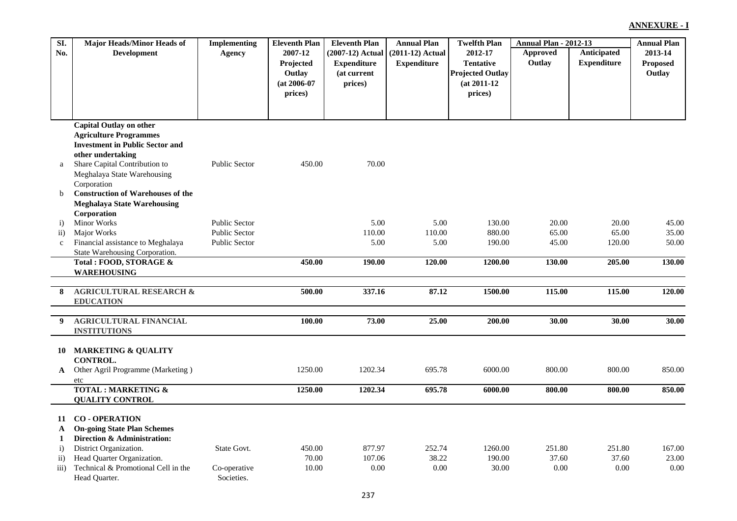**ANNEXURE - I**

| Sl. No. | Major Heads/Minor Heads of Development | Implementing Agency | Eleventh Plan 2007-12 Projected Outlay (at 2006-07 prices) | Eleventh Plan (2007-12) Actual Expenditure (at current prices) | Annual Plan (2011-12) Actual Expenditure | Twelfth Plan 2012-17 Tentative Projected Outlay (at 2011-12 prices) | Annual Plan - 2012-13 Approved Outlay | Annual Plan - 2012-13 Anticipated Expenditure | Annual Plan 2013-14 Proposed Outlay |
|---|---|---|---|---|---|---|---|---|---|
| | **Capital Outlay on other Agriculture Programmes Investment in Public Sector and other undertaking** | | | | | | | | |
| a | Share Capital Contribution to Meghalaya State Warehousing Corporation | Public Sector | 450.00 | 70.00 | | | | | |
| b | **Construction of Warehouses of the Meghalaya State Warehousing Corporation** | | | | | | | | |
| i) | Minor Works | Public Sector | | 5.00 | 5.00 | 130.00 | 20.00 | 20.00 | 45.00 |
| ii) | Major Works | Public Sector | | 110.00 | 110.00 | 880.00 | 65.00 | 65.00 | 35.00 |
| c | Financial assistance to Meghalaya State Warehousing Corporation. | Public Sector | | 5.00 | 5.00 | 190.00 | 45.00 | 120.00 | 50.00 |
| | **Total : FOOD, STORAGE & WAREHOUSING** | | **450.00** | **190.00** | **120.00** | **1200.00** | **130.00** | **205.00** | **130.00** |
| **8** | **AGRICULTURAL RESEARCH & EDUCATION** | | **500.00** | **337.16** | **87.12** | **1500.00** | **115.00** | **115.00** | **120.00** |
| **9** | **AGRICULTURAL FINANCIAL INSTITUTIONS** | | **100.00** | **73.00** | **25.00** | **200.00** | **30.00** | **30.00** | **30.00** |
| **10** | **MARKETING & QUALITY CONTROL.** | | | | | | | | |
| **A** | Other Agril Programme (Marketing ) etc | | 1250.00 | 1202.34 | 695.78 | 6000.00 | 800.00 | 800.00 | 850.00 |
| | **TOTAL : MARKETING & QUALITY CONTROL** | | **1250.00** | **1202.34** | **695.78** | **6000.00** | **800.00** | **800.00** | **850.00** |
| **11** | **CO - OPERATION** | | | | | | | | |
| **A** | **On-going State Plan Schemes** | | | | | | | | |
| **1** | **Direction & Administration:** | | | | | | | | |
| i) | District Organization. | State Govt. | 450.00 | 877.97 | 252.74 | 1260.00 | 251.80 | 251.80 | 167.00 |
| ii) | Head Quarter Organization. | | 70.00 | 107.06 | 38.22 | 190.00 | 37.60 | 37.60 | 23.00 |
| iii) | Technical & Promotional Cell in the Head Quarter. | Co-operative Societies. | 10.00 | 0.00 | 0.00 | 30.00 | 0.00 | 0.00 | 0.00 |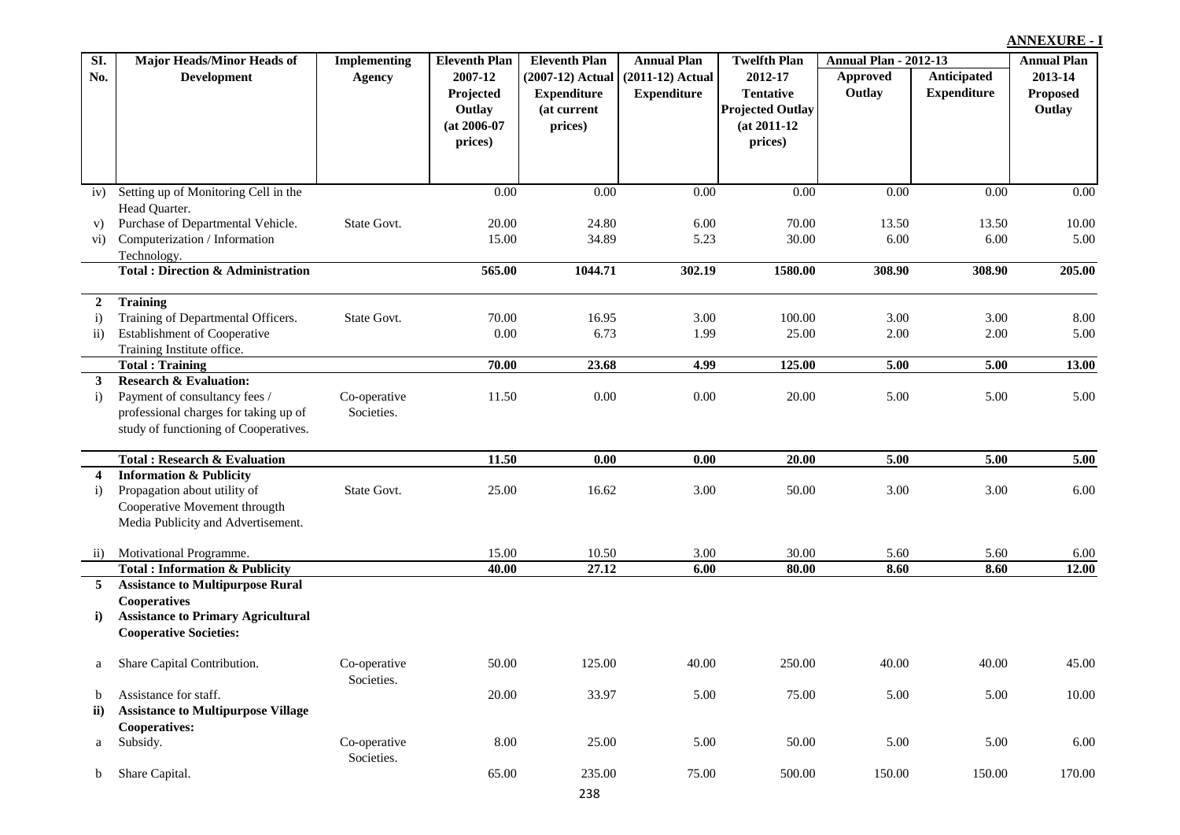**ANNEXURE - I**

| Sl. No. | Major Heads/Minor Heads of Development | Implementing Agency | Eleventh Plan 2007-12 Projected Outlay (at 2006-07 prices) | Eleventh Plan (2007-12) Actual Expenditure (at current prices) | Annual Plan (2011-12) Actual Expenditure | Twelfth Plan 2012-17 Tentative Projected Outlay (at 2011-12 prices) | Annual Plan - 2012-13 | | Annual Plan 2013-14 Proposed Outlay |
|---|---|---|---|---|---|---|---|---|---|
| | | | | | | | Approved Outlay | Anticipated Expenditure | |
| iv) | Setting up of Monitoring Cell in the Head Quarter. | | 0.00 | 0.00 | 0.00 | 0.00 | 0.00 | 0.00 | 0.00 |
| v) | Purchase of Departmental Vehicle. | State Govt. | 20.00 | 24.80 | 6.00 | 70.00 | 13.50 | 13.50 | 10.00 |
| vi) | Computerization / Information Technology. | | 15.00 | 34.89 | 5.23 | 30.00 | 6.00 | 6.00 | 5.00 |
| | **Total : Direction & Administration** | | **565.00** | **1044.71** | **302.19** | **1580.00** | **308.90** | **308.90** | **205.00** |
| **2** | **Training** | | | | | | | | |
| i) | Training of Departmental Officers. | State Govt. | 70.00 | 16.95 | 3.00 | 100.00 | 3.00 | 3.00 | 8.00 |
| ii) | Establishment of Cooperative Training Institute office. | | 0.00 | 6.73 | 1.99 | 25.00 | 2.00 | 2.00 | 5.00 |
| | **Total : Training** | | **70.00** | **23.68** | **4.99** | **125.00** | **5.00** | **5.00** | **13.00** |
| **3** | **Research & Evaluation:** | | | | | | | | |
| i) | Payment of consultancy fees / professional charges for taking up of study of functioning of Cooperatives. | Co-operative Societies. | 11.50 | 0.00 | 0.00 | 20.00 | 5.00 | 5.00 | 5.00 |
| | **Total : Research & Evaluation** | | **11.50** | **0.00** | **0.00** | **20.00** | **5.00** | **5.00** | **5.00** |
| **4** | **Information & Publicity** | | | | | | | | |
| i) | Propagation about utility of Cooperative Movement througth Media Publicity and Advertisement. | State Govt. | 25.00 | 16.62 | 3.00 | 50.00 | 3.00 | 3.00 | 6.00 |
| ii) | Motivational Programme. | | 15.00 | 10.50 | 3.00 | 30.00 | 5.60 | 5.60 | 6.00 |
| | **Total : Information & Publicity** | | **40.00** | **27.12** | **6.00** | **80.00** | **8.60** | **8.60** | **12.00** |
| **5** | **Assistance to Multipurpose Rural Cooperatives** | | | | | | | | |
| **i)** | **Assistance to Primary Agricultural Cooperative Societies:** | | | | | | | | |
| a | Share Capital Contribution. | Co-operative Societies. | 50.00 | 125.00 | 40.00 | 250.00 | 40.00 | 40.00 | 45.00 |
| b | Assistance for staff. | | 20.00 | 33.97 | 5.00 | 75.00 | 5.00 | 5.00 | 10.00 |
| **ii)** | **Assistance to Multipurpose Village Cooperatives:** | | | | | | | | |
| a | Subsidy. | Co-operative Societies. | 8.00 | 25.00 | 5.00 | 50.00 | 5.00 | 5.00 | 6.00 |
| b | Share Capital. | | 65.00 | 235.00 | 75.00 | 500.00 | 150.00 | 150.00 | 170.00 |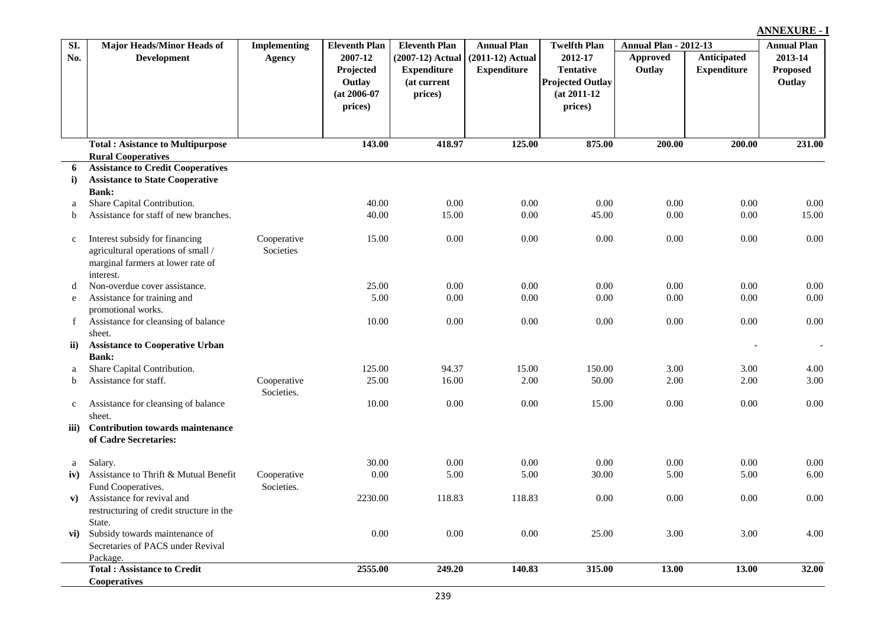**ANNEXURE - I**

| Sl. No. | Major Heads/Minor Heads of Development | Implementing Agency | Eleventh Plan 2007-12 Projected Outlay (at 2006-07 prices) | Eleventh Plan (2007-12) Actual Expenditure (at current prices) | Annual Plan (2011-12) Actual Expenditure | Twelfth Plan 2012-17 Tentative Projected Outlay (at 2011-12 prices) | Annual Plan - 2012-13 | | Annual Plan 2013-14 Proposed Outlay |
|---|---|---|---|---|---|---|---|---|---|
| | | | | | | | Approved Outlay | Anticipated Expenditure | |
| | **Total : Asistance to Multipurpose Rural Cooperatives** | | **143.00** | **418.97** | **125.00** | **875.00** | **200.00** | **200.00** | **231.00** |
| **6** | **Assistance to Credit Cooperatives** | | | | | | | | |
| **i)** | **Assistance to State Cooperative Bank:** | | | | | | | | |
| a | Share Capital Contribution. | | 40.00 | 0.00 | 0.00 | 0.00 | 0.00 | 0.00 | 0.00 |
| b | Assistance for staff of new branches. | | 40.00 | 15.00 | 0.00 | 45.00 | 0.00 | 0.00 | 15.00 |
| c | Interest subsidy for financing agricultural operations of small / marginal farmers at lower rate of interest. | Cooperative Societies | 15.00 | 0.00 | 0.00 | 0.00 | 0.00 | 0.00 | 0.00 |
| d | Non-overdue cover assistance. | | 25.00 | 0.00 | 0.00 | 0.00 | 0.00 | 0.00 | 0.00 |
| e | Assistance for training and promotional works. | | 5.00 | 0.00 | 0.00 | 0.00 | 0.00 | 0.00 | 0.00 |
| f | Assistance for cleansing of balance sheet. | | 10.00 | 0.00 | 0.00 | 0.00 | 0.00 | 0.00 | 0.00 |
| **ii)** | **Assistance to Cooperative Urban Bank:** | | | | | | | - | - |
| a | Share Capital Contribution. | | 125.00 | 94.37 | 15.00 | 150.00 | 3.00 | 3.00 | 4.00 |
| b | Assistance for staff. | Cooperative Societies. | 25.00 | 16.00 | 2.00 | 50.00 | 2.00 | 2.00 | 3.00 |
| c | Assistance for cleansing of balance sheet. | | 10.00 | 0.00 | 0.00 | 15.00 | 0.00 | 0.00 | 0.00 |
| **iii)** | **Contribution towards maintenance of Cadre Secretaries:** | | | | | | | | |
| a | Salary. | | 30.00 | 0.00 | 0.00 | 0.00 | 0.00 | 0.00 | 0.00 |
| **iv)** | Assistance to Thrift & Mutual Benefit Fund Cooperatives. | Cooperative Societies. | 0.00 | 5.00 | 5.00 | 30.00 | 5.00 | 5.00 | 6.00 |
| **v)** | Assistance for revival and restructuring of credit structure in the State. | | 2230.00 | 118.83 | 118.83 | 0.00 | 0.00 | 0.00 | 0.00 |
| **vi)** | Subsidy towards maintenance of Secretaries of PACS under Revival Package. | | 0.00 | 0.00 | 0.00 | 25.00 | 3.00 | 3.00 | 4.00 |
| | **Total : Assistance to Credit Cooperatives** | | **2555.00** | **249.20** | **140.83** | **315.00** | **13.00** | **13.00** | **32.00** |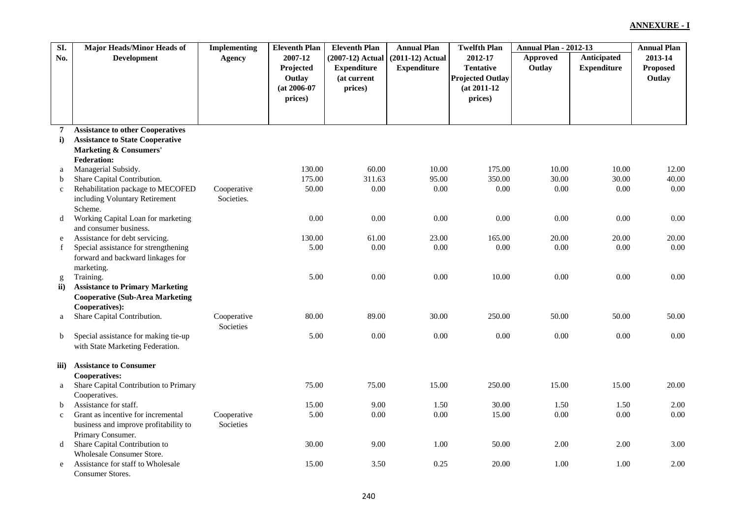**ANNEXURE - I**

| Sl. No. | Major Heads/Minor Heads of Development | Implementing Agency | Eleventh Plan 2007-12 Projected Outlay (at 2006-07 prices) | Eleventh Plan (2007-12) Actual Expenditure (at current prices) | Annual Plan (2011-12) Actual Expenditure | Twelfth Plan 2012-17 Tentative Projected Outlay (at 2011-12 prices) | Annual Plan - 2012-13 | | Annual Plan 2013-14 Proposed Outlay |
|---|---|---|---|---|---|---|---|---|---|
| | | | | | | | Approved Outlay | Anticipated Expenditure | |
| **7** | **Assistance to other Cooperatives** | | | | | | | | |
| **i)** | **Assistance to State Cooperative Marketing & Consumers' Federation:** | | | | | | | | |
| a | Managerial Subsidy. | | 130.00 | 60.00 | 10.00 | 175.00 | 10.00 | 10.00 | 12.00 |
| b | Share Capital Contribution. | | 175.00 | 311.63 | 95.00 | 350.00 | 30.00 | 30.00 | 40.00 |
| c | Rehabilitation package to MECOFED including Voluntary Retirement Scheme. | Cooperative Societies. | 50.00 | 0.00 | 0.00 | 0.00 | 0.00 | 0.00 | 0.00 |
| d | Working Capital Loan for marketing and consumer business. | | 0.00 | 0.00 | 0.00 | 0.00 | 0.00 | 0.00 | 0.00 |
| e | Assistance for debt servicing. | | 130.00 | 61.00 | 23.00 | 165.00 | 20.00 | 20.00 | 20.00 |
| f | Special assistance for strengthening forward and backward linkages for marketing. | | 5.00 | 0.00 | 0.00 | 0.00 | 0.00 | 0.00 | 0.00 |
| g | Training. | | 5.00 | 0.00 | 0.00 | 10.00 | 0.00 | 0.00 | 0.00 |
| **ii)** | **Assistance to Primary Marketing Cooperative (Sub-Area Marketing Cooperatives):** | | | | | | | | |
| a | Share Capital Contribution. | Cooperative Societies | 80.00 | 89.00 | 30.00 | 250.00 | 50.00 | 50.00 | 50.00 |
| b | Special assistance for making tie-up with State Marketing Federation. | | 5.00 | 0.00 | 0.00 | 0.00 | 0.00 | 0.00 | 0.00 |
| **iii)** | **Assistance to Consumer Cooperatives:** | | | | | | | | |
| a | Share Capital Contribution to Primary Cooperatives. | | 75.00 | 75.00 | 15.00 | 250.00 | 15.00 | 15.00 | 20.00 |
| b | Assistance for staff. | | 15.00 | 9.00 | 1.50 | 30.00 | 1.50 | 1.50 | 2.00 |
| c | Grant as incentive for incremental business and improve profitability to Primary Consumer. | Cooperative Societies | 5.00 | 0.00 | 0.00 | 15.00 | 0.00 | 0.00 | 0.00 |
| d | Share Capital Contribution to Wholesale Consumer Store. | | 30.00 | 9.00 | 1.00 | 50.00 | 2.00 | 2.00 | 3.00 |
| e | Assistance for staff to Wholesale Consumer Stores. | | 15.00 | 3.50 | 0.25 | 20.00 | 1.00 | 1.00 | 2.00 |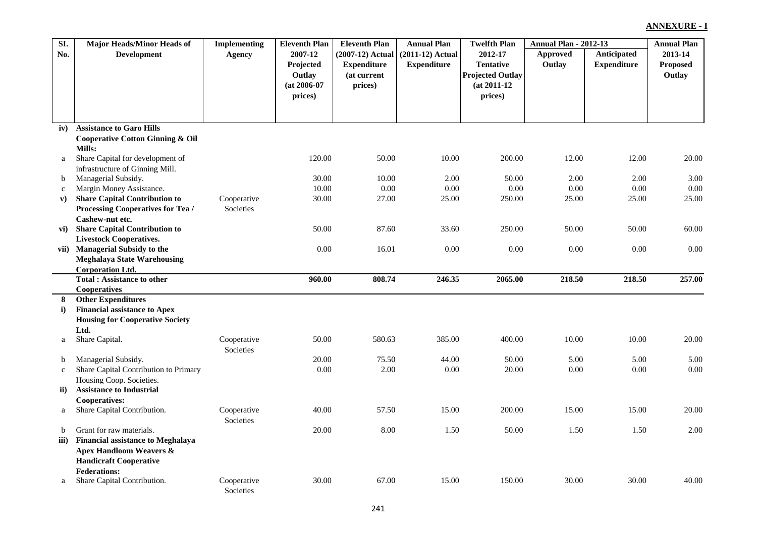**ANNEXURE - I**

| Sl. No. | Major Heads/Minor Heads of Development | Implementing Agency | Eleventh Plan 2007-12 Projected Outlay (at 2006-07 prices) | Eleventh Plan (2007-12) Actual Expenditure (at current prices) | Annual Plan (2011-12) Actual Expenditure | Twelfth Plan 2012-17 Tentative Projected Outlay (at 2011-12 prices) | Annual Plan - 2012-13 Approved Outlay | Annual Plan - 2012-13 Anticipated Expenditure | Annual Plan 2013-14 Proposed Outlay |
|---|---|---|---|---|---|---|---|---|---|
| **iv)** | **Assistance to Garo Hills Cooperative Cotton Ginning & Oil Mills:** | | | | | | | | |
| a | Share Capital for development of infrastructure of Ginning Mill. | | 120.00 | 50.00 | 10.00 | 200.00 | 12.00 | 12.00 | 20.00 |
| b | Managerial Subsidy. | | 30.00 | 10.00 | 2.00 | 50.00 | 2.00 | 2.00 | 3.00 |
| c | Margin Money Assistance. | | 10.00 | 0.00 | 0.00 | 0.00 | 0.00 | 0.00 | 0.00 |
| **v)** | **Share Capital Contribution to Processing Cooperatives for Tea / Cashew-nut etc.** | Cooperative Societies | 30.00 | 27.00 | 25.00 | 250.00 | 25.00 | 25.00 | 25.00 |
| **vi)** | **Share Capital Contribution to Livestock Cooperatives.** | | 50.00 | 87.60 | 33.60 | 250.00 | 50.00 | 50.00 | 60.00 |
| **vii)** | **Managerial Subsidy to the Meghalaya State Warehousing Corporation Ltd.** | | 0.00 | 16.01 | 0.00 | 0.00 | 0.00 | 0.00 | 0.00 |
| | **Total : Assistance to other Cooperatives** | | **960.00** | **808.74** | **246.35** | **2065.00** | **218.50** | **218.50** | **257.00** |
| **8** | **Other Expenditures** | | | | | | | | |
| **i)** | **Financial assistance to Apex Housing for Cooperative Society Ltd.** | | | | | | | | |
| a | Share Capital. | Cooperative Societies | 50.00 | 580.63 | 385.00 | 400.00 | 10.00 | 10.00 | 20.00 |
| b | Managerial Subsidy. | | 20.00 | 75.50 | 44.00 | 50.00 | 5.00 | 5.00 | 5.00 |
| c | Share Capital Contribution to Primary Housing Coop. Societies. | | 0.00 | 2.00 | 0.00 | 20.00 | 0.00 | 0.00 | 0.00 |
| **ii)** | **Assistance to Industrial Cooperatives:** | | | | | | | | |
| a | Share Capital Contribution. | Cooperative Societies | 40.00 | 57.50 | 15.00 | 200.00 | 15.00 | 15.00 | 20.00 |
| b | Grant for raw materials. | | 20.00 | 8.00 | 1.50 | 50.00 | 1.50 | 1.50 | 2.00 |
| **iii)** | **Financial assistance to Meghalaya Apex Handloom Weavers & Handicraft Cooperative Federations:** | | | | | | | | |
| a | Share Capital Contribution. | Cooperative Societies | 30.00 | 67.00 | 15.00 | 150.00 | 30.00 | 30.00 | 40.00 |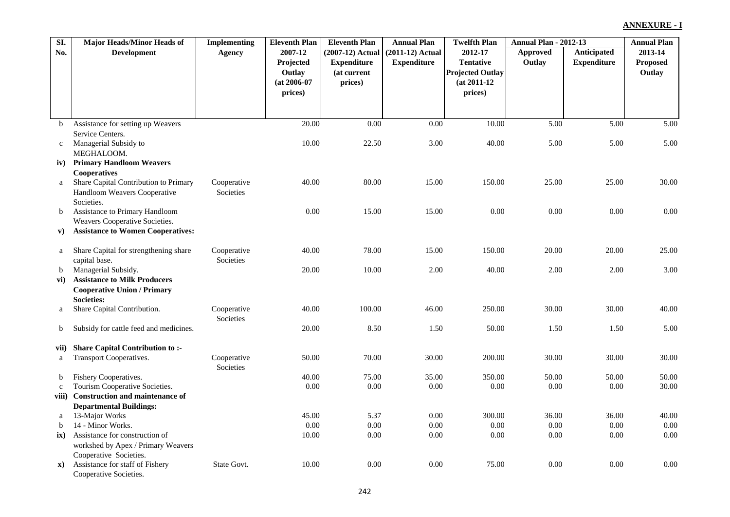**ANNEXURE - I**

| Sl. No. | Major Heads/Minor Heads of Development | Implementing Agency | Eleventh Plan 2007-12 Projected Outlay (at 2006-07 prices) | Eleventh Plan (2007-12) Actual Expenditure (at current prices) | Annual Plan (2011-12) Actual Expenditure | Twelfth Plan 2012-17 Tentative Projected Outlay (at 2011-12 prices) | Annual Plan - 2012-13 | | Annual Plan 2013-14 Proposed Outlay |
|---|---|---|---|---|---|---|---|---|---|
| | | | | | | | Approved Outlay | Anticipated Expenditure | |
| b | Assistance for setting up Weavers Service Centers. | | 20.00 | 0.00 | 0.00 | 10.00 | 5.00 | 5.00 | 5.00 |
| c | Managerial Subsidy to MEGHALOOM. | | 10.00 | 22.50 | 3.00 | 40.00 | 5.00 | 5.00 | 5.00 |
| **iv)** | **Primary Handloom Weavers Cooperatives** | | | | | | | | |
| a | Share Capital Contribution to Primary Handloom Weavers Cooperative Societies. | Cooperative Societies | 40.00 | 80.00 | 15.00 | 150.00 | 25.00 | 25.00 | 30.00 |
| b | Assistance to Primary Handloom Weavers Cooperative Societies. | | 0.00 | 15.00 | 15.00 | 0.00 | 0.00 | 0.00 | 0.00 |
| **v)** | **Assistance to Women Cooperatives:** | | | | | | | | |
| a | Share Capital for strengthening share capital base. | Cooperative Societies | 40.00 | 78.00 | 15.00 | 150.00 | 20.00 | 20.00 | 25.00 |
| b | Managerial Subsidy. | | 20.00 | 10.00 | 2.00 | 40.00 | 2.00 | 2.00 | 3.00 |
| **vi)** | **Assistance to Milk Producers Cooperative Union / Primary Societies:** | | | | | | | | |
| a | Share Capital Contribution. | Cooperative Societies | 40.00 | 100.00 | 46.00 | 250.00 | 30.00 | 30.00 | 40.00 |
| b | Subsidy for cattle feed and medicines. | | 20.00 | 8.50 | 1.50 | 50.00 | 1.50 | 1.50 | 5.00 |
| **vii)** | **Share Capital Contribution to :-** | | | | | | | | |
| a | Transport Cooperatives. | Cooperative Societies | 50.00 | 70.00 | 30.00 | 200.00 | 30.00 | 30.00 | 30.00 |
| b | Fishery Cooperatives. | | 40.00 | 75.00 | 35.00 | 350.00 | 50.00 | 50.00 | 50.00 |
| c | Tourism Cooperative Societies. | | 0.00 | 0.00 | 0.00 | 0.00 | 0.00 | 0.00 | 30.00 |
| **viii)** | **Construction and maintenance of Departmental Buildings:** | | | | | | | | |
| a | 13-Major Works | | 45.00 | 5.37 | 0.00 | 300.00 | 36.00 | 36.00 | 40.00 |
| b | 14 - Minor Works. | | 0.00 | 0.00 | 0.00 | 0.00 | 0.00 | 0.00 | 0.00 |
| **ix)** | Assistance for construction of workshed by Apex / Primary Weavers Cooperative Societies. | | 10.00 | 0.00 | 0.00 | 0.00 | 0.00 | 0.00 | 0.00 |
| **x)** | Assistance for staff of Fishery Cooperative Societies. | State Govt. | 10.00 | 0.00 | 0.00 | 75.00 | 0.00 | 0.00 | 0.00 |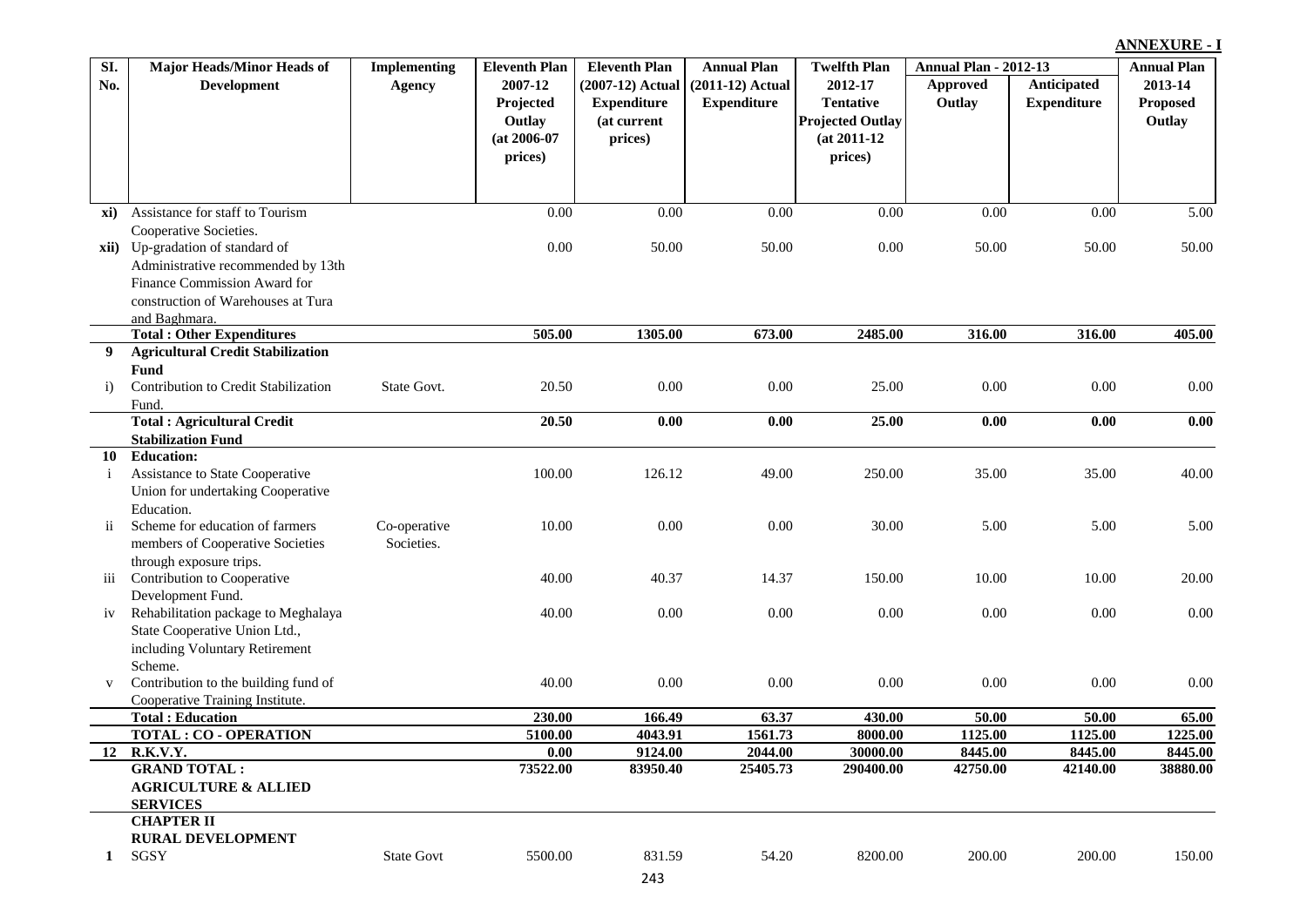**ANNEXURE - I**

| Sl. No. | Major Heads/Minor Heads of Development | Implementing Agency | Eleventh Plan 2007-12 Projected Outlay (at 2006-07 prices) | Eleventh Plan (2007-12) Actual Expenditure (at current prices) | Annual Plan (2011-12) Actual Expenditure | Twelfth Plan 2012-17 Tentative Projected Outlay (at 2011-12 prices) | Annual Plan - 2012-13 | | Annual Plan 2013-14 Proposed Outlay |
|---|---|---|---|---|---|---|---|---|---|
| | | | | | | | Approved Outlay | Anticipated Expenditure | |
| xi) | Assistance for staff to Tourism Cooperative Societies. | | 0.00 | 0.00 | 0.00 | 0.00 | 0.00 | 0.00 | 5.00 |
| xii) | Up-gradation of standard of Administrative recommended by 13th Finance Commission Award for construction of Warehouses at Tura and Baghmara. | | 0.00 | 50.00 | 50.00 | 0.00 | 50.00 | 50.00 | 50.00 |
| | **Total : Other Expenditures** | | **505.00** | **1305.00** | **673.00** | **2485.00** | **316.00** | **316.00** | **405.00** |
| **9** | **Agricultural Credit Stabilization Fund** | | | | | | | | |
| i) | Contribution to Credit Stabilization Fund. | State Govt. | 20.50 | 0.00 | 0.00 | 25.00 | 0.00 | 0.00 | 0.00 |
| | **Total : Agricultural Credit Stabilization Fund** | | **20.50** | **0.00** | **0.00** | **25.00** | **0.00** | **0.00** | **0.00** |
| **10** | **Education:** | | | | | | | | |
| i | Assistance to State Cooperative Union for undertaking Cooperative Education. | | 100.00 | 126.12 | 49.00 | 250.00 | 35.00 | 35.00 | 40.00 |
| ii | Scheme for education of farmers members of Cooperative Societies through exposure trips. | Co-operative Societies. | 10.00 | 0.00 | 0.00 | 30.00 | 5.00 | 5.00 | 5.00 |
| iii | Contribution to Cooperative Development Fund. | | 40.00 | 40.37 | 14.37 | 150.00 | 10.00 | 10.00 | 20.00 |
| iv | Rehabilitation package to Meghalaya State Cooperative Union Ltd., including Voluntary Retirement Scheme. | | 40.00 | 0.00 | 0.00 | 0.00 | 0.00 | 0.00 | 0.00 |
| v | Contribution to the building fund of Cooperative Training Institute. | | 40.00 | 0.00 | 0.00 | 0.00 | 0.00 | 0.00 | 0.00 |
| | **Total : Education** | | **230.00** | **166.49** | **63.37** | **430.00** | **50.00** | **50.00** | **65.00** |
| | **TOTAL : CO - OPERATION** | | **5100.00** | **4043.91** | **1561.73** | **8000.00** | **1125.00** | **1125.00** | **1225.00** |
| **12** | **R.K.V.Y.** | | **0.00** | **9124.00** | **2044.00** | **30000.00** | **8445.00** | **8445.00** | **8445.00** |
| | **GRAND TOTAL : AGRICULTURE & ALLIED SERVICES** | | **73522.00** | **83950.40** | **25405.73** | **290400.00** | **42750.00** | **42140.00** | **38880.00** |
| | **CHAPTER II RURAL DEVELOPMENT** | | | | | | | | |
| **1** | SGSY | State Govt | 5500.00 | 831.59 | 54.20 | 8200.00 | 200.00 | 200.00 | 150.00 |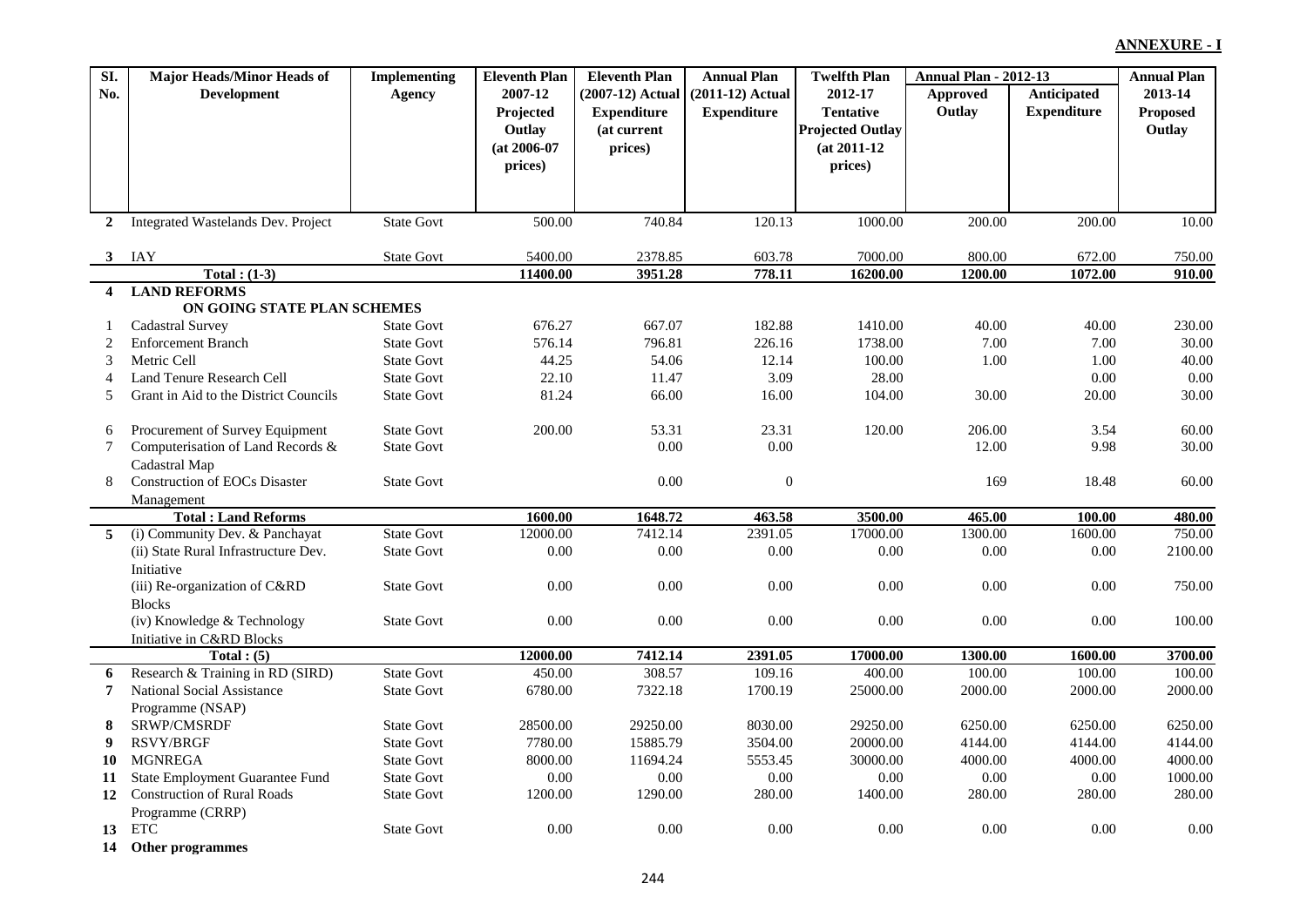**ANNEXURE - I**

| Sl. No. | Major Heads/Minor Heads of Development | Implementing Agency | Eleventh Plan 2007-12 Projected Outlay (at 2006-07 prices) | Eleventh Plan (2007-12) Actual Expenditure (at current prices) | Annual Plan (2011-12) Actual Expenditure | Twelfth Plan 2012-17 Tentative Projected Outlay (at 2011-12 prices) | Annual Plan - 2012-13 | | Annual Plan 2013-14 Proposed Outlay |
|---|---|---|---|---|---|---|---|---|---|
| | | | | | | | Approved Outlay | Anticipated Expenditure | |
| **2** | Integrated Wastelands Dev. Project | State Govt | 500.00 | 740.84 | 120.13 | 1000.00 | 200.00 | 200.00 | 10.00 |
| **3** | IAY | State Govt | 5400.00 | 2378.85 | 603.78 | 7000.00 | 800.00 | 672.00 | 750.00 |
| | **Total : (1-3)** | | **11400.00** | **3951.28** | **778.11** | **16200.00** | **1200.00** | **1072.00** | **910.00** |
| **4** | **LAND REFORMS** | | | | | | | | |
| | **ON GOING STATE PLAN SCHEMES** | | | | | | | | |
| 1 | Cadastral Survey | State Govt | 676.27 | 667.07 | 182.88 | 1410.00 | 40.00 | 40.00 | 230.00 |
| 2 | Enforcement Branch | State Govt | 576.14 | 796.81 | 226.16 | 1738.00 | 7.00 | 7.00 | 30.00 |
| 3 | Metric Cell | State Govt | 44.25 | 54.06 | 12.14 | 100.00 | 1.00 | 1.00 | 40.00 |
| 4 | Land Tenure Research Cell | State Govt | 22.10 | 11.47 | 3.09 | 28.00 | | 0.00 | 0.00 |
| 5 | Grant in Aid to the District Councils | State Govt | 81.24 | 66.00 | 16.00 | 104.00 | 30.00 | 20.00 | 30.00 |
| 6 | Procurement of Survey Equipment | State Govt | 200.00 | 53.31 | 23.31 | 120.00 | 206.00 | 3.54 | 60.00 |
| 7 | Computerisation of Land Records & Cadastral Map | State Govt | | 0.00 | 0.00 | | 12.00 | 9.98 | 30.00 |
| 8 | Construction of EOCs Disaster Management | State Govt | | 0.00 | 0 | | 169 | 18.48 | 60.00 |
| | **Total : Land Reforms** | | **1600.00** | **1648.72** | **463.58** | **3500.00** | **465.00** | **100.00** | **480.00** |
| **5** | (i) Community Dev. & Panchayat | State Govt | 12000.00 | 7412.14 | 2391.05 | 17000.00 | 1300.00 | 1600.00 | 750.00 |
| | (ii) State Rural Infrastructure Dev. Initiative | State Govt | 0.00 | 0.00 | 0.00 | 0.00 | 0.00 | 0.00 | 2100.00 |
| | (iii) Re-organization of C&RD Blocks | State Govt | 0.00 | 0.00 | 0.00 | 0.00 | 0.00 | 0.00 | 750.00 |
| | (iv) Knowledge & Technology Initiative in C&RD Blocks | State Govt | 0.00 | 0.00 | 0.00 | 0.00 | 0.00 | 0.00 | 100.00 |
| | **Total : (5)** | | **12000.00** | **7412.14** | **2391.05** | **17000.00** | **1300.00** | **1600.00** | **3700.00** |
| **6** | Research & Training in RD (SIRD) | State Govt | 450.00 | 308.57 | 109.16 | 400.00 | 100.00 | 100.00 | 100.00 |
| **7** | National Social Assistance Programme (NSAP) | State Govt | 6780.00 | 7322.18 | 1700.19 | 25000.00 | 2000.00 | 2000.00 | 2000.00 |
| **8** | SRWP/CMSRDF | State Govt | 28500.00 | 29250.00 | 8030.00 | 29250.00 | 6250.00 | 6250.00 | 6250.00 |
| **9** | RSVY/BRGF | State Govt | 7780.00 | 15885.79 | 3504.00 | 20000.00 | 4144.00 | 4144.00 | 4144.00 |
| **10** | MGNREGA | State Govt | 8000.00 | 11694.24 | 5553.45 | 30000.00 | 4000.00 | 4000.00 | 4000.00 |
| **11** | State Employment Guarantee Fund | State Govt | 0.00 | 0.00 | 0.00 | 0.00 | 0.00 | 0.00 | 1000.00 |
| **12** | Construction of Rural Roads Programme (CRRP) | State Govt | 1200.00 | 1290.00 | 280.00 | 1400.00 | 280.00 | 280.00 | 280.00 |
| **13** | ETC | State Govt | 0.00 | 0.00 | 0.00 | 0.00 | 0.00 | 0.00 | 0.00 |
| **14** | **Other programmes** | | | | | | | | |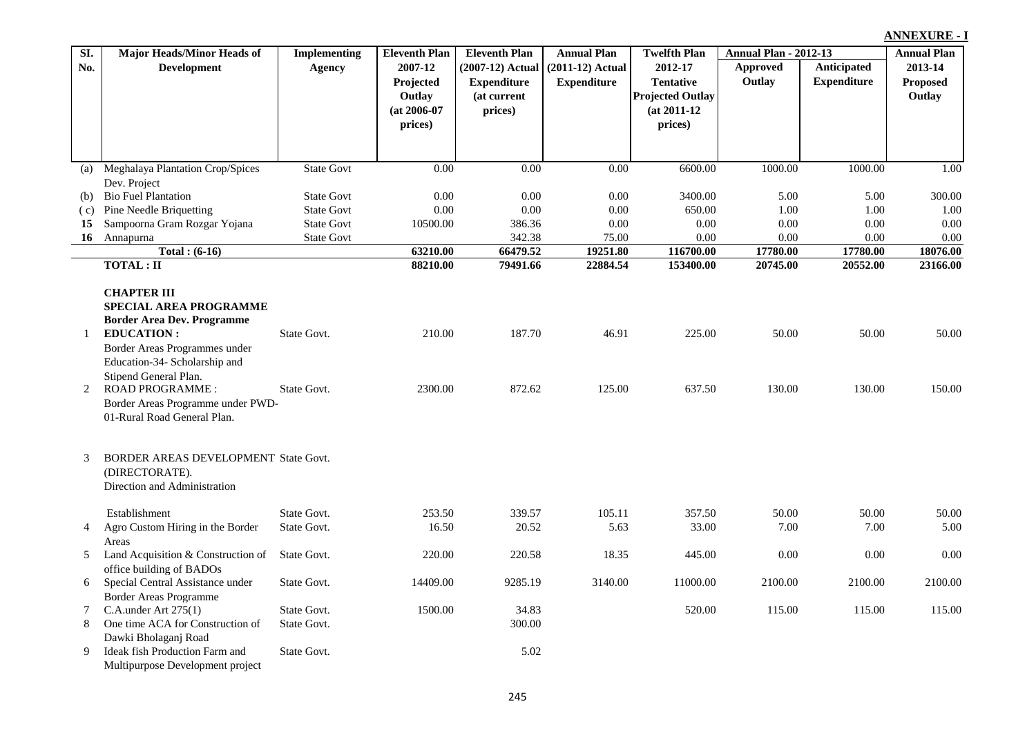**ANNEXURE - I**

| Sl. No. | Major Heads/Minor Heads of Development | Implementing Agency | Eleventh Plan 2007-12 Projected Outlay (at 2006-07 prices) | Eleventh Plan (2007-12) Actual Expenditure (at current prices) | Annual Plan (2011-12) Actual Expenditure | Twelfth Plan 2012-17 Tentative Projected Outlay (at 2011-12 prices) | Annual Plan - 2012-13 Approved Outlay | Annual Plan - 2012-13 Anticipated Expenditure | Annual Plan 2013-14 Proposed Outlay |
|---|---|---|---|---|---|---|---|---|---|
| (a) | Meghalaya Plantation Crop/Spices Dev. Project | State Govt | 0.00 | 0.00 | 0.00 | 6600.00 | 1000.00 | 1000.00 | 1.00 |
| (b) | Bio Fuel Plantation | State Govt | 0.00 | 0.00 | 0.00 | 3400.00 | 5.00 | 5.00 | 300.00 |
| ( c) | Pine Needle Briquetting | State Govt | 0.00 | 0.00 | 0.00 | 650.00 | 1.00 | 1.00 | 1.00 |
| **15** | Sampoorna Gram Rozgar Yojana | State Govt | 10500.00 | 386.36 | 0.00 | 0.00 | 0.00 | 0.00 | 0.00 |
| **16** | Annapurna | State Govt | | 342.38 | 75.00 | 0.00 | 0.00 | 0.00 | 0.00 |
| | **Total : (6-16)** | | **63210.00** | **66479.52** | **19251.80** | **116700.00** | **17780.00** | **17780.00** | **18076.00** |
| | **TOTAL : II** | | **88210.00** | **79491.66** | **22884.54** | **153400.00** | **20745.00** | **20552.00** | **23166.00** |
| | **CHAPTER III SPECIAL AREA PROGRAMME Border Area Dev. Programme** | | | | | | | | |
| 1 | **EDUCATION :** Border Areas Programmes under Education-34- Scholarship and Stipend General Plan. | State Govt. | 210.00 | 187.70 | 46.91 | 225.00 | 50.00 | 50.00 | 50.00 |
| 2 | ROAD PROGRAMME : Border Areas Programme under PWD-01-Rural Road General Plan. | State Govt. | 2300.00 | 872.62 | 125.00 | 637.50 | 130.00 | 130.00 | 150.00 |
| 3 | BORDER AREAS DEVELOPMENT (DIRECTORATE). Direction and Administration | State Govt. | | | | | | | |
| | Establishment | State Govt. | 253.50 | 339.57 | 105.11 | 357.50 | 50.00 | 50.00 | 50.00 |
| 4 | Agro Custom Hiring in the Border Areas | State Govt. | 16.50 | 20.52 | 5.63 | 33.00 | 7.00 | 7.00 | 5.00 |
| 5 | Land Acquisition & Construction of office building of BADOs | State Govt. | 220.00 | 220.58 | 18.35 | 445.00 | 0.00 | 0.00 | 0.00 |
| 6 | Special Central Assistance under Border Areas Programme | State Govt. | 14409.00 | 9285.19 | 3140.00 | 11000.00 | 2100.00 | 2100.00 | 2100.00 |
| 7 | C.A.under Art 275(1) | State Govt. | 1500.00 | 34.83 | | 520.00 | 115.00 | 115.00 | 115.00 |
| 8 | One time ACA for Construction of Dawki Bholaganj Road | State Govt. | | 300.00 | | | | | |
| 9 | Ideak fish Production Farm and Multipurpose Development project | State Govt. | | 5.02 | | | | | |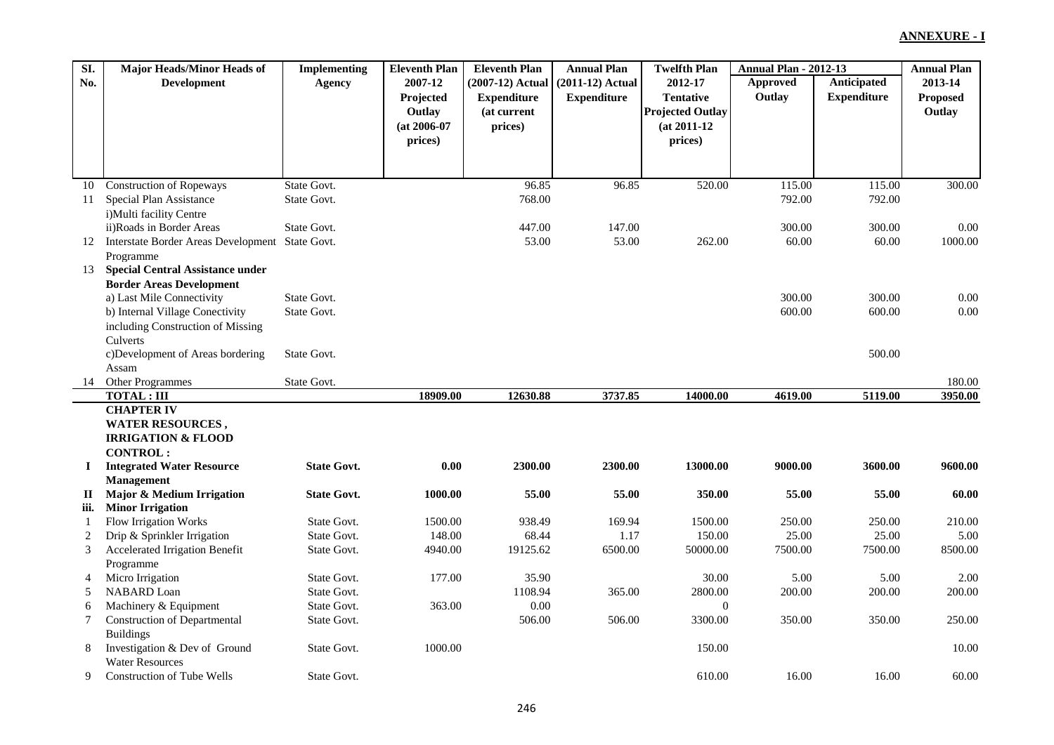**ANNEXURE - I**

| Sl. No. | Major Heads/Minor Heads of Development | Implementing Agency | Eleventh Plan 2007-12 Projected Outlay (at 2006-07 prices) | Eleventh Plan (2007-12) Actual Expenditure (at current prices) | Annual Plan (2011-12) Actual Expenditure | Twelfth Plan 2012-17 Tentative Projected Outlay (at 2011-12 prices) | Annual Plan - 2012-13 Approved Outlay | Annual Plan - 2012-13 Anticipated Expenditure | Annual Plan 2013-14 Proposed Outlay |
|---|---|---|---|---|---|---|---|---|---|
| 10 | Construction of Ropeways | State Govt. | | 96.85 | 96.85 | 520.00 | 115.00 | 115.00 | 300.00 |
| 11 | Special Plan Assistance | State Govt. | | 768.00 | | | 792.00 | 792.00 | |
| | i)Multi facility Centre | | | | | | | | |
| | ii)Roads in Border Areas | State Govt. | | 447.00 | 147.00 | | 300.00 | 300.00 | 0.00 |
| 12 | Interstate Border Areas Development Programme | State Govt. | | 53.00 | 53.00 | 262.00 | 60.00 | 60.00 | 1000.00 |
| 13 | **Special Central Assistance under Border Areas Development** | | | | | | | | |
| | a) Last Mile Connectivity | State Govt. | | | | | 300.00 | 300.00 | 0.00 |
| | b) Internal Village Conectivity including Construction of Missing Culverts | State Govt. | | | | | 600.00 | 600.00 | 0.00 |
| | c)Development of Areas bordering Assam | State Govt. | | | | | | 500.00 | |
| 14 | Other Programmes | State Govt. | | | | | | | 180.00 |
| | **TOTAL : III** | | **18909.00** | **12630.88** | **3737.85** | **14000.00** | **4619.00** | **5119.00** | **3950.00** |
| | **CHAPTER IV WATER RESOURCES , IRRIGATION & FLOOD CONTROL :** | | | | | | | | |
| **I** | **Integrated Water Resource Management** | **State Govt.** | **0.00** | **2300.00** | **2300.00** | **13000.00** | **9000.00** | **3600.00** | **9600.00** |
| **II** | **Major & Medium Irrigation** | **State Govt.** | **1000.00** | **55.00** | **55.00** | **350.00** | **55.00** | **55.00** | **60.00** |
| **iii.** | **Minor Irrigation** | | | | | | | | |
| 1 | Flow Irrigation Works | State Govt. | 1500.00 | 938.49 | 169.94 | 1500.00 | 250.00 | 250.00 | 210.00 |
| 2 | Drip & Sprinkler Irrigation | State Govt. | 148.00 | 68.44 | 1.17 | 150.00 | 25.00 | 25.00 | 5.00 |
| 3 | Accelerated Irrigation Benefit Programme | State Govt. | 4940.00 | 19125.62 | 6500.00 | 50000.00 | 7500.00 | 7500.00 | 8500.00 |
| 4 | Micro Irrigation | State Govt. | 177.00 | 35.90 | | 30.00 | 5.00 | 5.00 | 2.00 |
| 5 | NABARD Loan | State Govt. | | 1108.94 | 365.00 | 2800.00 | 200.00 | 200.00 | 200.00 |
| 6 | Machinery & Equipment | State Govt. | 363.00 | 0.00 | | 0 | | | |
| 7 | Construction of Departmental Buildings | State Govt. | | 506.00 | 506.00 | 3300.00 | 350.00 | 350.00 | 250.00 |
| 8 | Investigation & Dev of Ground Water Resources | State Govt. | 1000.00 | | | 150.00 | | | 10.00 |
| 9 | Construction of Tube Wells | State Govt. | | | | 610.00 | 16.00 | 16.00 | 60.00 |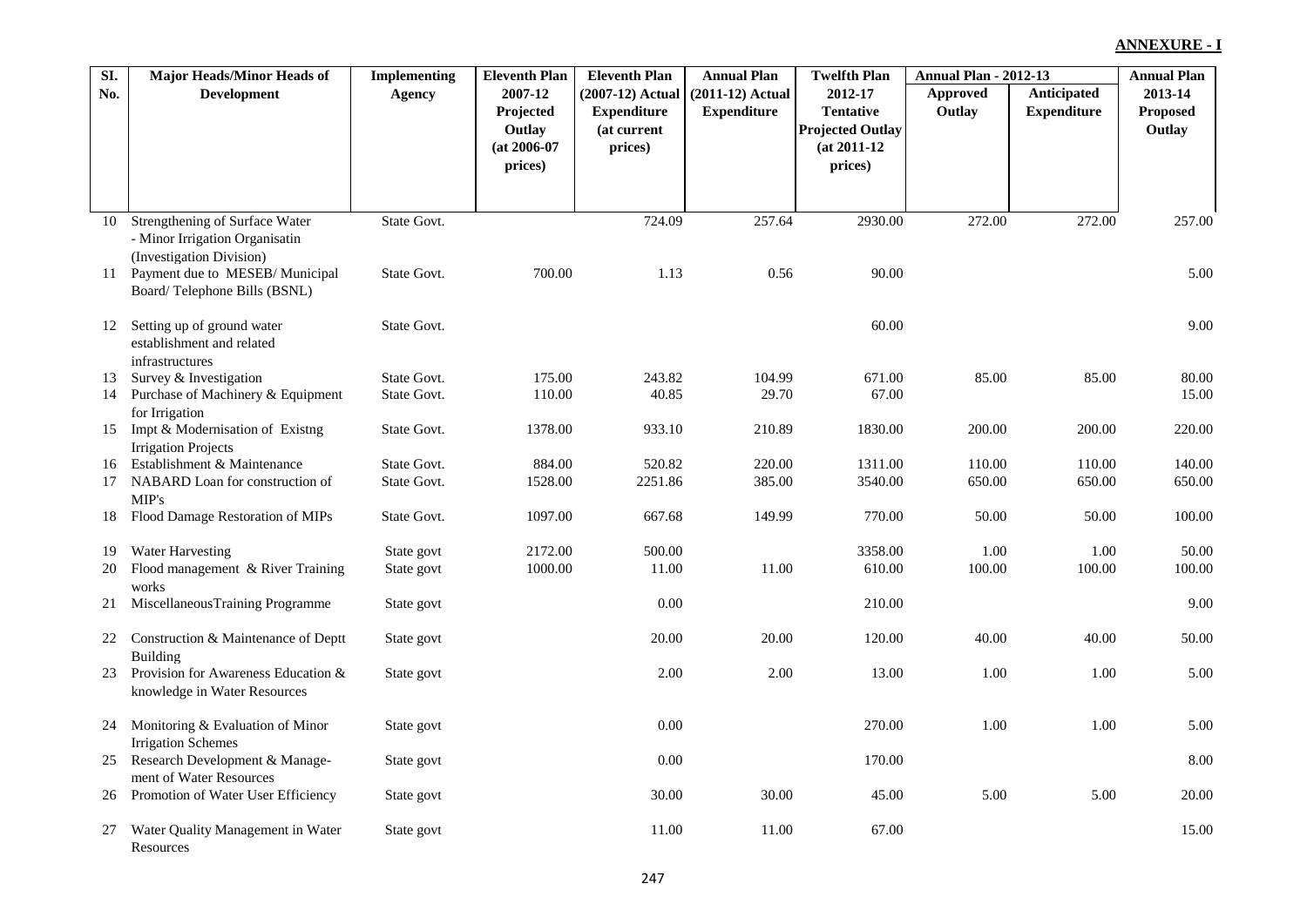**ANNEXURE - I**

| Sl. No. | Major Heads/Minor Heads of Development | Implementing Agency | Eleventh Plan 2007-12 Projected Outlay (at 2006-07 prices) | Eleventh Plan (2007-12) Actual Expenditure (at current prices) | Annual Plan (2011-12) Actual Expenditure | Twelfth Plan 2012-17 Tentative Projected Outlay (at 2011-12 prices) | Annual Plan - 2012-13 | | Annual Plan 2013-14 Proposed Outlay |
|---|---|---|---|---|---|---|---|---|---|
| | | | | | | | Approved Outlay | Anticipated Expenditure | |
| 10 | Strengthening of Surface Water - Minor Irrigation Organisatin (Investigation Division) | State Govt. | | 724.09 | 257.64 | 2930.00 | 272.00 | 272.00 | 257.00 |
| 11 | Payment due to MESEB/ Municipal Board/ Telephone Bills (BSNL) | State Govt. | 700.00 | 1.13 | 0.56 | 90.00 | | | 5.00 |
| 12 | Setting up of ground water establishment and related infrastructures | State Govt. | | | | 60.00 | | | 9.00 |
| 13 | Survey & Investigation | State Govt. | 175.00 | 243.82 | 104.99 | 671.00 | 85.00 | 85.00 | 80.00 |
| 14 | Purchase of Machinery & Equipment for Irrigation | State Govt. | 110.00 | 40.85 | 29.70 | 67.00 | | | 15.00 |
| 15 | Impt & Modernisation of Existng Irrigation Projects | State Govt. | 1378.00 | 933.10 | 210.89 | 1830.00 | 200.00 | 200.00 | 220.00 |
| 16 | Establishment & Maintenance | State Govt. | 884.00 | 520.82 | 220.00 | 1311.00 | 110.00 | 110.00 | 140.00 |
| 17 | NABARD Loan for construction of MIP's | State Govt. | 1528.00 | 2251.86 | 385.00 | 3540.00 | 650.00 | 650.00 | 650.00 |
| 18 | Flood Damage Restoration of MIPs | State Govt. | 1097.00 | 667.68 | 149.99 | 770.00 | 50.00 | 50.00 | 100.00 |
| 19 | Water Harvesting | State govt | 2172.00 | 500.00 | | 3358.00 | 1.00 | 1.00 | 50.00 |
| 20 | Flood management & River Training works | State govt | 1000.00 | 11.00 | 11.00 | 610.00 | 100.00 | 100.00 | 100.00 |
| 21 | MiscellaneousTraining Programme | State govt | | 0.00 | | 210.00 | | | 9.00 |
| 22 | Construction & Maintenance of Deptt Building | State govt | | 20.00 | 20.00 | 120.00 | 40.00 | 40.00 | 50.00 |
| 23 | Provision for Awareness Education & knowledge in Water Resources | State govt | | 2.00 | 2.00 | 13.00 | 1.00 | 1.00 | 5.00 |
| 24 | Monitoring & Evaluation of Minor Irrigation Schemes | State govt | | 0.00 | | 270.00 | 1.00 | 1.00 | 5.00 |
| 25 | Research Development & Manage-ment of Water Resources | State govt | | 0.00 | | 170.00 | | | 8.00 |
| 26 | Promotion of Water User Efficiency | State govt | | 30.00 | 30.00 | 45.00 | 5.00 | 5.00 | 20.00 |
| 27 | Water Quality Management in Water Resources | State govt | | 11.00 | 11.00 | 67.00 | | | 15.00 |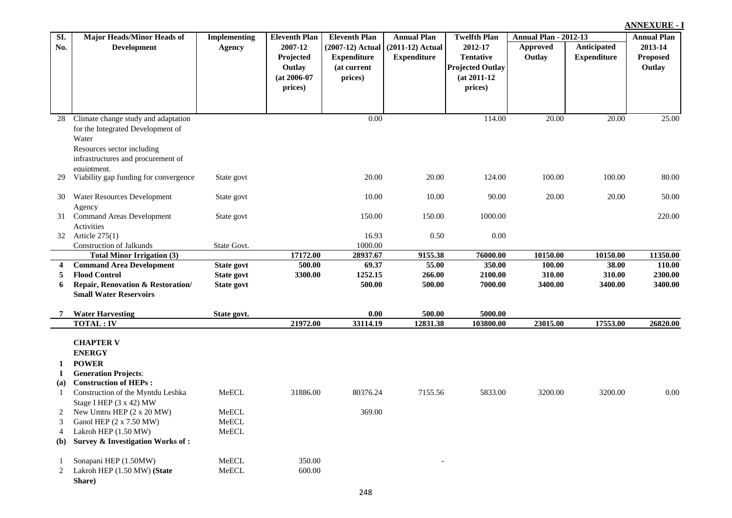**ANNEXURE - I**

| Sl. No. | Major Heads/Minor Heads of Development | Implementing Agency | Eleventh Plan 2007-12 Projected Outlay (at 2006-07 prices) | Eleventh Plan (2007-12) Actual Expenditure (at current prices) | Annual Plan (2011-12) Actual Expenditure | Twelfth Plan 2012-17 Tentative Projected Outlay (at 2011-12 prices) | Annual Plan - 2012-13 | | Annual Plan 2013-14 Proposed Outlay |
|---|---|---|---|---|---|---|---|---|---|
| | | | | | | | Approved Outlay | Anticipated Expenditure | |
| 28 | Climate change study and adaptation for the Integrated Development of Water Resources sector including infrastructures and procurement of equiptment. | | | 0.00 | | 114.00 | 20.00 | 20.00 | 25.00 |
| 29 | Viability gap funding for convergence | State govt | | 20.00 | 20.00 | 124.00 | 100.00 | 100.00 | 80.00 |
| 30 | Water Resources Development Agency | State govt | | 10.00 | 10.00 | 90.00 | 20.00 | 20.00 | 50.00 |
| 31 | Command Areas Development Activities | State govt | | 150.00 | 150.00 | 1000.00 | | | 220.00 |
| 32 | Article 275(1) | | | 16.93 | 0.50 | 0.00 | | | |
| | Construction of Jalkunds | State Govt. | | 1000.00 | | | | | |
| | **Total Minor Irrigation (3)** | | **17172.00** | **28937.67** | **9155.38** | **76000.00** | **10150.00** | **10150.00** | **11350.00** |
| **4** | **Command Area Development** | **State govt** | **500.00** | **69.37** | **55.00** | **350.00** | **100.00** | **38.00** | **110.00** |
| **5** | **Flood Control** | **State govt** | **3300.00** | **1252.15** | **266.00** | **2100.00** | **310.00** | **310.00** | **2300.00** |
| **6** | **Repair, Renovation & Restoration/ Small Water Reservoirs** | **State govt** | | **500.00** | **500.00** | **7000.00** | **3400.00** | **3400.00** | **3400.00** |
| **7** | **Water Harvesting** | **State govt.** | | **0.00** | **500.00** | **5000.00** | | | |
| | **TOTAL : IV** | | **21972.00** | **33114.19** | **12831.38** | **103800.00** | **23015.00** | **17553.00** | **26820.00** |
| | **CHAPTER V** | | | | | | | | |
| | **ENERGY** | | | | | | | | |
| **1** | **POWER** | | | | | | | | |
| **I** | **Generation Projects**: | | | | | | | | |
| **(a)** | **Construction of HEPs :** | | | | | | | | |
| 1 | Construction of the Myntdu Leshka Stage I HEP (3 x 42) MW | MeECL | 31886.00 | 80376.24 | 7155.56 | 5833.00 | 3200.00 | 3200.00 | 0.00 |
| 2 | New Umtru HEP (2 x 20 MW) | MeECL | | 369.00 | | | | | |
| 3 | Ganol HEP (2 x 7.50 MW) | MeECL | | | | | | | |
| 4 | Lakroh HEP (1.50 MW) | MeECL | | | | | | | |
| **(b)** | **Survey & Investigation Works of :** | | | | | | | | |
| 1 | Sonapani HEP (1.50MW) | MeECL | 350.00 | | - | | | | |
| 2 | Lakroh HEP (1.50 MW) **(State Share)** | MeECL | 600.00 | | | | | | |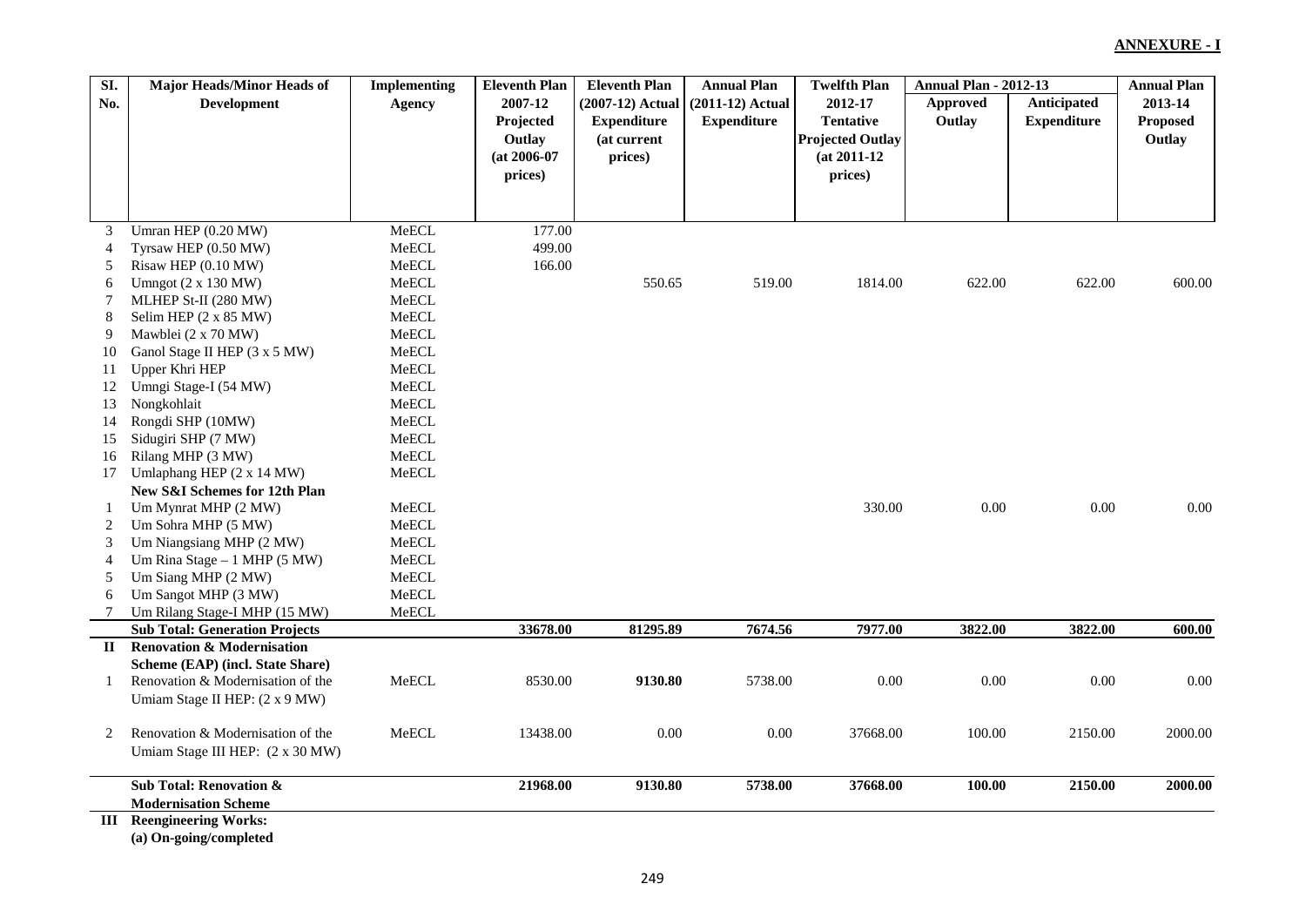**ANNEXURE - I**

| Sl. No. | Major Heads/Minor Heads of Development | Implementing Agency | Eleventh Plan 2007-12 Projected Outlay (at 2006-07 prices) | Eleventh Plan (2007-12) Actual Expenditure (at current prices) | Annual Plan (2011-12) Actual Expenditure | Twelfth Plan 2012-17 Tentative Projected Outlay (at 2011-12 prices) | Annual Plan - 2012-13 Approved Outlay | Annual Plan - 2012-13 Anticipated Expenditure | Annual Plan 2013-14 Proposed Outlay |
|---|---|---|---|---|---|---|---|---|---|
| 3 | Umran HEP (0.20 MW) | MeECL | 177.00 | | | | | | |
| 4 | Tyrsaw HEP (0.50 MW) | MeECL | 499.00 | | | | | | |
| 5 | Risaw HEP (0.10 MW) | MeECL | 166.00 | | | | | | |
| 6 | Umngot (2 x 130 MW) | MeECL | | 550.65 | 519.00 | 1814.00 | 622.00 | 622.00 | 600.00 |
| 7 | MLHEP St-II (280 MW) | MeECL | | | | | | | |
| 8 | Selim HEP (2 x 85 MW) | MeECL | | | | | | | |
| 9 | Mawblei (2 x 70 MW) | MeECL | | | | | | | |
| 10 | Ganol Stage II HEP (3 x 5 MW) | MeECL | | | | | | | |
| 11 | Upper Khri HEP | MeECL | | | | | | | |
| 12 | Umngi Stage-I (54 MW) | MeECL | | | | | | | |
| 13 | Nongkohlait | MeECL | | | | | | | |
| 14 | Rongdi SHP (10MW) | MeECL | | | | | | | |
| 15 | Sidugiri SHP (7 MW) | MeECL | | | | | | | |
| 16 | Rilang MHP (3 MW) | MeECL | | | | | | | |
| 17 | Umlaphang HEP (2 x 14 MW) | MeECL | | | | | | | |
| | **New S&I Schemes for 12th Plan** | | | | | | | | |
| 1 | Um Mynrat MHP (2 MW) | MeECL | | | | 330.00 | 0.00 | 0.00 | 0.00 |
| 2 | Um Sohra MHP (5 MW) | MeECL | | | | | | | |
| 3 | Um Niangsiang MHP (2 MW) | MeECL | | | | | | | |
| 4 | Um Rina Stage – 1 MHP (5 MW) | MeECL | | | | | | | |
| 5 | Um Siang MHP (2 MW) | MeECL | | | | | | | |
| 6 | Um Sangot MHP (3 MW) | MeECL | | | | | | | |
| 7 | Um Rilang Stage-I MHP (15 MW) | MeECL | | | | | | | |
| | **Sub Total: Generation Projects** | | **33678.00** | **81295.89** | **7674.56** | **7977.00** | **3822.00** | **3822.00** | **600.00** |
| **II** | **Renovation & Modernisation Scheme (EAP) (incl. State Share)** | | | | | | | | |
| 1 | Renovation & Modernisation of the Umiam Stage II HEP: (2 x 9 MW) | MeECL | 8530.00 | **9130.80** | 5738.00 | 0.00 | 0.00 | 0.00 | 0.00 |
| 2 | Renovation & Modernisation of the Umiam Stage III HEP: (2 x 30 MW) | MeECL | 13438.00 | 0.00 | 0.00 | 37668.00 | 100.00 | 2150.00 | 2000.00 |
| | **Sub Total: Renovation & Modernisation Scheme** | | **21968.00** | **9130.80** | **5738.00** | **37668.00** | **100.00** | **2150.00** | **2000.00** |
| **III** | **Reengineering Works:** | | | | | | | | |
| | **(a) On-going/completed** | | | | | | | | |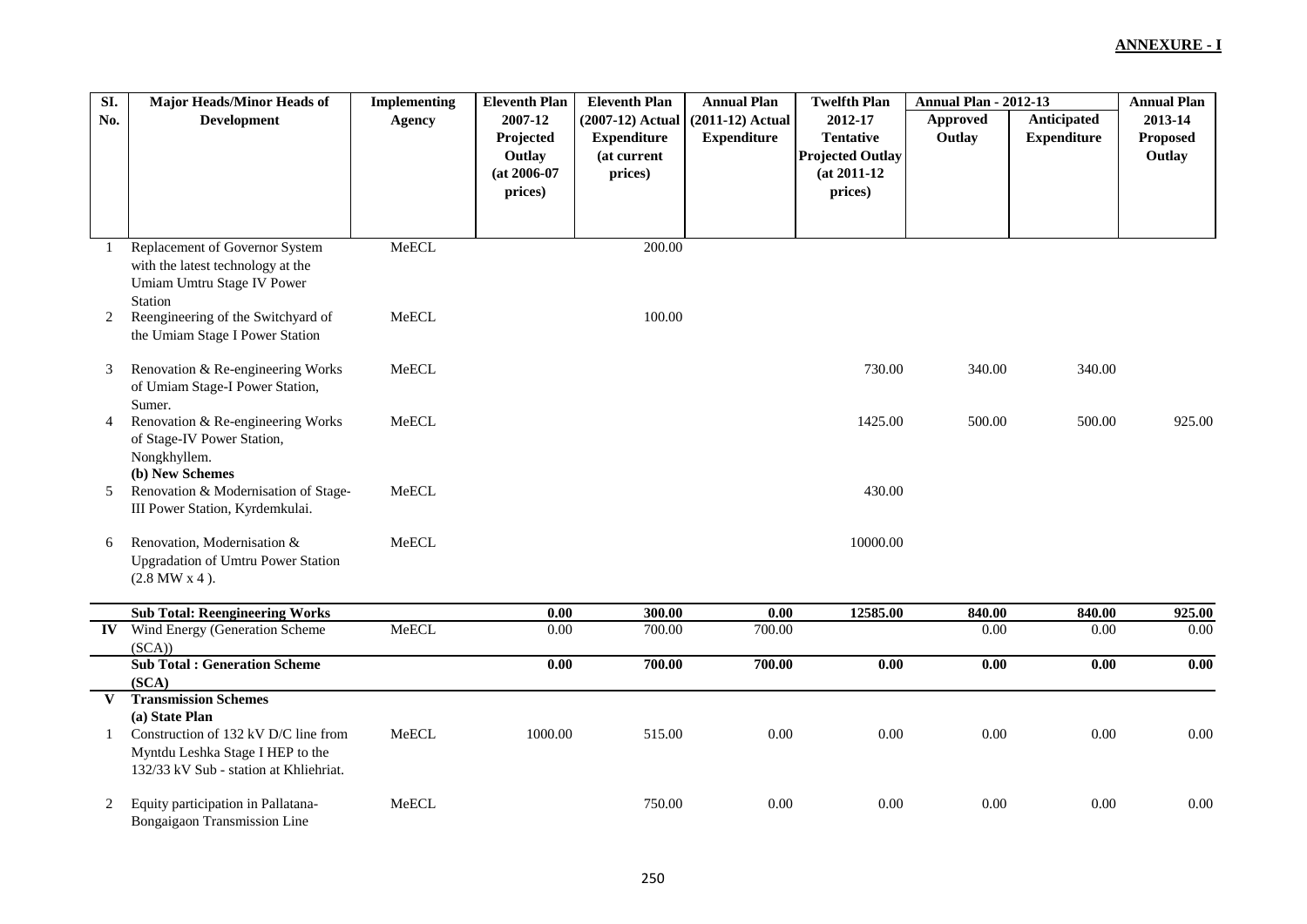**ANNEXURE - I**

| Sl. No. | Major Heads/Minor Heads of Development | Implementing Agency | Eleventh Plan 2007-12 Projected Outlay (at 2006-07 prices) | Eleventh Plan (2007-12) Actual Expenditure (at current prices) | Annual Plan (2011-12) Actual Expenditure | Twelfth Plan 2012-17 Tentative Projected Outlay (at 2011-12 prices) | Annual Plan - 2012-13 Approved Outlay | Annual Plan - 2012-13 Anticipated Expenditure | Annual Plan 2013-14 Proposed Outlay |
|---|---|---|---|---|---|---|---|---|---|
| 1 | Replacement of Governor System with the latest technology at the Umiam Umtru Stage IV Power Station | MeECL | | 200.00 | | | | | |
| 2 | Reengineering of the Switchyard of the Umiam Stage I Power Station | MeECL | | 100.00 | | | | | |
| 3 | Renovation & Re-engineering Works of Umiam Stage-I Power Station, Sumer. | MeECL | | | | 730.00 | 340.00 | 340.00 | |
| 4 | Renovation & Re-engineering Works of Stage-IV Power Station, Nongkhyllem. | MeECL | | | | 1425.00 | 500.00 | 500.00 | 925.00 |
| | **(b) New Schemes** | | | | | | | | |
| 5 | Renovation & Modernisation of Stage-III Power Station, Kyrdemkulai. | MeECL | | | | 430.00 | | | |
| 6 | Renovation, Modernisation & Upgradation of Umtru Power Station (2.8 MW x 4 ). | MeECL | | | | 10000.00 | | | |
| | **Sub Total: Reengineering Works** | | **0.00** | **300.00** | **0.00** | **12585.00** | **840.00** | **840.00** | **925.00** |
| **IV** | Wind Energy (Generation Scheme (SCA)) | MeECL | 0.00 | 700.00 | 700.00 | | 0.00 | 0.00 | 0.00 |
| | **Sub Total : Generation Scheme (SCA)** | | **0.00** | **700.00** | **700.00** | **0.00** | **0.00** | **0.00** | **0.00** |
| **V** | **Transmission Schemes** | | | | | | | | |
| | **(a) State Plan** | | | | | | | | |
| 1 | Construction of 132 kV D/C line from Myntdu Leshka Stage I HEP to the 132/33 kV Sub - station at Khliehriat. | MeECL | 1000.00 | 515.00 | 0.00 | 0.00 | 0.00 | 0.00 | 0.00 |
| 2 | Equity participation in Pallatana-Bongaigaon Transmission Line | MeECL | | 750.00 | 0.00 | 0.00 | 0.00 | 0.00 | 0.00 |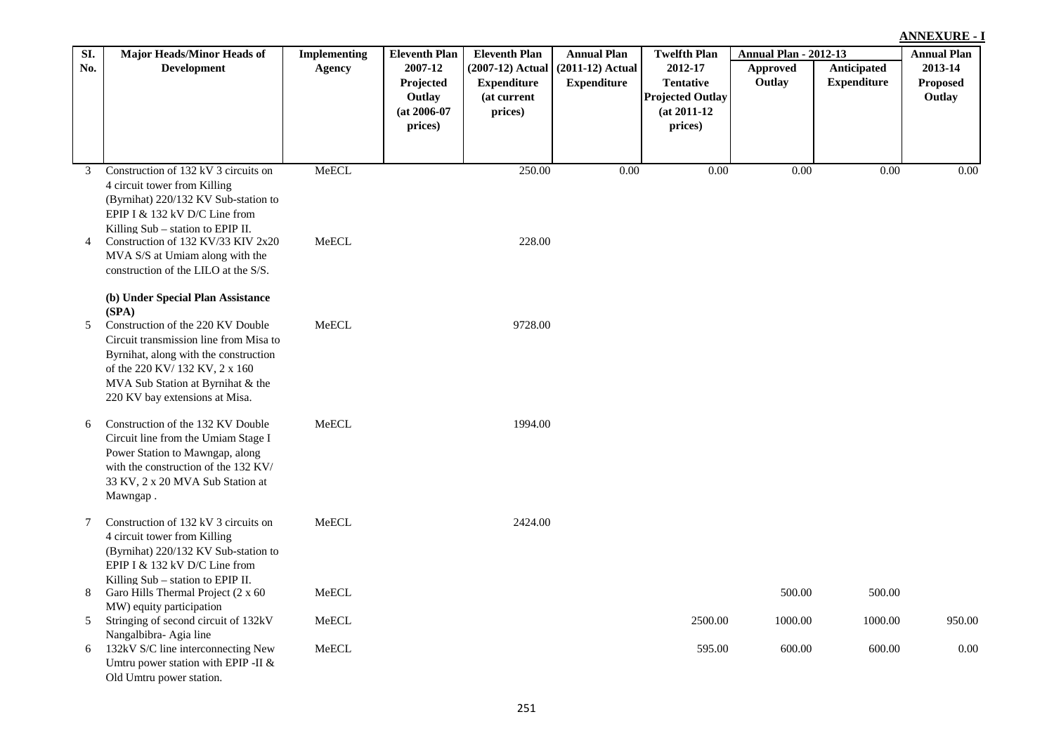**ANNEXURE - I**

| Sl. No. | Major Heads/Minor Heads of Development | Implementing Agency | Eleventh Plan 2007-12 Projected Outlay (at 2006-07 prices) | Eleventh Plan (2007-12) Actual Expenditure (at current prices) | Annual Plan (2011-12) Actual Expenditure | Twelfth Plan 2012-17 Tentative Projected Outlay (at 2011-12 prices) | Annual Plan - 2012-13 | | Annual Plan 2013-14 Proposed Outlay |
|---|---|---|---|---|---|---|---|---|---|
| | | | | | | | Approved Outlay | Anticipated Expenditure | |
| 3 | Construction of 132 kV 3 circuits on 4 circuit tower from Killing (Byrnihat) 220/132 KV Sub-station to EPIP I & 132 kV D/C Line from Killing Sub – station to EPIP II. | MeECL | | 250.00 | 0.00 | 0.00 | 0.00 | 0.00 | 0.00 |
| 4 | Construction of 132 KV/33 KIV 2x20 MVA S/S at Umiam along with the construction of the LILO at the S/S. | MeECL | | 228.00 | | | | | |
| | **(b) Under Special Plan Assistance (SPA)** | | | | | | | | |
| 5 | Construction of the 220 KV Double Circuit transmission line from Misa to Byrnihat, along with the construction of the 220 KV/ 132 KV, 2 x 160 MVA Sub Station at Byrnihat & the 220 KV bay extensions at Misa. | MeECL | | 9728.00 | | | | | |
| 6 | Construction of the 132 KV Double Circuit line from the Umiam Stage I Power Station to Mawngap, along with the construction of the 132 KV/ 33 KV, 2 x 20 MVA Sub Station at Mawngap . | MeECL | | 1994.00 | | | | | |
| 7 | Construction of 132 kV 3 circuits on 4 circuit tower from Killing (Byrnihat) 220/132 KV Sub-station to EPIP I & 132 kV D/C Line from Killing Sub – station to EPIP II. | MeECL | | 2424.00 | | | | | |
| 8 | Garo Hills Thermal Project (2 x 60 MW) equity participation | MeECL | | | | | 500.00 | 500.00 | |
| 5 | Stringing of second circuit of 132kV Nangalbibra- Agia line | MeECL | | | | 2500.00 | 1000.00 | 1000.00 | 950.00 |
| 6 | 132kV S/C line interconnecting New Umtru power station with EPIP -II & Old Umtru power station. | MeECL | | | | 595.00 | 600.00 | 600.00 | 0.00 |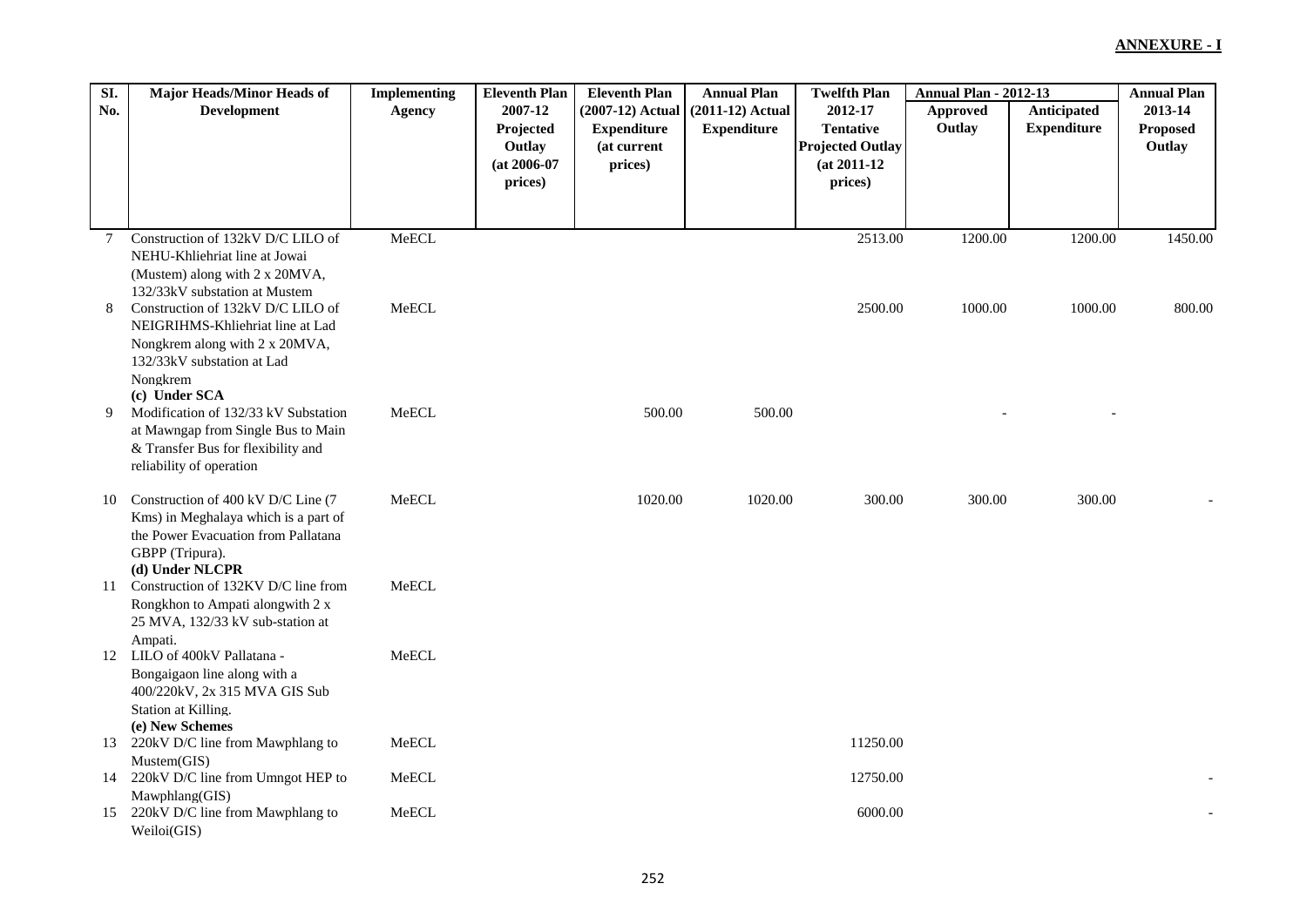**ANNEXURE - I**

| Sl. No. | Major Heads/Minor Heads of Development | Implementing Agency | Eleventh Plan 2007-12 Projected Outlay (at 2006-07 prices) | Eleventh Plan (2007-12) Actual Expenditure (at current prices) | Annual Plan (2011-12) Actual Expenditure | Twelfth Plan 2012-17 Tentative Projected Outlay (at 2011-12 prices) | Annual Plan - 2012-13 | | Annual Plan 2013-14 Proposed Outlay |
|---|---|---|---|---|---|---|---|---|---|
| | | | | | | | Approved Outlay | Anticipated Expenditure | |
| 7 | Construction of 132kV D/C LILO of NEHU-Khliehriat line at Jowai (Mustem) along with 2 x 20MVA, 132/33kV substation at Mustem | MeECL | | | | 2513.00 | 1200.00 | 1200.00 | 1450.00 |
| 8 | Construction of 132kV D/C LILO of NEIGRIHMS-Khliehriat line at Lad Nongkrem along with 2 x 20MVA, 132/33kV substation at Lad Nongkrem | MeECL | | | | 2500.00 | 1000.00 | 1000.00 | 800.00 |
| | **(c) Under SCA** | | | | | | | | |
| 9 | Modification of 132/33 kV Substation at Mawngap from Single Bus to Main & Transfer Bus for flexibility and reliability of operation | MeECL | | 500.00 | 500.00 | | - | - | |
| 10 | Construction of 400 kV D/C Line (7 Kms) in Meghalaya which is a part of the Power Evacuation from Pallatana GBPP (Tripura). | MeECL | | 1020.00 | 1020.00 | 300.00 | 300.00 | 300.00 | - |
| | **(d) Under NLCPR** | | | | | | | | |
| 11 | Construction of 132KV D/C line from Rongkhon to Ampati alongwith 2 x 25 MVA, 132/33 kV sub-station at Ampati. | MeECL | | | | | | | |
| 12 | LILO of 400kV Pallatana - Bongaigaon line along with a 400/220kV, 2x 315 MVA GIS Sub Station at Killing. | MeECL | | | | | | | |
| | **(e) New Schemes** | | | | | | | | |
| 13 | 220kV D/C line from Mawphlang to Mustem(GIS) | MeECL | | | | 11250.00 | | | |
| 14 | 220kV D/C line from Umngot HEP to Mawphlang(GIS) | MeECL | | | | 12750.00 | | | - |
| 15 | 220kV D/C line from Mawphlang to Weiloi(GIS) | MeECL | | | | 6000.00 | | | - |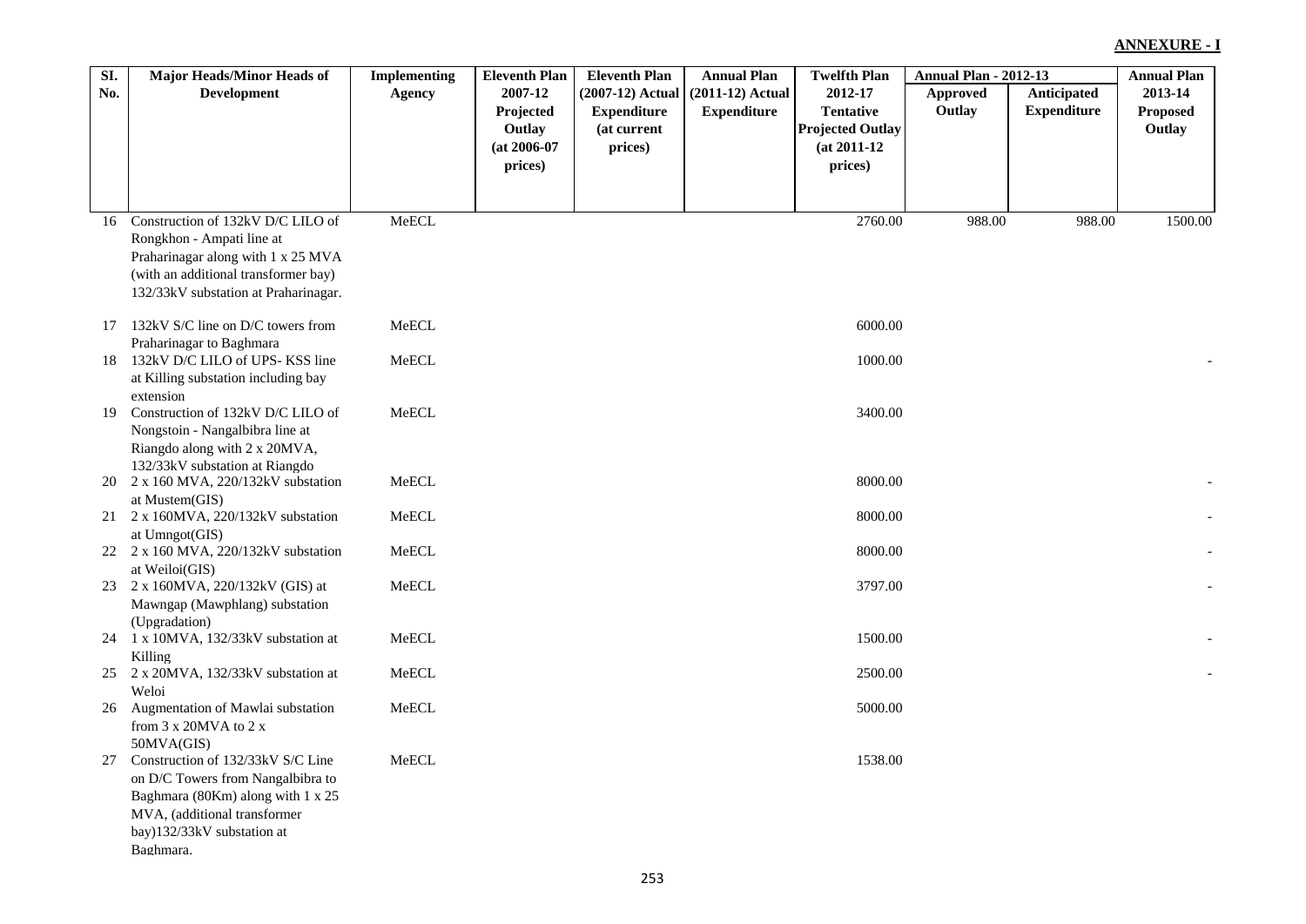**ANNEXURE - I**

| Sl. No. | Major Heads/Minor Heads of Development | Implementing Agency | Eleventh Plan 2007-12 Projected Outlay (at 2006-07 prices) | Eleventh Plan (2007-12) Actual Expenditure (at current prices) | Annual Plan (2011-12) Actual Expenditure | Twelfth Plan 2012-17 Tentative Projected Outlay (at 2011-12 prices) | Annual Plan - 2012-13 | | Annual Plan 2013-14 Proposed Outlay |
|---|---|---|---|---|---|---|---|---|---|
| | | | | | | | Approved Outlay | Anticipated Expenditure | |
| 16 | Construction of 132kV D/C LILO of Rongkhon - Ampati line at Praharinagar along with 1 x 25 MVA (with an additional transformer bay) 132/33kV substation at Praharinagar. | MeECL | | | | 2760.00 | 988.00 | 988.00 | 1500.00 |
| 17 | 132kV S/C line on D/C towers from Praharinagar to Baghmara | MeECL | | | | 6000.00 | | | |
| 18 | 132kV D/C LILO of UPS- KSS line at Killing substation including bay extension | MeECL | | | | 1000.00 | | | - |
| 19 | Construction of 132kV D/C LILO of Nongstoin - Nangalbibra line at Riangdo along with 2 x 20MVA, 132/33kV substation at Riangdo | MeECL | | | | 3400.00 | | | |
| 20 | 2 x 160 MVA, 220/132kV substation at Mustem(GIS) | MeECL | | | | 8000.00 | | | - |
| 21 | 2 x 160MVA, 220/132kV substation at Umngot(GIS) | MeECL | | | | 8000.00 | | | - |
| 22 | 2 x 160 MVA, 220/132kV substation at Weiloi(GIS) | MeECL | | | | 8000.00 | | | - |
| 23 | 2 x 160MVA, 220/132kV (GIS) at Mawngap (Mawphlang) substation (Upgradation) | MeECL | | | | 3797.00 | | | - |
| 24 | 1 x 10MVA, 132/33kV substation at Killing | MeECL | | | | 1500.00 | | | - |
| 25 | 2 x 20MVA, 132/33kV substation at Weloi | MeECL | | | | 2500.00 | | | - |
| 26 | Augmentation of Mawlai substation from 3 x 20MVA to 2 x 50MVA(GIS) | MeECL | | | | 5000.00 | | | |
| 27 | Construction of 132/33kV S/C Line on D/C Towers from Nangalbibra to Baghmara (80Km) along with 1 x 25 MVA, (additional transformer bay)132/33kV substation at Baghmara. | MeECL | | | | 1538.00 | | | |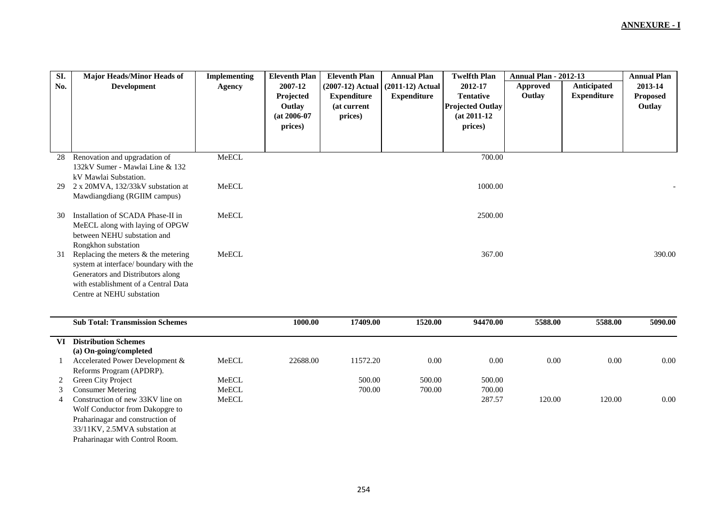**ANNEXURE - I**

| Sl. No. | Major Heads/Minor Heads of Development | Implementing Agency | Eleventh Plan 2007-12 Projected Outlay (at 2006-07 prices) | Eleventh Plan (2007-12) Actual Expenditure (at current prices) | Annual Plan (2011-12) Actual Expenditure | Twelfth Plan 2012-17 Tentative Projected Outlay (at 2011-12 prices) | Annual Plan - 2012-13 | | Annual Plan 2013-14 Proposed Outlay |
|---|---|---|---|---|---|---|---|---|---|
| | | | | | | | Approved Outlay | Anticipated Expenditure | |
| 28 | Renovation and upgradation of 132kV Sumer - Mawlai Line & 132 kV Mawlai Substation. | MeECL | | | | 700.00 | | | |
| 29 | 2 x 20MVA, 132/33kV substation at Mawdiangdiang (RGIIM campus) | MeECL | | | | 1000.00 | | | - |
| 30 | Installation of SCADA Phase-II in MeECL along with laying of OPGW between NEHU substation and Rongkhon substation | MeECL | | | | 2500.00 | | | |
| 31 | Replacing the meters & the metering system at interface/ boundary with the Generators and Distributors along with establishment of a Central Data Centre at NEHU substation | MeECL | | | | 367.00 | | | 390.00 |
| | **Sub Total: Transmission Schemes** | | **1000.00** | **17409.00** | **1520.00** | **94470.00** | **5588.00** | **5588.00** | **5090.00** |
| **VI** | **Distribution Schemes** | | | | | | | | |
| | **(a) On-going/completed** | | | | | | | | |
| 1 | Accelerated Power Development & Reforms Program (APDRP). | MeECL | 22688.00 | 11572.20 | 0.00 | 0.00 | 0.00 | 0.00 | 0.00 |
| 2 | Green City Project | MeECL | | 500.00 | 500.00 | 500.00 | | | |
| 3 | Consumer Metering | MeECL | | 700.00 | 700.00 | 700.00 | | | |
| 4 | Construction of new 33KV line on Wolf Conductor from Dakopgre to Praharinagar and construction of 33/11KV, 2.5MVA substation at Praharinagar with Control Room. | MeECL | | | | 287.57 | 120.00 | 120.00 | 0.00 |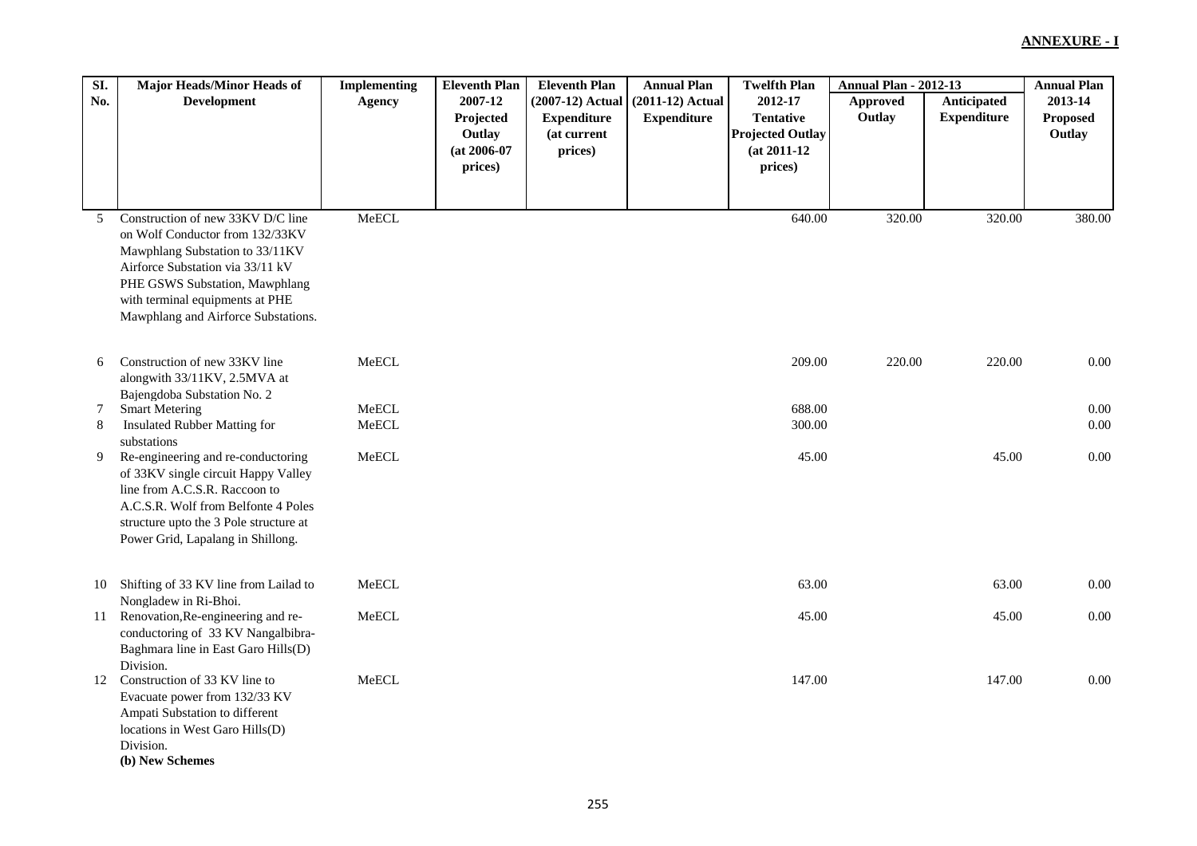**ANNEXURE - I**

| Sl. No. | Major Heads/Minor Heads of Development | Implementing Agency | Eleventh Plan 2007-12 Projected Outlay (at 2006-07 prices) | Eleventh Plan (2007-12) Actual Expenditure (at current prices) | Annual Plan (2011-12) Actual Expenditure | Twelfth Plan 2012-17 Tentative Projected Outlay (at 2011-12 prices) | Annual Plan - 2012-13 | | Annual Plan 2013-14 Proposed Outlay |
|---|---|---|---|---|---|---|---|---|---|
| | | | | | | | Approved Outlay | Anticipated Expenditure | |
| 5 | Construction of new 33KV D/C line on Wolf Conductor from 132/33KV Mawphlang Substation to 33/11KV Airforce Substation via 33/11 kV PHE GSWS Substation, Mawphlang with terminal equipments at PHE Mawphlang and Airforce Substations. | MeECL | | | | 640.00 | 320.00 | 320.00 | 380.00 |
| 6 | Construction of new 33KV line alongwith 33/11KV, 2.5MVA at Bajengdoba Substation No. 2 | MeECL | | | | 209.00 | 220.00 | 220.00 | 0.00 |
| 7 | Smart Metering | MeECL | | | | 688.00 | | | 0.00 |
| 8 | Insulated Rubber Matting for substations | MeECL | | | | 300.00 | | | 0.00 |
| 9 | Re-engineering and re-conductoring of 33KV single circuit Happy Valley line from A.C.S.R. Raccoon to A.C.S.R. Wolf from Belfonte 4 Poles structure upto the 3 Pole structure at Power Grid, Lapalang in Shillong. | MeECL | | | | 45.00 | | 45.00 | 0.00 |
| 10 | Shifting of 33 KV line from Lailad to Nongladew in Ri-Bhoi. | MeECL | | | | 63.00 | | 63.00 | 0.00 |
| 11 | Renovation,Re-engineering and re-conductoring of 33 KV Nangalbibra-Baghmara line in East Garo Hills(D) Division. | MeECL | | | | 45.00 | | 45.00 | 0.00 |
| 12 | Construction of 33 KV line to Evacuate power from 132/33 KV Ampati Substation to different locations in West Garo Hills(D) Division. | MeECL | | | | 147.00 | | 147.00 | 0.00 |
| | **(b) New Schemes** | | | | | | | | |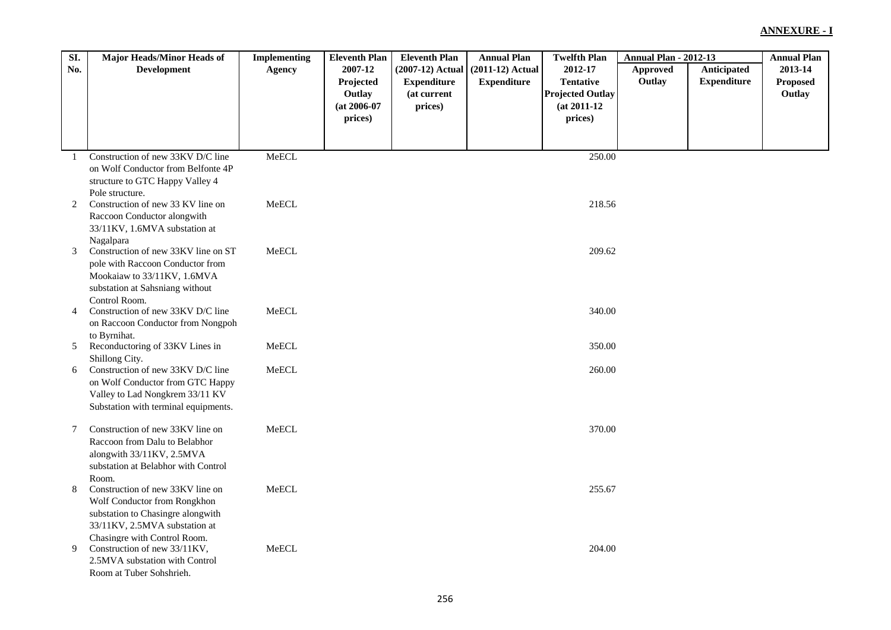**ANNEXURE - I**

| Sl. No. | Major Heads/Minor Heads of Development | Implementing Agency | Eleventh Plan 2007-12 Projected Outlay (at 2006-07 prices) | Eleventh Plan (2007-12) Actual Expenditure (at current prices) | Annual Plan (2011-12) Actual Expenditure | Twelfth Plan 2012-17 Tentative Projected Outlay (at 2011-12 prices) | Annual Plan - 2012-13 | | Annual Plan 2013-14 Proposed Outlay |
|---|---|---|---|---|---|---|---|---|---|
| | | | | | | | Approved Outlay | Anticipated Expenditure | |
| 1 | Construction of new 33KV D/C line on Wolf Conductor from Belfonte 4P structure to GTC Happy Valley 4 Pole structure. | MeECL | | | | 250.00 | | | |
| 2 | Construction of new 33 KV line on Raccoon Conductor alongwith 33/11KV, 1.6MVA substation at Nagalpara | MeECL | | | | 218.56 | | | |
| 3 | Construction of new 33KV line on ST pole with Raccoon Conductor from Mookaiaw to 33/11KV, 1.6MVA substation at Sahsniang without Control Room. | MeECL | | | | 209.62 | | | |
| 4 | Construction of new 33KV D/C line on Raccoon Conductor from Nongpoh to Byrnihat. | MeECL | | | | 340.00 | | | |
| 5 | Reconductoring of 33KV Lines in Shillong City. | MeECL | | | | 350.00 | | | |
| 6 | Construction of new 33KV D/C line on Wolf Conductor from GTC Happy Valley to Lad Nongkrem 33/11 KV Substation with terminal equipments. | MeECL | | | | 260.00 | | | |
| 7 | Construction of new 33KV line on Raccoon from Dalu to Belabhor alongwith 33/11KV, 2.5MVA substation at Belabhor with Control Room. | MeECL | | | | 370.00 | | | |
| 8 | Construction of new 33KV line on Wolf Conductor from Rongkhon substation to Chasingre alongwith 33/11KV, 2.5MVA substation at Chasingre with Control Room. | MeECL | | | | 255.67 | | | |
| 9 | Construction of new 33/11KV, 2.5MVA substation with Control Room at Tuber Sohshrieh. | MeECL | | | | 204.00 | | | |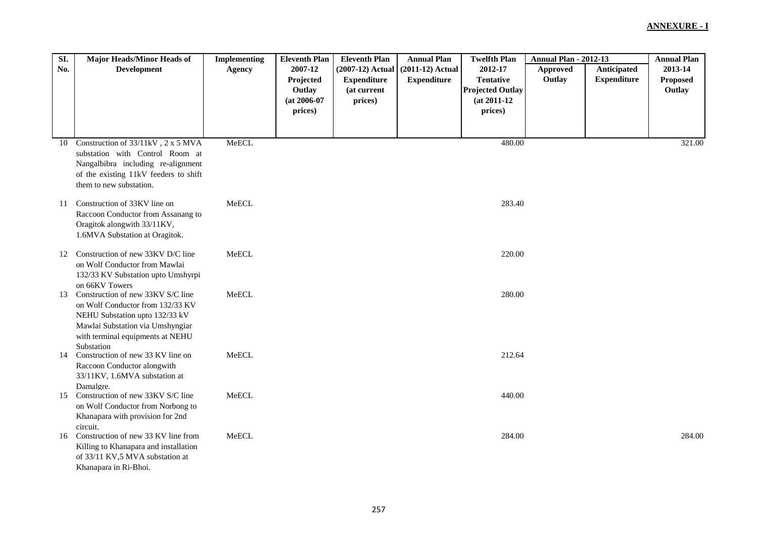**ANNEXURE - I**

| Sl. No. | Major Heads/Minor Heads of Development | Implementing Agency | Eleventh Plan 2007-12 Projected Outlay (at 2006-07 prices) | Eleventh Plan (2007-12) Actual Expenditure (at current prices) | Annual Plan (2011-12) Actual Expenditure | Twelfth Plan 2012-17 Tentative Projected Outlay (at 2011-12 prices) | Annual Plan - 2012-13 | | Annual Plan 2013-14 Proposed Outlay |
|---|---|---|---|---|---|---|---|---|---|
| | | | | | | | Approved Outlay | Anticipated Expenditure | |
| 10 | Construction of 33/11kV , 2 x 5 MVA substation with Control Room at Nangalbibra including re-alignment of the existing 11kV feeders to shift them to new substation. | MeECL | | | | 480.00 | | | 321.00 |
| 11 | Construction of 33KV line on Raccoon Conductor from Assanang to Oragitok alongwith 33/11KV, 1.6MVA Substation at Oragitok. | MeECL | | | | 283.40 | | | |
| 12 | Construction of new 33KV D/C line on Wolf Conductor from Mawlai 132/33 KV Substation upto Umshyrpi on 66KV Towers | MeECL | | | | 220.00 | | | |
| 13 | Construction of new 33KV S/C line on Wolf Conductor from 132/33 KV NEHU Substation upto 132/33 kV Mawlai Substation via Umshyngiar with terminal equipments at NEHU Substation | MeECL | | | | 280.00 | | | |
| 14 | Construction of new 33 KV line on Raccoon Conductor alongwith 33/11KV, 1.6MVA substation at Damalgre. | MeECL | | | | 212.64 | | | |
| 15 | Construction of new 33KV S/C line on Wolf Conductor from Norbong to Khanapara with provision for 2nd circuit. | MeECL | | | | 440.00 | | | |
| 16 | Construction of new 33 KV line from Killing to Khanapara and installation of 33/11 KV,5 MVA substation at Khanapara in Ri-Bhoi. | MeECL | | | | 284.00 | | | 284.00 |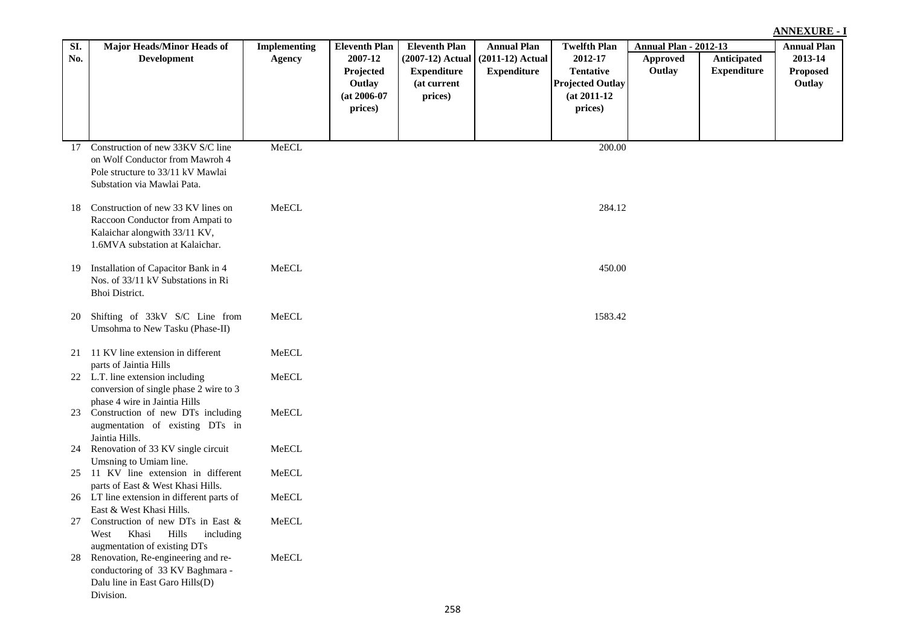**ANNEXURE - I**

| Sl. No. | Major Heads/Minor Heads of Development | Implementing Agency | Eleventh Plan 2007-12 Projected Outlay (at 2006-07 prices) | Eleventh Plan (2007-12) Actual Expenditure (at current prices) | Annual Plan (2011-12) Actual Expenditure | Twelfth Plan 2012-17 Tentative Projected Outlay (at 2011-12 prices) | Annual Plan - 2012-13 | | Annual Plan 2013-14 Proposed Outlay |
|---|---|---|---|---|---|---|---|---|---|
| | | | | | | | Approved Outlay | Anticipated Expenditure | |
| 17 | Construction of new 33KV S/C line on Wolf Conductor from Mawroh 4 Pole structure to 33/11 kV Mawlai Substation via Mawlai Pata. | MeECL | | | | 200.00 | | | |
| 18 | Construction of new 33 KV lines on Raccoon Conductor from Ampati to Kalaichar alongwith 33/11 KV, 1.6MVA substation at Kalaichar. | MeECL | | | | 284.12 | | | |
| 19 | Installation of Capacitor Bank in 4 Nos. of 33/11 kV Substations in Ri Bhoi District. | MeECL | | | | 450.00 | | | |
| 20 | Shifting of 33kV S/C Line from Umsohma to New Tasku (Phase-II) | MeECL | | | | 1583.42 | | | |
| 21 | 11 KV line extension in different parts of Jaintia Hills | MeECL | | | | | | | |
| 22 | L.T. line extension including conversion of single phase 2 wire to 3 phase 4 wire in Jaintia Hills | MeECL | | | | | | | |
| 23 | Construction of new DTs including augmentation of existing DTs in Jaintia Hills. | MeECL | | | | | | | |
| 24 | Renovation of 33 KV single circuit Umsning to Umiam line. | MeECL | | | | | | | |
| 25 | 11 KV line extension in different parts of East & West Khasi Hills. | MeECL | | | | | | | |
| 26 | LT line extension in different parts of East & West Khasi Hills. | MeECL | | | | | | | |
| 27 | Construction of new DTs in East & West Khasi Hills including augmentation of existing DTs | MeECL | | | | | | | |
| 28 | Renovation, Re-engineering and re-conductoring of 33 KV Baghmara - Dalu line in East Garo Hills(D) Division. | MeECL | | | | | | | |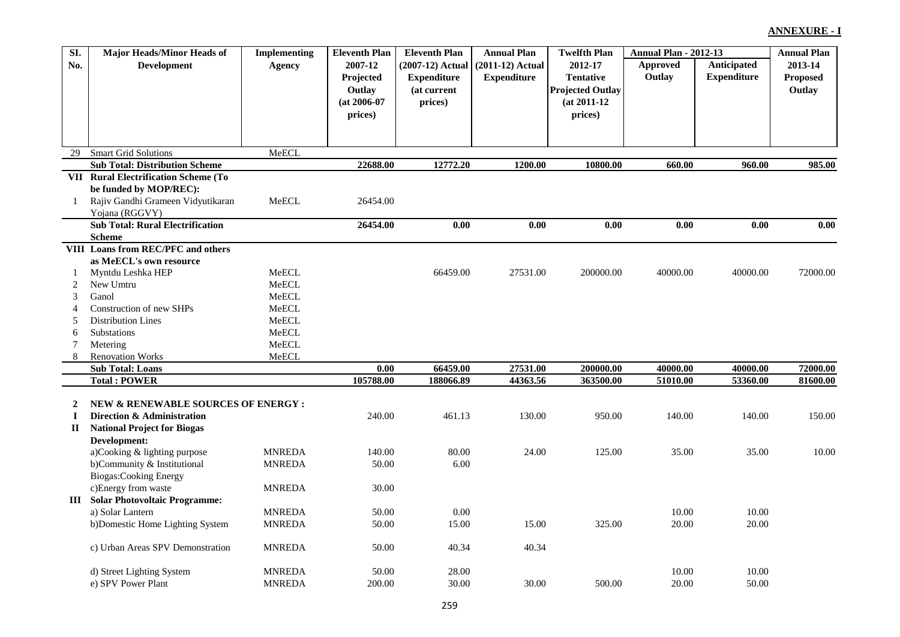**ANNEXURE - I**

| Sl. No. | Major Heads/Minor Heads of Development | Implementing Agency | Eleventh Plan 2007-12 Projected Outlay (at 2006-07 prices) | Eleventh Plan (2007-12) Actual Expenditure (at current prices) | Annual Plan (2011-12) Actual Expenditure | Twelfth Plan 2012-17 Tentative Projected Outlay (at 2011-12 prices) | Annual Plan - 2012-13 Approved Outlay | Annual Plan - 2012-13 Anticipated Expenditure | Annual Plan 2013-14 Proposed Outlay |
|---|---|---|---|---|---|---|---|---|---|
| 29 | Smart Grid Solutions | MeECL | | | | | | | |
| | **Sub Total: Distribution Scheme** | | **22688.00** | **12772.20** | **1200.00** | **10800.00** | **660.00** | **960.00** | **985.00** |
| **VII** | **Rural Electrification Scheme (To be funded by MOP/REC):** | | | | | | | | |
| 1 | Rajiv Gandhi Grameen Vidyutikaran Yojana (RGGVY) | MeECL | 26454.00 | | | | | | |
| | **Sub Total: Rural Electrification Scheme** | | **26454.00** | **0.00** | **0.00** | **0.00** | **0.00** | **0.00** | **0.00** |
| **VIII** | **Loans from REC/PFC and others as MeECL's own resource** | | | | | | | | |
| 1 | Myntdu Leshka HEP | MeECL | | 66459.00 | 27531.00 | 200000.00 | 40000.00 | 40000.00 | 72000.00 |
| 2 | New Umtru | MeECL | | | | | | | |
| 3 | Ganol | MeECL | | | | | | | |
| 4 | Construction of new SHPs | MeECL | | | | | | | |
| 5 | Distribution Lines | MeECL | | | | | | | |
| 6 | Substations | MeECL | | | | | | | |
| 7 | Metering | MeECL | | | | | | | |
| 8 | Renovation Works | MeECL | | | | | | | |
| | **Sub Total: Loans** | | **0.00** | **66459.00** | **27531.00** | **200000.00** | **40000.00** | **40000.00** | **72000.00** |
| | **Total : POWER** | | **105788.00** | **188066.89** | **44363.56** | **363500.00** | **51010.00** | **53360.00** | **81600.00** |
| **2** | **NEW & RENEWABLE SOURCES OF ENERGY :** | | | | | | | | |
| **I** | **Direction & Administration** | | 240.00 | 461.13 | 130.00 | 950.00 | 140.00 | 140.00 | 150.00 |
| **II** | **National Project for Biogas Development:** | | | | | | | | |
| | a)Cooking & lighting purpose | MNREDA | 140.00 | 80.00 | 24.00 | 125.00 | 35.00 | 35.00 | 10.00 |
| | b)Community & Institutional Biogas:Cooking Energy | MNREDA | 50.00 | 6.00 | | | | | |
| | c)Energy from waste | MNREDA | 30.00 | | | | | | |
| **III** | **Solar Photovoltaic Programme:** | | | | | | | | |
| | a) Solar Lantern | MNREDA | 50.00 | 0.00 | | | 10.00 | 10.00 | |
| | b)Domestic Home Lighting System | MNREDA | 50.00 | 15.00 | 15.00 | 325.00 | 20.00 | 20.00 | |
| | c) Urban Areas SPV Demonstration | MNREDA | 50.00 | 40.34 | 40.34 | | | | |
| | d) Street Lighting System | MNREDA | 50.00 | 28.00 | | | 10.00 | 10.00 | |
| | e) SPV Power Plant | MNREDA | 200.00 | 30.00 | 30.00 | 500.00 | 20.00 | 50.00 | |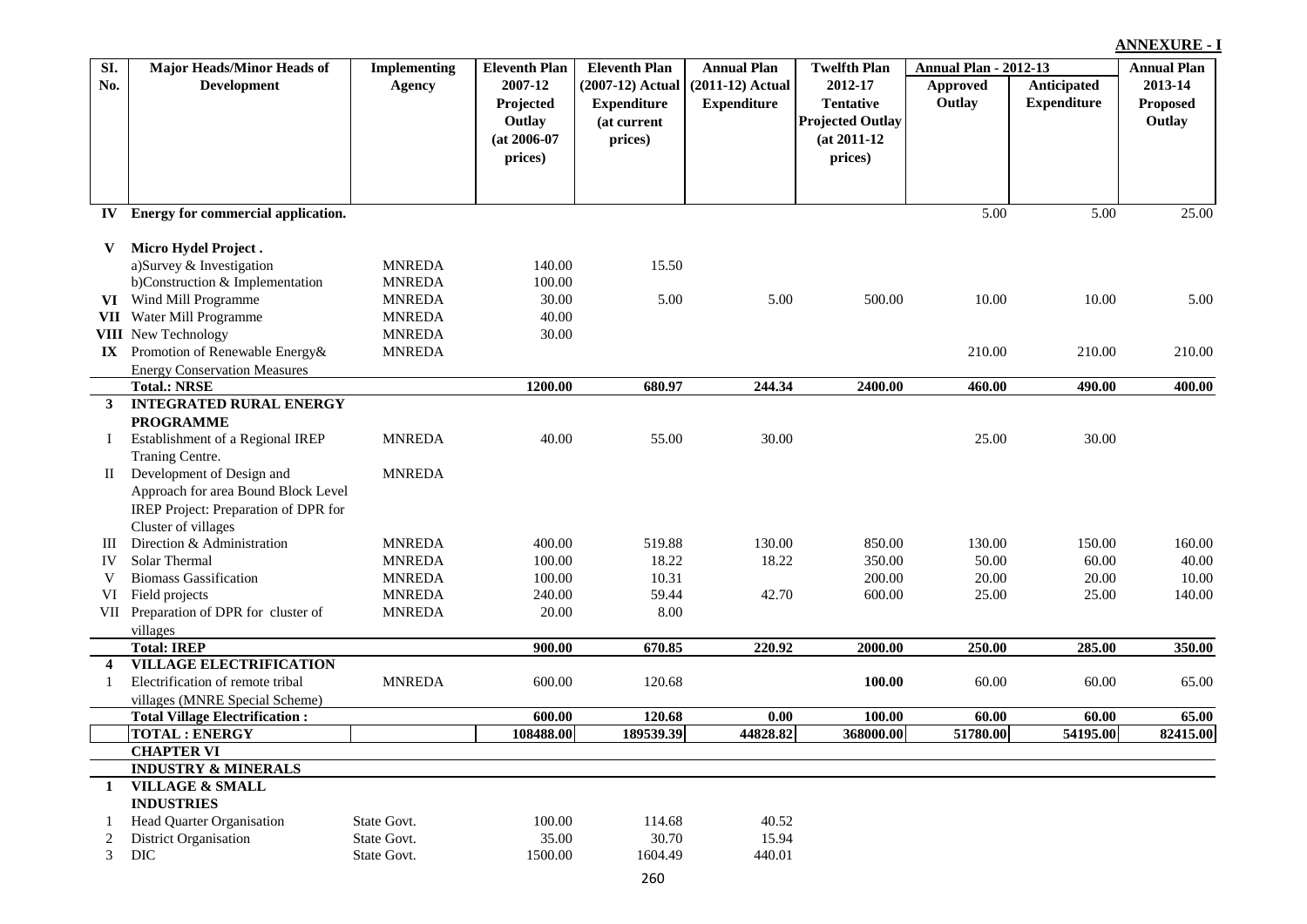**ANNEXURE - I**

| Sl. No. | Major Heads/Minor Heads of Development | Implementing Agency | Eleventh Plan 2007-12 Projected Outlay (at 2006-07 prices) | Eleventh Plan (2007-12) Actual Expenditure (at current prices) | Annual Plan (2011-12) Actual Expenditure | Twelfth Plan 2012-17 Tentative Projected Outlay (at 2011-12 prices) | Annual Plan - 2012-13 Approved Outlay | Annual Plan - 2012-13 Anticipated Expenditure | Annual Plan 2013-14 Proposed Outlay |
|---|---|---|---|---|---|---|---|---|---|
| IV | Energy for commercial application. | | | | | | 5.00 | 5.00 | 25.00 |
| V | Micro Hydel Project . | | | | | | | | |
| | a)Survey & Investigation | MNREDA | 140.00 | 15.50 | | | | | |
| | b)Construction & Implementation | MNREDA | 100.00 | | | | | | |
| VI | Wind Mill Programme | MNREDA | 30.00 | 5.00 | 5.00 | 500.00 | 10.00 | 10.00 | 5.00 |
| VII | Water Mill Programme | MNREDA | 40.00 | | | | | | |
| VIII | New Technology | MNREDA | 30.00 | | | | | | |
| IX | Promotion of Renewable Energy& Energy Conservation Measures | MNREDA | | | | | 210.00 | 210.00 | 210.00 |
| | **Total.: NRSE** | | **1200.00** | **680.97** | **244.34** | **2400.00** | **460.00** | **490.00** | **400.00** |
| **3** | **INTEGRATED RURAL ENERGY PROGRAMME** | | | | | | | | |
| I | Establishment of a Regional IREP Traning Centre. | MNREDA | 40.00 | 55.00 | 30.00 | | 25.00 | 30.00 | |
| II | Development of Design and Approach for area Bound Block Level IREP Project: Preparation of DPR for Cluster of villages | MNREDA | | | | | | | |
| III | Direction & Administration | MNREDA | 400.00 | 519.88 | 130.00 | 850.00 | 130.00 | 150.00 | 160.00 |
| IV | Solar Thermal | MNREDA | 100.00 | 18.22 | 18.22 | 350.00 | 50.00 | 60.00 | 40.00 |
| V | Biomass Gassification | MNREDA | 100.00 | 10.31 | | 200.00 | 20.00 | 20.00 | 10.00 |
| VI | Field projects | MNREDA | 240.00 | 59.44 | 42.70 | 600.00 | 25.00 | 25.00 | 140.00 |
| VII | Preparation of DPR for cluster of villages | MNREDA | 20.00 | 8.00 | | | | | |
| | **Total: IREP** | | **900.00** | **670.85** | **220.92** | **2000.00** | **250.00** | **285.00** | **350.00** |
| **4** | **VILLAGE ELECTRIFICATION** | | | | | | | | |
| 1 | Electrification of remote tribal villages (MNRE Special Scheme) | MNREDA | 600.00 | 120.68 | | **100.00** | 60.00 | 60.00 | 65.00 |
| | **Total Village Electrification :** | | **600.00** | **120.68** | **0.00** | **100.00** | **60.00** | **60.00** | **65.00** |
| | **TOTAL : ENERGY** | | **108488.00** | **189539.39** | **44828.82** | **368000.00** | **51780.00** | **54195.00** | **82415.00** |
| | **CHAPTER VI** | | | | | | | | |
| | **INDUSTRY & MINERALS** | | | | | | | | |
| **1** | **VILLAGE & SMALL INDUSTRIES** | | | | | | | | |
| 1 | Head Quarter Organisation | State Govt. | 100.00 | 114.68 | 40.52 | | | | |
| 2 | District Organisation | State Govt. | 35.00 | 30.70 | 15.94 | | | | |
| 3 | DIC | State Govt. | 1500.00 | 1604.49 | 440.01 | | | | |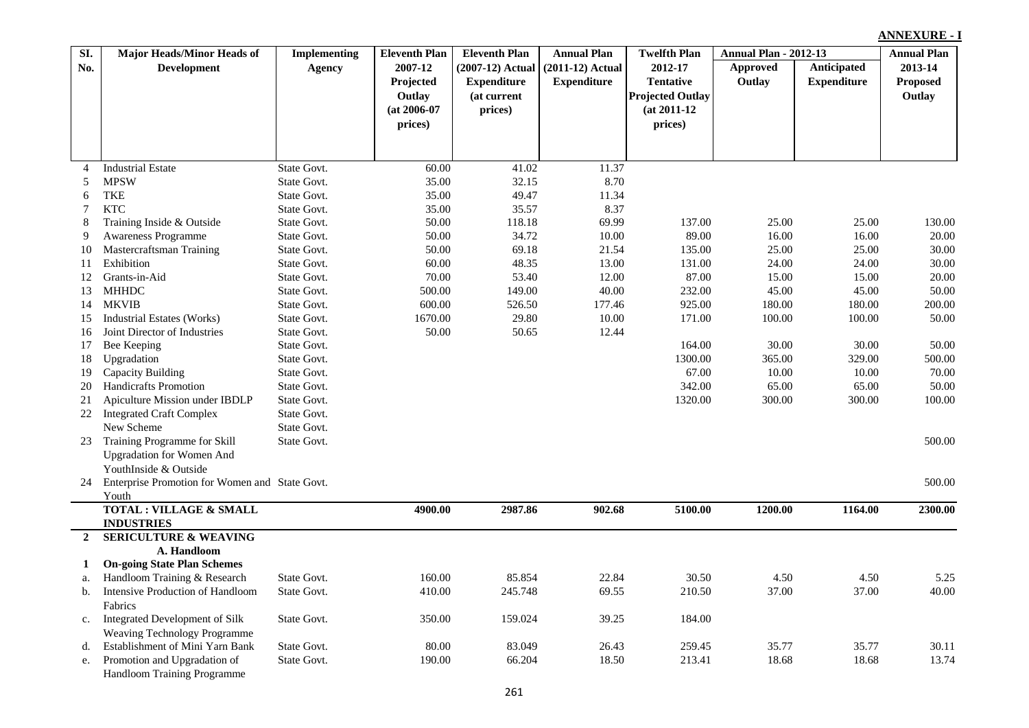**ANNEXURE - I**

| Sl. No. | Major Heads/Minor Heads of Development | Implementing Agency | Eleventh Plan 2007-12 Projected Outlay (at 2006-07 prices) | Eleventh Plan (2007-12) Actual Expenditure (at current prices) | Annual Plan (2011-12) Actual Expenditure | Twelfth Plan 2012-17 Tentative Projected Outlay (at 2011-12 prices) | Annual Plan - 2012-13 Approved Outlay | Annual Plan - 2012-13 Anticipated Expenditure | Annual Plan 2013-14 Proposed Outlay |
|---|---|---|---|---|---|---|---|---|---|
| 4 | Industrial Estate | State Govt. | 60.00 | 41.02 | 11.37 | | | | |
| 5 | MPSW | State Govt. | 35.00 | 32.15 | 8.70 | | | | |
| 6 | TKE | State Govt. | 35.00 | 49.47 | 11.34 | | | | |
| 7 | KTC | State Govt. | 35.00 | 35.57 | 8.37 | | | | |
| 8 | Training Inside & Outside | State Govt. | 50.00 | 118.18 | 69.99 | 137.00 | 25.00 | 25.00 | 130.00 |
| 9 | Awareness Programme | State Govt. | 50.00 | 34.72 | 10.00 | 89.00 | 16.00 | 16.00 | 20.00 |
| 10 | Mastercraftsman Training | State Govt. | 50.00 | 69.18 | 21.54 | 135.00 | 25.00 | 25.00 | 30.00 |
| 11 | Exhibition | State Govt. | 60.00 | 48.35 | 13.00 | 131.00 | 24.00 | 24.00 | 30.00 |
| 12 | Grants-in-Aid | State Govt. | 70.00 | 53.40 | 12.00 | 87.00 | 15.00 | 15.00 | 20.00 |
| 13 | MHHDC | State Govt. | 500.00 | 149.00 | 40.00 | 232.00 | 45.00 | 45.00 | 50.00 |
| 14 | MKVIB | State Govt. | 600.00 | 526.50 | 177.46 | 925.00 | 180.00 | 180.00 | 200.00 |
| 15 | Industrial Estates (Works) | State Govt. | 1670.00 | 29.80 | 10.00 | 171.00 | 100.00 | 100.00 | 50.00 |
| 16 | Joint Director of Industries | State Govt. | 50.00 | 50.65 | 12.44 | | | | |
| 17 | Bee Keeping | State Govt. | | | | 164.00 | 30.00 | 30.00 | 50.00 |
| 18 | Upgradation | State Govt. | | | | 1300.00 | 365.00 | 329.00 | 500.00 |
| 19 | Capacity Building | State Govt. | | | | 67.00 | 10.00 | 10.00 | 70.00 |
| 20 | Handicrafts Promotion | State Govt. | | | | 342.00 | 65.00 | 65.00 | 50.00 |
| 21 | Apiculture Mission under IBDLP | State Govt. | | | | 1320.00 | 300.00 | 300.00 | 100.00 |
| 22 | Integrated Craft Complex | State Govt. | | | | | | | |
| | New Scheme | State Govt. | | | | | | | |
| 23 | Training Programme for Skill Upgradation for Women And YouthInside & Outside | State Govt. | | | | | | | 500.00 |
| 24 | Enterprise Promotion for Women and Youth | State Govt. | | | | | | | 500.00 |
| | **TOTAL : VILLAGE & SMALL INDUSTRIES** | | **4900.00** | **2987.86** | **902.68** | **5100.00** | **1200.00** | **1164.00** | **2300.00** |
| **2** | **SERICULTURE & WEAVING** | | | | | | | | |
| | **A. Handloom** | | | | | | | | |
| **1** | **On-going State Plan Schemes** | | | | | | | | |
| a. | Handloom Training & Research | State Govt. | 160.00 | 85.854 | 22.84 | 30.50 | 4.50 | 4.50 | 5.25 |
| b. | Intensive Production of Handloom Fabrics | State Govt. | 410.00 | 245.748 | 69.55 | 210.50 | 37.00 | 37.00 | 40.00 |
| c. | Integrated Development of Silk Weaving Technology Programme | State Govt. | 350.00 | 159.024 | 39.25 | 184.00 | | | |
| d. | Establishment of Mini Yarn Bank | State Govt. | 80.00 | 83.049 | 26.43 | 259.45 | 35.77 | 35.77 | 30.11 |
| e. | Promotion and Upgradation of Handloom Training Programme | State Govt. | 190.00 | 66.204 | 18.50 | 213.41 | 18.68 | 18.68 | 13.74 |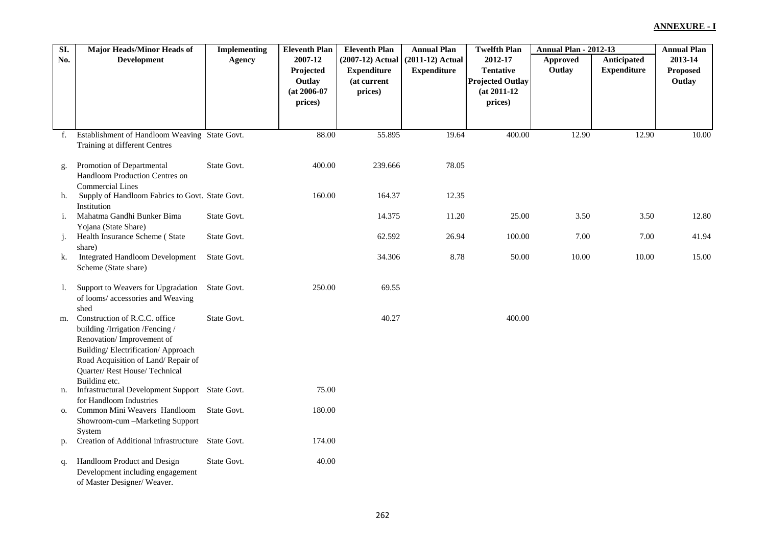**ANNEXURE - I**

| Sl. No. | Major Heads/Minor Heads of Development | Implementing Agency | Eleventh Plan 2007-12 Projected Outlay (at 2006-07 prices) | Eleventh Plan (2007-12) Actual Expenditure (at current prices) | Annual Plan (2011-12) Actual Expenditure | Twelfth Plan 2012-17 Tentative Projected Outlay (at 2011-12 prices) | Annual Plan - 2012-13 Approved Outlay | Annual Plan - 2012-13 Anticipated Expenditure | Annual Plan 2013-14 Proposed Outlay |
|---|---|---|---|---|---|---|---|---|---|
| f. | Establishment of Handloom Weaving Training at different Centres | State Govt. | 88.00 | 55.895 | 19.64 | 400.00 | 12.90 | 12.90 | 10.00 |
| g. | Promotion of Departmental Handloom Production Centres on Commercial Lines | State Govt. | 400.00 | 239.666 | 78.05 | | | | |
| h. | Supply of Handloom Fabrics to Govt. Institution | State Govt. | 160.00 | 164.37 | 12.35 | | | | |
| i. | Mahatma Gandhi Bunker Bima Yojana (State Share) | State Govt. | | 14.375 | 11.20 | 25.00 | 3.50 | 3.50 | 12.80 |
| j. | Health Insurance Scheme ( State share) | State Govt. | | 62.592 | 26.94 | 100.00 | 7.00 | 7.00 | 41.94 |
| k. | Integrated Handloom Development Scheme (State share) | State Govt. | | 34.306 | 8.78 | 50.00 | 10.00 | 10.00 | 15.00 |
| l. | Support to Weavers for Upgradation of looms/ accessories and Weaving shed | State Govt. | 250.00 | 69.55 | | | | | |
| m. | Construction of R.C.C. office building /Irrigation /Fencing / Renovation/ Improvement of Building/ Electrification/ Approach Road Acquisition of Land/ Repair of Quarter/ Rest House/ Technical Building etc. | State Govt. | | 40.27 | | 400.00 | | | |
| n. | Infrastructural Development Support for Handloom Industries | State Govt. | 75.00 | | | | | | |
| o. | Common Mini Weavers Handloom Showroom-cum –Marketing Support System | State Govt. | 180.00 | | | | | | |
| p. | Creation of Additional infrastructure | State Govt. | 174.00 | | | | | | |
| q. | Handloom Product and Design Development including engagement of Master Designer/ Weaver. | State Govt. | 40.00 | | | | | | |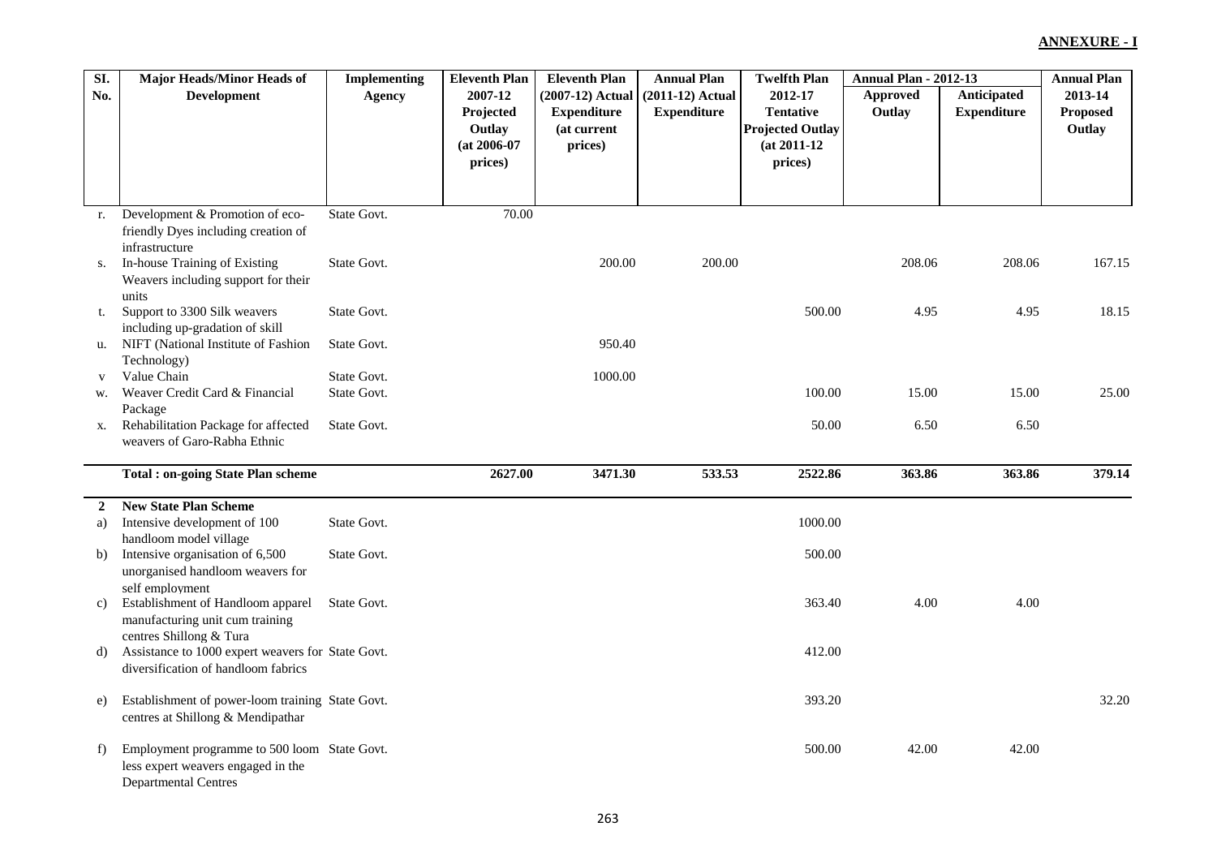**ANNEXURE - I**

| Sl. No. | Major Heads/Minor Heads of Development | Implementing Agency | Eleventh Plan 2007-12 Projected Outlay (at 2006-07 prices) | Eleventh Plan (2007-12) Actual Expenditure (at current prices) | Annual Plan (2011-12) Actual Expenditure | Twelfth Plan 2012-17 Tentative Projected Outlay (at 2011-12 prices) | Annual Plan - 2012-13 | | Annual Plan 2013-14 Proposed Outlay |
|---|---|---|---|---|---|---|---|---|---|
| | | | | | | | Approved Outlay | Anticipated Expenditure | |
| r. | Development & Promotion of eco-friendly Dyes including creation of infrastructure | State Govt. | 70.00 | | | | | | |
| s. | In-house Training of Existing Weavers including support for their units | State Govt. | | 200.00 | 200.00 | | 208.06 | 208.06 | 167.15 |
| t. | Support to 3300 Silk weavers including up-gradation of skill | State Govt. | | | | 500.00 | 4.95 | 4.95 | 18.15 |
| u. | NIFT (National Institute of Fashion Technology) | State Govt. | | 950.40 | | | | | |
| v | Value Chain | State Govt. | | 1000.00 | | | | | |
| w. | Weaver Credit Card & Financial Package | State Govt. | | | | 100.00 | 15.00 | 15.00 | 25.00 |
| x. | Rehabilitation Package for affected weavers of Garo-Rabha Ethnic | State Govt. | | | | 50.00 | 6.50 | 6.50 | |
| | **Total : on-going State Plan scheme** | | **2627.00** | **3471.30** | **533.53** | **2522.86** | **363.86** | **363.86** | **379.14** |
| **2** | **New State Plan Scheme** | | | | | | | | |
| a) | Intensive development of 100 handloom model village | State Govt. | | | | 1000.00 | | | |
| b) | Intensive organisation of 6,500 unorganised handloom weavers for self employment | State Govt. | | | | 500.00 | | | |
| c) | Establishment of Handloom apparel manufacturing unit cum training centres Shillong & Tura | State Govt. | | | | 363.40 | 4.00 | 4.00 | |
| d) | Assistance to 1000 expert weavers for diversification of handloom fabrics | State Govt. | | | | 412.00 | | | |
| e) | Establishment of power-loom training centres at Shillong & Mendipathar | State Govt. | | | | 393.20 | | | 32.20 |
| f) | Employment programme to 500 loom less expert weavers engaged in the Departmental Centres | State Govt. | | | | 500.00 | 42.00 | 42.00 | |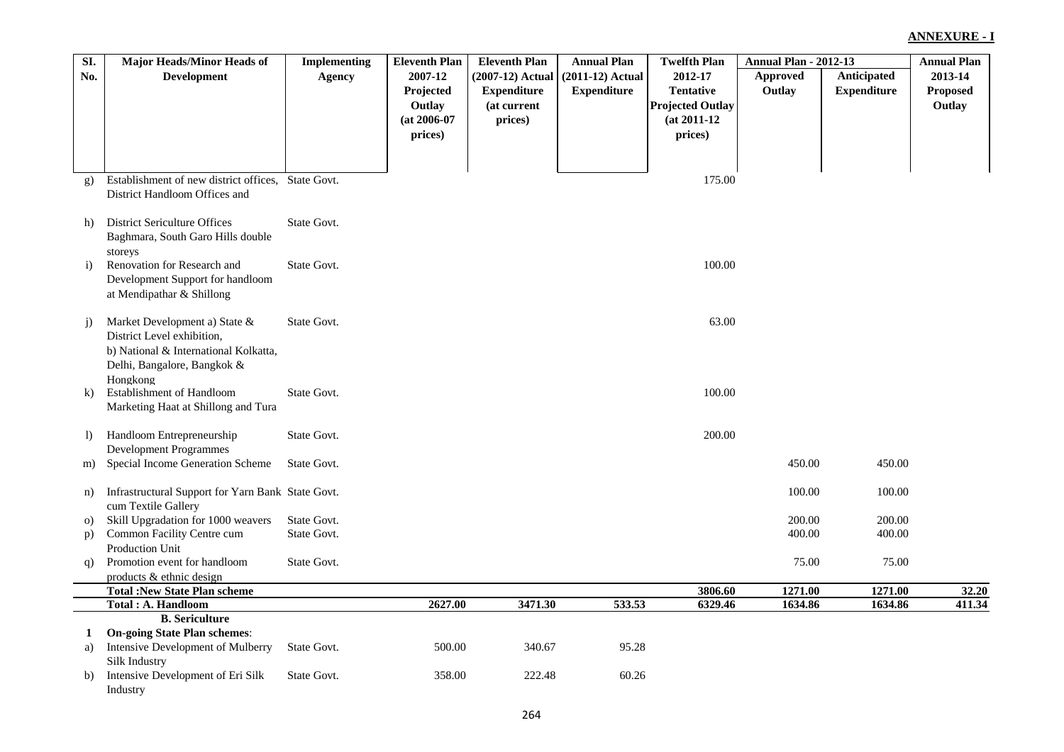**ANNEXURE - I**

| Sl. No. | Major Heads/Minor Heads of Development | Implementing Agency | Eleventh Plan 2007-12 Projected Outlay (at 2006-07 prices) | Eleventh Plan (2007-12) Actual Expenditure (at current prices) | Annual Plan (2011-12) Actual Expenditure | Twelfth Plan 2012-17 Tentative Projected Outlay (at 2011-12 prices) | Annual Plan - 2012-13 Approved Outlay | Annual Plan - 2012-13 Anticipated Expenditure | Annual Plan 2013-14 Proposed Outlay |
|---|---|---|---|---|---|---|---|---|---|
| g) | Establishment of new district offices, District Handloom Offices and | State Govt. | | | | 175.00 | | | |
| h) | District Sericulture Offices Baghmara, South Garo Hills double storeys | State Govt. | | | | | | | |
| i) | Renovation for Research and Development Support for handloom at Mendipathar & Shillong | State Govt. | | | | 100.00 | | | |
| j) | Market Development a) State & District Level exhibition, b) National & International Kolkatta, Delhi, Bangalore, Bangkok & Hongkong | State Govt. | | | | 63.00 | | | |
| k) | Establishment of Handloom Marketing Haat at Shillong and Tura | State Govt. | | | | 100.00 | | | |
| l) | Handloom Entrepreneurship Development Programmes | State Govt. | | | | 200.00 | | | |
| m) | Special Income Generation Scheme | State Govt. | | | | | 450.00 | 450.00 | |
| n) | Infrastructural Support for Yarn Bank cum Textile Gallery | State Govt. | | | | | 100.00 | 100.00 | |
| o) | Skill Upgradation for 1000 weavers | State Govt. | | | | | 200.00 | 200.00 | |
| p) | Common Facility Centre cum Production Unit | State Govt. | | | | | 400.00 | 400.00 | |
| q) | Promotion event for handloom products & ethnic design | State Govt. | | | | | 75.00 | 75.00 | |
| | **Total :New State Plan scheme** | | | | | **3806.60** | **1271.00** | **1271.00** | **32.20** |
| | **Total : A. Handloom** | | **2627.00** | **3471.30** | **533.53** | **6329.46** | **1634.86** | **1634.86** | **411.34** |
| | **B. Sericulture** | | | | | | | | |
| **1** | **On-going State Plan schemes**: | | | | | | | | |
| a) | Intensive Development of Mulberry Silk Industry | State Govt. | 500.00 | 340.67 | 95.28 | | | | |
| b) | Intensive Development of Eri Silk Industry | State Govt. | 358.00 | 222.48 | 60.26 | | | | |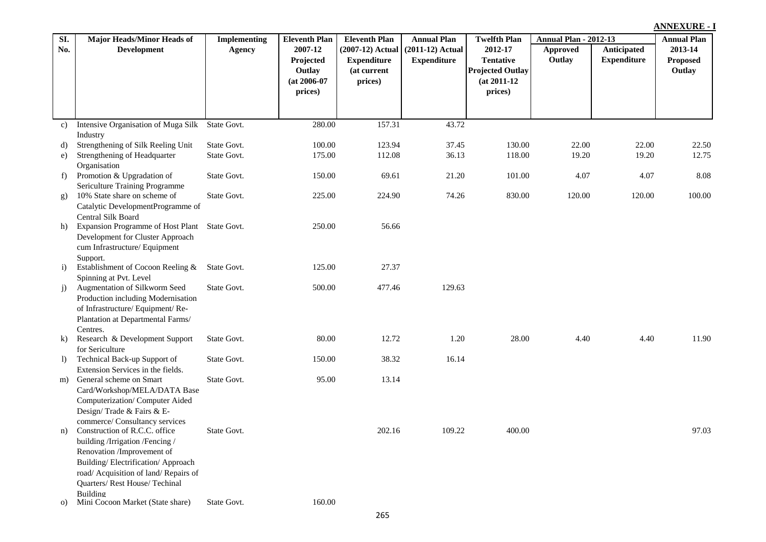**ANNEXURE - I**

| Sl. No. | Major Heads/Minor Heads of Development | Implementing Agency | Eleventh Plan 2007-12 Projected Outlay (at 2006-07 prices) | Eleventh Plan (2007-12) Actual Expenditure (at current prices) | Annual Plan (2011-12) Actual Expenditure | Twelfth Plan 2012-17 Tentative Projected Outlay (at 2011-12 prices) | Annual Plan - 2012-13 | | Annual Plan 2013-14 Proposed Outlay |
|---|---|---|---|---|---|---|---|---|---|
| | | | | | | | Approved Outlay | Anticipated Expenditure | |
| c) | Intensive Organisation of Muga Silk Industry | State Govt. | 280.00 | 157.31 | 43.72 | | | | |
| d) | Strengthening of Silk Reeling Unit | State Govt. | 100.00 | 123.94 | 37.45 | 130.00 | 22.00 | 22.00 | 22.50 |
| e) | Strengthening of Headquarter Organisation | State Govt. | 175.00 | 112.08 | 36.13 | 118.00 | 19.20 | 19.20 | 12.75 |
| f) | Promotion & Upgradation of Sericulture Training Programme | State Govt. | 150.00 | 69.61 | 21.20 | 101.00 | 4.07 | 4.07 | 8.08 |
| g) | 10% State share on scheme of Catalytic DevelopmentProgramme of Central Silk Board | State Govt. | 225.00 | 224.90 | 74.26 | 830.00 | 120.00 | 120.00 | 100.00 |
| h) | Expansion Programme of Host Plant Development for Cluster Approach cum Infrastructure/ Equipment Support. | State Govt. | 250.00 | 56.66 | | | | | |
| i) | Establishment of Cocoon Reeling & Spinning at Pvt. Level | State Govt. | 125.00 | 27.37 | | | | | |
| j) | Augmentation of Silkworm Seed Production including Modernisation of Infrastructure/ Equipment/ Re-Plantation at Departmental Farms/ Centres. | State Govt. | 500.00 | 477.46 | 129.63 | | | | |
| k) | Research & Development Support for Sericulture | State Govt. | 80.00 | 12.72 | 1.20 | 28.00 | 4.40 | 4.40 | 11.90 |
| l) | Technical Back-up Support of Extension Services in the fields. | State Govt. | 150.00 | 38.32 | 16.14 | | | | |
| m) | General scheme on Smart Card/Workshop/MELA/DATA Base Computerization/ Computer Aided Design/ Trade & Fairs & E-commerce/ Consultancy services | State Govt. | 95.00 | 13.14 | | | | | |
| n) | Construction of R.C.C. office building /Irrigation /Fencing / Renovation /Improvement of Building/ Electrification/ Approach road/ Acquisition of land/ Repairs of Quarters/ Rest House/ Techinal Building | State Govt. | | 202.16 | 109.22 | 400.00 | | | 97.03 |
| o) | Mini Cocoon Market (State share) | State Govt. | 160.00 | | | | | | |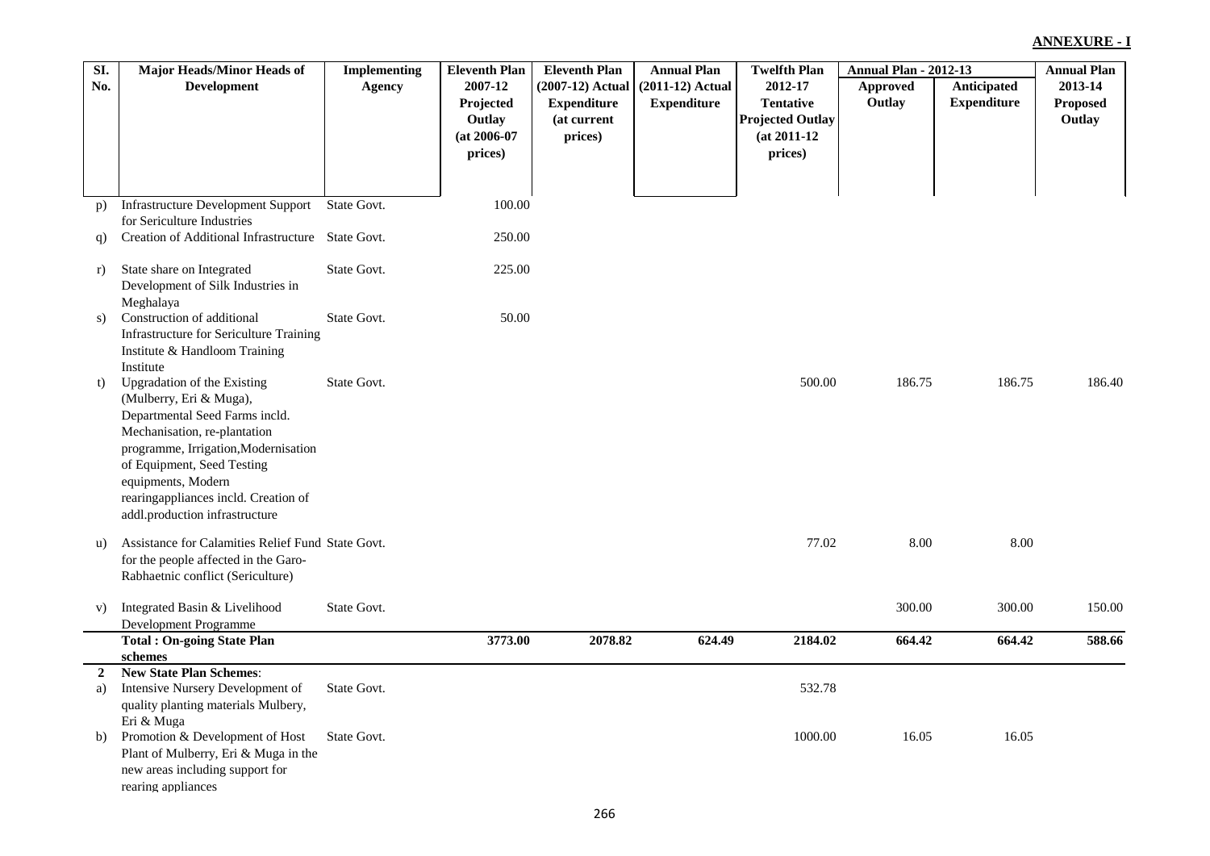**ANNEXURE - I**

| Sl. No. | Major Heads/Minor Heads of Development | Implementing Agency | Eleventh Plan 2007-12 Projected Outlay (at 2006-07 prices) | Eleventh Plan (2007-12) Actual Expenditure (at current prices) | Annual Plan (2011-12) Actual Expenditure | Twelfth Plan 2012-17 Tentative Projected Outlay (at 2011-12 prices) | Annual Plan - 2012-13 Approved Outlay | Annual Plan - 2012-13 Anticipated Expenditure | Annual Plan 2013-14 Proposed Outlay |
|---|---|---|---|---|---|---|---|---|---|
| p) | Infrastructure Development Support for Sericulture Industries | State Govt. | 100.00 | | | | | | |
| q) | Creation of Additional Infrastructure | State Govt. | 250.00 | | | | | | |
| r) | State share on Integrated Development of Silk Industries in Meghalaya | State Govt. | 225.00 | | | | | | |
| s) | Construction of additional Infrastructure for Sericulture Training Institute & Handloom Training Institute | State Govt. | 50.00 | | | | | | |
| t) | Upgradation of the Existing (Mulberry, Eri & Muga), Departmental Seed Farms incld. Mechanisation, re-plantation programme, Irrigation,Modernisation of Equipment, Seed Testing equipments, Modern rearingappliances incld. Creation of addl.production infrastructure | State Govt. | | | | 500.00 | 186.75 | 186.75 | 186.40 |
| u) | Assistance for Calamities Relief Fund for the people affected in the Garo-Rabhaetnic conflict (Sericulture) | State Govt. | | | | 77.02 | 8.00 | 8.00 | |
| v) | Integrated Basin & Livelihood Development Programme | State Govt. | | | | | 300.00 | 300.00 | 150.00 |
| | **Total : On-going State Plan schemes** | | **3773.00** | **2078.82** | **624.49** | **2184.02** | **664.42** | **664.42** | **588.66** |
| **2** | **New State Plan Schemes**: | | | | | | | | |
| a) | Intensive Nursery Development of quality planting materials Mulberry, Eri & Muga | State Govt. | | | | 532.78 | | | |
| b) | Promotion & Development of Host Plant of Mulberry, Eri & Muga in the new areas including support for rearing appliances | State Govt. | | | | 1000.00 | 16.05 | 16.05 | |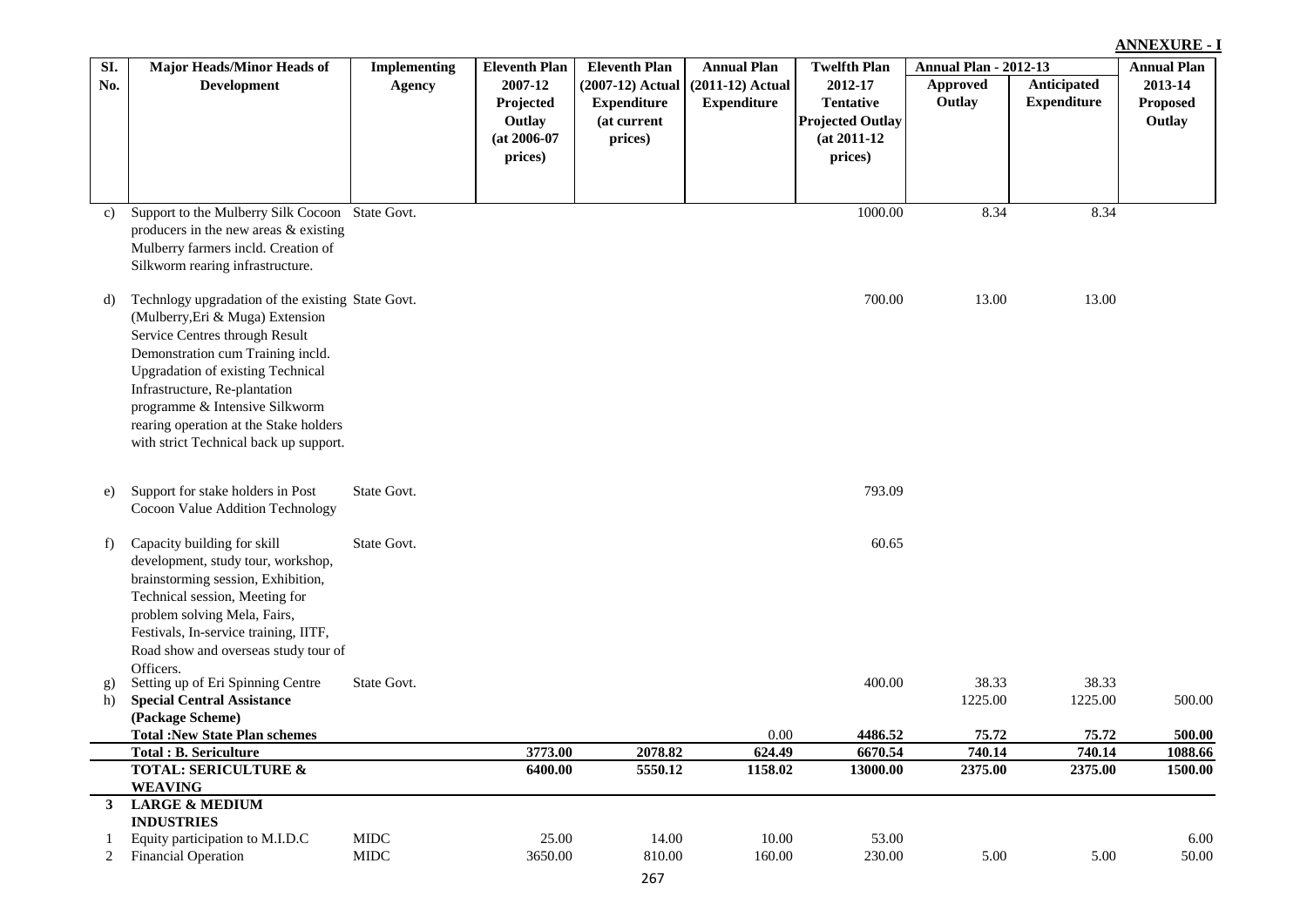**ANNEXURE - I**

| Sl. No. | Major Heads/Minor Heads of Development | Implementing Agency | Eleventh Plan 2007-12 Projected Outlay (at 2006-07 prices) | Eleventh Plan (2007-12) Actual Expenditure (at current prices) | Annual Plan (2011-12) Actual Expenditure | Twelfth Plan 2012-17 Tentative Projected Outlay (at 2011-12 prices) | Annual Plan - 2012-13 | | Annual Plan 2013-14 Proposed Outlay |
|---|---|---|---|---|---|---|---|---|---|
| | | | | | | | Approved Outlay | Anticipated Expenditure | |
| c) | Support to the Mulberry Silk Cocoon producers in the new areas & existing Mulberry farmers incld. Creation of Silkworm rearing infrastructure. | State Govt. | | | | 1000.00 | 8.34 | 8.34 | |
| d) | Technlogy upgradation of the existing (Mulberry,Eri & Muga) Extension Service Centres through Result Demonstration cum Training incld. Upgradation of existing Technical Infrastructure, Re-plantation programme & Intensive Silkworm rearing operation at the Stake holders with strict Technical back up support. | State Govt. | | | | 700.00 | 13.00 | 13.00 | |
| e) | Support for stake holders in Post Cocoon Value Addition Technology | State Govt. | | | | 793.09 | | | |
| f) | Capacity building for skill development, study tour, workshop, brainstorming session, Exhibition, Technical session, Meeting for problem solving Mela, Fairs, Festivals, In-service training, IITF, Road show and overseas study tour of Officers. | State Govt. | | | | 60.65 | | | |
| g) | Setting up of Eri Spinning Centre | State Govt. | | | | 400.00 | 38.33 | 38.33 | |
| h) | **Special Central Assistance (Package Scheme)** | | | | | | 1225.00 | 1225.00 | 500.00 |
| | **Total :New State Plan schemes** | | | | 0.00 | **4486.52** | **75.72** | **75.72** | **500.00** |
| | **Total : B. Sericulture** | | **3773.00** | **2078.82** | **624.49** | **6670.54** | **740.14** | **740.14** | **1088.66** |
| | **TOTAL: SERICULTURE & WEAVING** | | **6400.00** | **5550.12** | **1158.02** | **13000.00** | **2375.00** | **2375.00** | **1500.00** |
| **3** | **LARGE & MEDIUM INDUSTRIES** | | | | | | | | |
| 1 | Equity participation to M.I.D.C | MIDC | 25.00 | 14.00 | 10.00 | 53.00 | | | 6.00 |
| 2 | Financial Operation | MIDC | 3650.00 | 810.00 | 160.00 | 230.00 | 5.00 | 5.00 | 50.00 |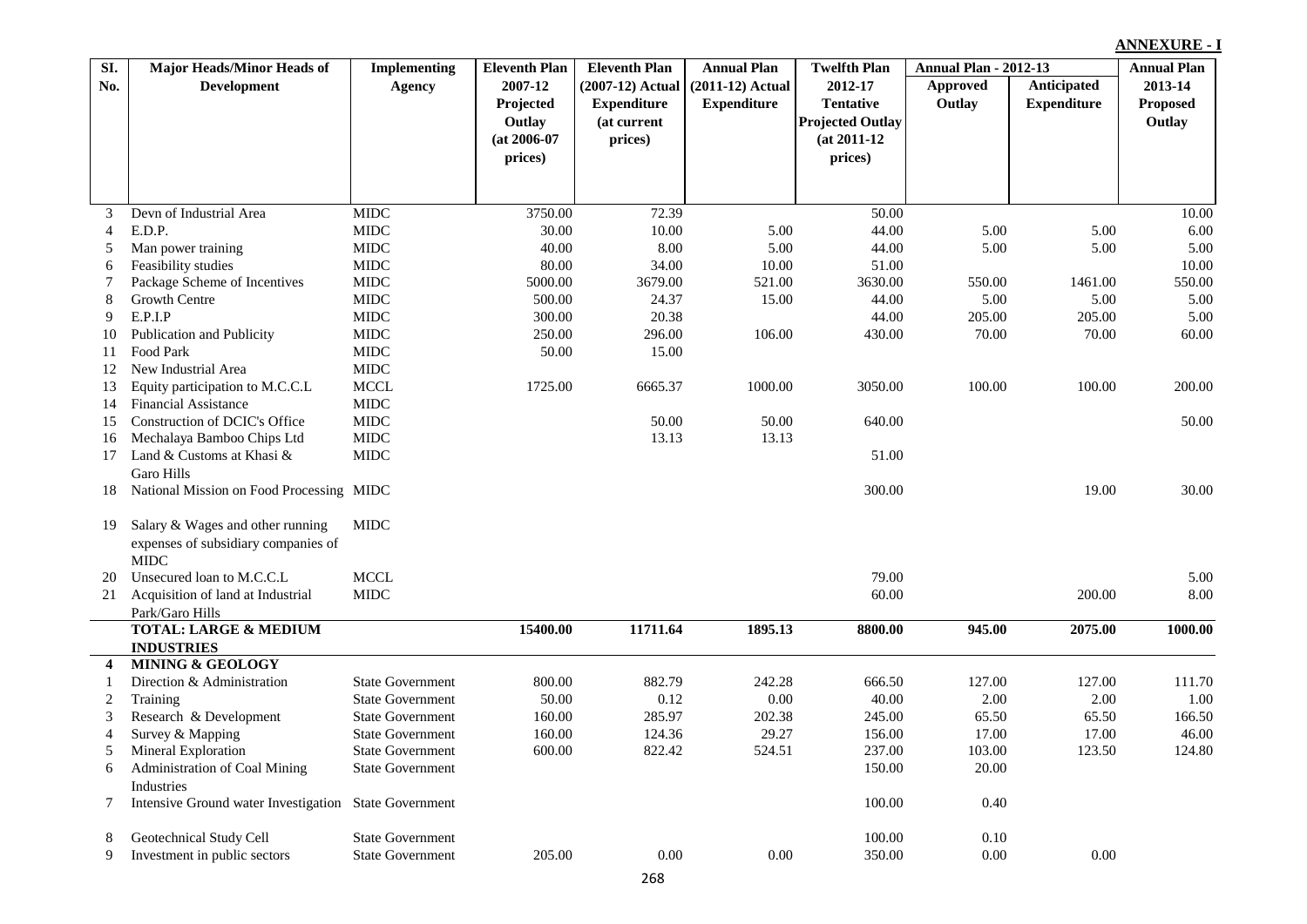**ANNEXURE - I**

| Sl. No. | Major Heads/Minor Heads of Development | Implementing Agency | Eleventh Plan 2007-12 Projected Outlay (at 2006-07 prices) | Eleventh Plan (2007-12) Actual Expenditure (at current prices) | Annual Plan (2011-12) Actual Expenditure | Twelfth Plan 2012-17 Tentative Projected Outlay (at 2011-12 prices) | Annual Plan - 2012-13 | | Annual Plan 2013-14 Proposed Outlay |
|---|---|---|---|---|---|---|---|---|---|
| | | | | | | | Approved Outlay | Anticipated Expenditure | |
| 3 | Devn of Industrial Area | MIDC | 3750.00 | 72.39 | | 50.00 | | | 10.00 |
| 4 | E.D.P. | MIDC | 30.00 | 10.00 | 5.00 | 44.00 | 5.00 | 5.00 | 6.00 |
| 5 | Man power training | MIDC | 40.00 | 8.00 | 5.00 | 44.00 | 5.00 | 5.00 | 5.00 |
| 6 | Feasibility studies | MIDC | 80.00 | 34.00 | 10.00 | 51.00 | | | 10.00 |
| 7 | Package Scheme of Incentives | MIDC | 5000.00 | 3679.00 | 521.00 | 3630.00 | 550.00 | 1461.00 | 550.00 |
| 8 | Growth Centre | MIDC | 500.00 | 24.37 | 15.00 | 44.00 | 5.00 | 5.00 | 5.00 |
| 9 | E.P.I.P | MIDC | 300.00 | 20.38 | | 44.00 | 205.00 | 205.00 | 5.00 |
| 10 | Publication and Publicity | MIDC | 250.00 | 296.00 | 106.00 | 430.00 | 70.00 | 70.00 | 60.00 |
| 11 | Food Park | MIDC | 50.00 | 15.00 | | | | | |
| 12 | New Industrial Area | MIDC | | | | | | | |
| 13 | Equity participation to M.C.C.L | MCCL | 1725.00 | 6665.37 | 1000.00 | 3050.00 | 100.00 | 100.00 | 200.00 |
| 14 | Financial Assistance | MIDC | | | | | | | |
| 15 | Construction of DCIC's Office | MIDC | | 50.00 | 50.00 | 640.00 | | | 50.00 |
| 16 | Mechalaya Bamboo Chips Ltd | MIDC | | 13.13 | 13.13 | | | | |
| 17 | Land & Customs at Khasi & Garo Hills | MIDC | | | | 51.00 | | | |
| 18 | National Mission on Food Processing | MIDC | | | | 300.00 | | 19.00 | 30.00 |
| 19 | Salary & Wages and other running expenses of subsidiary companies of MIDC | MIDC | | | | | | | |
| 20 | Unsecured loan to M.C.C.L | MCCL | | | | 79.00 | | | 5.00 |
| 21 | Acquisition of land at Industrial Park/Garo Hills | MIDC | | | | 60.00 | | 200.00 | 8.00 |
| | **TOTAL: LARGE & MEDIUM INDUSTRIES** | | **15400.00** | **11711.64** | **1895.13** | **8800.00** | **945.00** | **2075.00** | **1000.00** |
| **4** | **MINING & GEOLOGY** | | | | | | | | |
| 1 | Direction & Administration | State Government | 800.00 | 882.79 | 242.28 | 666.50 | 127.00 | 127.00 | 111.70 |
| 2 | Training | State Government | 50.00 | 0.12 | 0.00 | 40.00 | 2.00 | 2.00 | 1.00 |
| 3 | Research & Development | State Government | 160.00 | 285.97 | 202.38 | 245.00 | 65.50 | 65.50 | 166.50 |
| 4 | Survey & Mapping | State Government | 160.00 | 124.36 | 29.27 | 156.00 | 17.00 | 17.00 | 46.00 |
| 5 | Mineral Exploration | State Government | 600.00 | 822.42 | 524.51 | 237.00 | 103.00 | 123.50 | 124.80 |
| 6 | Administration of Coal Mining Industries | State Government | | | | 150.00 | 20.00 | | |
| 7 | Intensive Ground water Investigation | State Government | | | | 100.00 | 0.40 | | |
| 8 | Geotechnical Study Cell | State Government | | | | 100.00 | 0.10 | | |
| 9 | Investment in public sectors | State Government | 205.00 | 0.00 | 0.00 | 350.00 | 0.00 | 0.00 | |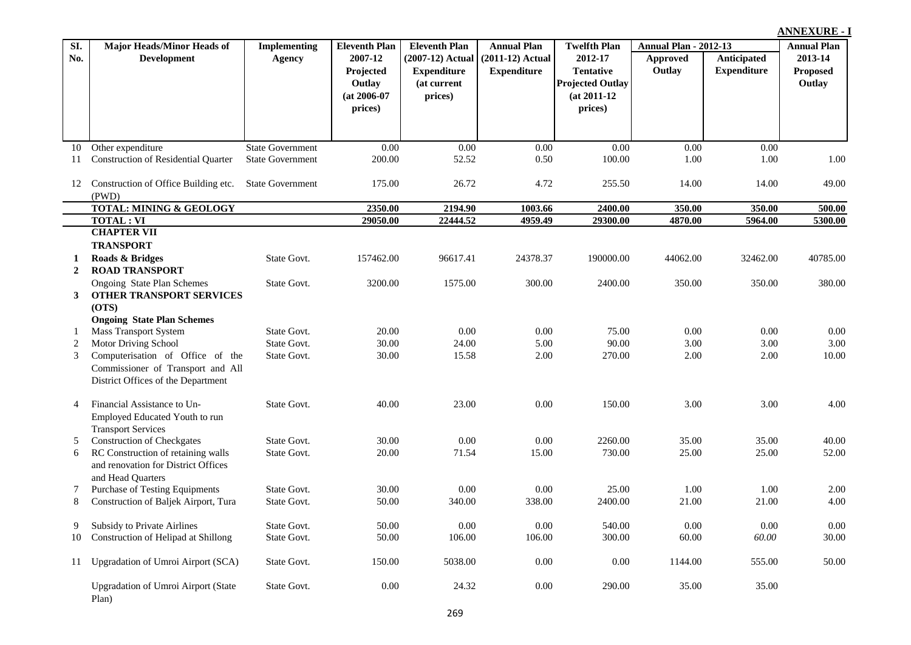**ANNEXURE - I**

| Sl. No. | Major Heads/Minor Heads of Development | Implementing Agency | Eleventh Plan 2007-12 Projected Outlay (at 2006-07 prices) | Eleventh Plan (2007-12) Actual Expenditure (at current prices) | Annual Plan (2011-12) Actual Expenditure | Twelfth Plan 2012-17 Tentative Projected Outlay (at 2011-12 prices) | Annual Plan - 2012-13 | | Annual Plan 2013-14 Proposed Outlay |
|---|---|---|---|---|---|---|---|---|---|
| | | | | | | | Approved Outlay | Anticipated Expenditure | |
| 10 | Other expenditure | State Government | 0.00 | 0.00 | 0.00 | 0.00 | 0.00 | 0.00 | |
| 11 | Construction of Residential Quarter | State Government | 200.00 | 52.52 | 0.50 | 100.00 | 1.00 | 1.00 | 1.00 |
| 12 | Construction of Office Building etc. (PWD) | State Government | 175.00 | 26.72 | 4.72 | 255.50 | 14.00 | 14.00 | 49.00 |
| | **TOTAL: MINING & GEOLOGY** | | **2350.00** | **2194.90** | **1003.66** | **2400.00** | **350.00** | **350.00** | **500.00** |
| | **TOTAL : VI** | | **29050.00** | **22444.52** | **4959.49** | **29300.00** | **4870.00** | **5964.00** | **5300.00** |
| | **CHAPTER VII** | | | | | | | | |
| | **TRANSPORT** | | | | | | | | |
| **1** | **Roads & Bridges** | State Govt. | 157462.00 | 96617.41 | 24378.37 | 190000.00 | 44062.00 | 32462.00 | 40785.00 |
| **2** | **ROAD TRANSPORT** | | | | | | | | |
| | Ongoing State Plan Schemes | State Govt. | 3200.00 | 1575.00 | 300.00 | 2400.00 | 350.00 | 350.00 | 380.00 |
| **3** | **OTHER TRANSPORT SERVICES (OTS)** | | | | | | | | |
| | **Ongoing State Plan Schemes** | | | | | | | | |
| 1 | Mass Transport System | State Govt. | 20.00 | 0.00 | 0.00 | 75.00 | 0.00 | 0.00 | 0.00 |
| 2 | Motor Driving School | State Govt. | 30.00 | 24.00 | 5.00 | 90.00 | 3.00 | 3.00 | 3.00 |
| 3 | Computerisation of Office of the Commissioner of Transport and All District Offices of the Department | State Govt. | 30.00 | 15.58 | 2.00 | 270.00 | 2.00 | 2.00 | 10.00 |
| 4 | Financial Assistance to Un-Employed Educated Youth to run Transport Services | State Govt. | 40.00 | 23.00 | 0.00 | 150.00 | 3.00 | 3.00 | 4.00 |
| 5 | Construction of Checkgates | State Govt. | 30.00 | 0.00 | 0.00 | 2260.00 | 35.00 | 35.00 | 40.00 |
| 6 | RC Construction of retaining walls and renovation for District Offices and Head Quarters | State Govt. | 20.00 | 71.54 | 15.00 | 730.00 | 25.00 | 25.00 | 52.00 |
| 7 | Purchase of Testing Equipments | State Govt. | 30.00 | 0.00 | 0.00 | 25.00 | 1.00 | 1.00 | 2.00 |
| 8 | Construction of Baljek Airport, Tura | State Govt. | 50.00 | 340.00 | 338.00 | 2400.00 | 21.00 | 21.00 | 4.00 |
| 9 | Subsidy to Private Airlines | State Govt. | 50.00 | 0.00 | 0.00 | 540.00 | 0.00 | 0.00 | 0.00 |
| 10 | Construction of Helipad at Shillong | State Govt. | 50.00 | 106.00 | 106.00 | 300.00 | 60.00 | *60.00* | 30.00 |
| 11 | Upgradation of Umroi Airport (SCA) | State Govt. | 150.00 | 5038.00 | 0.00 | 0.00 | 1144.00 | 555.00 | 50.00 |
| | Upgradation of Umroi Airport (State Plan) | State Govt. | 0.00 | 24.32 | 0.00 | 290.00 | 35.00 | 35.00 | |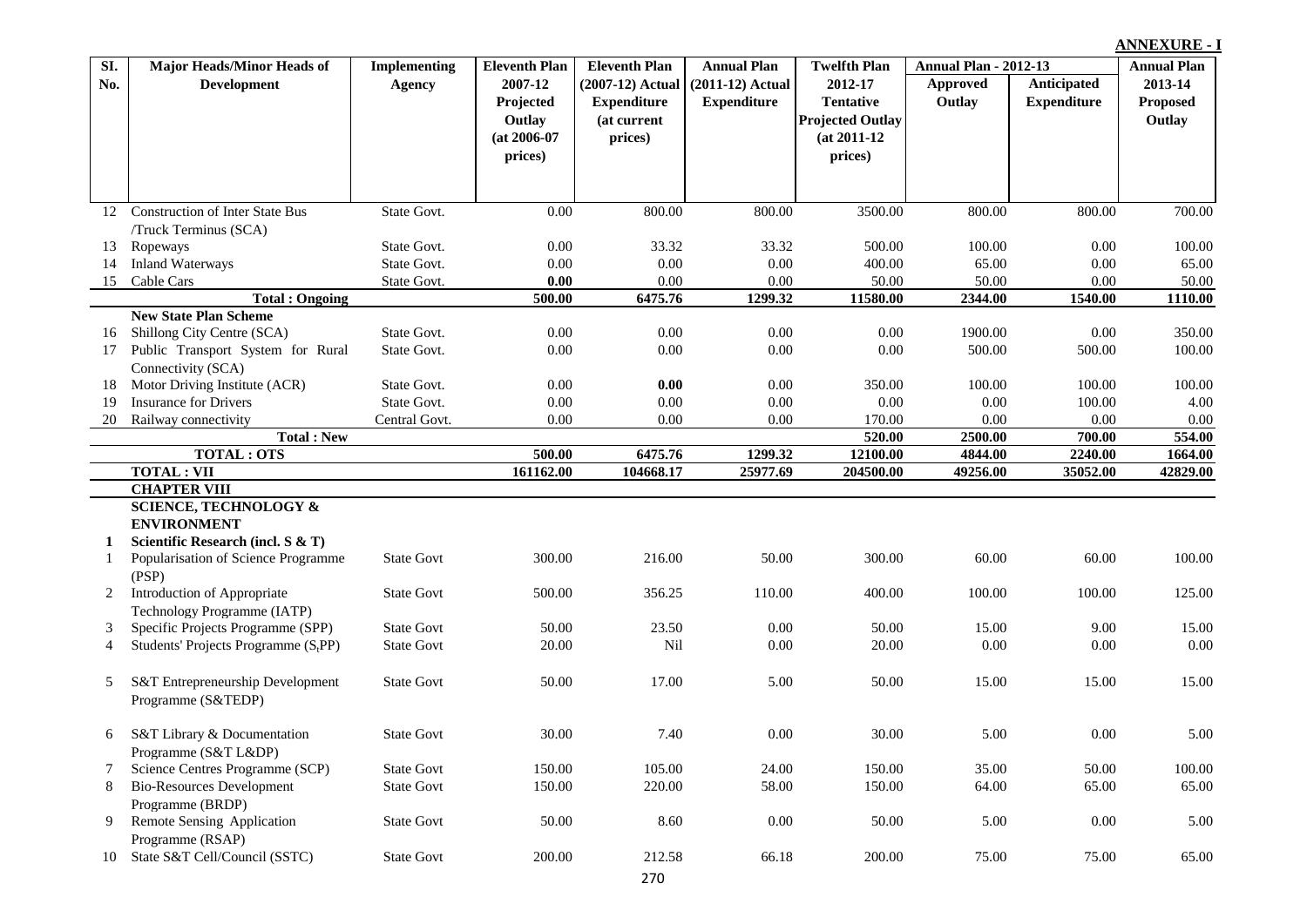**ANNEXURE - I**

| Sl. No. | Major Heads/Minor Heads of Development | Implementing Agency | Eleventh Plan 2007-12 Projected Outlay (at 2006-07 prices) | Eleventh Plan (2007-12) Actual Expenditure (at current prices) | Annual Plan (2011-12) Actual Expenditure | Twelfth Plan 2012-17 Tentative Projected Outlay (at 2011-12 prices) | Annual Plan - 2012-13 | | Annual Plan 2013-14 Proposed Outlay |
|---|---|---|---|---|---|---|---|---|---|
| | | | | | | | Approved Outlay | Anticipated Expenditure | |
| 12 | Construction of Inter State Bus /Truck Terminus (SCA) | State Govt. | 0.00 | 800.00 | 800.00 | 3500.00 | 800.00 | 800.00 | 700.00 |
| 13 | Ropeways | State Govt. | 0.00 | 33.32 | 33.32 | 500.00 | 100.00 | 0.00 | 100.00 |
| 14 | Inland Waterways | State Govt. | 0.00 | 0.00 | 0.00 | 400.00 | 65.00 | 0.00 | 65.00 |
| 15 | Cable Cars | State Govt. | **0.00** | 0.00 | 0.00 | 50.00 | 50.00 | 0.00 | 50.00 |
| | **Total : Ongoing** | | **500.00** | **6475.76** | **1299.32** | **11580.00** | **2344.00** | **1540.00** | **1110.00** |
| | **New State Plan Scheme** | | | | | | | | |
| 16 | Shillong City Centre (SCA) | State Govt. | 0.00 | 0.00 | 0.00 | 0.00 | 1900.00 | 0.00 | 350.00 |
| 17 | Public Transport System for Rural Connectivity (SCA) | State Govt. | 0.00 | 0.00 | 0.00 | 0.00 | 500.00 | 500.00 | 100.00 |
| 18 | Motor Driving Institute (ACR) | State Govt. | 0.00 | **0.00** | 0.00 | 350.00 | 100.00 | 100.00 | 100.00 |
| 19 | Insurance for Drivers | State Govt. | 0.00 | 0.00 | 0.00 | 0.00 | 0.00 | 100.00 | 4.00 |
| 20 | Railway connectivity | Central Govt. | 0.00 | 0.00 | 0.00 | 170.00 | 0.00 | 0.00 | 0.00 |
| | **Total : New** | | | | | **520.00** | **2500.00** | **700.00** | **554.00** |
| | **TOTAL : OTS** | | **500.00** | **6475.76** | **1299.32** | **12100.00** | **4844.00** | **2240.00** | **1664.00** |
| | **TOTAL : VII** | | **161162.00** | **104668.17** | **25977.69** | **204500.00** | **49256.00** | **35052.00** | **42829.00** |
| | **CHAPTER VIII** | | | | | | | | |
| | **SCIENCE, TECHNOLOGY & ENVIRONMENT** | | | | | | | | |
| **1** | **Scientific Research (incl. S & T)** | | | | | | | | |
| 1 | Popularisation of Science Programme (PSP) | State Govt | 300.00 | 216.00 | 50.00 | 300.00 | 60.00 | 60.00 | 100.00 |
| 2 | Introduction of Appropriate Technology Programme (IATP) | State Govt | 500.00 | 356.25 | 110.00 | 400.00 | 100.00 | 100.00 | 125.00 |
| 3 | Specific Projects Programme (SPP) | State Govt | 50.00 | 23.50 | 0.00 | 50.00 | 15.00 | 9.00 | 15.00 |
| 4 | Students' Projects Programme ($S_t$PP) | State Govt | 20.00 | Nil | 0.00 | 20.00 | 0.00 | 0.00 | 0.00 |
| 5 | S&T Entrepreneurship Development Programme (S&TEDP) | State Govt | 50.00 | 17.00 | 5.00 | 50.00 | 15.00 | 15.00 | 15.00 |
| 6 | S&T Library & Documentation Programme (S&T L&DP) | State Govt | 30.00 | 7.40 | 0.00 | 30.00 | 5.00 | 0.00 | 5.00 |
| 7 | Science Centres Programme (SCP) | State Govt | 150.00 | 105.00 | 24.00 | 150.00 | 35.00 | 50.00 | 100.00 |
| 8 | Bio-Resources Development Programme (BRDP) | State Govt | 150.00 | 220.00 | 58.00 | 150.00 | 64.00 | 65.00 | 65.00 |
| 9 | Remote Sensing Application Programme (RSAP) | State Govt | 50.00 | 8.60 | 0.00 | 50.00 | 5.00 | 0.00 | 5.00 |
| 10 | State S&T Cell/Council (SSTC) | State Govt | 200.00 | 212.58 | 66.18 | 200.00 | 75.00 | 75.00 | 65.00 |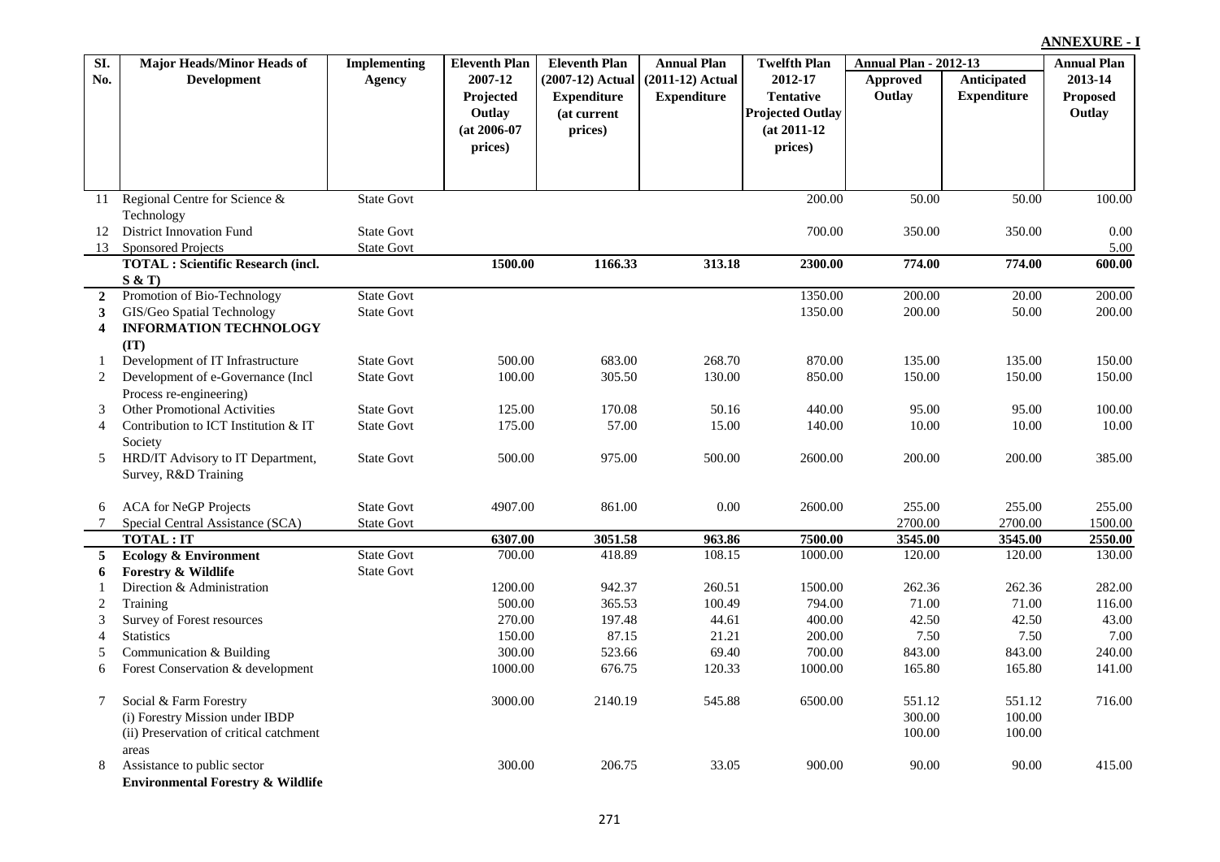**ANNEXURE - I**

| Sl. No. | Major Heads/Minor Heads of Development | Implementing Agency | Eleventh Plan 2007-12 Projected Outlay (at 2006-07 prices) | Eleventh Plan (2007-12) Actual Expenditure (at current prices) | Annual Plan (2011-12) Actual Expenditure | Twelfth Plan 2012-17 Tentative Projected Outlay (at 2011-12 prices) | Annual Plan - 2012-13 | | Annual Plan 2013-14 Proposed Outlay |
|---|---|---|---|---|---|---|---|---|---|
| | | | | | | | Approved Outlay | Anticipated Expenditure | |
| 11 | Regional Centre for Science & Technology | State Govt | | | | 200.00 | 50.00 | 50.00 | 100.00 |
| 12 | District Innovation Fund | State Govt | | | | 700.00 | 350.00 | 350.00 | 0.00 |
| 13 | Sponsored Projects | State Govt | | | | | | | 5.00 |
| | **TOTAL : Scientific Research (incl. S & T)** | | **1500.00** | **1166.33** | **313.18** | **2300.00** | **774.00** | **774.00** | **600.00** |
| **2** | Promotion of Bio-Technology | State Govt | | | | 1350.00 | 200.00 | 20.00 | 200.00 |
| **3** | GIS/Geo Spatial Technology | State Govt | | | | 1350.00 | 200.00 | 50.00 | 200.00 |
| **4** | **INFORMATION TECHNOLOGY (IT)** | | | | | | | | |
| 1 | Development of IT Infrastructure | State Govt | 500.00 | 683.00 | 268.70 | 870.00 | 135.00 | 135.00 | 150.00 |
| 2 | Development of e-Governance (Incl Process re-engineering) | State Govt | 100.00 | 305.50 | 130.00 | 850.00 | 150.00 | 150.00 | 150.00 |
| 3 | Other Promotional Activities | State Govt | 125.00 | 170.08 | 50.16 | 440.00 | 95.00 | 95.00 | 100.00 |
| 4 | Contribution to ICT Institution & IT Society | State Govt | 175.00 | 57.00 | 15.00 | 140.00 | 10.00 | 10.00 | 10.00 |
| 5 | HRD/IT Advisory to IT Department, Survey, R&D Training | State Govt | 500.00 | 975.00 | 500.00 | 2600.00 | 200.00 | 200.00 | 385.00 |
| 6 | ACA for NeGP Projects | State Govt | 4907.00 | 861.00 | 0.00 | 2600.00 | 255.00 | 255.00 | 255.00 |
| 7 | Special Central Assistance (SCA) | State Govt | | | | | 2700.00 | 2700.00 | 1500.00 |
| | **TOTAL : IT** | | **6307.00** | **3051.58** | **963.86** | **7500.00** | **3545.00** | **3545.00** | **2550.00** |
| **5** | **Ecology & Environment** | State Govt | 700.00 | 418.89 | 108.15 | 1000.00 | 120.00 | 120.00 | 130.00 |
| **6** | **Forestry & Wildlife** | State Govt | | | | | | | |
| 1 | Direction & Administration | | 1200.00 | 942.37 | 260.51 | 1500.00 | 262.36 | 262.36 | 282.00 |
| 2 | Training | | 500.00 | 365.53 | 100.49 | 794.00 | 71.00 | 71.00 | 116.00 |
| 3 | Survey of Forest resources | | 270.00 | 197.48 | 44.61 | 400.00 | 42.50 | 42.50 | 43.00 |
| 4 | Statistics | | 150.00 | 87.15 | 21.21 | 200.00 | 7.50 | 7.50 | 7.00 |
| 5 | Communication & Building | | 300.00 | 523.66 | 69.40 | 700.00 | 843.00 | 843.00 | 240.00 |
| 6 | Forest Conservation & development | | 1000.00 | 676.75 | 120.33 | 1000.00 | 165.80 | 165.80 | 141.00 |
| 7 | Social & Farm Forestry | | 3000.00 | 2140.19 | 545.88 | 6500.00 | 551.12 | 551.12 | 716.00 |
| | (i) Forestry Mission under IBDP | | | | | | 300.00 | 100.00 | |
| | (ii) Preservation of critical catchment areas | | | | | | 100.00 | 100.00 | |
| 8 | Assistance to public sector | | 300.00 | 206.75 | 33.05 | 900.00 | 90.00 | 90.00 | 415.00 |
| | **Environmental Forestry & Wildlife** | | | | | | | | |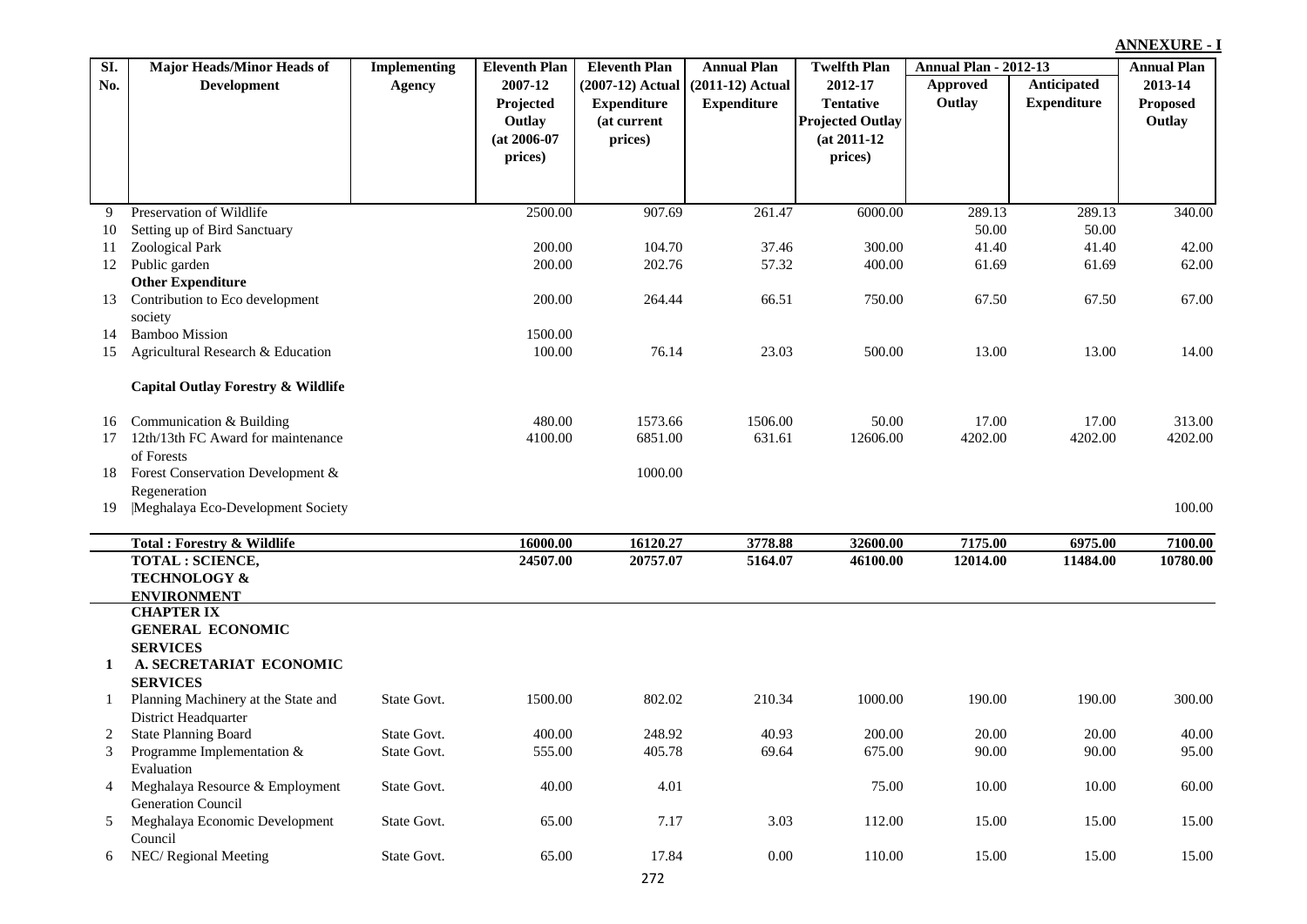**ANNEXURE - I**

| Sl. No. | Major Heads/Minor Heads of Development | Implementing Agency | Eleventh Plan 2007-12 Projected Outlay (at 2006-07 prices) | Eleventh Plan (2007-12) Actual Expenditure (at current prices) | Annual Plan (2011-12) Actual Expenditure | Twelfth Plan 2012-17 Tentative Projected Outlay (at 2011-12 prices) | Annual Plan - 2012-13 | | Annual Plan 2013-14 Proposed Outlay |
|---|---|---|---|---|---|---|---|---|---|
| | | | | | | | Approved Outlay | Anticipated Expenditure | |
| 9 | Preservation of Wildlife | | 2500.00 | 907.69 | 261.47 | 6000.00 | 289.13 | 289.13 | 340.00 |
| 10 | Setting up of Bird Sanctuary | | | | | | 50.00 | 50.00 | |
| 11 | Zoological Park | | 200.00 | 104.70 | 37.46 | 300.00 | 41.40 | 41.40 | 42.00 |
| 12 | Public garden | | 200.00 | 202.76 | 57.32 | 400.00 | 61.69 | 61.69 | 62.00 |
| | **Other Expenditure** | | | | | | | | |
| 13 | Contribution to Eco development society | | 200.00 | 264.44 | 66.51 | 750.00 | 67.50 | 67.50 | 67.00 |
| 14 | Bamboo Mission | | 1500.00 | | | | | | |
| 15 | Agricultural Research & Education | | 100.00 | 76.14 | 23.03 | 500.00 | 13.00 | 13.00 | 14.00 |
| | **Capital Outlay Forestry & Wildlife** | | | | | | | | |
| 16 | Communication & Building | | 480.00 | 1573.66 | 1506.00 | 50.00 | 17.00 | 17.00 | 313.00 |
| 17 | 12th/13th FC Award for maintenance of Forests | | 4100.00 | 6851.00 | 631.61 | 12606.00 | 4202.00 | 4202.00 | 4202.00 |
| 18 | Forest Conservation Development & Regeneration | | | 1000.00 | | | | | |
| 19 | Meghalaya Eco-Development Society | | | | | | | | 100.00 |
| | **Total : Forestry & Wildlife** | | **16000.00** | **16120.27** | **3778.88** | **32600.00** | **7175.00** | **6975.00** | **7100.00** |
| | **TOTAL : SCIENCE, TECHNOLOGY & ENVIRONMENT** | | **24507.00** | **20757.07** | **5164.07** | **46100.00** | **12014.00** | **11484.00** | **10780.00** |
| | **CHAPTER IX GENERAL ECONOMIC SERVICES** | | | | | | | | |
| **1** | **A. SECRETARIAT ECONOMIC SERVICES** | | | | | | | | |
| 1 | Planning Machinery at the State and District Headquarter | State Govt. | 1500.00 | 802.02 | 210.34 | 1000.00 | 190.00 | 190.00 | 300.00 |
| 2 | State Planning Board | State Govt. | 400.00 | 248.92 | 40.93 | 200.00 | 20.00 | 20.00 | 40.00 |
| 3 | Programme Implementation & Evaluation | State Govt. | 555.00 | 405.78 | 69.64 | 675.00 | 90.00 | 90.00 | 95.00 |
| 4 | Meghalaya Resource & Employment Generation Council | State Govt. | 40.00 | 4.01 | | 75.00 | 10.00 | 10.00 | 60.00 |
| 5 | Meghalaya Economic Development Council | State Govt. | 65.00 | 7.17 | 3.03 | 112.00 | 15.00 | 15.00 | 15.00 |
| 6 | NEC/ Regional Meeting | State Govt. | 65.00 | 17.84 | 0.00 | 110.00 | 15.00 | 15.00 | 15.00 |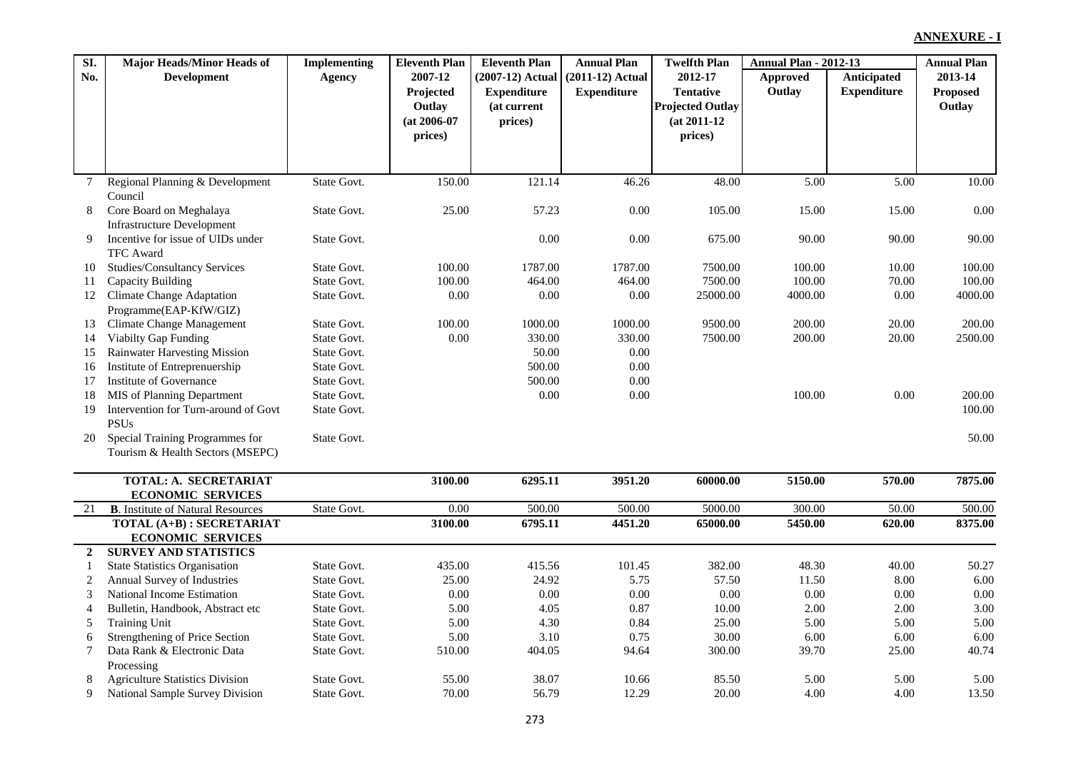**ANNEXURE - I**

| Sl. No. | Major Heads/Minor Heads of Development | Implementing Agency | Eleventh Plan 2007-12 Projected Outlay (at 2006-07 prices) | Eleventh Plan (2007-12) Actual Expenditure (at current prices) | Annual Plan (2011-12) Actual Expenditure | Twelfth Plan 2012-17 Tentative Projected Outlay (at 2011-12 prices) | Annual Plan - 2012-13 Approved Outlay | Annual Plan - 2012-13 Anticipated Expenditure | Annual Plan 2013-14 Proposed Outlay |
|---|---|---|---|---|---|---|---|---|---|
| 7 | Regional Planning & Development Council | State Govt. | 150.00 | 121.14 | 46.26 | 48.00 | 5.00 | 5.00 | 10.00 |
| 8 | Core Board on Meghalaya Infrastructure Development | State Govt. | 25.00 | 57.23 | 0.00 | 105.00 | 15.00 | 15.00 | 0.00 |
| 9 | Incentive for issue of UIDs under TFC Award | State Govt. | | 0.00 | 0.00 | 675.00 | 90.00 | 90.00 | 90.00 |
| 10 | Studies/Consultancy Services | State Govt. | 100.00 | 1787.00 | 1787.00 | 7500.00 | 100.00 | 10.00 | 100.00 |
| 11 | Capacity Building | State Govt. | 100.00 | 464.00 | 464.00 | 7500.00 | 100.00 | 70.00 | 100.00 |
| 12 | Climate Change Adaptation Programme(EAP-KfW/GIZ) | State Govt. | 0.00 | 0.00 | 0.00 | 25000.00 | 4000.00 | 0.00 | 4000.00 |
| 13 | Climate Change Management | State Govt. | 100.00 | 1000.00 | 1000.00 | 9500.00 | 200.00 | 20.00 | 200.00 |
| 14 | Viabilty Gap Funding | State Govt. | 0.00 | 330.00 | 330.00 | 7500.00 | 200.00 | 20.00 | 2500.00 |
| 15 | Rainwater Harvesting Mission | State Govt. | | 50.00 | 0.00 | | | | |
| 16 | Institute of Entreprenuership | State Govt. | | 500.00 | 0.00 | | | | |
| 17 | Institute of Governance | State Govt. | | 500.00 | 0.00 | | | | |
| 18 | MIS of Planning Department | State Govt. | | 0.00 | 0.00 | | 100.00 | 0.00 | 200.00 |
| 19 | Intervention for Turn-around of Govt PSUs | State Govt. | | | | | | | 100.00 |
| 20 | Special Training Programmes for Tourism & Health Sectors (MSEPC) | State Govt. | | | | | | | 50.00 |
| | **TOTAL: A. SECRETARIAT ECONOMIC SERVICES** | | **3100.00** | **6295.11** | **3951.20** | **60000.00** | **5150.00** | **570.00** | **7875.00** |
| 21 | **B**. Institute of Natural Resources | State Govt. | 0.00 | 500.00 | 500.00 | 5000.00 | 300.00 | 50.00 | 500.00 |
| | **TOTAL (A+B) : SECRETARIAT ECONOMIC SERVICES** | | **3100.00** | **6795.11** | **4451.20** | **65000.00** | **5450.00** | **620.00** | **8375.00** |
| **2** | **SURVEY AND STATISTICS** | | | | | | | | |
| 1 | State Statistics Organisation | State Govt. | 435.00 | 415.56 | 101.45 | 382.00 | 48.30 | 40.00 | 50.27 |
| 2 | Annual Survey of Industries | State Govt. | 25.00 | 24.92 | 5.75 | 57.50 | 11.50 | 8.00 | 6.00 |
| 3 | National Income Estimation | State Govt. | 0.00 | 0.00 | 0.00 | 0.00 | 0.00 | 0.00 | 0.00 |
| 4 | Bulletin, Handbook, Abstract etc | State Govt. | 5.00 | 4.05 | 0.87 | 10.00 | 2.00 | 2.00 | 3.00 |
| 5 | Training Unit | State Govt. | 5.00 | 4.30 | 0.84 | 25.00 | 5.00 | 5.00 | 5.00 |
| 6 | Strengthening of Price Section | State Govt. | 5.00 | 3.10 | 0.75 | 30.00 | 6.00 | 6.00 | 6.00 |
| 7 | Data Rank & Electronic Data Processing | State Govt. | 510.00 | 404.05 | 94.64 | 300.00 | 39.70 | 25.00 | 40.74 |
| 8 | Agriculture Statistics Division | State Govt. | 55.00 | 38.07 | 10.66 | 85.50 | 5.00 | 5.00 | 5.00 |
| 9 | National Sample Survey Division | State Govt. | 70.00 | 56.79 | 12.29 | 20.00 | 4.00 | 4.00 | 13.50 |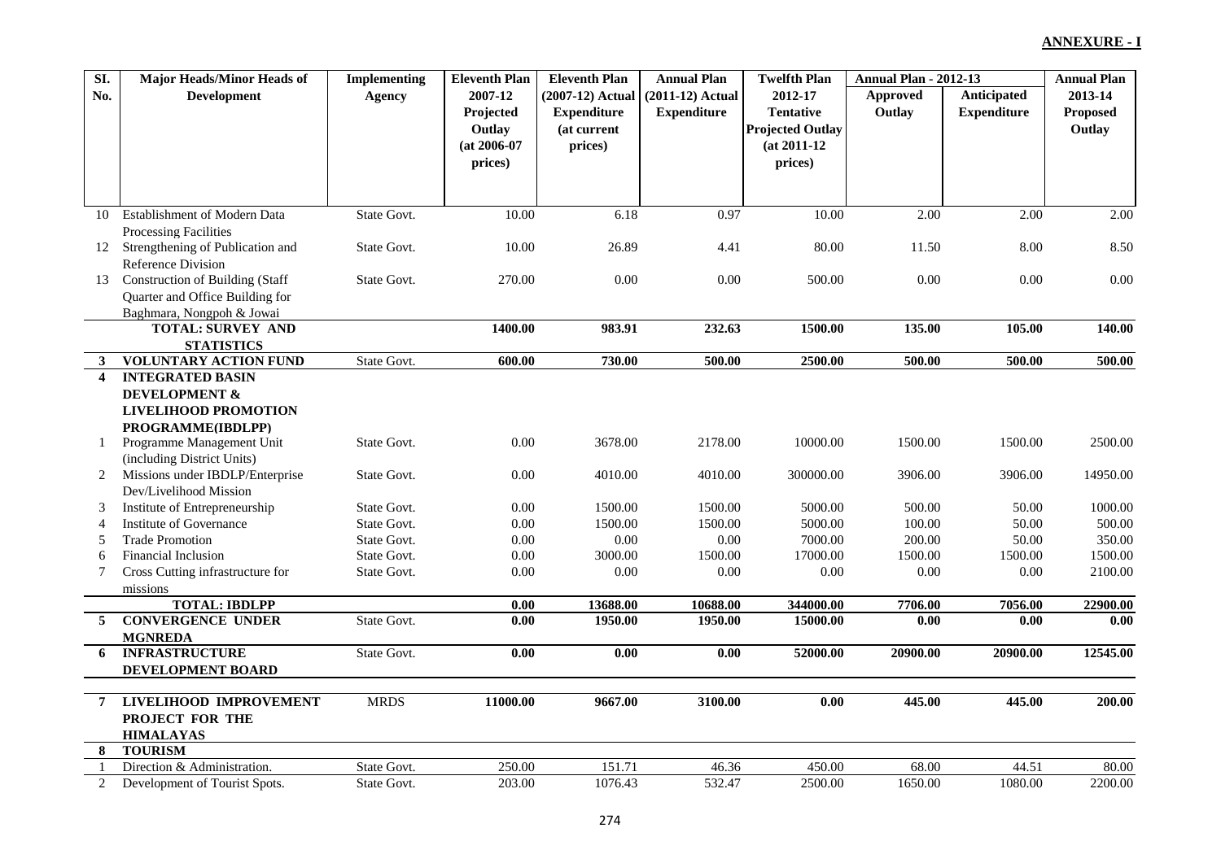**ANNEXURE - I**

| Sl. No. | Major Heads/Minor Heads of Development | Implementing Agency | Eleventh Plan 2007-12 Projected Outlay (at 2006-07 prices) | Eleventh Plan (2007-12) Actual Expenditure (at current prices) | Annual Plan (2011-12) Actual Expenditure | Twelfth Plan 2012-17 Tentative Projected Outlay (at 2011-12 prices) | Annual Plan - 2012-13 Approved Outlay | Anticipated Expenditure | Annual Plan 2013-14 Proposed Outlay |
|---|---|---|---|---|---|---|---|---|---|
| 10 | Establishment of Modern Data Processing Facilities | State Govt. | 10.00 | 6.18 | 0.97 | 10.00 | 2.00 | 2.00 | 2.00 |
| 12 | Strengthening of Publication and Reference Division | State Govt. | 10.00 | 26.89 | 4.41 | 80.00 | 11.50 | 8.00 | 8.50 |
| 13 | Construction of Building (Staff Quarter and Office Building for Baghmara, Nongpoh & Jowai | State Govt. | 270.00 | 0.00 | 0.00 | 500.00 | 0.00 | 0.00 | 0.00 |
| | **TOTAL: SURVEY AND STATISTICS** | | **1400.00** | **983.91** | **232.63** | **1500.00** | **135.00** | **105.00** | **140.00** |
| **3** | **VOLUNTARY ACTION FUND** | State Govt. | **600.00** | **730.00** | **500.00** | **2500.00** | **500.00** | **500.00** | **500.00** |
| **4** | **INTEGRATED BASIN DEVELOPMENT & LIVELIHOOD PROMOTION PROGRAMME(IBDLPP)** | | | | | | | | |
| 1 | Programme Management Unit (including District Units) | State Govt. | 0.00 | 3678.00 | 2178.00 | 10000.00 | 1500.00 | 1500.00 | 2500.00 |
| 2 | Missions under IBDLP/Enterprise Dev/Livelihood Mission | State Govt. | 0.00 | 4010.00 | 4010.00 | 300000.00 | 3906.00 | 3906.00 | 14950.00 |
| 3 | Institute of Entrepreneurship | State Govt. | 0.00 | 1500.00 | 1500.00 | 5000.00 | 500.00 | 50.00 | 1000.00 |
| 4 | Institute of Governance | State Govt. | 0.00 | 1500.00 | 1500.00 | 5000.00 | 100.00 | 50.00 | 500.00 |
| 5 | Trade Promotion | State Govt. | 0.00 | 0.00 | 0.00 | 7000.00 | 200.00 | 50.00 | 350.00 |
| 6 | Financial Inclusion | State Govt. | 0.00 | 3000.00 | 1500.00 | 17000.00 | 1500.00 | 1500.00 | 1500.00 |
| 7 | Cross Cutting infrastructure for missions | State Govt. | 0.00 | 0.00 | 0.00 | 0.00 | 0.00 | 0.00 | 2100.00 |
| | **TOTAL: IBDLPP** | | **0.00** | **13688.00** | **10688.00** | **344000.00** | **7706.00** | **7056.00** | **22900.00** |
| **5** | **CONVERGENCE UNDER MGNREDA** | State Govt. | **0.00** | **1950.00** | **1950.00** | **15000.00** | **0.00** | **0.00** | **0.00** |
| **6** | **INFRASTRUCTURE DEVELOPMENT BOARD** | State Govt. | **0.00** | **0.00** | **0.00** | **52000.00** | **20900.00** | **20900.00** | **12545.00** |
| **7** | **LIVELIHOOD IMPROVEMENT PROJECT FOR THE HIMALAYAS** | MRDS | **11000.00** | **9667.00** | **3100.00** | **0.00** | **445.00** | **445.00** | **200.00** |
| **8** | **TOURISM** | | | | | | | | |
| 1 | Direction & Administration. | State Govt. | 250.00 | 151.71 | 46.36 | 450.00 | 68.00 | 44.51 | 80.00 |
| 2 | Development of Tourist Spots. | State Govt. | 203.00 | 1076.43 | 532.47 | 2500.00 | 1650.00 | 1080.00 | 2200.00 |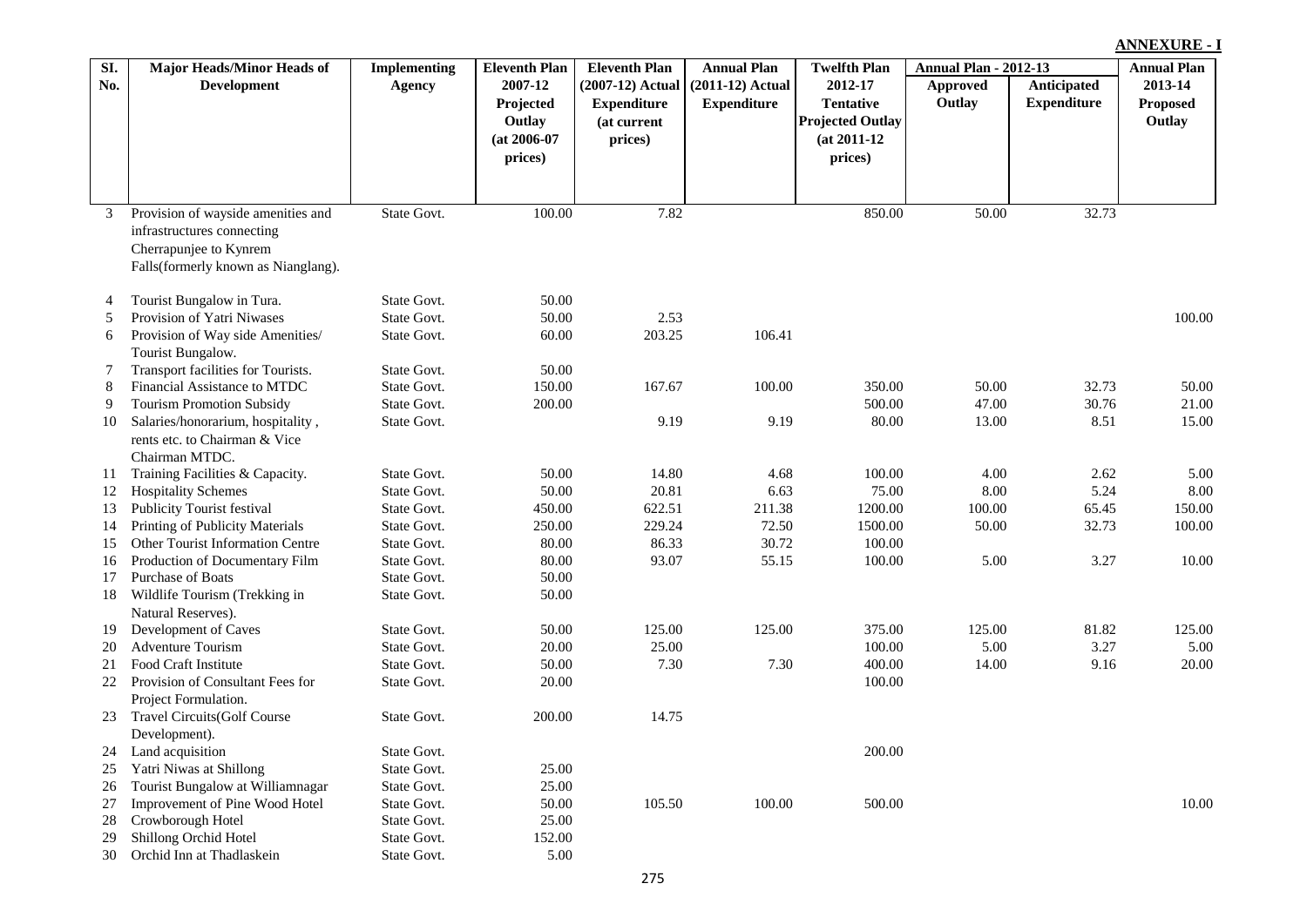**ANNEXURE - I**

| Sl. No. | Major Heads/Minor Heads of Development | Implementing Agency | Eleventh Plan 2007-12 Projected Outlay (at 2006-07 prices) | Eleventh Plan (2007-12) Actual Expenditure (at current prices) | Annual Plan (2011-12) Actual Expenditure | Twelfth Plan 2012-17 Tentative Projected Outlay (at 2011-12 prices) | Annual Plan - 2012-13 | | Annual Plan 2013-14 Proposed Outlay |
|---|---|---|---|---|---|---|---|---|---|
| | | | | | | | Approved Outlay | Anticipated Expenditure | |
| 3 | Provision of wayside amenities and infrastructures connecting Cherrapunjee to Kynrem Falls(formerly known as Nianglang). | State Govt. | 100.00 | 7.82 | | 850.00 | 50.00 | 32.73 | |
| 4 | Tourist Bungalow in Tura. | State Govt. | 50.00 | | | | | | |
| 5 | Provision of Yatri Niwases | State Govt. | 50.00 | 2.53 | | | | | 100.00 |
| 6 | Provision of Way side Amenities/ Tourist Bungalow. | State Govt. | 60.00 | 203.25 | 106.41 | | | | |
| 7 | Transport facilities for Tourists. | State Govt. | 50.00 | | | | | | |
| 8 | Financial Assistance to MTDC | State Govt. | 150.00 | 167.67 | 100.00 | 350.00 | 50.00 | 32.73 | 50.00 |
| 9 | Tourism Promotion Subsidy | State Govt. | 200.00 | | | 500.00 | 47.00 | 30.76 | 21.00 |
| 10 | Salaries/honorarium, hospitality , rents etc. to Chairman & Vice Chairman MTDC. | State Govt. | | 9.19 | 9.19 | 80.00 | 13.00 | 8.51 | 15.00 |
| 11 | Training Facilities & Capacity. | State Govt. | 50.00 | 14.80 | 4.68 | 100.00 | 4.00 | 2.62 | 5.00 |
| 12 | Hospitality Schemes | State Govt. | 50.00 | 20.81 | 6.63 | 75.00 | 8.00 | 5.24 | 8.00 |
| 13 | Publicity Tourist festival | State Govt. | 450.00 | 622.51 | 211.38 | 1200.00 | 100.00 | 65.45 | 150.00 |
| 14 | Printing of Publicity Materials | State Govt. | 250.00 | 229.24 | 72.50 | 1500.00 | 50.00 | 32.73 | 100.00 |
| 15 | Other Tourist Information Centre | State Govt. | 80.00 | 86.33 | 30.72 | 100.00 | | | |
| 16 | Production of Documentary Film | State Govt. | 80.00 | 93.07 | 55.15 | 100.00 | 5.00 | 3.27 | 10.00 |
| 17 | Purchase of Boats | State Govt. | 50.00 | | | | | | |
| 18 | Wildlife Tourism (Trekking in Natural Reserves). | State Govt. | 50.00 | | | | | | |
| 19 | Development of Caves | State Govt. | 50.00 | 125.00 | 125.00 | 375.00 | 125.00 | 81.82 | 125.00 |
| 20 | Adventure Tourism | State Govt. | 20.00 | 25.00 | | 100.00 | 5.00 | 3.27 | 5.00 |
| 21 | Food Craft Institute | State Govt. | 50.00 | 7.30 | 7.30 | 400.00 | 14.00 | 9.16 | 20.00 |
| 22 | Provision of Consultant Fees for Project Formulation. | State Govt. | 20.00 | | | 100.00 | | | |
| 23 | Travel Circuits(Golf Course Development). | State Govt. | 200.00 | 14.75 | | | | | |
| 24 | Land acquisition | State Govt. | | | | 200.00 | | | |
| 25 | Yatri Niwas at Shillong | State Govt. | 25.00 | | | | | | |
| 26 | Tourist Bungalow at Williamnagar | State Govt. | 25.00 | | | | | | |
| 27 | Improvement of Pine Wood Hotel | State Govt. | 50.00 | 105.50 | 100.00 | 500.00 | | | 10.00 |
| 28 | Crowborough Hotel | State Govt. | 25.00 | | | | | | |
| 29 | Shillong Orchid Hotel | State Govt. | 152.00 | | | | | | |
| 30 | Orchid Inn at Thadlaskein | State Govt. | 5.00 | | | | | | |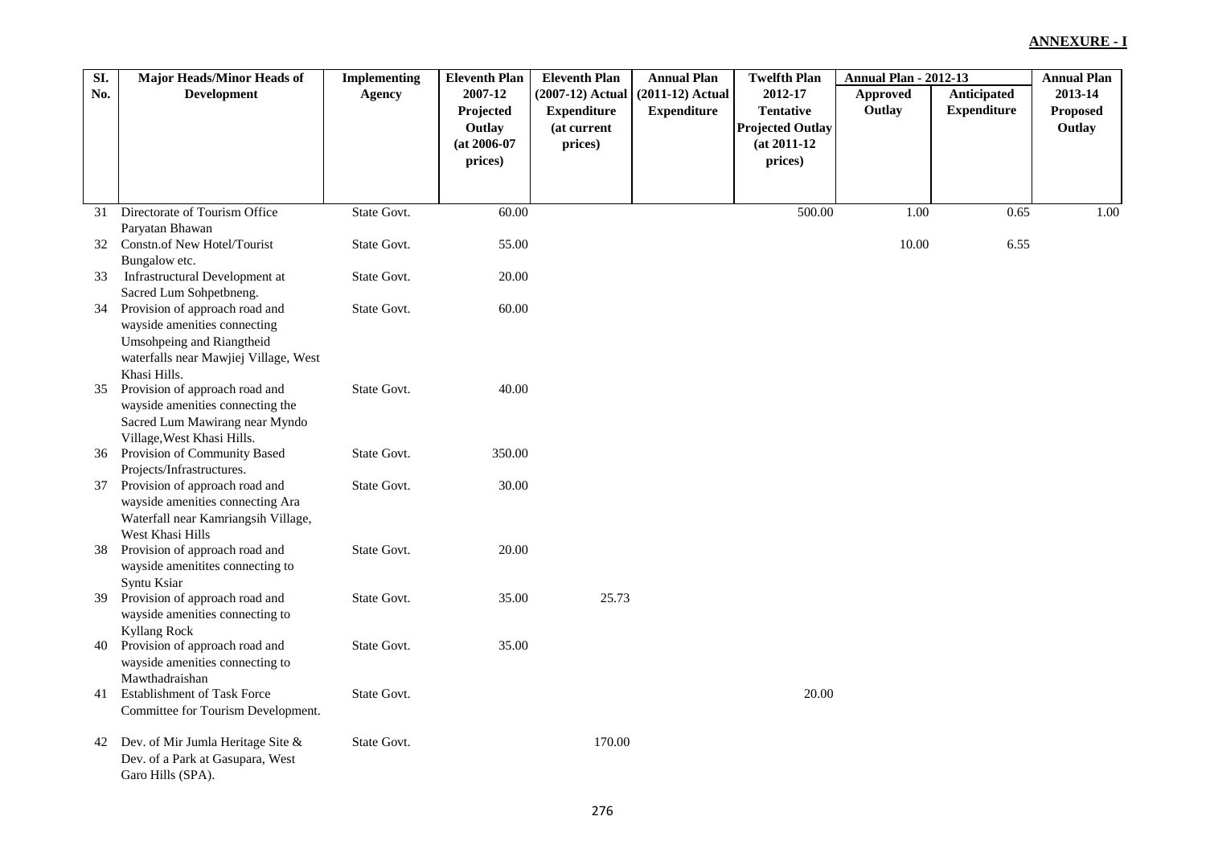**ANNEXURE - I**

| Sl. No. | Major Heads/Minor Heads of Development | Implementing Agency | Eleventh Plan 2007-12 Projected Outlay (at 2006-07 prices) | Eleventh Plan (2007-12) Actual Expenditure (at current prices) | Annual Plan (2011-12) Actual Expenditure | Twelfth Plan 2012-17 Tentative Projected Outlay (at 2011-12 prices) | Annual Plan - 2012-13 | | Annual Plan 2013-14 Proposed Outlay |
|---|---|---|---|---|---|---|---|---|---|
| | | | | | | | Approved Outlay | Anticipated Expenditure | |
| 31 | Directorate of Tourism Office Paryatan Bhawan | State Govt. | 60.00 | | | 500.00 | 1.00 | 0.65 | 1.00 |
| 32 | Constn.of New Hotel/Tourist Bungalow etc. | State Govt. | 55.00 | | | | 10.00 | 6.55 | |
| 33 | Infrastructural Development at Sacred Lum Sohpetbneng. | State Govt. | 20.00 | | | | | | |
| 34 | Provision of approach road and wayside amenities connecting Umsohpeing and Riangtheid waterfalls near Mawjiej Village, West Khasi Hills. | State Govt. | 60.00 | | | | | | |
| 35 | Provision of approach road and wayside amenities connecting the Sacred Lum Mawirang near Myndo Village,West Khasi Hills. | State Govt. | 40.00 | | | | | | |
| 36 | Provision of Community Based Projects/Infrastructures. | State Govt. | 350.00 | | | | | | |
| 37 | Provision of approach road and wayside amenities connecting Ara Waterfall near Kamriangsih Village, West Khasi Hills | State Govt. | 30.00 | | | | | | |
| 38 | Provision of approach road and wayside amenitites connecting to Syntu Ksiar | State Govt. | 20.00 | | | | | | |
| 39 | Provision of approach road and wayside amenities connecting to Kyllang Rock | State Govt. | 35.00 | 25.73 | | | | | |
| 40 | Provision of approach road and wayside amenities connecting to Mawthadraishan | State Govt. | 35.00 | | | | | | |
| 41 | Establishment of Task Force Committee for Tourism Development. | State Govt. | | | | 20.00 | | | |
| 42 | Dev. of Mir Jumla Heritage Site & Dev. of a Park at Gasupara, West Garo Hills (SPA). | State Govt. | | 170.00 | | | | | |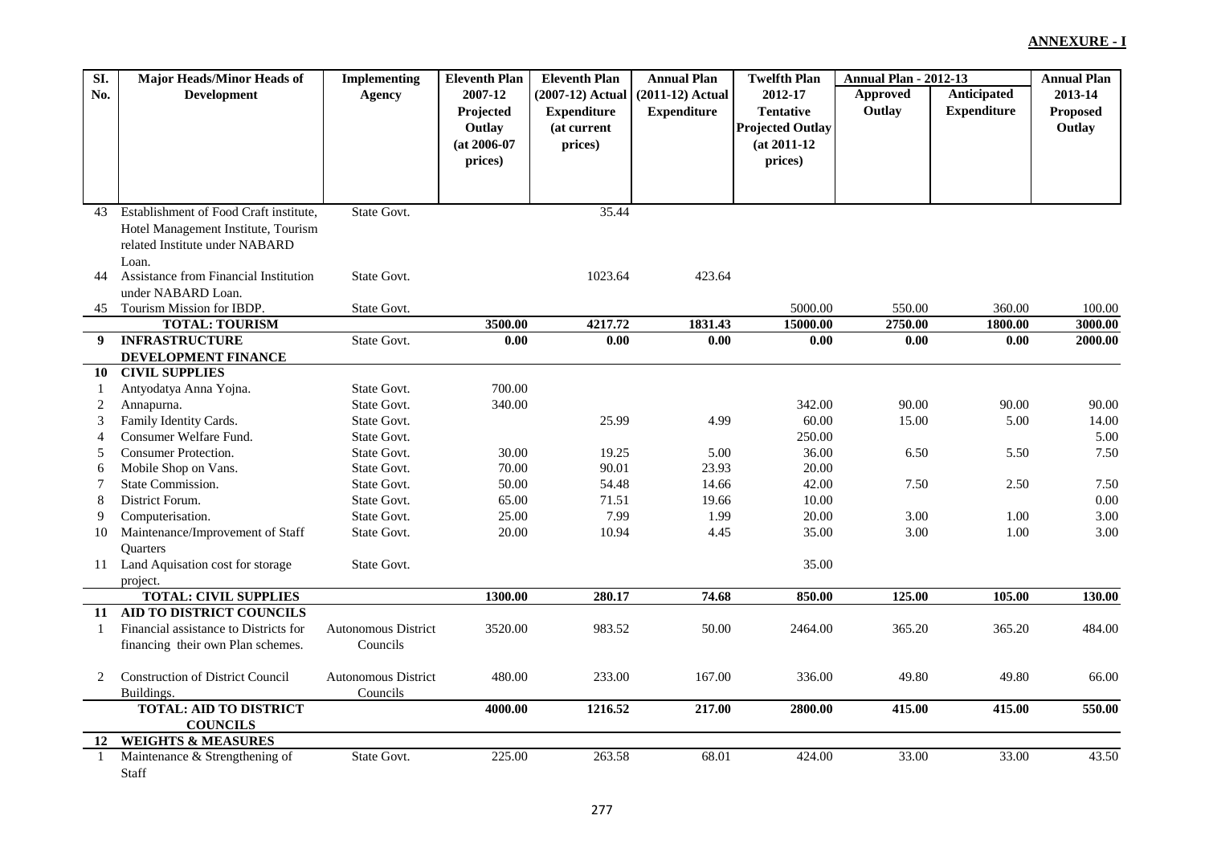**ANNEXURE - I**

| Sl. No. | Major Heads/Minor Heads of Development | Implementing Agency | Eleventh Plan 2007-12 Projected Outlay (at 2006-07 prices) | Eleventh Plan (2007-12) Actual Expenditure (at current prices) | Annual Plan (2011-12) Actual Expenditure | Twelfth Plan 2012-17 Tentative Projected Outlay (at 2011-12 prices) | Annual Plan - 2012-13 Approved Outlay | Annual Plan - 2012-13 Anticipated Expenditure | Annual Plan 2013-14 Proposed Outlay |
|---|---|---|---|---|---|---|---|---|---|
| 43 | Establishment of Food Craft institute, Hotel Management Institute, Tourism related Institute under NABARD Loan. | State Govt. | | 35.44 | | | | | |
| 44 | Assistance from Financial Institution under NABARD Loan. | State Govt. | | 1023.64 | 423.64 | | | | |
| 45 | Tourism Mission for IBDP. | State Govt. | | | | 5000.00 | 550.00 | 360.00 | 100.00 |
| | **TOTAL: TOURISM** | | **3500.00** | **4217.72** | **1831.43** | **15000.00** | **2750.00** | **1800.00** | **3000.00** |
| **9** | **INFRASTRUCTURE DEVELOPMENT FINANCE** | State Govt. | **0.00** | **0.00** | **0.00** | **0.00** | **0.00** | **0.00** | **2000.00** |
| **10** | **CIVIL SUPPLIES** | | | | | | | | |
| 1 | Antyodatya Anna Yojna. | State Govt. | 700.00 | | | | | | |
| 2 | Annapurna. | State Govt. | 340.00 | | | 342.00 | 90.00 | 90.00 | 90.00 |
| 3 | Family Identity Cards. | State Govt. | | 25.99 | 4.99 | 60.00 | 15.00 | 5.00 | 14.00 |
| 4 | Consumer Welfare Fund. | State Govt. | | | | 250.00 | | | 5.00 |
| 5 | Consumer Protection. | State Govt. | 30.00 | 19.25 | 5.00 | 36.00 | 6.50 | 5.50 | 7.50 |
| 6 | Mobile Shop on Vans. | State Govt. | 70.00 | 90.01 | 23.93 | 20.00 | | | |
| 7 | State Commission. | State Govt. | 50.00 | 54.48 | 14.66 | 42.00 | 7.50 | 2.50 | 7.50 |
| 8 | District Forum. | State Govt. | 65.00 | 71.51 | 19.66 | 10.00 | | | 0.00 |
| 9 | Computerisation. | State Govt. | 25.00 | 7.99 | 1.99 | 20.00 | 3.00 | 1.00 | 3.00 |
| 10 | Maintenance/Improvement of Staff Quarters | State Govt. | 20.00 | 10.94 | 4.45 | 35.00 | 3.00 | 1.00 | 3.00 |
| 11 | Land Aquisation cost for storage project. | State Govt. | | | | 35.00 | | | |
| | **TOTAL: CIVIL SUPPLIES** | | **1300.00** | **280.17** | **74.68** | **850.00** | **125.00** | **105.00** | **130.00** |
| **11** | **AID TO DISTRICT COUNCILS** | | | | | | | | |
| 1 | Financial assistance to Districts for financing their own Plan schemes. | Autonomous District Councils | 3520.00 | 983.52 | 50.00 | 2464.00 | 365.20 | 365.20 | 484.00 |
| 2 | Construction of District Council Buildings. | Autonomous District Councils | 480.00 | 233.00 | 167.00 | 336.00 | 49.80 | 49.80 | 66.00 |
| | **TOTAL: AID TO DISTRICT COUNCILS** | | **4000.00** | **1216.52** | **217.00** | **2800.00** | **415.00** | **415.00** | **550.00** |
| **12** | **WEIGHTS & MEASURES** | | | | | | | | |
| 1 | Maintenance & Strengthening of Staff | State Govt. | 225.00 | 263.58 | 68.01 | 424.00 | 33.00 | 33.00 | 43.50 |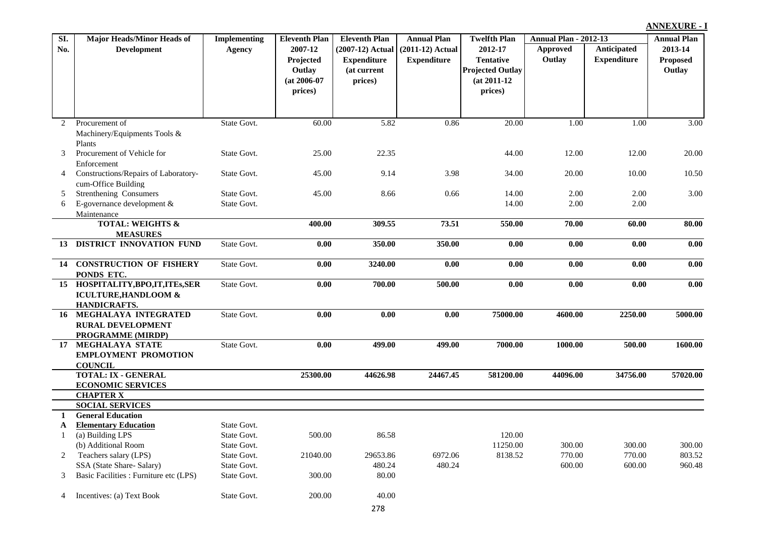**ANNEXURE - I**

| Sl. No. | Major Heads/Minor Heads of Development | Implementing Agency | Eleventh Plan 2007-12 Projected Outlay (at 2006-07 prices) | Eleventh Plan (2007-12) Actual Expenditure (at current prices) | Annual Plan (2011-12) Actual Expenditure | Twelfth Plan 2012-17 Tentative Projected Outlay (at 2011-12 prices) | Annual Plan - 2012-13 Approved Outlay | Annual Plan - 2012-13 Anticipated Expenditure | Annual Plan 2013-14 Proposed Outlay |
|---|---|---|---|---|---|---|---|---|---|
| 2 | Procurement of Machinery/Equipments Tools & Plants | State Govt. | 60.00 | 5.82 | 0.86 | 20.00 | 1.00 | 1.00 | 3.00 |
| 3 | Procurement of Vehicle for Enforcement | State Govt. | 25.00 | 22.35 | | 44.00 | 12.00 | 12.00 | 20.00 |
| 4 | Constructions/Repairs of Laboratory-cum-Office Building | State Govt. | 45.00 | 9.14 | 3.98 | 34.00 | 20.00 | 10.00 | 10.50 |
| 5 | Strenthening Consumers | State Govt. | 45.00 | 8.66 | 0.66 | 14.00 | 2.00 | 2.00 | 3.00 |
| 6 | E-governance development & Maintenance | State Govt. | | | | 14.00 | 2.00 | 2.00 | |
| | **TOTAL: WEIGHTS & MEASURES** | | **400.00** | **309.55** | **73.51** | **550.00** | **70.00** | **60.00** | **80.00** |
| **13** | **DISTRICT INNOVATION FUND** | State Govt. | **0.00** | **350.00** | **350.00** | **0.00** | **0.00** | **0.00** | **0.00** |
| **14** | **CONSTRUCTION OF FISHERY PONDS ETC.** | State Govt. | **0.00** | **3240.00** | **0.00** | **0.00** | **0.00** | **0.00** | **0.00** |
| **15** | **HOSPITALITY,BPO,IT,ITEs,SERICULTURE,HANDLOOM & HANDICRAFTS.** | State Govt. | **0.00** | **700.00** | **500.00** | **0.00** | **0.00** | **0.00** | **0.00** |
| **16** | **MEGHALAYA INTEGRATED RURAL DEVELOPMENT PROGRAMME (MIRDP)** | State Govt. | **0.00** | **0.00** | **0.00** | **75000.00** | **4600.00** | **2250.00** | **5000.00** |
| **17** | **MEGHALAYA STATE EMPLOYMENT PROMOTION COUNCIL** | State Govt. | **0.00** | **499.00** | **499.00** | **7000.00** | **1000.00** | **500.00** | **1600.00** |
| | **TOTAL: IX - GENERAL ECONOMIC SERVICES** | | **25300.00** | **44626.98** | **24467.45** | **581200.00** | **44096.00** | **34756.00** | **57020.00** |
| | **CHAPTER X** | | | | | | | | |
| | **SOCIAL SERVICES** | | | | | | | | |
| **1** | **General Education** | | | | | | | | |
| **A** | **Elementary Education** | State Govt. | | | | | | | |
| 1 | (a) Building LPS | State Govt. | 500.00 | 86.58 | | 120.00 | | | |
| | (b) Additional Room | State Govt. | | | | 11250.00 | 300.00 | 300.00 | 300.00 |
| 2 | Teachers salary (LPS) | State Govt. | 21040.00 | 29653.86 | 6972.06 | 8138.52 | 770.00 | 770.00 | 803.52 |
| | SSA (State Share- Salary) | State Govt. | | 480.24 | 480.24 | | 600.00 | 600.00 | 960.48 |
| 3 | Basic Facilities : Furniture etc (LPS) | State Govt. | 300.00 | 80.00 | | | | | |
| 4 | Incentives: (a) Text Book | State Govt. | 200.00 | 40.00 | | | | | |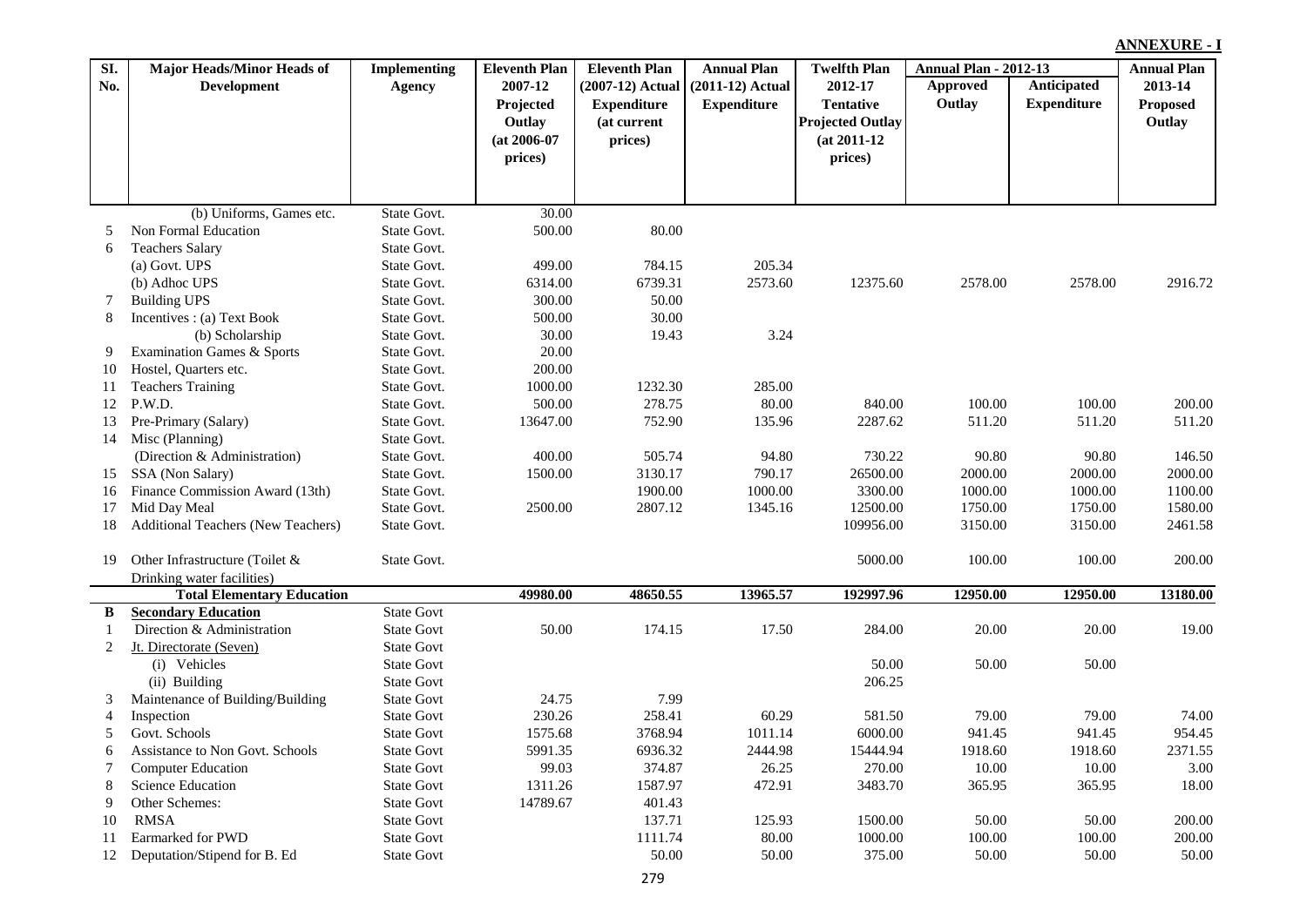**ANNEXURE - I**

| Sl. No. | Major Heads/Minor Heads of Development | Implementing Agency | Eleventh Plan 2007-12 Projected Outlay (at 2006-07 prices) | Eleventh Plan (2007-12) Actual Expenditure (at current prices) | Annual Plan (2011-12) Actual Expenditure | Twelfth Plan 2012-17 Tentative Projected Outlay (at 2011-12 prices) | Annual Plan - 2012-13 Approved Outlay | Annual Plan - 2012-13 Anticipated Expenditure | Annual Plan 2013-14 Proposed Outlay |
|---|---|---|---|---|---|---|---|---|---|
| | (b) Uniforms, Games etc. | State Govt. | 30.00 | | | | | | |
| 5 | Non Formal Education | State Govt. | 500.00 | 80.00 | | | | | |
| 6 | Teachers Salary | State Govt. | | | | | | | |
| | (a) Govt. UPS | State Govt. | 499.00 | 784.15 | 205.34 | | | | |
| | (b) Adhoc UPS | State Govt. | 6314.00 | 6739.31 | 2573.60 | 12375.60 | 2578.00 | 2578.00 | 2916.72 |
| 7 | Building UPS | State Govt. | 300.00 | 50.00 | | | | | |
| 8 | Incentives : (a) Text Book | State Govt. | 500.00 | 30.00 | | | | | |
| | (b) Scholarship | State Govt. | 30.00 | 19.43 | 3.24 | | | | |
| 9 | Examination Games & Sports | State Govt. | 20.00 | | | | | | |
| 10 | Hostel, Quarters etc. | State Govt. | 200.00 | | | | | | |
| 11 | Teachers Training | State Govt. | 1000.00 | 1232.30 | 285.00 | | | | |
| 12 | P.W.D. | State Govt. | 500.00 | 278.75 | 80.00 | 840.00 | 100.00 | 100.00 | 200.00 |
| 13 | Pre-Primary (Salary) | State Govt. | 13647.00 | 752.90 | 135.96 | 2287.62 | 511.20 | 511.20 | 511.20 |
| 14 | Misc (Planning) | State Govt. | | | | | | | |
| | (Direction & Administration) | State Govt. | 400.00 | 505.74 | 94.80 | 730.22 | 90.80 | 90.80 | 146.50 |
| 15 | SSA (Non Salary) | State Govt. | 1500.00 | 3130.17 | 790.17 | 26500.00 | 2000.00 | 2000.00 | 2000.00 |
| 16 | Finance Commission Award (13th) | State Govt. | | 1900.00 | 1000.00 | 3300.00 | 1000.00 | 1000.00 | 1100.00 |
| 17 | Mid Day Meal | State Govt. | 2500.00 | 2807.12 | 1345.16 | 12500.00 | 1750.00 | 1750.00 | 1580.00 |
| 18 | Additional Teachers (New Teachers) | State Govt. | | | | 109956.00 | 3150.00 | 3150.00 | 2461.58 |
| 19 | Other Infrastructure (Toilet & Drinking water facilities) | State Govt. | | | | 5000.00 | 100.00 | 100.00 | 200.00 |
| | **Total Elementary Education** | | **49980.00** | **48650.55** | **13965.57** | **192997.96** | **12950.00** | **12950.00** | **13180.00** |
| **B** | **Secondary Education** | State Govt | | | | | | | |
| 1 | Direction & Administration | State Govt | 50.00 | 174.15 | 17.50 | 284.00 | 20.00 | 20.00 | 19.00 |
| 2 | Jt. Directorate (Seven) | State Govt | | | | | | | |
| | (i) Vehicles | State Govt | | | | 50.00 | 50.00 | 50.00 | |
| | (ii) Building | State Govt | | | | 206.25 | | | |
| 3 | Maintenance of Building/Building | State Govt | 24.75 | 7.99 | | | | | |
| 4 | Inspection | State Govt | 230.26 | 258.41 | 60.29 | 581.50 | 79.00 | 79.00 | 74.00 |
| 5 | Govt. Schools | State Govt | 1575.68 | 3768.94 | 1011.14 | 6000.00 | 941.45 | 941.45 | 954.45 |
| 6 | Assistance to Non Govt. Schools | State Govt | 5991.35 | 6936.32 | 2444.98 | 15444.94 | 1918.60 | 1918.60 | 2371.55 |
| 7 | Computer Education | State Govt | 99.03 | 374.87 | 26.25 | 270.00 | 10.00 | 10.00 | 3.00 |
| 8 | Science Education | State Govt | 1311.26 | 1587.97 | 472.91 | 3483.70 | 365.95 | 365.95 | 18.00 |
| 9 | Other Schemes: | State Govt | 14789.67 | 401.43 | | | | | |
| 10 | RMSA | State Govt | | 137.71 | 125.93 | 1500.00 | 50.00 | 50.00 | 200.00 |
| 11 | Earmarked for PWD | State Govt | | 1111.74 | 80.00 | 1000.00 | 100.00 | 100.00 | 200.00 |
| 12 | Deputation/Stipend for B. Ed | State Govt | | 50.00 | 50.00 | 375.00 | 50.00 | 50.00 | 50.00 |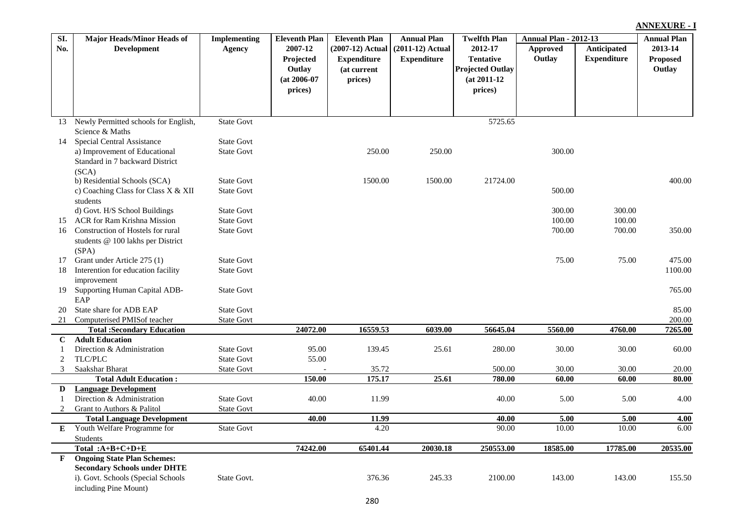**ANNEXURE - I**

| Sl. No. | Major Heads/Minor Heads of Development | Implementing Agency | Eleventh Plan 2007-12 Projected Outlay (at 2006-07 prices) | Eleventh Plan (2007-12) Actual Expenditure (at current prices) | Annual Plan (2011-12) Actual Expenditure | Twelfth Plan 2012-17 Tentative Projected Outlay (at 2011-12 prices) | Annual Plan - 2012-13 | | Annual Plan 2013-14 Proposed Outlay |
|---|---|---|---|---|---|---|---|---|---|
| | | | | | | | Approved Outlay | Anticipated Expenditure | |
| 13 | Newly Permitted schools for English, Science & Maths | State Govt | | | | 5725.65 | | | |
| 14 | Special Central Assistance | State Govt | | | | | | | |
| | a) Improvement of Educational Standard in 7 backward District (SCA) | State Govt | | 250.00 | 250.00 | | 300.00 | | |
| | b) Residential Schools (SCA) | State Govt | | 1500.00 | 1500.00 | 21724.00 | | | 400.00 |
| | c) Coaching Class for Class X & XII students | State Govt | | | | | 500.00 | | |
| | d) Govt. H/S School Buildings | State Govt | | | | | 300.00 | 300.00 | |
| 15 | ACR for Ram Krishna Mission | State Govt | | | | | 100.00 | 100.00 | |
| 16 | Construction of Hostels for rural students @ 100 lakhs per District (SPA) | State Govt | | | | | 700.00 | 700.00 | 350.00 |
| 17 | Grant under Article 275 (1) | State Govt | | | | | 75.00 | 75.00 | 475.00 |
| 18 | Interention for education facility improvement | State Govt | | | | | | | 1100.00 |
| 19 | Supporting Human Capital ADB-EAP | State Govt | | | | | | | 765.00 |
| 20 | State share for ADB EAP | State Govt | | | | | | | 85.00 |
| 21 | Computerised PMISof teacher | State Govt | | | | | | | 200.00 |
| | **Total :Secondary Education** | | **24072.00** | **16559.53** | **6039.00** | **56645.04** | **5560.00** | **4760.00** | **7265.00** |
| **C** | **Adult Education** | | | | | | | | |
| 1 | Direction & Administration | State Govt | 95.00 | 139.45 | 25.61 | 280.00 | 30.00 | 30.00 | 60.00 |
| 2 | TLC/PLC | State Govt | 55.00 | | | | | | |
| 3 | Saakshar Bharat | State Govt | - | 35.72 | | 500.00 | 30.00 | 30.00 | 20.00 |
| | **Total Adult Education :** | | **150.00** | **175.17** | **25.61** | **780.00** | **60.00** | **60.00** | **80.00** |
| **D** | **Language Development** | | | | | | | | |
| 1 | Direction & Administration | State Govt | 40.00 | 11.99 | | 40.00 | 5.00 | 5.00 | 4.00 |
| 2 | Grant to Authors & Palitol | State Govt | | | | | | | |
| | **Total Language Development** | | **40.00** | **11.99** | | **40.00** | **5.00** | **5.00** | **4.00** |
| **E** | Youth Welfare Programme for Students | State Govt | | 4.20 | | 90.00 | 10.00 | 10.00 | 6.00 |
| | **Total :A+B+C+D+E** | | **74242.00** | **65401.44** | **20030.18** | **250553.00** | **18585.00** | **17785.00** | **20535.00** |
| **F** | **Ongoing State Plan Schemes: Secondary Schools under DHTE** | | | | | | | | |
| | i). Govt. Schools (Special Schools including Pine Mount) | State Govt. | | 376.36 | 245.33 | 2100.00 | 143.00 | 143.00 | 155.50 |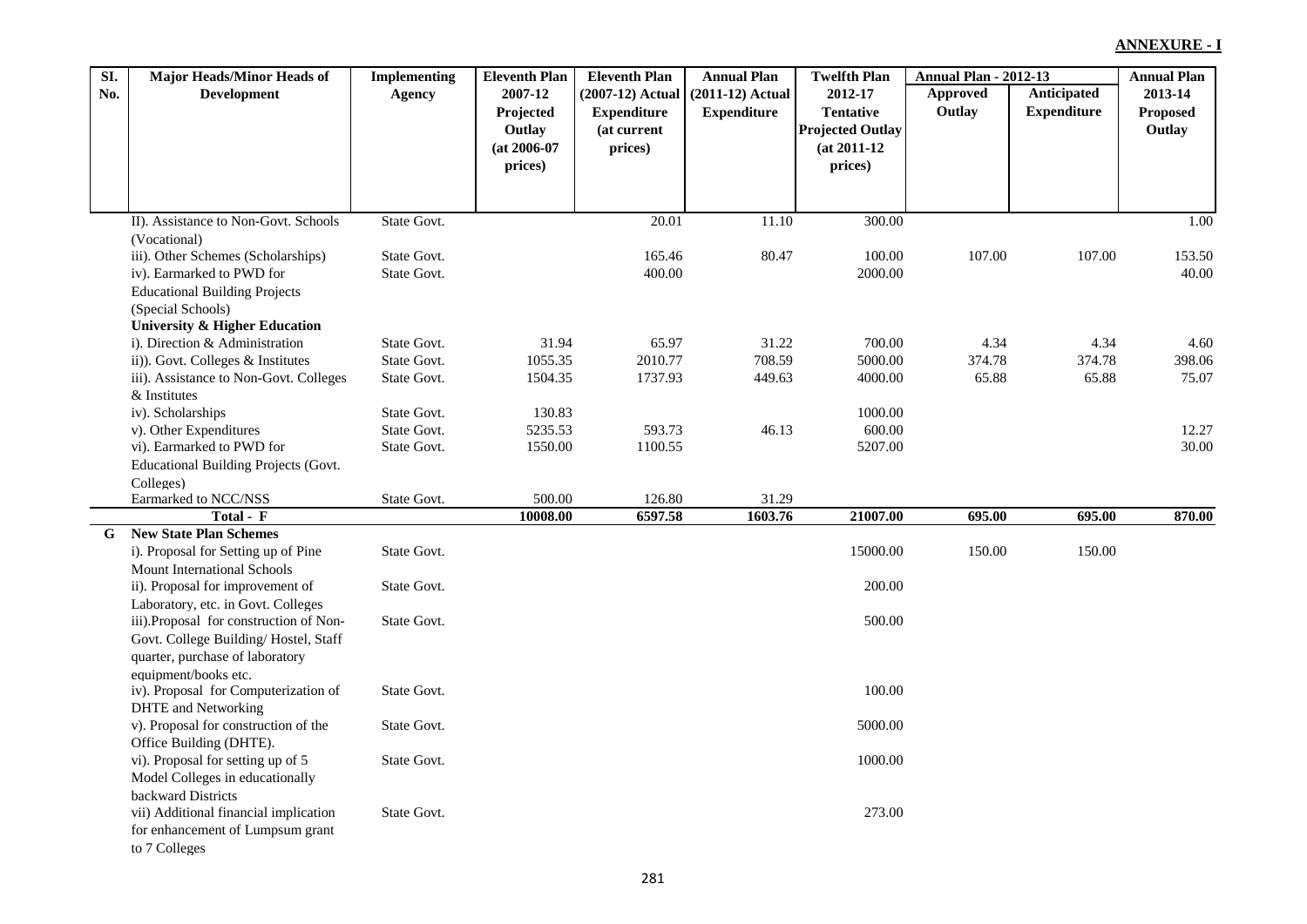**ANNEXURE - I**

| Sl. No. | Major Heads/Minor Heads of Development | Implementing Agency | Eleventh Plan 2007-12 Projected Outlay (at 2006-07 prices) | Eleventh Plan (2007-12) Actual Expenditure (at current prices) | Annual Plan (2011-12) Actual Expenditure | Twelfth Plan 2012-17 Tentative Projected Outlay (at 2011-12 prices) | Annual Plan - 2012-13 Approved Outlay | Annual Plan - 2012-13 Anticipated Expenditure | Annual Plan 2013-14 Proposed Outlay |
|---|---|---|---|---|---|---|---|---|---|
| | II). Assistance to Non-Govt. Schools (Vocational) | State Govt. | | 20.01 | 11.10 | 300.00 | | | 1.00 |
| | iii). Other Schemes (Scholarships) | State Govt. | | 165.46 | 80.47 | 100.00 | 107.00 | 107.00 | 153.50 |
| | iv). Earmarked to PWD for Educational Building Projects (Special Schools) | State Govt. | | 400.00 | | 2000.00 | | | 40.00 |
| | **University & Higher Education** | | | | | | | | |
| | i). Direction & Administration | State Govt. | 31.94 | 65.97 | 31.22 | 700.00 | 4.34 | 4.34 | 4.60 |
| | ii)). Govt. Colleges & Institutes | State Govt. | 1055.35 | 2010.77 | 708.59 | 5000.00 | 374.78 | 374.78 | 398.06 |
| | iii). Assistance to Non-Govt. Colleges & Institutes | State Govt. | 1504.35 | 1737.93 | 449.63 | 4000.00 | 65.88 | 65.88 | 75.07 |
| | iv). Scholarships | State Govt. | 130.83 | | | 1000.00 | | | |
| | v). Other Expenditures | State Govt. | 5235.53 | 593.73 | 46.13 | 600.00 | | | 12.27 |
| | vi). Earmarked to PWD for Educational Building Projects (Govt. Colleges) | State Govt. | 1550.00 | 1100.55 | | 5207.00 | | | 30.00 |
| | Earmarked to NCC/NSS | State Govt. | 500.00 | 126.80 | 31.29 | | | | |
| | **Total - F** | | **10008.00** | **6597.58** | **1603.76** | **21007.00** | **695.00** | **695.00** | **870.00** |
| **G** | **New State Plan Schemes** | | | | | | | | |
| | i). Proposal for Setting up of Pine Mount International Schools | State Govt. | | | | 15000.00 | 150.00 | 150.00 | |
| | ii). Proposal for improvement of Laboratory, etc. in Govt. Colleges | State Govt. | | | | 200.00 | | | |
| | iii).Proposal for construction of Non-Govt. College Building/ Hostel, Staff quarter, purchase of laboratory equipment/books etc. | State Govt. | | | | 500.00 | | | |
| | iv). Proposal for Computerization of DHTE and Networking | State Govt. | | | | 100.00 | | | |
| | v). Proposal for construction of the Office Building (DHTE). | State Govt. | | | | 5000.00 | | | |
| | vi). Proposal for setting up of 5 Model Colleges in educationally backward Districts | State Govt. | | | | 1000.00 | | | |
| | vii) Additional financial implication for enhancement of Lumpsum grant to 7 Colleges | State Govt. | | | | 273.00 | | | |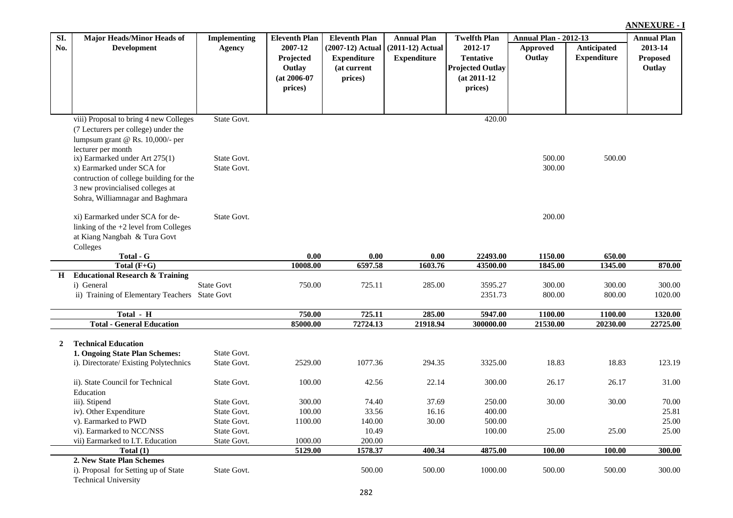**ANNEXURE - I**

| Sl. No. | Major Heads/Minor Heads of Development | Implementing Agency | Eleventh Plan 2007-12 Projected Outlay (at 2006-07 prices) | Eleventh Plan (2007-12) Actual Expenditure (at current prices) | Annual Plan (2011-12) Actual Expenditure | Twelfth Plan 2012-17 Tentative Projected Outlay (at 2011-12 prices) | Annual Plan - 2012-13 | | Annual Plan 2013-14 Proposed Outlay |
|---|---|---|---|---|---|---|---|---|---|
| | | | | | | | Approved Outlay | Anticipated Expenditure | |
| | viii) Proposal to bring 4 new Colleges (7 Lecturers per college) under the lumpsum grant @ Rs. 10,000/- per lecturer per month | State Govt. | | | | 420.00 | | | |
| | ix) Earmarked under Art 275(1) | State Govt. | | | | | 500.00 | 500.00 | |
| | x) Earmarked under SCA for contruction of college building for the 3 new provincialised colleges at Sohra, Williamnagar and Baghmara | State Govt. | | | | | 300.00 | | |
| | xi) Earmarked under SCA for de-linking of the +2 level from Colleges at Kiang Nangbah & Tura Govt Colleges | State Govt. | | | | | 200.00 | | |
| | **Total - G** | | **0.00** | **0.00** | **0.00** | **22493.00** | **1150.00** | **650.00** | |
| | **Total (F+G)** | | **10008.00** | **6597.58** | **1603.76** | **43500.00** | **1845.00** | **1345.00** | **870.00** |
| **H** | **Educational Research & Training** | | | | | | | | |
| | i) General | State Govt | 750.00 | 725.11 | 285.00 | 3595.27 | 300.00 | 300.00 | 300.00 |
| | ii) Training of Elementary Teachers | State Govt | | | | 2351.73 | 800.00 | 800.00 | 1020.00 |
| | **Total - H** | | **750.00** | **725.11** | **285.00** | **5947.00** | **1100.00** | **1100.00** | **1320.00** |
| | **Total - General Education** | | **85000.00** | **72724.13** | **21918.94** | **300000.00** | **21530.00** | **20230.00** | **22725.00** |
| **2** | **Technical Education** | | | | | | | | |
| | **1. Ongoing State Plan Schemes:** | State Govt. | | | | | | | |
| | i). Directorate/ Existing Polytechnics | State Govt. | 2529.00 | 1077.36 | 294.35 | 3325.00 | 18.83 | 18.83 | 123.19 |
| | ii). State Council for Technical Education | State Govt. | 100.00 | 42.56 | 22.14 | 300.00 | 26.17 | 26.17 | 31.00 |
| | iii). Stipend | State Govt. | 300.00 | 74.40 | 37.69 | 250.00 | 30.00 | 30.00 | 70.00 |
| | iv). Other Expenditure | State Govt. | 100.00 | 33.56 | 16.16 | 400.00 | | | 25.81 |
| | v). Earmarked to PWD | State Govt. | 1100.00 | 140.00 | 30.00 | 500.00 | | | 25.00 |
| | vi). Earmarked to NCC/NSS | State Govt. | | 10.49 | | 100.00 | 25.00 | 25.00 | 25.00 |
| | vii) Earmarked to I.T. Education | State Govt. | 1000.00 | 200.00 | | | | | |
| | **Total (1)** | | **5129.00** | **1578.37** | **400.34** | **4875.00** | **100.00** | **100.00** | **300.00** |
| | **2. New State Plan Schemes** | | | | | | | | |
| | i). Proposal for Setting up of State Technical University | State Govt. | | 500.00 | 500.00 | 1000.00 | 500.00 | 500.00 | 300.00 |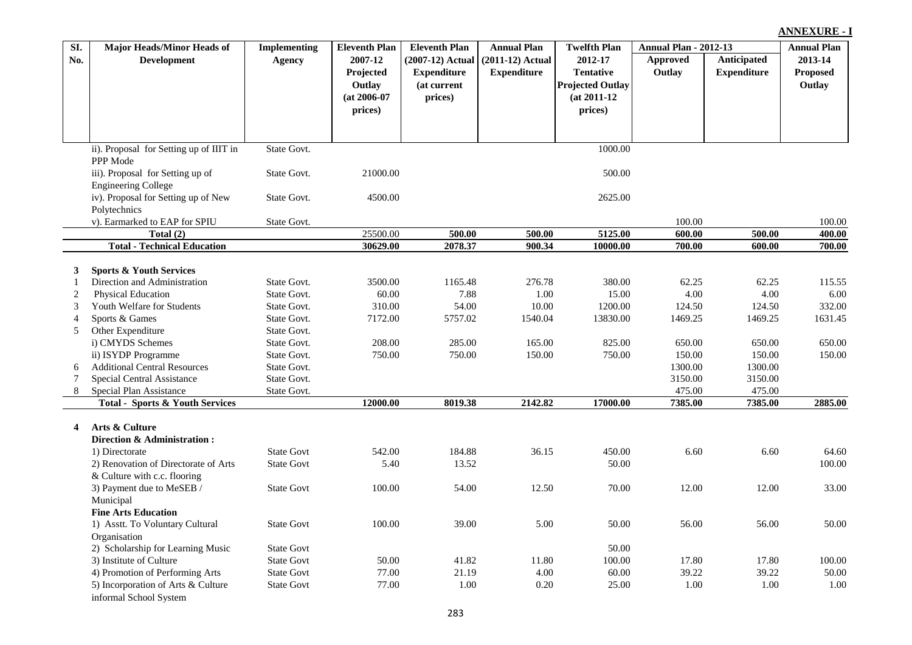**ANNEXURE - I**

| Sl. No. | Major Heads/Minor Heads of Development | Implementing Agency | Eleventh Plan 2007-12 Projected Outlay (at 2006-07 prices) | Eleventh Plan (2007-12) Actual Expenditure (at current prices) | Annual Plan (2011-12) Actual Expenditure | Twelfth Plan 2012-17 Tentative Projected Outlay (at 2011-12 prices) | Annual Plan - 2012-13 Approved Outlay | Annual Plan - 2012-13 Anticipated Expenditure | Annual Plan 2013-14 Proposed Outlay |
|---|---|---|---|---|---|---|---|---|---|
| | ii). Proposal for Setting up of IIIT in PPP Mode | State Govt. | | | | 1000.00 | | | |
| | iii). Proposal for Setting up of Engineering College | State Govt. | 21000.00 | | | 500.00 | | | |
| | iv). Proposal for Setting up of New Polytechnics | State Govt. | 4500.00 | | | 2625.00 | | | |
| | v). Earmarked to EAP for SPIU | State Govt. | | | | | 100.00 | | 100.00 |
| | **Total (2)** | | 25500.00 | **500.00** | **500.00** | **5125.00** | **600.00** | **500.00** | **400.00** |
| | **Total - Technical Education** | | **30629.00** | **2078.37** | **900.34** | **10000.00** | **700.00** | **600.00** | **700.00** |
| **3** | **Sports & Youth Services** | | | | | | | | |
| 1 | Direction and Administration | State Govt. | 3500.00 | 1165.48 | 276.78 | 380.00 | 62.25 | 62.25 | 115.55 |
| 2 | Physical Education | State Govt. | 60.00 | 7.88 | 1.00 | 15.00 | 4.00 | 4.00 | 6.00 |
| 3 | Youth Welfare for Students | State Govt. | 310.00 | 54.00 | 10.00 | 1200.00 | 124.50 | 124.50 | 332.00 |
| 4 | Sports & Games | State Govt. | 7172.00 | 5757.02 | 1540.04 | 13830.00 | 1469.25 | 1469.25 | 1631.45 |
| 5 | Other Expenditure | State Govt. | | | | | | | |
| | i) CMYDS Schemes | State Govt. | 208.00 | 285.00 | 165.00 | 825.00 | 650.00 | 650.00 | 650.00 |
| | ii) ISYDP Programme | State Govt. | 750.00 | 750.00 | 150.00 | 750.00 | 150.00 | 150.00 | 150.00 |
| 6 | Additional Central Resources | State Govt. | | | | | 1300.00 | 1300.00 | |
| 7 | Special Central Assistance | State Govt. | | | | | 3150.00 | 3150.00 | |
| 8 | Special Plan Assistance | State Govt. | | | | | 475.00 | 475.00 | |
| | **Total - Sports & Youth Services** | | **12000.00** | **8019.38** | **2142.82** | **17000.00** | **7385.00** | **7385.00** | **2885.00** |
| **4** | **Arts & Culture** | | | | | | | | |
| | **Direction & Administration :** | | | | | | | | |
| | 1) Directorate | State Govt | 542.00 | 184.88 | 36.15 | 450.00 | 6.60 | 6.60 | 64.60 |
| | 2) Renovation of Directorate of Arts & Culture with c.c. flooring | State Govt | 5.40 | 13.52 | | 50.00 | | | 100.00 |
| | 3) Payment due to MeSEB / Municipal | State Govt | 100.00 | 54.00 | 12.50 | 70.00 | 12.00 | 12.00 | 33.00 |
| | **Fine Arts Education** | | | | | | | | |
| | 1) Asstt. To Voluntary Cultural Organisation | State Govt | 100.00 | 39.00 | 5.00 | 50.00 | 56.00 | 56.00 | 50.00 |
| | 2) Scholarship for Learning Music | State Govt | | | | 50.00 | | | |
| | 3) Institute of Culture | State Govt | 50.00 | 41.82 | 11.80 | 100.00 | 17.80 | 17.80 | 100.00 |
| | 4) Promotion of Performing Arts | State Govt | 77.00 | 21.19 | 4.00 | 60.00 | 39.22 | 39.22 | 50.00 |
| | 5) Incorporation of Arts & Culture informal School System | State Govt | 77.00 | 1.00 | 0.20 | 25.00 | 1.00 | 1.00 | 1.00 |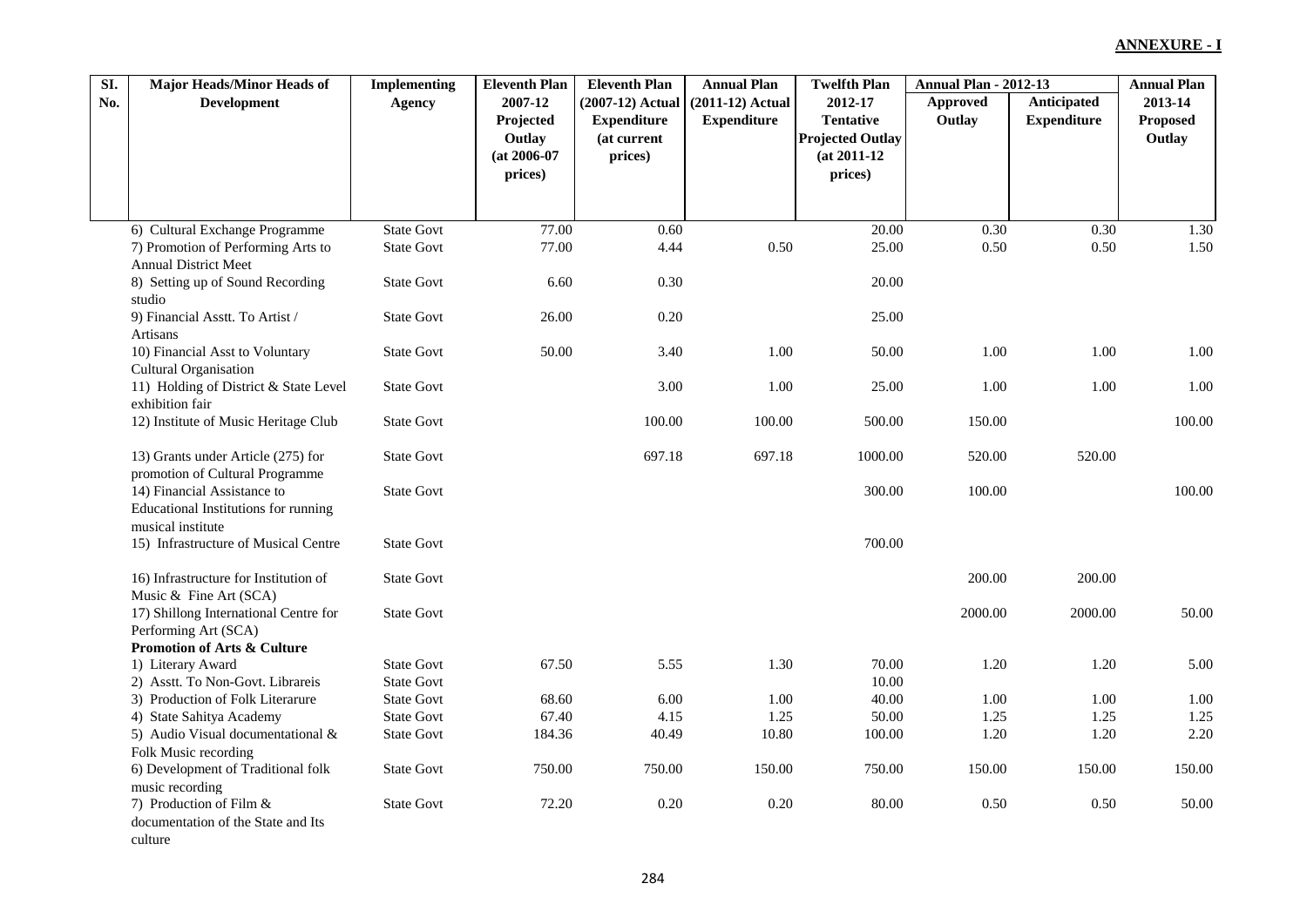**ANNEXURE - I**

| Sl. No. | Major Heads/Minor Heads of Development | Implementing Agency | Eleventh Plan 2007-12 Projected Outlay (at 2006-07 prices) | Eleventh Plan (2007-12) Actual Expenditure (at current prices) | Annual Plan (2011-12) Actual Expenditure | Twelfth Plan 2012-17 Tentative Projected Outlay (at 2011-12 prices) | Annual Plan - 2012-13 Approved Outlay | Annual Plan - 2012-13 Anticipated Expenditure | Annual Plan 2013-14 Proposed Outlay |
|---|---|---|---|---|---|---|---|---|---|
| | 6) Cultural Exchange Programme | State Govt | 77.00 | 0.60 | | 20.00 | 0.30 | 0.30 | 1.30 |
| | 7) Promotion of Performing Arts to Annual District Meet | State Govt | 77.00 | 4.44 | 0.50 | 25.00 | 0.50 | 0.50 | 1.50 |
| | 8) Setting up of Sound Recording studio | State Govt | 6.60 | 0.30 | | 20.00 | | | |
| | 9) Financial Asstt. To Artist / Artisans | State Govt | 26.00 | 0.20 | | 25.00 | | | |
| | 10) Financial Asst to Voluntary Cultural Organisation | State Govt | 50.00 | 3.40 | 1.00 | 50.00 | 1.00 | 1.00 | 1.00 |
| | 11) Holding of District & State Level exhibition fair | State Govt | | 3.00 | 1.00 | 25.00 | 1.00 | 1.00 | 1.00 |
| | 12) Institute of Music Heritage Club | State Govt | | 100.00 | 100.00 | 500.00 | 150.00 | | 100.00 |
| | 13) Grants under Article (275) for promotion of Cultural Programme | State Govt | | 697.18 | 697.18 | 1000.00 | 520.00 | 520.00 | |
| | 14) Financial Assistance to Educational Institutions for running musical institute | State Govt | | | | 300.00 | 100.00 | | 100.00 |
| | 15) Infrastructure of Musical Centre | State Govt | | | | 700.00 | | | |
| | 16) Infrastructure for Institution of Music & Fine Art (SCA) | State Govt | | | | | 200.00 | 200.00 | |
| | 17) Shillong International Centre for Performing Art (SCA) | State Govt | | | | | 2000.00 | 2000.00 | 50.00 |
| | **Promotion of Arts & Culture** | | | | | | | | |
| | 1) Literary Award | State Govt | 67.50 | 5.55 | 1.30 | 70.00 | 1.20 | 1.20 | 5.00 |
| | 2) Asstt. To Non-Govt. Librareis | State Govt | | | | 10.00 | | | |
| | 3) Production of Folk Literarure | State Govt | 68.60 | 6.00 | 1.00 | 40.00 | 1.00 | 1.00 | 1.00 |
| | 4) State Sahitya Academy | State Govt | 67.40 | 4.15 | 1.25 | 50.00 | 1.25 | 1.25 | 1.25 |
| | 5) Audio Visual documentational & Folk Music recording | State Govt | 184.36 | 40.49 | 10.80 | 100.00 | 1.20 | 1.20 | 2.20 |
| | 6) Development of Traditional folk music recording | State Govt | 750.00 | 750.00 | 150.00 | 750.00 | 150.00 | 150.00 | 150.00 |
| | 7) Production of Film & documentation of the State and Its culture | State Govt | 72.20 | 0.20 | 0.20 | 80.00 | 0.50 | 0.50 | 50.00 |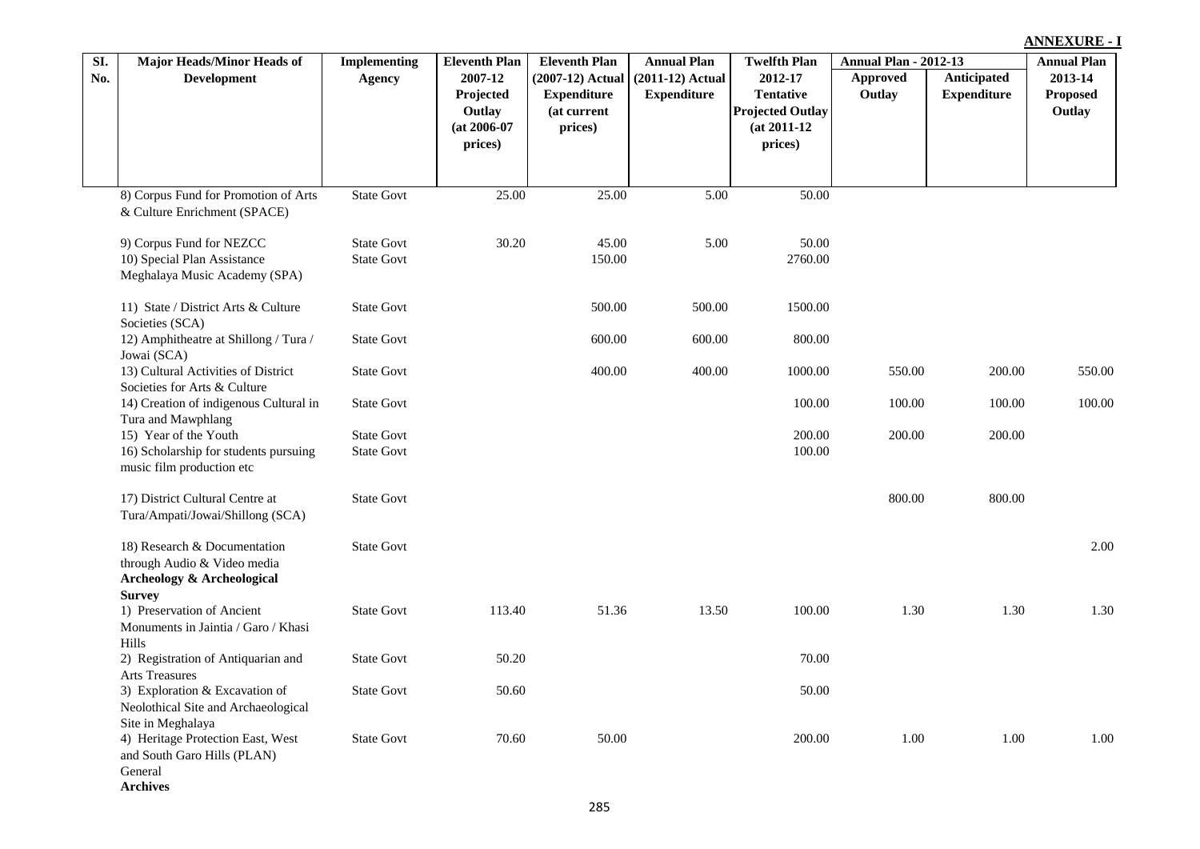**ANNEXURE - I**

| Sl. No. | Major Heads/Minor Heads of Development | Implementing Agency | Eleventh Plan 2007-12 Projected Outlay (at 2006-07 prices) | Eleventh Plan (2007-12) Actual Expenditure (at current prices) | Annual Plan (2011-12) Actual Expenditure | Twelfth Plan 2012-17 Tentative Projected Outlay (at 2011-12 prices) | Annual Plan - 2012-13 | | Annual Plan 2013-14 Proposed Outlay |
|---|---|---|---|---|---|---|---|---|---|
| | | | | | | | Approved Outlay | Anticipated Expenditure | |
| | 8) Corpus Fund for Promotion of Arts & Culture Enrichment (SPACE) | State Govt | 25.00 | 25.00 | 5.00 | 50.00 | | | |
| | 9) Corpus Fund for NEZCC | State Govt | 30.20 | 45.00 | 5.00 | 50.00 | | | |
| | 10) Special Plan Assistance Meghalaya Music Academy (SPA) | State Govt | | 150.00 | | 2760.00 | | | |
| | 11) State / District Arts & Culture Societies (SCA) | State Govt | | 500.00 | 500.00 | 1500.00 | | | |
| | 12) Amphitheatre at Shillong / Tura / Jowai (SCA) | State Govt | | 600.00 | 600.00 | 800.00 | | | |
| | 13) Cultural Activities of District Societies for Arts & Culture | State Govt | | 400.00 | 400.00 | 1000.00 | 550.00 | 200.00 | 550.00 |
| | 14) Creation of indigenous Cultural in Tura and Mawphlang | State Govt | | | | 100.00 | 100.00 | 100.00 | 100.00 |
| | 15) Year of the Youth | State Govt | | | | 200.00 | 200.00 | 200.00 | |
| | 16) Scholarship for students pursuing music film production etc | State Govt | | | | 100.00 | | | |
| | 17) District Cultural Centre at Tura/Ampati/Jowai/Shillong (SCA) | State Govt | | | | | 800.00 | 800.00 | |
| | 18) Research & Documentation through Audio & Video media | State Govt | | | | | | | 2.00 |
| | **Archeology & Archeological Survey** | | | | | | | | |
| | 1) Preservation of Ancient Monuments in Jaintia / Garo / Khasi Hills | State Govt | 113.40 | 51.36 | 13.50 | 100.00 | 1.30 | 1.30 | 1.30 |
| | 2) Registration of Antiquarian and Arts Treasures | State Govt | 50.20 | | | 70.00 | | | |
| | 3) Exploration & Excavation of Neolothical Site and Archaeological Site in Meghalaya | State Govt | 50.60 | | | 50.00 | | | |
| | 4) Heritage Protection East, West and South Garo Hills (PLAN) General | State Govt | 70.60 | 50.00 | | 200.00 | 1.00 | 1.00 | 1.00 |
| | **Archives** | | | | | | | | |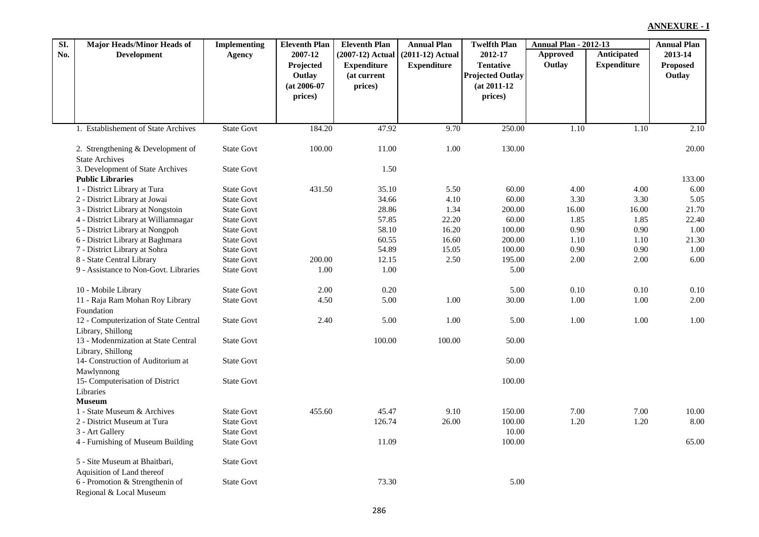**ANNEXURE - I**

| Sl. No. | Major Heads/Minor Heads of Development | Implementing Agency | Eleventh Plan 2007-12 Projected Outlay (at 2006-07 prices) | Eleventh Plan (2007-12) Actual Expenditure (at current prices) | Annual Plan (2011-12) Actual Expenditure | Twelfth Plan 2012-17 Tentative Projected Outlay (at 2011-12 prices) | Annual Plan - 2012-13 Approved Outlay | Annual Plan - 2012-13 Anticipated Expenditure | Annual Plan 2013-14 Proposed Outlay |
|---|---|---|---|---|---|---|---|---|---|
| | 1. Establishement of State Archives | State Govt | 184.20 | 47.92 | 9.70 | 250.00 | 1.10 | 1.10 | 2.10 |
| | 2. Strengthening & Development of State Archives | State Govt | 100.00 | 11.00 | 1.00 | 130.00 | | | 20.00 |
| | 3. Development of State Archives | State Govt | | 1.50 | | | | | |
| | **Public Libraries** | | | | | | | | 133.00 |
| | 1 - District Library at Tura | State Govt | 431.50 | 35.10 | 5.50 | 60.00 | 4.00 | 4.00 | 6.00 |
| | 2 - District Library at Jowai | State Govt | | 34.66 | 4.10 | 60.00 | 3.30 | 3.30 | 5.05 |
| | 3 - District Library at Nongstoin | State Govt | | 28.86 | 1.34 | 200.00 | 16.00 | 16.00 | 21.70 |
| | 4 - District Library at Williamnagar | State Govt | | 57.85 | 22.20 | 60.00 | 1.85 | 1.85 | 22.40 |
| | 5 - District Library at Nongpoh | State Govt | | 58.10 | 16.20 | 100.00 | 0.90 | 0.90 | 1.00 |
| | 6 - District Library at Baghmara | State Govt | | 60.55 | 16.60 | 200.00 | 1.10 | 1.10 | 21.30 |
| | 7 - District Library at Sohra | State Govt | | 54.89 | 15.05 | 100.00 | 0.90 | 0.90 | 1.00 |
| | 8 - State Central Library | State Govt | 200.00 | 12.15 | 2.50 | 195.00 | 2.00 | 2.00 | 6.00 |
| | 9 - Assistance to Non-Govt. Libraries | State Govt | 1.00 | 1.00 | | 5.00 | | | |
| | 10 - Mobile Library | State Govt | 2.00 | 0.20 | | 5.00 | 0.10 | 0.10 | 0.10 |
| | 11 - Raja Ram Mohan Roy Library Foundation | State Govt | 4.50 | 5.00 | 1.00 | 30.00 | 1.00 | 1.00 | 2.00 |
| | 12 - Computerization of State Central Library, Shillong | State Govt | 2.40 | 5.00 | 1.00 | 5.00 | 1.00 | 1.00 | 1.00 |
| | 13 - Modenrnization at State Central Library, Shillong | State Govt | | 100.00 | 100.00 | 50.00 | | | |
| | 14- Construction of Auditorium at Mawlynnong | State Govt | | | | 50.00 | | | |
| | 15- Computerisation of District Libraries | State Govt | | | | 100.00 | | | |
| | **Museum** | | | | | | | | |
| | 1 - State Museum & Archives | State Govt | 455.60 | 45.47 | 9.10 | 150.00 | 7.00 | 7.00 | 10.00 |
| | 2 - District Museum at Tura | State Govt | | 126.74 | 26.00 | 100.00 | 1.20 | 1.20 | 8.00 |
| | 3 - Art Gallery | State Govt | | | | 10.00 | | | |
| | 4 - Furnishing of Museum Building | State Govt | | 11.09 | | 100.00 | | | 65.00 |
| | 5 - Site Museum at Bhaitbari, Aquisition of Land thereof | State Govt | | | | | | | |
| | 6 - Promotion & Strengthenin of Regional & Local Museum | State Govt | | 73.30 | | 5.00 | | | |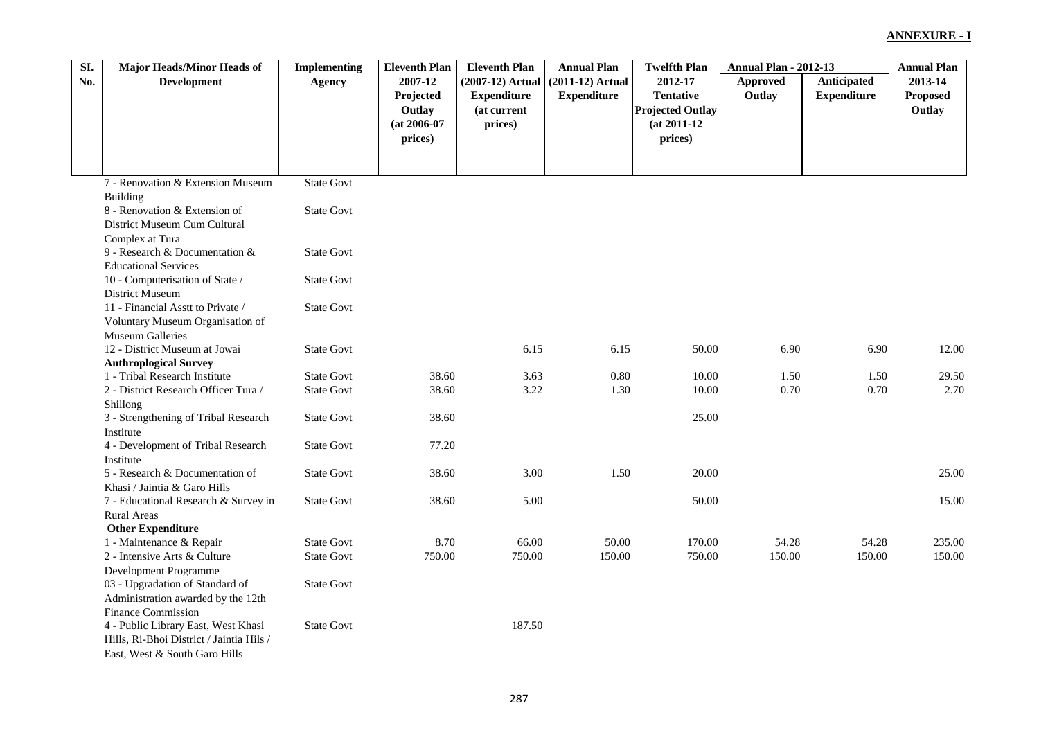**ANNEXURE - I**

| Sl. No. | Major Heads/Minor Heads of Development | Implementing Agency | Eleventh Plan 2007-12 Projected Outlay (at 2006-07 prices) | Eleventh Plan (2007-12) Actual Expenditure (at current prices) | Annual Plan (2011-12) Actual Expenditure | Twelfth Plan 2012-17 Tentative Projected Outlay (at 2011-12 prices) | Annual Plan - 2012-13 Approved Outlay | Annual Plan - 2012-13 Anticipated Expenditure | Annual Plan 2013-14 Proposed Outlay |
|---|---|---|---|---|---|---|---|---|---|
| | 7 - Renovation & Extension Museum Building | State Govt | | | | | | | |
| | 8 - Renovation & Extension of District Museum Cum Cultural Complex at Tura | State Govt | | | | | | | |
| | 9 - Research & Documentation & Educational Services | State Govt | | | | | | | |
| | 10 - Computerisation of State / District Museum | State Govt | | | | | | | |
| | 11 - Financial Asstt to Private / Voluntary Museum Organisation of Museum Galleries | State Govt | | | | | | | |
| | 12 - District Museum at Jowai | State Govt | | 6.15 | 6.15 | 50.00 | 6.90 | 6.90 | 12.00 |
| | **Anthroplogical Survey** | | | | | | | | |
| | 1 - Tribal Research Institute | State Govt | 38.60 | 3.63 | 0.80 | 10.00 | 1.50 | 1.50 | 29.50 |
| | 2 - District Research Officer Tura / Shillong | State Govt | 38.60 | 3.22 | 1.30 | 10.00 | 0.70 | 0.70 | 2.70 |
| | 3 - Strengthening of Tribal Research Institute | State Govt | 38.60 | | | 25.00 | | | |
| | 4 - Development of Tribal Research Institute | State Govt | 77.20 | | | | | | |
| | 5 - Research & Documentation of Khasi / Jaintia & Garo Hills | State Govt | 38.60 | 3.00 | 1.50 | 20.00 | | | 25.00 |
| | 7 - Educational Research & Survey in Rural Areas | State Govt | 38.60 | 5.00 | | 50.00 | | | 15.00 |
| | **Other Expenditure** | | | | | | | | |
| | 1 - Maintenance & Repair | State Govt | 8.70 | 66.00 | 50.00 | 170.00 | 54.28 | 54.28 | 235.00 |
| | 2 - Intensive Arts & Culture Development Programme | State Govt | 750.00 | 750.00 | 150.00 | 750.00 | 150.00 | 150.00 | 150.00 |
| | 03 - Upgradation of Standard of Administration awarded by the 12th Finance Commission | State Govt | | | | | | | |
| | 4 - Public Library East, West Khasi Hills, Ri-Bhoi District / Jaintia Hils / East, West & South Garo Hills | State Govt | | 187.50 | | | | | |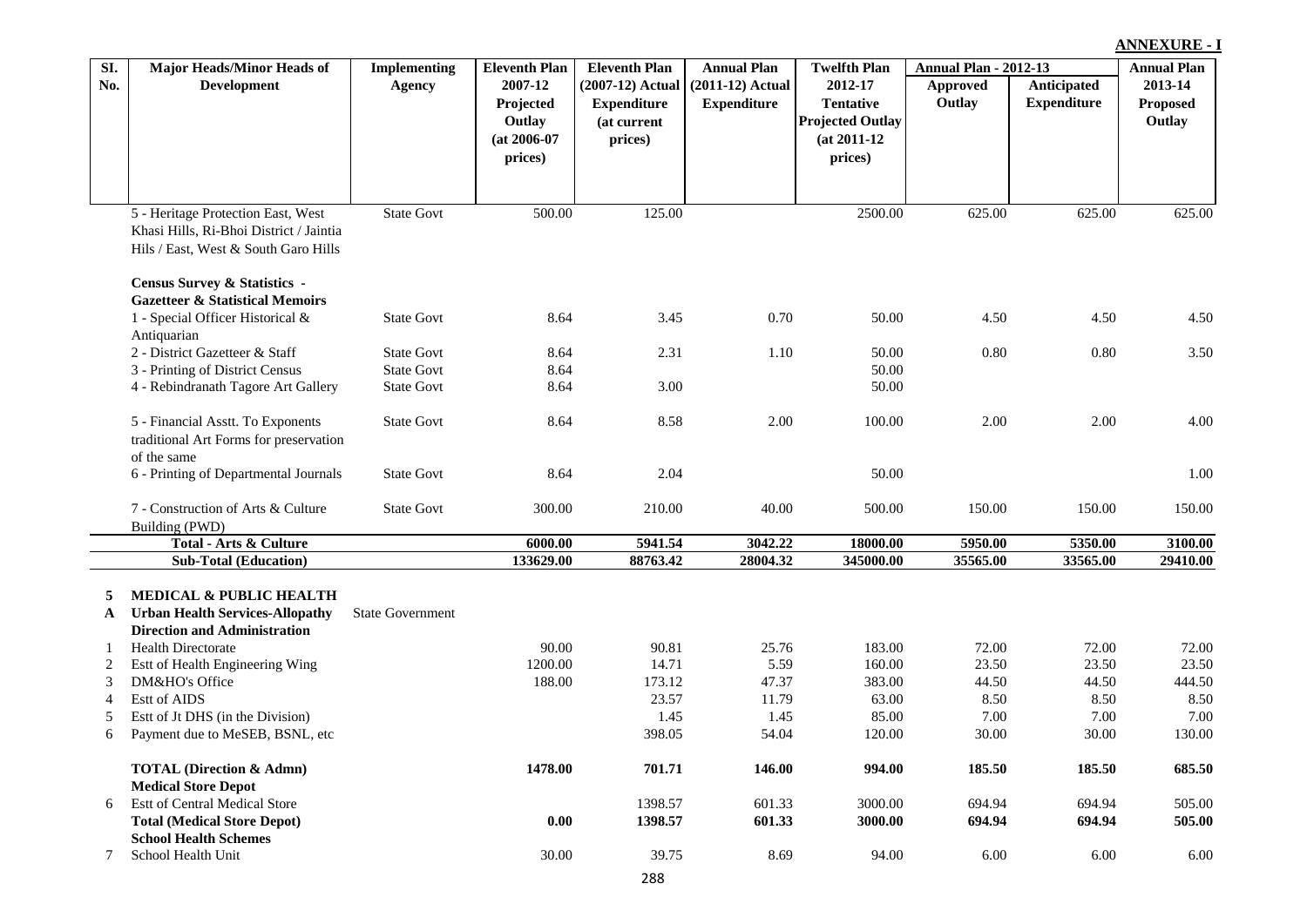**ANNEXURE - I**

| Sl. No. | Major Heads/Minor Heads of Development | Implementing Agency | Eleventh Plan 2007-12 Projected Outlay (at 2006-07 prices) | Eleventh Plan (2007-12) Actual Expenditure (at current prices) | Annual Plan (2011-12) Actual Expenditure | Twelfth Plan 2012-17 Tentative Projected Outlay (at 2011-12 prices) | Annual Plan - 2012-13 Approved Outlay | Annual Plan - 2012-13 Anticipated Expenditure | Annual Plan 2013-14 Proposed Outlay |
|---|---|---|---|---|---|---|---|---|---|
| | 5 - Heritage Protection East, West Khasi Hills, Ri-Bhoi District / Jaintia Hils / East, West & South Garo Hills | State Govt | 500.00 | 125.00 | | 2500.00 | 625.00 | 625.00 | 625.00 |
| | **Census Survey & Statistics - Gazetteer & Statistical Memoirs** | | | | | | | | |
| | 1 - Special Officer Historical & Antiquarian | State Govt | 8.64 | 3.45 | 0.70 | 50.00 | 4.50 | 4.50 | 4.50 |
| | 2 - District Gazetteer & Staff | State Govt | 8.64 | 2.31 | 1.10 | 50.00 | 0.80 | 0.80 | 3.50 |
| | 3 - Printing of District Census | State Govt | 8.64 | | | 50.00 | | | |
| | 4 - Rebindranath Tagore Art Gallery | State Govt | 8.64 | 3.00 | | 50.00 | | | |
| | 5 - Financial Asstt. To Exponents traditional Art Forms for preservation of the same | State Govt | 8.64 | 8.58 | 2.00 | 100.00 | 2.00 | 2.00 | 4.00 |
| | 6 - Printing of Departmental Journals | State Govt | 8.64 | 2.04 | | 50.00 | | | 1.00 |
| | 7 - Construction of Arts & Culture Building (PWD) | State Govt | 300.00 | 210.00 | 40.00 | 500.00 | 150.00 | 150.00 | 150.00 |
| | **Total - Arts & Culture** | | **6000.00** | **5941.54** | **3042.22** | **18000.00** | **5950.00** | **5350.00** | **3100.00** |
| | **Sub-Total (Education)** | | **133629.00** | **88763.42** | **28004.32** | **345000.00** | **35565.00** | **33565.00** | **29410.00** |
| **5** | **MEDICAL & PUBLIC HEALTH** | | | | | | | | |
| **A** | **Urban Health Services-Allopathy** | State Government | | | | | | | |
| | **Direction and Administration** | | | | | | | | |
| 1 | Health Directorate | | 90.00 | 90.81 | 25.76 | 183.00 | 72.00 | 72.00 | 72.00 |
| 2 | Estt of Health Engineering Wing | | 1200.00 | 14.71 | 5.59 | 160.00 | 23.50 | 23.50 | 23.50 |
| 3 | DM&HO's Office | | 188.00 | 173.12 | 47.37 | 383.00 | 44.50 | 44.50 | 444.50 |
| 4 | Estt of AIDS | | | 23.57 | 11.79 | 63.00 | 8.50 | 8.50 | 8.50 |
| 5 | Estt of Jt DHS (in the Division) | | | 1.45 | 1.45 | 85.00 | 7.00 | 7.00 | 7.00 |
| 6 | Payment due to MeSEB, BSNL, etc | | | 398.05 | 54.04 | 120.00 | 30.00 | 30.00 | 130.00 |
| | **TOTAL (Direction & Admn)** | | **1478.00** | **701.71** | **146.00** | **994.00** | **185.50** | **185.50** | **685.50** |
| | **Medical Store Depot** | | | | | | | | |
| 6 | Estt of Central Medical Store | | | 1398.57 | 601.33 | 3000.00 | 694.94 | 694.94 | 505.00 |
| | **Total (Medical Store Depot)** | | **0.00** | **1398.57** | **601.33** | **3000.00** | **694.94** | **694.94** | **505.00** |
| | **School Health Schemes** | | | | | | | | |
| 7 | School Health Unit | | 30.00 | 39.75 | 8.69 | 94.00 | 6.00 | 6.00 | 6.00 |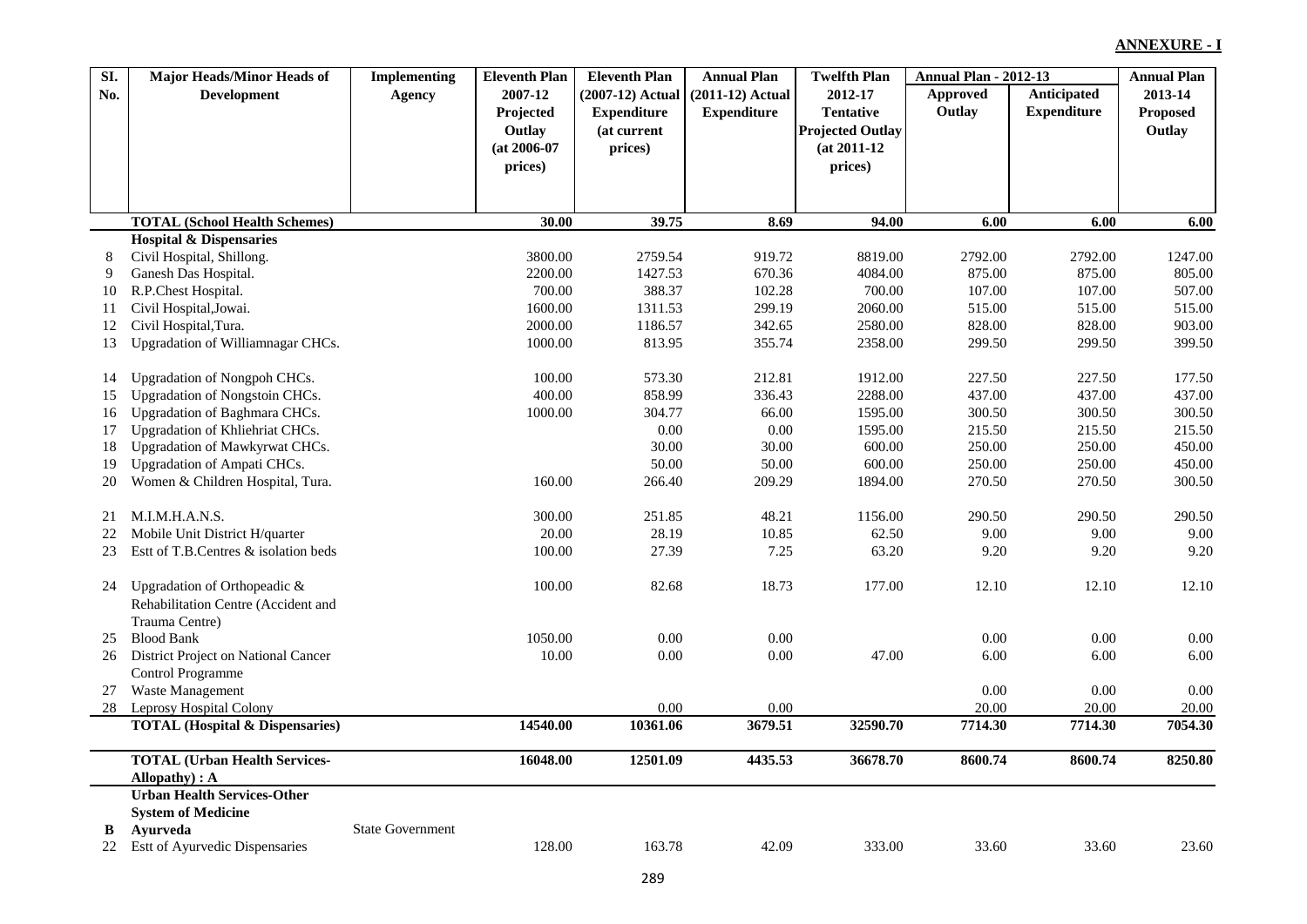**ANNEXURE - I**

| Sl. No. | Major Heads/Minor Heads of Development | Implementing Agency | Eleventh Plan 2007-12 Projected Outlay (at 2006-07 prices) | Eleventh Plan (2007-12) Actual Expenditure (at current prices) | Annual Plan (2011-12) Actual Expenditure | Twelfth Plan 2012-17 Tentative Projected Outlay (at 2011-12 prices) | Annual Plan - 2012-13 Approved Outlay | Annual Plan - 2012-13 Anticipated Expenditure | Annual Plan 2013-14 Proposed Outlay |
|---|---|---|---|---|---|---|---|---|---|
| | **TOTAL (School Health Schemes)** | | **30.00** | **39.75** | **8.69** | **94.00** | **6.00** | **6.00** | **6.00** |
| | **Hospital & Dispensaries** | | | | | | | | |
| 8 | Civil Hospital, Shillong. | | 3800.00 | 2759.54 | 919.72 | 8819.00 | 2792.00 | 2792.00 | 1247.00 |
| 9 | Ganesh Das Hospital. | | 2200.00 | 1427.53 | 670.36 | 4084.00 | 875.00 | 875.00 | 805.00 |
| 10 | R.P.Chest Hospital. | | 700.00 | 388.37 | 102.28 | 700.00 | 107.00 | 107.00 | 507.00 |
| 11 | Civil Hospital,Jowai. | | 1600.00 | 1311.53 | 299.19 | 2060.00 | 515.00 | 515.00 | 515.00 |
| 12 | Civil Hospital,Tura. | | 2000.00 | 1186.57 | 342.65 | 2580.00 | 828.00 | 828.00 | 903.00 |
| 13 | Upgradation of Williamnagar CHCs. | | 1000.00 | 813.95 | 355.74 | 2358.00 | 299.50 | 299.50 | 399.50 |
| 14 | Upgradation of Nongpoh CHCs. | | 100.00 | 573.30 | 212.81 | 1912.00 | 227.50 | 227.50 | 177.50 |
| 15 | Upgradation of Nongstoin CHCs. | | 400.00 | 858.99 | 336.43 | 2288.00 | 437.00 | 437.00 | 437.00 |
| 16 | Upgradation of Baghmara CHCs. | | 1000.00 | 304.77 | 66.00 | 1595.00 | 300.50 | 300.50 | 300.50 |
| 17 | Upgradation of Khliehriat CHCs. | | | 0.00 | 0.00 | 1595.00 | 215.50 | 215.50 | 215.50 |
| 18 | Upgradation of Mawkyrwat CHCs. | | | 30.00 | 30.00 | 600.00 | 250.00 | 250.00 | 450.00 |
| 19 | Upgradation of Ampati CHCs. | | | 50.00 | 50.00 | 600.00 | 250.00 | 250.00 | 450.00 |
| 20 | Women & Children Hospital, Tura. | | 160.00 | 266.40 | 209.29 | 1894.00 | 270.50 | 270.50 | 300.50 |
| 21 | M.I.M.H.A.N.S. | | 300.00 | 251.85 | 48.21 | 1156.00 | 290.50 | 290.50 | 290.50 |
| 22 | Mobile Unit District H/quarter | | 20.00 | 28.19 | 10.85 | 62.50 | 9.00 | 9.00 | 9.00 |
| 23 | Estt of T.B.Centres & isolation beds | | 100.00 | 27.39 | 7.25 | 63.20 | 9.20 | 9.20 | 9.20 |
| 24 | Upgradation of Orthopeadic & Rehabilitation Centre (Accident and Trauma Centre) | | 100.00 | 82.68 | 18.73 | 177.00 | 12.10 | 12.10 | 12.10 |
| 25 | Blood Bank | | 1050.00 | 0.00 | 0.00 | | 0.00 | 0.00 | 0.00 |
| 26 | District Project on National Cancer Control Programme | | 10.00 | 0.00 | 0.00 | 47.00 | 6.00 | 6.00 | 6.00 |
| 27 | Waste Management | | | | | | 0.00 | 0.00 | 0.00 |
| 28 | Leprosy Hospital Colony | | | 0.00 | 0.00 | | 20.00 | 20.00 | 20.00 |
| | **TOTAL (Hospital & Dispensaries)** | | **14540.00** | **10361.06** | **3679.51** | **32590.70** | **7714.30** | **7714.30** | **7054.30** |
| | **TOTAL (Urban Health Services-Allopathy) : A** | | **16048.00** | **12501.09** | **4435.53** | **36678.70** | **8600.74** | **8600.74** | **8250.80** |
| | **Urban Health Services-Other System of Medicine** | | | | | | | | |
| **B** | **Ayurveda** | State Government | | | | | | | |
| 22 | Estt of Ayurvedic Dispensaries | | 128.00 | 163.78 | 42.09 | 333.00 | 33.60 | 33.60 | 23.60 |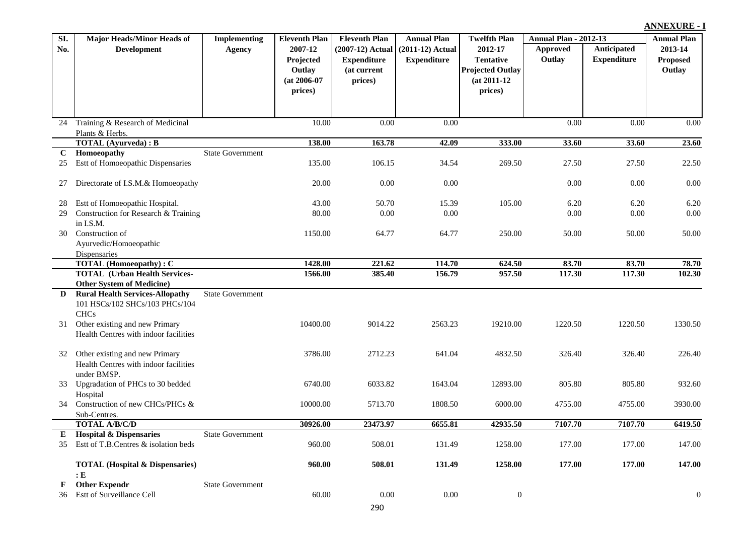**ANNEXURE - I**

| Sl. No. | Major Heads/Minor Heads of Development | Implementing Agency | Eleventh Plan 2007-12 Projected Outlay (at 2006-07 prices) | Eleventh Plan (2007-12) Actual Expenditure (at current prices) | Annual Plan (2011-12) Actual Expenditure | Twelfth Plan 2012-17 Tentative Projected Outlay (at 2011-12 prices) | Annual Plan - 2012-13 Approved Outlay | Annual Plan - 2012-13 Anticipated Expenditure | Annual Plan 2013-14 Proposed Outlay |
|---|---|---|---|---|---|---|---|---|---|
| 24 | Training & Research of Medicinal Plants & Herbs. | | 10.00 | 0.00 | 0.00 | | 0.00 | 0.00 | 0.00 |
| | **TOTAL (Ayurveda) : B** | | **138.00** | **163.78** | **42.09** | **333.00** | **33.60** | **33.60** | **23.60** |
| **C** | **Homoeopathy** | State Government | | | | | | | |
| 25 | Estt of Homoeopathic Dispensaries | | 135.00 | 106.15 | 34.54 | 269.50 | 27.50 | 27.50 | 22.50 |
| 27 | Directorate of I.S.M.& Homoeopathy | | 20.00 | 0.00 | 0.00 | | 0.00 | 0.00 | 0.00 |
| 28 | Estt of Homoeopathic Hospital. | | 43.00 | 50.70 | 15.39 | 105.00 | 6.20 | 6.20 | 6.20 |
| 29 | Construction for Research & Training in I.S.M. | | 80.00 | 0.00 | 0.00 | | 0.00 | 0.00 | 0.00 |
| 30 | Construction of Ayurvedic/Homoeopathic Dispensaries | | 1150.00 | 64.77 | 64.77 | 250.00 | 50.00 | 50.00 | 50.00 |
| | **TOTAL (Homoeopathy) : C** | | **1428.00** | **221.62** | **114.70** | **624.50** | **83.70** | **83.70** | **78.70** |
| | **TOTAL (Urban Health Services-Other System of Medicine)** | | **1566.00** | **385.40** | **156.79** | **957.50** | **117.30** | **117.30** | **102.30** |
| **D** | **Rural Health Services-Allopathy** 101 HSCs/102 SHCs/103 PHCs/104 CHCs | State Government | | | | | | | |
| 31 | Other existing and new Primary Health Centres with indoor facilities | | 10400.00 | 9014.22 | 2563.23 | 19210.00 | 1220.50 | 1220.50 | 1330.50 |
| 32 | Other existing and new Primary Health Centres with indoor facilities under BMSP. | | 3786.00 | 2712.23 | 641.04 | 4832.50 | 326.40 | 326.40 | 226.40 |
| 33 | Upgradation of PHCs to 30 bedded Hospital | | 6740.00 | 6033.82 | 1643.04 | 12893.00 | 805.80 | 805.80 | 932.60 |
| 34 | Construction of new CHCs/PHCs & Sub-Centres. | | 10000.00 | 5713.70 | 1808.50 | 6000.00 | 4755.00 | 4755.00 | 3930.00 |
| | **TOTAL A/B/C/D** | | **30926.00** | **23473.97** | **6655.81** | **42935.50** | **7107.70** | **7107.70** | **6419.50** |
| **E** | **Hospital & Dispensaries** | State Government | | | | | | | |
| 35 | Estt of T.B.Centres & isolation beds | | 960.00 | 508.01 | 131.49 | 1258.00 | 177.00 | 177.00 | 147.00 |
| | **TOTAL (Hospital & Dispensaries) : E** | | **960.00** | **508.01** | **131.49** | **1258.00** | **177.00** | **177.00** | **147.00** |
| **F** | **Other Expendr** | State Government | | | | | | | |
| 36 | Estt of Surveillance Cell | | 60.00 | 0.00 | 0.00 | 0 | | | 0 |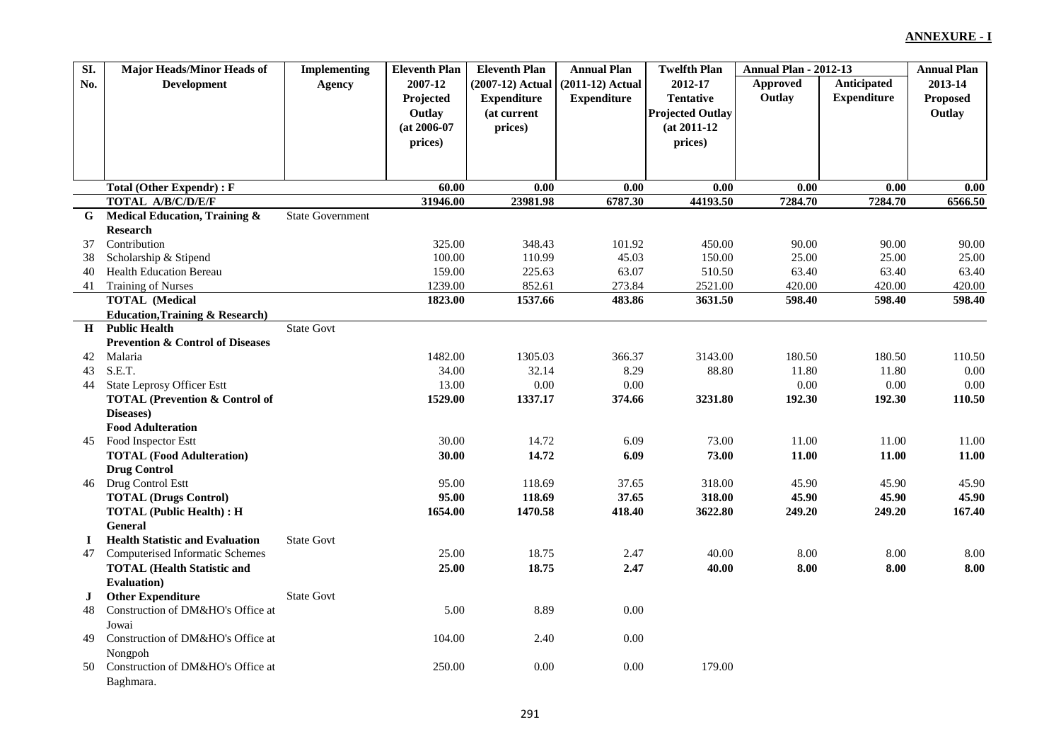**ANNEXURE - I**

| Sl. No. | Major Heads/Minor Heads of Development | Implementing Agency | Eleventh Plan 2007-12 Projected Outlay (at 2006-07 prices) | Eleventh Plan (2007-12) Actual Expenditure (at current prices) | Annual Plan (2011-12) Actual Expenditure | Twelfth Plan 2012-17 Tentative Projected Outlay (at 2011-12 prices) | Annual Plan - 2012-13 Approved Outlay | Annual Plan - 2012-13 Anticipated Expenditure | Annual Plan 2013-14 Proposed Outlay |
|---|---|---|---|---|---|---|---|---|---|
| | **Total (Other Expendr) : F** | | **60.00** | **0.00** | **0.00** | **0.00** | **0.00** | **0.00** | **0.00** |
| | **TOTAL A/B/C/D/E/F** | | **31946.00** | **23981.98** | **6787.30** | **44193.50** | **7284.70** | **7284.70** | **6566.50** |
| **G** | **Medical Education, Training & Research** | State Government | | | | | | | |
| 37 | Contribution | | 325.00 | 348.43 | 101.92 | 450.00 | 90.00 | 90.00 | 90.00 |
| 38 | Scholarship & Stipend | | 100.00 | 110.99 | 45.03 | 150.00 | 25.00 | 25.00 | 25.00 |
| 40 | Health Education Bereau | | 159.00 | 225.63 | 63.07 | 510.50 | 63.40 | 63.40 | 63.40 |
| 41 | Training of Nurses | | 1239.00 | 852.61 | 273.84 | 2521.00 | 420.00 | 420.00 | 420.00 |
| | **TOTAL (Medical Education,Training & Research)** | | **1823.00** | **1537.66** | **483.86** | **3631.50** | **598.40** | **598.40** | **598.40** |
| **H** | **Public Health** | State Govt | | | | | | | |
| | **Prevention & Control of Diseases** | | | | | | | | |
| 42 | Malaria | | 1482.00 | 1305.03 | 366.37 | 3143.00 | 180.50 | 180.50 | 110.50 |
| 43 | S.E.T. | | 34.00 | 32.14 | 8.29 | 88.80 | 11.80 | 11.80 | 0.00 |
| 44 | State Leprosy Officer Estt | | 13.00 | 0.00 | 0.00 | | 0.00 | 0.00 | 0.00 |
| | **TOTAL (Prevention & Control of Diseases)** | | **1529.00** | **1337.17** | **374.66** | **3231.80** | **192.30** | **192.30** | **110.50** |
| | **Food Adulteration** | | | | | | | | |
| 45 | Food Inspector Estt | | 30.00 | 14.72 | 6.09 | 73.00 | 11.00 | 11.00 | 11.00 |
| | **TOTAL (Food Adulteration)** | | **30.00** | **14.72** | **6.09** | **73.00** | **11.00** | **11.00** | **11.00** |
| | **Drug Control** | | | | | | | | |
| 46 | Drug Control Estt | | 95.00 | 118.69 | 37.65 | 318.00 | 45.90 | 45.90 | 45.90 |
| | **TOTAL (Drugs Control)** | | **95.00** | **118.69** | **37.65** | **318.00** | **45.90** | **45.90** | **45.90** |
| | **TOTAL (Public Health) : H** | | **1654.00** | **1470.58** | **418.40** | **3622.80** | **249.20** | **249.20** | **167.40** |
| | **General** | | | | | | | | |
| **I** | **Health Statistic and Evaluation** | State Govt | | | | | | | |
| 47 | Computerised Informatic Schemes | | 25.00 | 18.75 | 2.47 | 40.00 | 8.00 | 8.00 | 8.00 |
| | **TOTAL (Health Statistic and Evaluation)** | | **25.00** | **18.75** | **2.47** | **40.00** | **8.00** | **8.00** | **8.00** |
| **J** | **Other Expenditure** | State Govt | | | | | | | |
| 48 | Construction of DM&HO's Office at Jowai | | 5.00 | 8.89 | 0.00 | | | | |
| 49 | Construction of DM&HO's Office at Nongpoh | | 104.00 | 2.40 | 0.00 | | | | |
| 50 | Construction of DM&HO's Office at Baghmara. | | 250.00 | 0.00 | 0.00 | 179.00 | | | |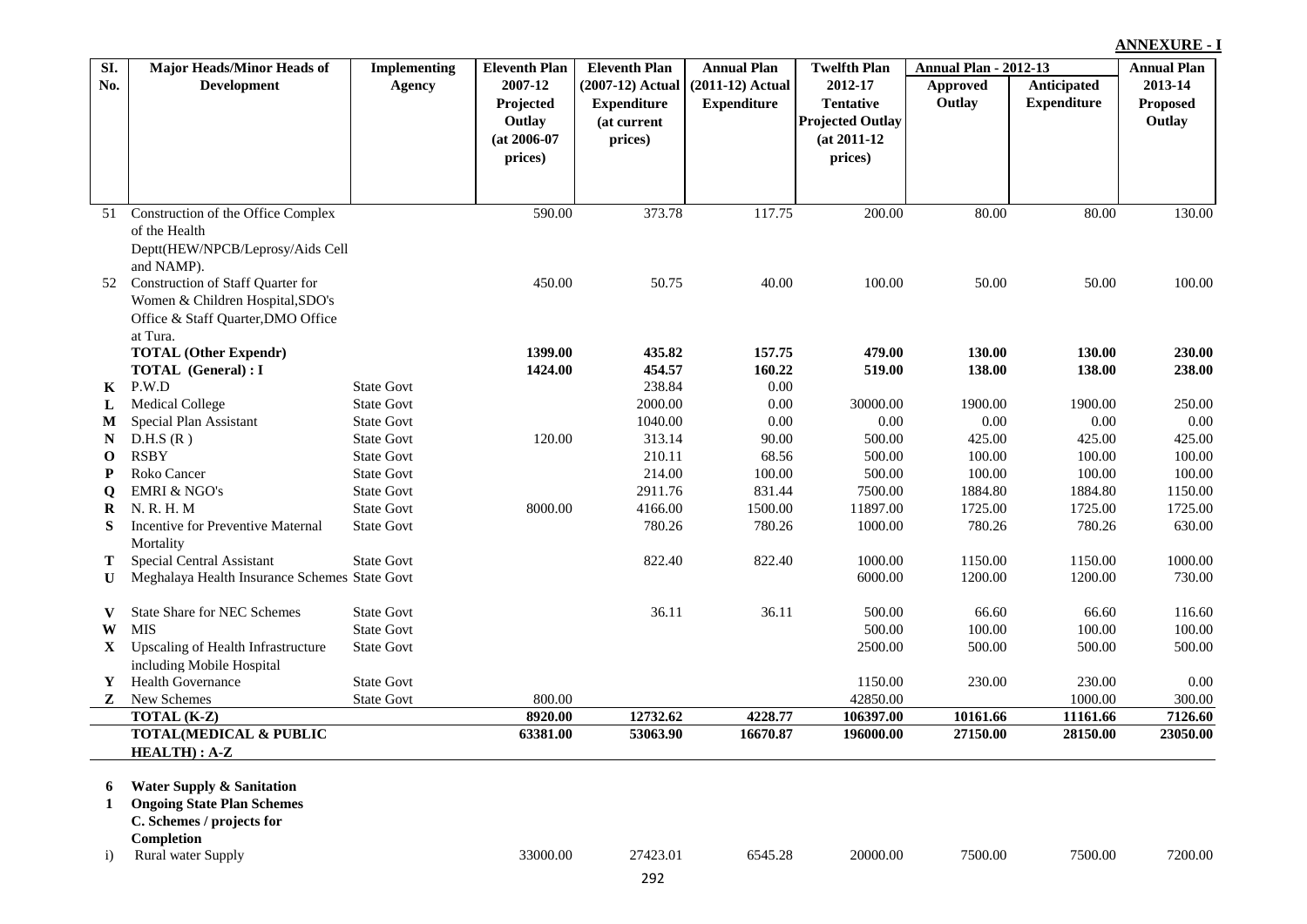**ANNEXURE - I**

| Sl. No. | Major Heads/Minor Heads of Development | Implementing Agency | Eleventh Plan 2007-12 Projected Outlay (at 2006-07 prices) | Eleventh Plan (2007-12) Actual Expenditure (at current prices) | Annual Plan (2011-12) Actual Expenditure | Twelfth Plan 2012-17 Tentative Projected Outlay (at 2011-12 prices) | Annual Plan - 2012-13 | | Annual Plan 2013-14 Proposed Outlay |
|---|---|---|---|---|---|---|---|---|---|
| | | | | | | | Approved Outlay | Anticipated Expenditure | |
| 51 | Construction of the Office Complex of the Health Deptt(HEW/NPCB/Leprosy/Aids Cell and NAMP). | | 590.00 | 373.78 | 117.75 | 200.00 | 80.00 | 80.00 | 130.00 |
| 52 | Construction of Staff Quarter for Women & Children Hospital,SDO's Office & Staff Quarter,DMO Office at Tura. | | 450.00 | 50.75 | 40.00 | 100.00 | 50.00 | 50.00 | 100.00 |
| | **TOTAL (Other Expendr)** | | **1399.00** | **435.82** | **157.75** | **479.00** | **130.00** | **130.00** | **230.00** |
| | **TOTAL (General) : I** | | **1424.00** | **454.57** | **160.22** | **519.00** | **138.00** | **138.00** | **238.00** |
| **K** | P.W.D | State Govt | | 238.84 | 0.00 | | | | |
| **L** | Medical College | State Govt | | 2000.00 | 0.00 | 30000.00 | 1900.00 | 1900.00 | 250.00 |
| **M** | Special Plan Assistant | State Govt | | 1040.00 | 0.00 | 0.00 | 0.00 | 0.00 | 0.00 |
| **N** | D.H.S (R ) | State Govt | 120.00 | 313.14 | 90.00 | 500.00 | 425.00 | 425.00 | 425.00 |
| **O** | RSBY | State Govt | | 210.11 | 68.56 | 500.00 | 100.00 | 100.00 | 100.00 |
| **P** | Roko Cancer | State Govt | | 214.00 | 100.00 | 500.00 | 100.00 | 100.00 | 100.00 |
| **Q** | EMRI & NGO's | State Govt | | 2911.76 | 831.44 | 7500.00 | 1884.80 | 1884.80 | 1150.00 |
| **R** | N. R. H. M | State Govt | 8000.00 | 4166.00 | 1500.00 | 11897.00 | 1725.00 | 1725.00 | 1725.00 |
| **S** | Incentive for Preventive Maternal Mortality | State Govt | | 780.26 | 780.26 | 1000.00 | 780.26 | 780.26 | 630.00 |
| **T** | Special Central Assistant | State Govt | | 822.40 | 822.40 | 1000.00 | 1150.00 | 1150.00 | 1000.00 |
| **U** | Meghalaya Health Insurance Schemes | State Govt | | | | 6000.00 | 1200.00 | 1200.00 | 730.00 |
| **V** | State Share for NEC Schemes | State Govt | | 36.11 | 36.11 | 500.00 | 66.60 | 66.60 | 116.60 |
| **W** | MIS | State Govt | | | | 500.00 | 100.00 | 100.00 | 100.00 |
| **X** | Upscaling of Health Infrastructure including Mobile Hospital | State Govt | | | | 2500.00 | 500.00 | 500.00 | 500.00 |
| **Y** | Health Governance | State Govt | | | | 1150.00 | 230.00 | 230.00 | 0.00 |
| **Z** | New Schemes | State Govt | 800.00 | | | 42850.00 | | 1000.00 | 300.00 |
| | **TOTAL (K-Z)** | | **8920.00** | **12732.62** | **4228.77** | **106397.00** | **10161.66** | **11161.66** | **7126.60** |
| | **TOTAL(MEDICAL & PUBLIC HEALTH) : A-Z** | | **63381.00** | **53063.90** | **16670.87** | **196000.00** | **27150.00** | **28150.00** | **23050.00** |
| **6** | **Water Supply & Sanitation** | | | | | | | | |
| **1** | **Ongoing State Plan Schemes** | | | | | | | | |
| | **C. Schemes / projects for Completion** | | | | | | | | |
| i) | Rural water Supply | | 33000.00 | 27423.01 | 6545.28 | 20000.00 | 7500.00 | 7500.00 | 7200.00 |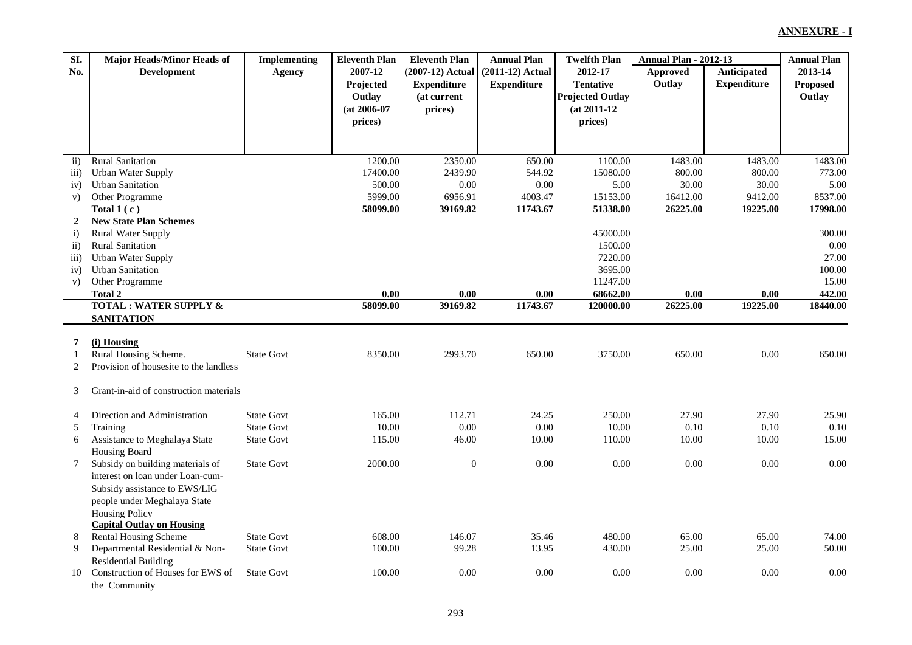**ANNEXURE - I**

| Sl. No. | Major Heads/Minor Heads of Development | Implementing Agency | Eleventh Plan 2007-12 Projected Outlay (at 2006-07 prices) | Eleventh Plan (2007-12) Actual Expenditure (at current prices) | Annual Plan (2011-12) Actual Expenditure | Twelfth Plan 2012-17 Tentative Projected Outlay (at 2011-12 prices) | Annual Plan - 2012-13 Approved Outlay | Annual Plan - 2012-13 Anticipated Expenditure | Annual Plan 2013-14 Proposed Outlay |
|---|---|---|---|---|---|---|---|---|---|
| ii) | Rural Sanitation | | 1200.00 | 2350.00 | 650.00 | 1100.00 | 1483.00 | 1483.00 | 1483.00 |
| iii) | Urban Water Supply | | 17400.00 | 2439.90 | 544.92 | 15080.00 | 800.00 | 800.00 | 773.00 |
| iv) | Urban Sanitation | | 500.00 | 0.00 | 0.00 | 5.00 | 30.00 | 30.00 | 5.00 |
| v) | Other Programme | | 5999.00 | 6956.91 | 4003.47 | 15153.00 | 16412.00 | 9412.00 | 8537.00 |
| | **Total 1 ( c )** | | **58099.00** | **39169.82** | **11743.67** | **51338.00** | **26225.00** | **19225.00** | **17998.00** |
| **2** | **New State Plan Schemes** | | | | | | | | |
| i) | Rural Water Supply | | | | | 45000.00 | | | 300.00 |
| ii) | Rural Sanitation | | | | | 1500.00 | | | 0.00 |
| iii) | Urban Water Supply | | | | | 7220.00 | | | 27.00 |
| iv) | Urban Sanitation | | | | | 3695.00 | | | 100.00 |
| v) | Other Programme | | | | | 11247.00 | | | 15.00 |
| | **Total 2** | | **0.00** | **0.00** | **0.00** | **68662.00** | **0.00** | **0.00** | **442.00** |
| | **TOTAL : WATER SUPPLY & SANITATION** | | **58099.00** | **39169.82** | **11743.67** | **120000.00** | **26225.00** | **19225.00** | **18440.00** |
| **7** | **(i) Housing** | | | | | | | | |
| 1 | Rural Housing Scheme. | State Govt | 8350.00 | 2993.70 | 650.00 | 3750.00 | 650.00 | 0.00 | 650.00 |
| 2 | Provision of housesite to the landless | | | | | | | | |
| 3 | Grant-in-aid of construction materials | | | | | | | | |
| 4 | Direction and Administration | State Govt | 165.00 | 112.71 | 24.25 | 250.00 | 27.90 | 27.90 | 25.90 |
| 5 | Training | State Govt | 10.00 | 0.00 | 0.00 | 10.00 | 0.10 | 0.10 | 0.10 |
| 6 | Assistance to Meghalaya State Housing Board | State Govt | 115.00 | 46.00 | 10.00 | 110.00 | 10.00 | 10.00 | 15.00 |
| 7 | Subsidy on building materials of interest on loan under Loan-cum-Subsidy assistance to EWS/LIG people under Meghalaya State Housing Policy | State Govt | 2000.00 | 0 | 0.00 | 0.00 | 0.00 | 0.00 | 0.00 |
| | **Capital Outlay on Housing** | | | | | | | | |
| 8 | Rental Housing Scheme | State Govt | 608.00 | 146.07 | 35.46 | 480.00 | 65.00 | 65.00 | 74.00 |
| 9 | Departmental Residential & Non-Residential Building | State Govt | 100.00 | 99.28 | 13.95 | 430.00 | 25.00 | 25.00 | 50.00 |
| 10 | Construction of Houses for EWS of the Community | State Govt | 100.00 | 0.00 | 0.00 | 0.00 | 0.00 | 0.00 | 0.00 |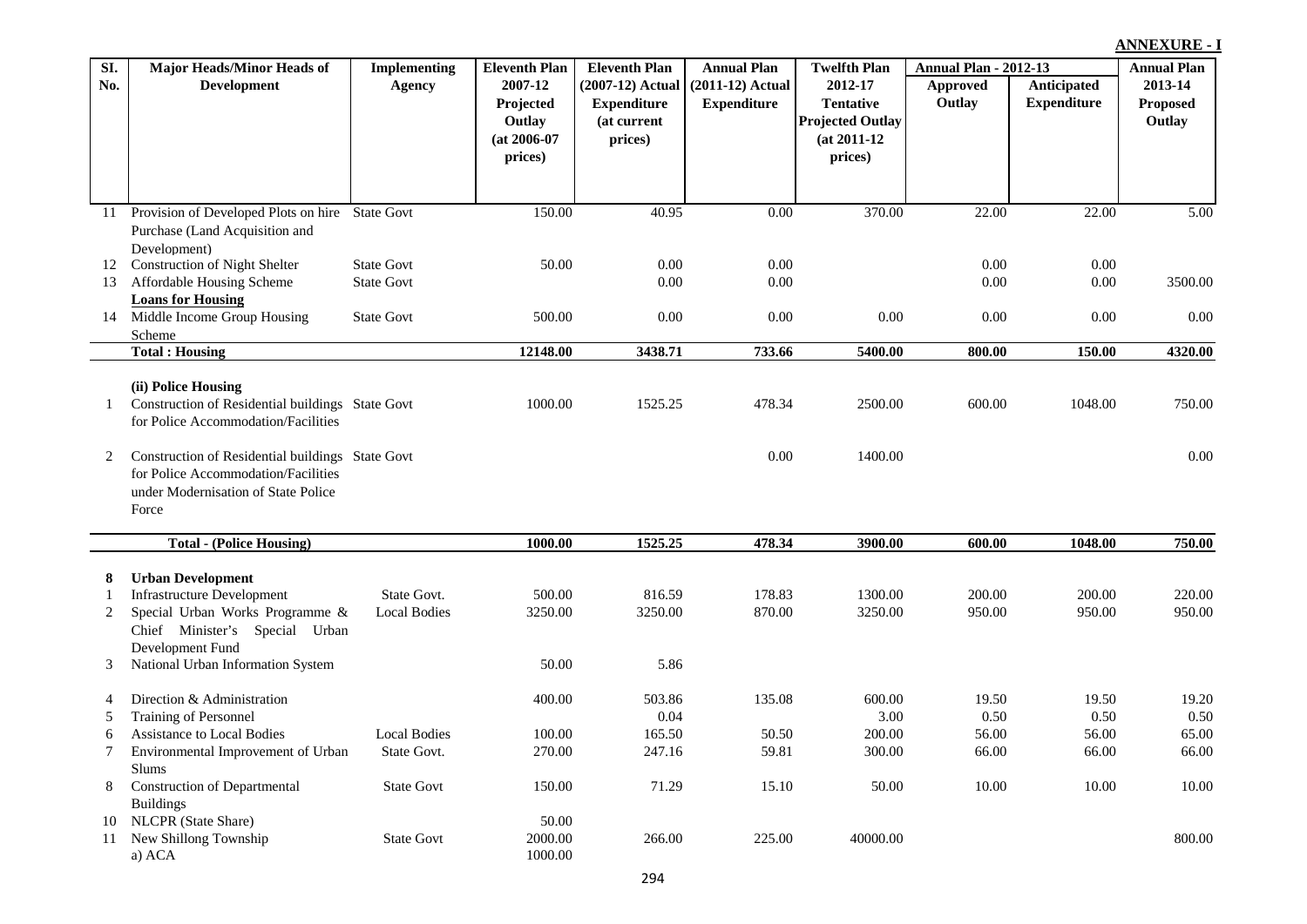**ANNEXURE - I**

| Sl. No. | Major Heads/Minor Heads of Development | Implementing Agency | Eleventh Plan 2007-12 Projected Outlay (at 2006-07 prices) | Eleventh Plan (2007-12) Actual Expenditure (at current prices) | Annual Plan (2011-12) Actual Expenditure | Twelfth Plan 2012-17 Tentative Projected Outlay (at 2011-12 prices) | Annual Plan - 2012-13 | | Annual Plan 2013-14 Proposed Outlay |
|---|---|---|---|---|---|---|---|---|---|
| | | | | | | | Approved Outlay | Anticipated Expenditure | |
| 11 | Provision of Developed Plots on hire Purchase (Land Acquisition and Development) | State Govt | 150.00 | 40.95 | 0.00 | 370.00 | 22.00 | 22.00 | 5.00 |
| 12 | Construction of Night Shelter | State Govt | 50.00 | 0.00 | 0.00 | | 0.00 | 0.00 | |
| 13 | Affordable Housing Scheme | State Govt | | 0.00 | 0.00 | | 0.00 | 0.00 | 3500.00 |
| | **Loans for Housing** | | | | | | | | |
| 14 | Middle Income Group Housing Scheme | State Govt | 500.00 | 0.00 | 0.00 | 0.00 | 0.00 | 0.00 | 0.00 |
| | **Total : Housing** | | **12148.00** | **3438.71** | **733.66** | **5400.00** | **800.00** | **150.00** | **4320.00** |
| | **(ii) Police Housing** | | | | | | | | |
| 1 | Construction of Residential buildings for Police Accommodation/Facilities | State Govt | 1000.00 | 1525.25 | 478.34 | 2500.00 | 600.00 | 1048.00 | 750.00 |
| 2 | Construction of Residential buildings for Police Accommodation/Facilities under Modernisation of State Police Force | State Govt | | | 0.00 | 1400.00 | | | 0.00 |
| | **Total - (Police Housing)** | | **1000.00** | **1525.25** | **478.34** | **3900.00** | **600.00** | **1048.00** | **750.00** |
| **8** | **Urban Development** | | | | | | | | |
| 1 | Infrastructure Development | State Govt. | 500.00 | 816.59 | 178.83 | 1300.00 | 200.00 | 200.00 | 220.00 |
| 2 | Special Urban Works Programme & Chief Minister's Special Urban Development Fund | Local Bodies | 3250.00 | 3250.00 | 870.00 | 3250.00 | 950.00 | 950.00 | 950.00 |
| 3 | National Urban Information System | | 50.00 | 5.86 | | | | | |
| 4 | Direction & Administration | | 400.00 | 503.86 | 135.08 | 600.00 | 19.50 | 19.50 | 19.20 |
| 5 | Training of Personnel | | | 0.04 | | 3.00 | 0.50 | 0.50 | 0.50 |
| 6 | Assistance to Local Bodies | Local Bodies | 100.00 | 165.50 | 50.50 | 200.00 | 56.00 | 56.00 | 65.00 |
| 7 | Environmental Improvement of Urban Slums | State Govt. | 270.00 | 247.16 | 59.81 | 300.00 | 66.00 | 66.00 | 66.00 |
| 8 | Construction of Departmental Buildings | State Govt | 150.00 | 71.29 | 15.10 | 50.00 | 10.00 | 10.00 | 10.00 |
| 10 | NLCPR (State Share) | | 50.00 | | | | | | |
| 11 | New Shillong Township | State Govt | 2000.00 | 266.00 | 225.00 | 40000.00 | | | 800.00 |
| | a) ACA | | 1000.00 | | | | | | |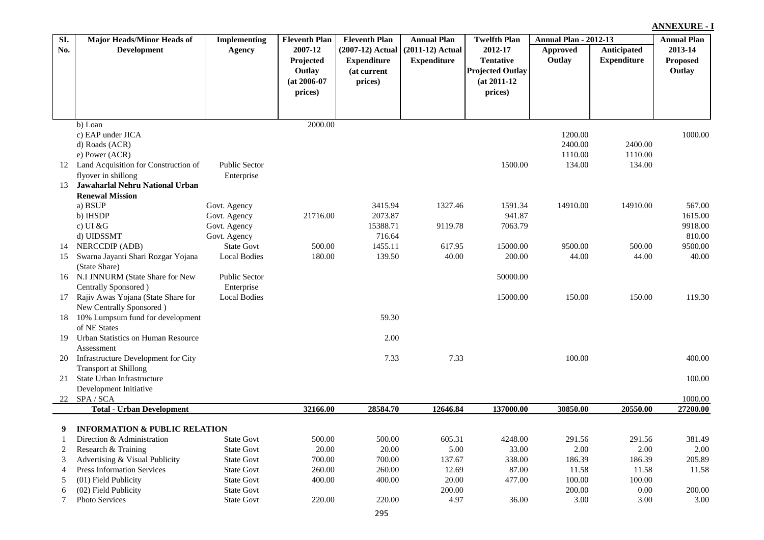**ANNEXURE - I**

| Sl. No. | Major Heads/Minor Heads of Development | Implementing Agency | Eleventh Plan 2007-12 Projected Outlay (at 2006-07 prices) | Eleventh Plan (2007-12) Actual Expenditure (at current prices) | Annual Plan (2011-12) Actual Expenditure | Twelfth Plan 2012-17 Tentative Projected Outlay (at 2011-12 prices) | Annual Plan - 2012-13 Approved Outlay | Annual Plan - 2012-13 Anticipated Expenditure | Annual Plan 2013-14 Proposed Outlay |
|---|---|---|---|---|---|---|---|---|---|
| | b) Loan | | 2000.00 | | | | | | |
| | c) EAP under JICA | | | | | | 1200.00 | | 1000.00 |
| | d) Roads (ACR) | | | | | | 2400.00 | 2400.00 | |
| | e) Power (ACR) | | | | | | 1110.00 | 1110.00 | |
| 12 | Land Acquisition for Construction of flyover in shillong | Public Sector Enterprise | | | | 1500.00 | 134.00 | 134.00 | |
| 13 | **Jawaharlal Nehru National Urban Renewal Mission** | | | | | | | | |
| | a) BSUP | Govt. Agency | | 3415.94 | 1327.46 | 1591.34 | 14910.00 | 14910.00 | 567.00 |
| | b) IHSDP | Govt. Agency | 21716.00 | 2073.87 | | 941.87 | | | 1615.00 |
| | c) UI &G | Govt. Agency | | 15388.71 | 9119.78 | 7063.79 | | | 9918.00 |
| | d) UIDSSMT | Govt. Agency | | 716.64 | | | | | 810.00 |
| 14 | NERCCDIP (ADB) | State Govt | 500.00 | 1455.11 | 617.95 | 15000.00 | 9500.00 | 500.00 | 9500.00 |
| 15 | Swarna Jayanti Shari Rozgar Yojana (State Share) | Local Bodies | 180.00 | 139.50 | 40.00 | 200.00 | 44.00 | 44.00 | 40.00 |
| 16 | N.I JNNURM (State Share for New Centrally Sponsored ) | Public Sector Enterprise | | | | 50000.00 | | | |
| 17 | Rajiv Awas Yojana (State Share for New Centrally Sponsored ) | Local Bodies | | | | 15000.00 | 150.00 | 150.00 | 119.30 |
| 18 | 10% Lumpsum fund for development of NE States | | | 59.30 | | | | | |
| 19 | Urban Statistics on Human Resource Assessment | | | 2.00 | | | | | |
| 20 | Infrastructure Development for City Transport at Shillong | | | 7.33 | 7.33 | | 100.00 | | 400.00 |
| 21 | State Urban Infrastructure Development Initiative | | | | | | | | 100.00 |
| 22 | SPA / SCA | | | | | | | | 1000.00 |
| | **Total - Urban Development** | | **32166.00** | **28584.70** | **12646.84** | **137000.00** | **30850.00** | **20550.00** | **27200.00** |
| **9** | **INFORMATION & PUBLIC RELATION** | | | | | | | | |
| 1 | Direction & Administration | State Govt | 500.00 | 500.00 | 605.31 | 4248.00 | 291.56 | 291.56 | 381.49 |
| 2 | Research & Training | State Govt | 20.00 | 20.00 | 5.00 | 33.00 | 2.00 | 2.00 | 2.00 |
| 3 | Advertising & Visual Publicity | State Govt | 700.00 | 700.00 | 137.67 | 338.00 | 186.39 | 186.39 | 205.89 |
| 4 | Press Information Services | State Govt | 260.00 | 260.00 | 12.69 | 87.00 | 11.58 | 11.58 | 11.58 |
| 5 | (01) Field Publicity | State Govt | 400.00 | 400.00 | 20.00 | 477.00 | 100.00 | 100.00 | |
| 6 | (02) Field Publicity | State Govt | | | 200.00 | | 200.00 | 0.00 | 200.00 |
| 7 | Photo Services | State Govt | 220.00 | 220.00 | 4.97 | 36.00 | 3.00 | 3.00 | 3.00 |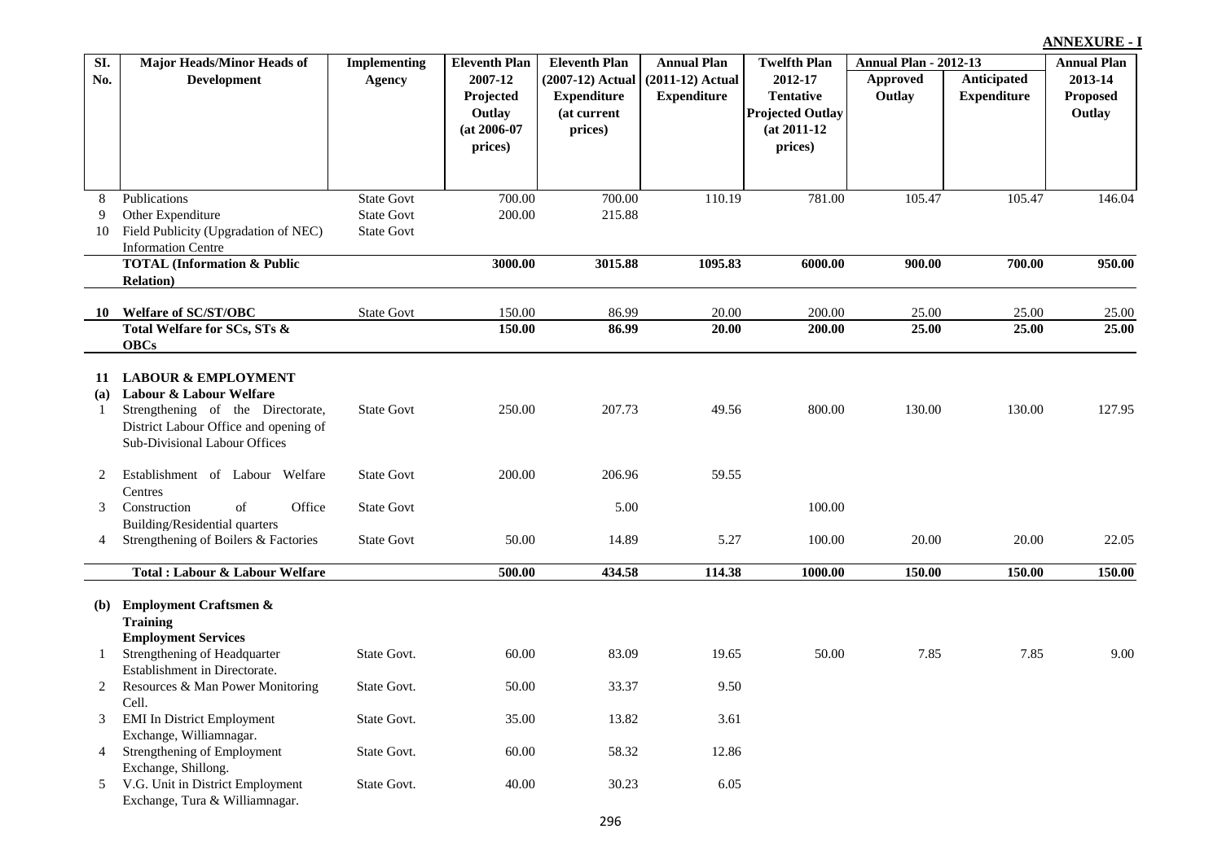**ANNEXURE - I**

| Sl. No. | Major Heads/Minor Heads of Development | Implementing Agency | Eleventh Plan 2007-12 Projected Outlay (at 2006-07 prices) | Eleventh Plan (2007-12) Actual Expenditure (at current prices) | Annual Plan (2011-12) Actual Expenditure | Twelfth Plan 2012-17 Tentative Projected Outlay (at 2011-12 prices) | Annual Plan - 2012-13 | | Annual Plan 2013-14 Proposed Outlay |
|---|---|---|---|---|---|---|---|---|---|
| | | | | | | | Approved Outlay | Anticipated Expenditure | |
| 8 | Publications | State Govt | 700.00 | 700.00 | 110.19 | 781.00 | 105.47 | 105.47 | 146.04 |
| 9 | Other Expenditure | State Govt | 200.00 | 215.88 | | | | | |
| 10 | Field Publicity (Upgradation of NEC) Information Centre | State Govt | | | | | | | |
| | **TOTAL (Information & Public Relation)** | | **3000.00** | **3015.88** | **1095.83** | **6000.00** | **900.00** | **700.00** | **950.00** |
| **10** | **Welfare of SC/ST/OBC** | State Govt | 150.00 | 86.99 | 20.00 | 200.00 | 25.00 | 25.00 | 25.00 |
| | **Total Welfare for SCs, STs & OBCs** | | **150.00** | **86.99** | **20.00** | **200.00** | **25.00** | **25.00** | **25.00** |
| **11** | **LABOUR & EMPLOYMENT** | | | | | | | | |
| **(a)** | **Labour & Labour Welfare** | | | | | | | | |
| 1 | Strengthening of the Directorate, District Labour Office and opening of Sub-Divisional Labour Offices | State Govt | 250.00 | 207.73 | 49.56 | 800.00 | 130.00 | 130.00 | 127.95 |
| 2 | Establishment of Labour Welfare Centres | State Govt | 200.00 | 206.96 | 59.55 | | | | |
| 3 | Construction of Office Building/Residential quarters | State Govt | | 5.00 | | 100.00 | | | |
| 4 | Strengthening of Boilers & Factories | State Govt | 50.00 | 14.89 | 5.27 | 100.00 | 20.00 | 20.00 | 22.05 |
| | **Total : Labour & Labour Welfare** | | **500.00** | **434.58** | **114.38** | **1000.00** | **150.00** | **150.00** | **150.00** |
| **(b)** | **Employment Craftsmen & Training** | | | | | | | | |
| | **Employment Services** | | | | | | | | |
| 1 | Strengthening of Headquarter Establishment in Directorate. | State Govt. | 60.00 | 83.09 | 19.65 | 50.00 | 7.85 | 7.85 | 9.00 |
| 2 | Resources & Man Power Monitoring Cell. | State Govt. | 50.00 | 33.37 | 9.50 | | | | |
| 3 | EMI In District Employment Exchange, Williamnagar. | State Govt. | 35.00 | 13.82 | 3.61 | | | | |
| 4 | Strengthening of Employment Exchange, Shillong. | State Govt. | 60.00 | 58.32 | 12.86 | | | | |
| 5 | V.G. Unit in District Employment Exchange, Tura & Williamnagar. | State Govt. | 40.00 | 30.23 | 6.05 | | | | |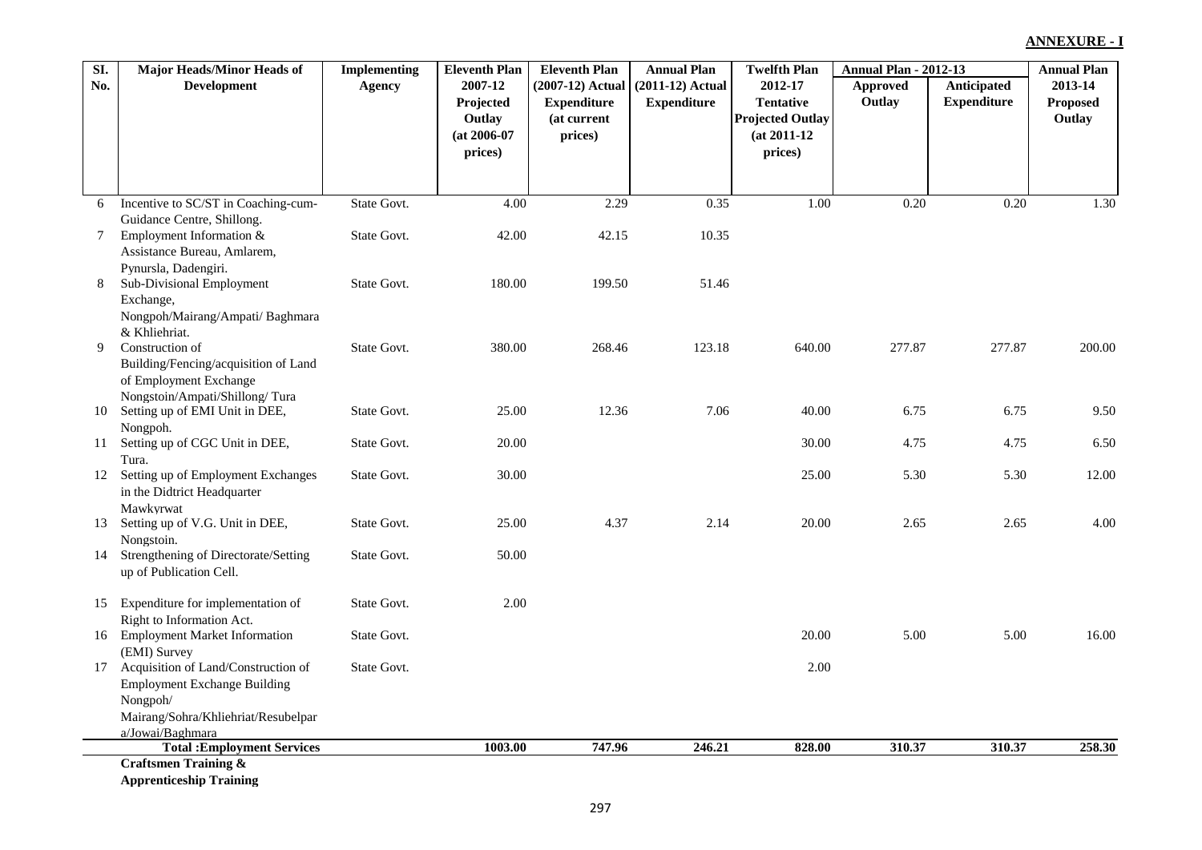**ANNEXURE - I**

| Sl. No. | Major Heads/Minor Heads of Development | Implementing Agency | Eleventh Plan 2007-12 Projected Outlay (at 2006-07 prices) | Eleventh Plan (2007-12) Actual Expenditure (at current prices) | Annual Plan (2011-12) Actual Expenditure | Twelfth Plan 2012-17 Tentative Projected Outlay (at 2011-12 prices) | Annual Plan - 2012-13 | | Annual Plan 2013-14 Proposed Outlay |
|---|---|---|---|---|---|---|---|---|---|
| | | | | | | | Approved Outlay | Anticipated Expenditure | |
| 6 | Incentive to SC/ST in Coaching-cum-Guidance Centre, Shillong. | State Govt. | 4.00 | 2.29 | 0.35 | 1.00 | 0.20 | 0.20 | 1.30 |
| 7 | Employment Information & Assistance Bureau, Amlarem, Pynursla, Dadengiri. | State Govt. | 42.00 | 42.15 | 10.35 | | | | |
| 8 | Sub-Divisional Employment Exchange, Nongpoh/Mairang/Ampati/ Baghmara & Khliehriat. | State Govt. | 180.00 | 199.50 | 51.46 | | | | |
| 9 | Construction of Building/Fencing/acquisition of Land of Employment Exchange Nongstoin/Ampati/Shillong/ Tura | State Govt. | 380.00 | 268.46 | 123.18 | 640.00 | 277.87 | 277.87 | 200.00 |
| 10 | Setting up of EMI Unit in DEE, Nongpoh. | State Govt. | 25.00 | 12.36 | 7.06 | 40.00 | 6.75 | 6.75 | 9.50 |
| 11 | Setting up of CGC Unit in DEE, Tura. | State Govt. | 20.00 | | | 30.00 | 4.75 | 4.75 | 6.50 |
| 12 | Setting up of Employment Exchanges in the Didtrict Headquarter Mawkyrwat | State Govt. | 30.00 | | | 25.00 | 5.30 | 5.30 | 12.00 |
| 13 | Setting up of V.G. Unit in DEE, Nongstoin. | State Govt. | 25.00 | 4.37 | 2.14 | 20.00 | 2.65 | 2.65 | 4.00 |
| 14 | Strengthening of Directorate/Setting up of Publication Cell. | State Govt. | 50.00 | | | | | | |
| 15 | Expenditure for implementation of Right to Information Act. | State Govt. | 2.00 | | | | | | |
| 16 | Employment Market Information (EMI) Survey | State Govt. | | | | 20.00 | 5.00 | 5.00 | 16.00 |
| 17 | Acquisition of Land/Construction of Employment Exchange Building Nongpoh/ Mairang/Sohra/Khliehriat/Resubelpara/Jowai/Baghmara | State Govt. | | | | 2.00 | | | |
| | **Total :Employment Services** | | **1003.00** | **747.96** | **246.21** | **828.00** | **310.37** | **310.37** | **258.30** |
| | **Craftsmen Training & Apprenticeship Training** | | | | | | | | |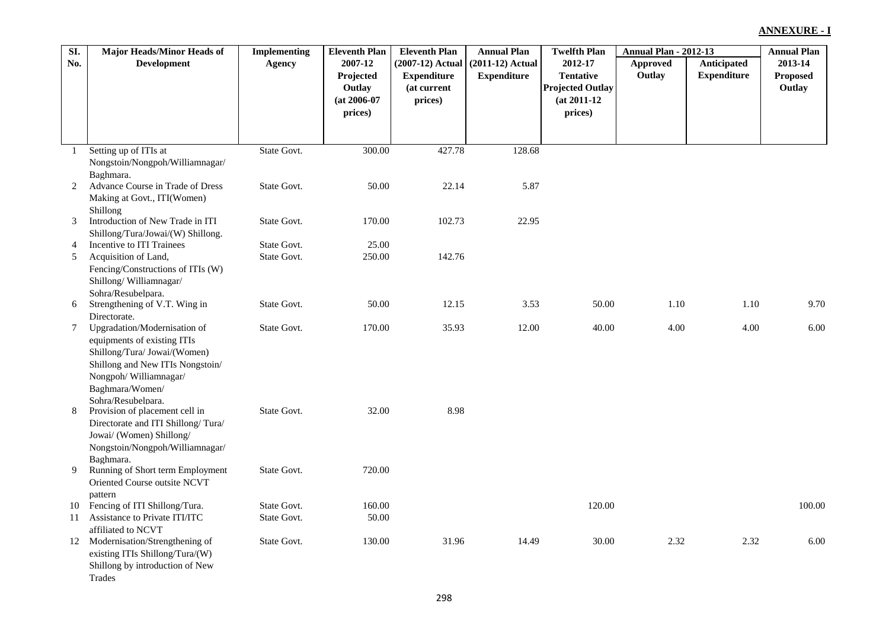**ANNEXURE - I**

| Sl. No. | Major Heads/Minor Heads of Development | Implementing Agency | Eleventh Plan 2007-12 Projected Outlay (at 2006-07 prices) | Eleventh Plan (2007-12) Actual Expenditure (at current prices) | Annual Plan (2011-12) Actual Expenditure | Twelfth Plan 2012-17 Tentative Projected Outlay (at 2011-12 prices) | Annual Plan - 2012-13 | | Annual Plan 2013-14 Proposed Outlay |
|---|---|---|---|---|---|---|---|---|---|
| | | | | | | | Approved Outlay | Anticipated Expenditure | |
| 1 | Setting up of ITIs at Nongstoin/Nongpoh/Williamnagar/ Baghmara. | State Govt. | 300.00 | 427.78 | 128.68 | | | | |
| 2 | Advance Course in Trade of Dress Making at Govt., ITI(Women) Shillong | State Govt. | 50.00 | 22.14 | 5.87 | | | | |
| 3 | Introduction of New Trade in ITI Shillong/Tura/Jowai/(W) Shillong. | State Govt. | 170.00 | 102.73 | 22.95 | | | | |
| 4 | Incentive to ITI Trainees | State Govt. | 25.00 | | | | | | |
| 5 | Acquisition of Land, Fencing/Constructions of ITIs (W) Shillong/ Williamnagar/ Sohra/Resubelpara. | State Govt. | 250.00 | 142.76 | | | | | |
| 6 | Strengthening of V.T. Wing in Directorate. | State Govt. | 50.00 | 12.15 | 3.53 | 50.00 | 1.10 | 1.10 | 9.70 |
| 7 | Upgradation/Modernisation of equipments of existing ITIs Shillong/Tura/ Jowai/(Women) Shillong and New ITIs Nongstoin/ Nongpoh/ Williamnagar/ Baghmara/Women/ Sohra/Resubelpara. | State Govt. | 170.00 | 35.93 | 12.00 | 40.00 | 4.00 | 4.00 | 6.00 |
| 8 | Provision of placement cell in Directorate and ITI Shillong/ Tura/ Jowai/ (Women) Shillong/ Nongstoin/Nongpoh/Williamnagar/ Baghmara. | State Govt. | 32.00 | 8.98 | | | | | |
| 9 | Running of Short term Employment Oriented Course outsite NCVT pattern | State Govt. | 720.00 | | | | | | |
| 10 | Fencing of ITI Shillong/Tura. | State Govt. | 160.00 | | | 120.00 | | | 100.00 |
| 11 | Assistance to Private ITI/ITC affiliated to NCVT | State Govt. | 50.00 | | | | | | |
| 12 | Modernisation/Strengthening of existing ITIs Shillong/Tura/(W) Shillong by introduction of New Trades | State Govt. | 130.00 | 31.96 | 14.49 | 30.00 | 2.32 | 2.32 | 6.00 |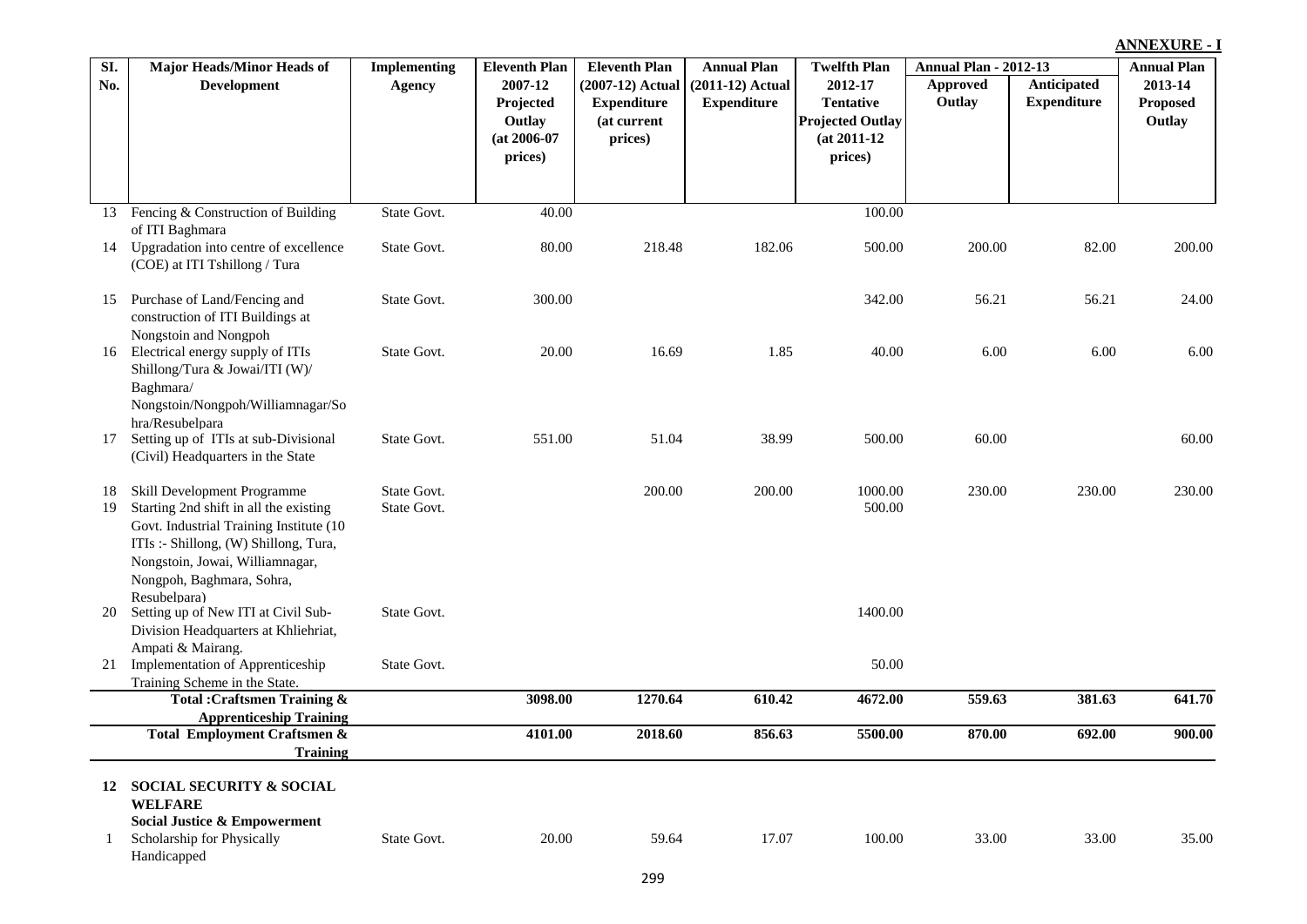**ANNEXURE - I**

| Sl. No. | Major Heads/Minor Heads of Development | Implementing Agency | Eleventh Plan 2007-12 Projected Outlay (at 2006-07 prices) | Eleventh Plan (2007-12) Actual Expenditure (at current prices) | Annual Plan (2011-12) Actual Expenditure | Twelfth Plan 2012-17 Tentative Projected Outlay (at 2011-12 prices) | Annual Plan - 2012-13 | | Annual Plan 2013-14 Proposed Outlay |
|---|---|---|---|---|---|---|---|---|---|
| | | | | | | | Approved Outlay | Anticipated Expenditure | |
| 13 | Fencing & Construction of Building of ITI Baghmara | State Govt. | 40.00 | | | 100.00 | | | |
| 14 | Upgradation into centre of excellence (COE) at ITI Tshillong / Tura | State Govt. | 80.00 | 218.48 | 182.06 | 500.00 | 200.00 | 82.00 | 200.00 |
| 15 | Purchase of Land/Fencing and construction of ITI Buildings at Nongstoin and Nongpoh | State Govt. | 300.00 | | | 342.00 | 56.21 | 56.21 | 24.00 |
| 16 | Electrical energy supply of ITIs Shillong/Tura & Jowai/ITI (W)/ Baghmara/ Nongstoin/Nongpoh/Williamnagar/Sohra/Resubelpara | State Govt. | 20.00 | 16.69 | 1.85 | 40.00 | 6.00 | 6.00 | 6.00 |
| 17 | Setting up of ITIs at sub-Divisional (Civil) Headquarters in the State | State Govt. | 551.00 | 51.04 | 38.99 | 500.00 | 60.00 | | 60.00 |
| 18 | Skill Development Programme | State Govt. | | 200.00 | 200.00 | 1000.00 | 230.00 | 230.00 | 230.00 |
| 19 | Starting 2nd shift in all the existing Govt. Industrial Training Institute (10 ITIs :- Shillong, (W) Shillong, Tura, Nongstoin, Jowai, Williamnagar, Nongpoh, Baghmara, Sohra, Resubelpara) | State Govt. | | | | 500.00 | | | |
| 20 | Setting up of New ITI at Civil Sub-Division Headquarters at Khliehriat, Ampati & Mairang. | State Govt. | | | | 1400.00 | | | |
| 21 | Implementation of Apprenticeship Training Scheme in the State. | State Govt. | | | | 50.00 | | | |
| | **Total :Craftsmen Training & Apprenticeship Training** | | **3098.00** | **1270.64** | **610.42** | **4672.00** | **559.63** | **381.63** | **641.70** |
| | **Total Employment Craftsmen & Training** | | **4101.00** | **2018.60** | **856.63** | **5500.00** | **870.00** | **692.00** | **900.00** |
| **12** | **SOCIAL SECURITY & SOCIAL WELFARE** | | | | | | | | |
| | **Social Justice & Empowerment** | | | | | | | | |
| 1 | Scholarship for Physically Handicapped | State Govt. | 20.00 | 59.64 | 17.07 | 100.00 | 33.00 | 33.00 | 35.00 |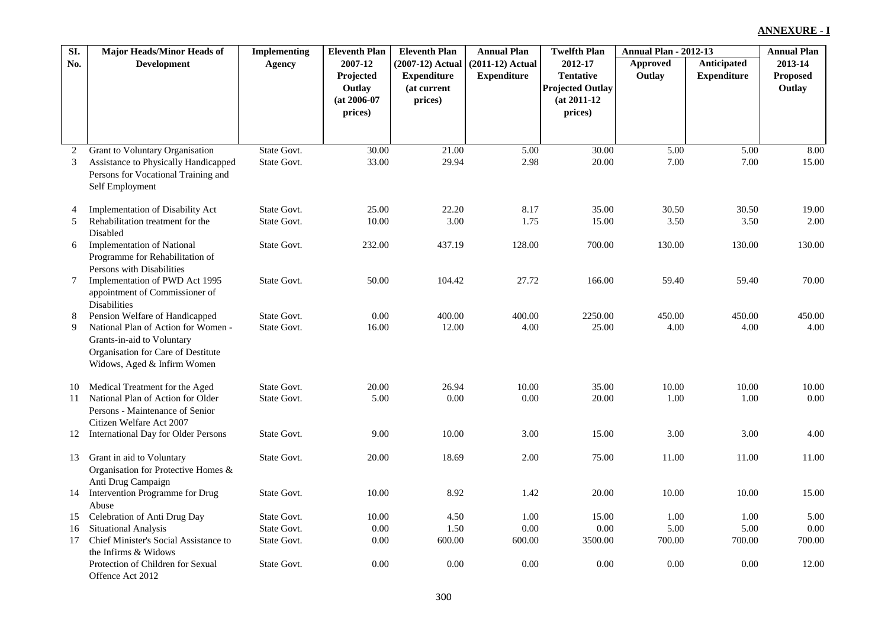**ANNEXURE - I**

| Sl. No. | Major Heads/Minor Heads of Development | Implementing Agency | Eleventh Plan 2007-12 Projected Outlay (at 2006-07 prices) | Eleventh Plan (2007-12) Actual Expenditure (at current prices) | Annual Plan (2011-12) Actual Expenditure | Twelfth Plan 2012-17 Tentative Projected Outlay (at 2011-12 prices) | Annual Plan - 2012-13 | | Annual Plan 2013-14 Proposed Outlay |
|---|---|---|---|---|---|---|---|---|---|
| | | | | | | | Approved Outlay | Anticipated Expenditure | |
| 2 | Grant to Voluntary Organisation | State Govt. | 30.00 | 21.00 | 5.00 | 30.00 | 5.00 | 5.00 | 8.00 |
| 3 | Assistance to Physically Handicapped Persons for Vocational Training and Self Employment | State Govt. | 33.00 | 29.94 | 2.98 | 20.00 | 7.00 | 7.00 | 15.00 |
| 4 | Implementation of Disability Act | State Govt. | 25.00 | 22.20 | 8.17 | 35.00 | 30.50 | 30.50 | 19.00 |
| 5 | Rehabilitation treatment for the Disabled | State Govt. | 10.00 | 3.00 | 1.75 | 15.00 | 3.50 | 3.50 | 2.00 |
| 6 | Implementation of National Programme for Rehabilitation of Persons with Disabilities | State Govt. | 232.00 | 437.19 | 128.00 | 700.00 | 130.00 | 130.00 | 130.00 |
| 7 | Implementation of PWD Act 1995 appointment of Commissioner of Disabilities | State Govt. | 50.00 | 104.42 | 27.72 | 166.00 | 59.40 | 59.40 | 70.00 |
| 8 | Pension Welfare of Handicapped | State Govt. | 0.00 | 400.00 | 400.00 | 2250.00 | 450.00 | 450.00 | 450.00 |
| 9 | National Plan of Action for Women - Grants-in-aid to Voluntary Organisation for Care of Destitute Widows, Aged & Infirm Women | State Govt. | 16.00 | 12.00 | 4.00 | 25.00 | 4.00 | 4.00 | 4.00 |
| 10 | Medical Treatment for the Aged | State Govt. | 20.00 | 26.94 | 10.00 | 35.00 | 10.00 | 10.00 | 10.00 |
| 11 | National Plan of Action for Older Persons - Maintenance of Senior Citizen Welfare Act 2007 | State Govt. | 5.00 | 0.00 | 0.00 | 20.00 | 1.00 | 1.00 | 0.00 |
| 12 | International Day for Older Persons | State Govt. | 9.00 | 10.00 | 3.00 | 15.00 | 3.00 | 3.00 | 4.00 |
| 13 | Grant in aid to Voluntary Organisation for Protective Homes & Anti Drug Campaign | State Govt. | 20.00 | 18.69 | 2.00 | 75.00 | 11.00 | 11.00 | 11.00 |
| 14 | Intervention Programme for Drug Abuse | State Govt. | 10.00 | 8.92 | 1.42 | 20.00 | 10.00 | 10.00 | 15.00 |
| 15 | Celebration of Anti Drug Day | State Govt. | 10.00 | 4.50 | 1.00 | 15.00 | 1.00 | 1.00 | 5.00 |
| 16 | Situational Analysis | State Govt. | 0.00 | 1.50 | 0.00 | 0.00 | 5.00 | 5.00 | 0.00 |
| 17 | Chief Minister's Social Assistance to the Infirms & Widows | State Govt. | 0.00 | 600.00 | 600.00 | 3500.00 | 700.00 | 700.00 | 700.00 |
| | Protection of Children for Sexual Offence Act 2012 | State Govt. | 0.00 | 0.00 | 0.00 | 0.00 | 0.00 | 0.00 | 12.00 |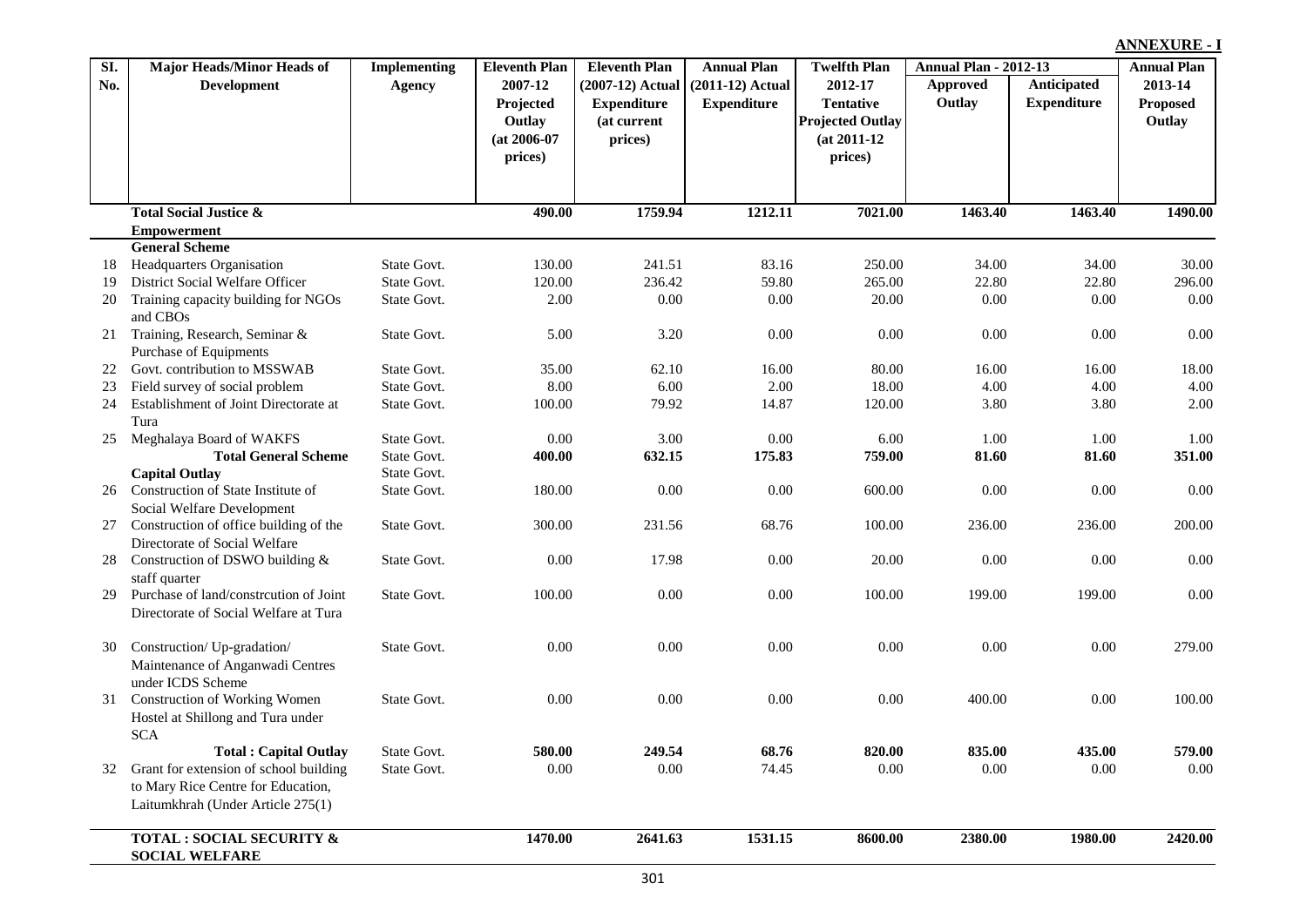**ANNEXURE - I**

| Sl. No. | Major Heads/Minor Heads of Development | Implementing Agency | Eleventh Plan 2007-12 Projected Outlay (at 2006-07 prices) | Eleventh Plan (2007-12) Actual Expenditure (at current prices) | Annual Plan (2011-12) Actual Expenditure | Twelfth Plan 2012-17 Tentative Projected Outlay (at 2011-12 prices) | Annual Plan - 2012-13 | | Annual Plan 2013-14 Proposed Outlay |
|---|---|---|---|---|---|---|---|---|---|
| | | | | | | | Approved Outlay | Anticipated Expenditure | |
| | **Total Social Justice & Empowerment** | | **490.00** | **1759.94** | **1212.11** | **7021.00** | **1463.40** | **1463.40** | **1490.00** |
| | **General Scheme** | | | | | | | | |
| 18 | Headquarters Organisation | State Govt. | 130.00 | 241.51 | 83.16 | 250.00 | 34.00 | 34.00 | 30.00 |
| 19 | District Social Welfare Officer | State Govt. | 120.00 | 236.42 | 59.80 | 265.00 | 22.80 | 22.80 | 296.00 |
| 20 | Training capacity building for NGOs and CBOs | State Govt. | 2.00 | 0.00 | 0.00 | 20.00 | 0.00 | 0.00 | 0.00 |
| 21 | Training, Research, Seminar & Purchase of Equipments | State Govt. | 5.00 | 3.20 | 0.00 | 0.00 | 0.00 | 0.00 | 0.00 |
| 22 | Govt. contribution to MSSWAB | State Govt. | 35.00 | 62.10 | 16.00 | 80.00 | 16.00 | 16.00 | 18.00 |
| 23 | Field survey of social problem | State Govt. | 8.00 | 6.00 | 2.00 | 18.00 | 4.00 | 4.00 | 4.00 |
| 24 | Establishment of Joint Directorate at Tura | State Govt. | 100.00 | 79.92 | 14.87 | 120.00 | 3.80 | 3.80 | 2.00 |
| 25 | Meghalaya Board of WAKFS | State Govt. | 0.00 | 3.00 | 0.00 | 6.00 | 1.00 | 1.00 | 1.00 |
| | **Total General Scheme** | State Govt. | **400.00** | **632.15** | **175.83** | **759.00** | **81.60** | **81.60** | **351.00** |
| | **Capital Outlay** | State Govt. | | | | | | | |
| 26 | Construction of State Institute of Social Welfare Development | State Govt. | 180.00 | 0.00 | 0.00 | 600.00 | 0.00 | 0.00 | 0.00 |
| 27 | Construction of office building of the Directorate of Social Welfare | State Govt. | 300.00 | 231.56 | 68.76 | 100.00 | 236.00 | 236.00 | 200.00 |
| 28 | Construction of DSWO building & staff quarter | State Govt. | 0.00 | 17.98 | 0.00 | 20.00 | 0.00 | 0.00 | 0.00 |
| 29 | Purchase of land/constrcution of Joint Directorate of Social Welfare at Tura | State Govt. | 100.00 | 0.00 | 0.00 | 100.00 | 199.00 | 199.00 | 0.00 |
| 30 | Construction/ Up-gradation/ Maintenance of Anganwadi Centres under ICDS Scheme | State Govt. | 0.00 | 0.00 | 0.00 | 0.00 | 0.00 | 0.00 | 279.00 |
| 31 | Construction of Working Women Hostel at Shillong and Tura under SCA | State Govt. | 0.00 | 0.00 | 0.00 | 0.00 | 400.00 | 0.00 | 100.00 |
| | **Total : Capital Outlay** | State Govt. | **580.00** | **249.54** | **68.76** | **820.00** | **835.00** | **435.00** | **579.00** |
| 32 | Grant for extension of school building to Mary Rice Centre for Education, Laitumkhrah (Under Article 275(1) | State Govt. | 0.00 | 0.00 | 74.45 | 0.00 | 0.00 | 0.00 | 0.00 |
| | **TOTAL : SOCIAL SECURITY & SOCIAL WELFARE** | | **1470.00** | **2641.63** | **1531.15** | **8600.00** | **2380.00** | **1980.00** | **2420.00** |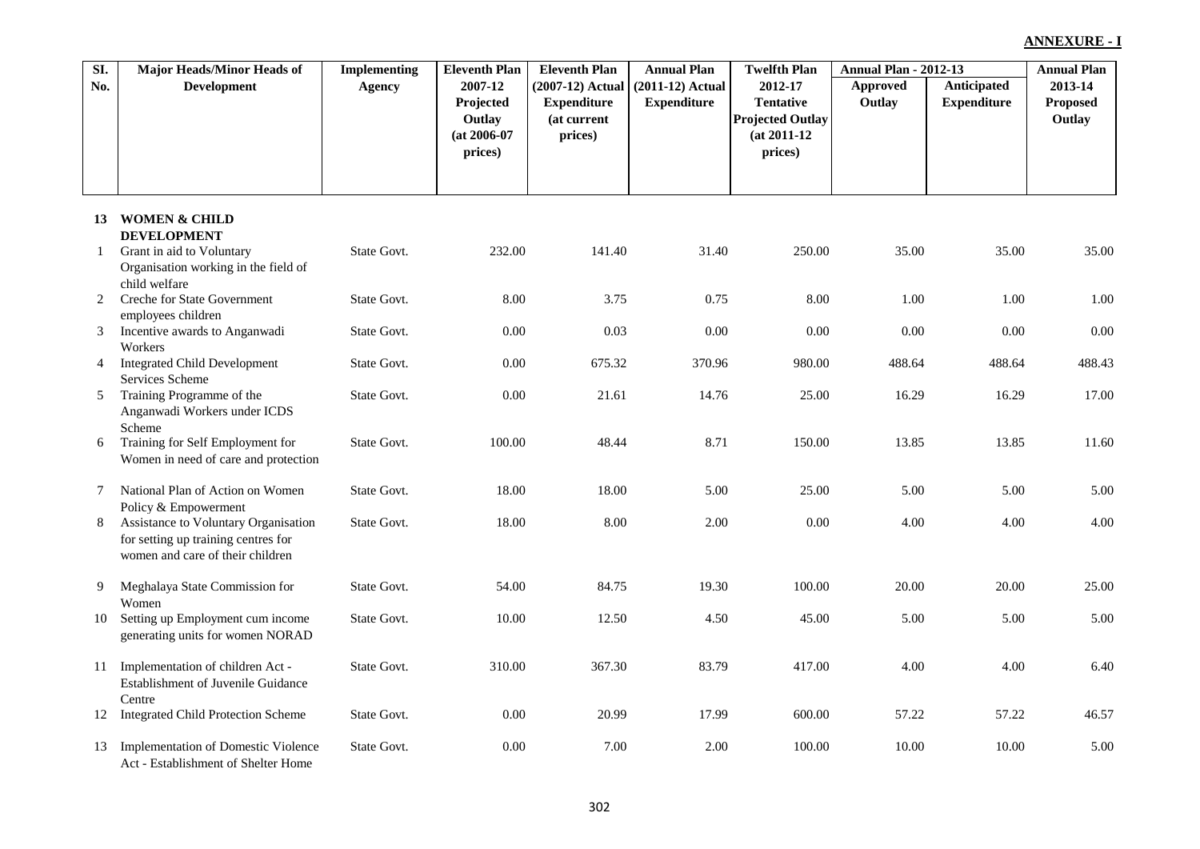**ANNEXURE - I**

| Sl. No. | Major Heads/Minor Heads of Development | Implementing Agency | Eleventh Plan 2007-12 Projected Outlay (at 2006-07 prices) | Eleventh Plan (2007-12) Actual Expenditure (at current prices) | Annual Plan (2011-12) Actual Expenditure | Twelfth Plan 2012-17 Tentative Projected Outlay (at 2011-12 prices) | Annual Plan - 2012-13 Approved Outlay | | Annual Plan 2013-14 Proposed Outlay |
|---|---|---|---|---|---|---|---|---|---|
| | | | | | | | Approved Outlay | Anticipated Expenditure | |
| **13** | **WOMEN & CHILD DEVELOPMENT** | | | | | | | | |
| 1 | Grant in aid to Voluntary Organisation working in the field of child welfare | State Govt. | 232.00 | 141.40 | 31.40 | 250.00 | 35.00 | 35.00 | 35.00 |
| 2 | Creche for State Government employees children | State Govt. | 8.00 | 3.75 | 0.75 | 8.00 | 1.00 | 1.00 | 1.00 |
| 3 | Incentive awards to Anganwadi Workers | State Govt. | 0.00 | 0.03 | 0.00 | 0.00 | 0.00 | 0.00 | 0.00 |
| 4 | Integrated Child Development Services Scheme | State Govt. | 0.00 | 675.32 | 370.96 | 980.00 | 488.64 | 488.64 | 488.43 |
| 5 | Training Programme of the Anganwadi Workers under ICDS Scheme | State Govt. | 0.00 | 21.61 | 14.76 | 25.00 | 16.29 | 16.29 | 17.00 |
| 6 | Training for Self Employment for Women in need of care and protection | State Govt. | 100.00 | 48.44 | 8.71 | 150.00 | 13.85 | 13.85 | 11.60 |
| 7 | National Plan of Action on Women Policy & Empowerment | State Govt. | 18.00 | 18.00 | 5.00 | 25.00 | 5.00 | 5.00 | 5.00 |
| 8 | Assistance to Voluntary Organisation for setting up training centres for women and care of their children | State Govt. | 18.00 | 8.00 | 2.00 | 0.00 | 4.00 | 4.00 | 4.00 |
| 9 | Meghalaya State Commission for Women | State Govt. | 54.00 | 84.75 | 19.30 | 100.00 | 20.00 | 20.00 | 25.00 |
| 10 | Setting up Employment cum income generating units for women NORAD | State Govt. | 10.00 | 12.50 | 4.50 | 45.00 | 5.00 | 5.00 | 5.00 |
| 11 | Implementation of children Act - Establishment of Juvenile Guidance Centre | State Govt. | 310.00 | 367.30 | 83.79 | 417.00 | 4.00 | 4.00 | 6.40 |
| 12 | Integrated Child Protection Scheme | State Govt. | 0.00 | 20.99 | 17.99 | 600.00 | 57.22 | 57.22 | 46.57 |
| 13 | Implementation of Domestic Violence Act - Establishment of Shelter Home | State Govt. | 0.00 | 7.00 | 2.00 | 100.00 | 10.00 | 10.00 | 5.00 |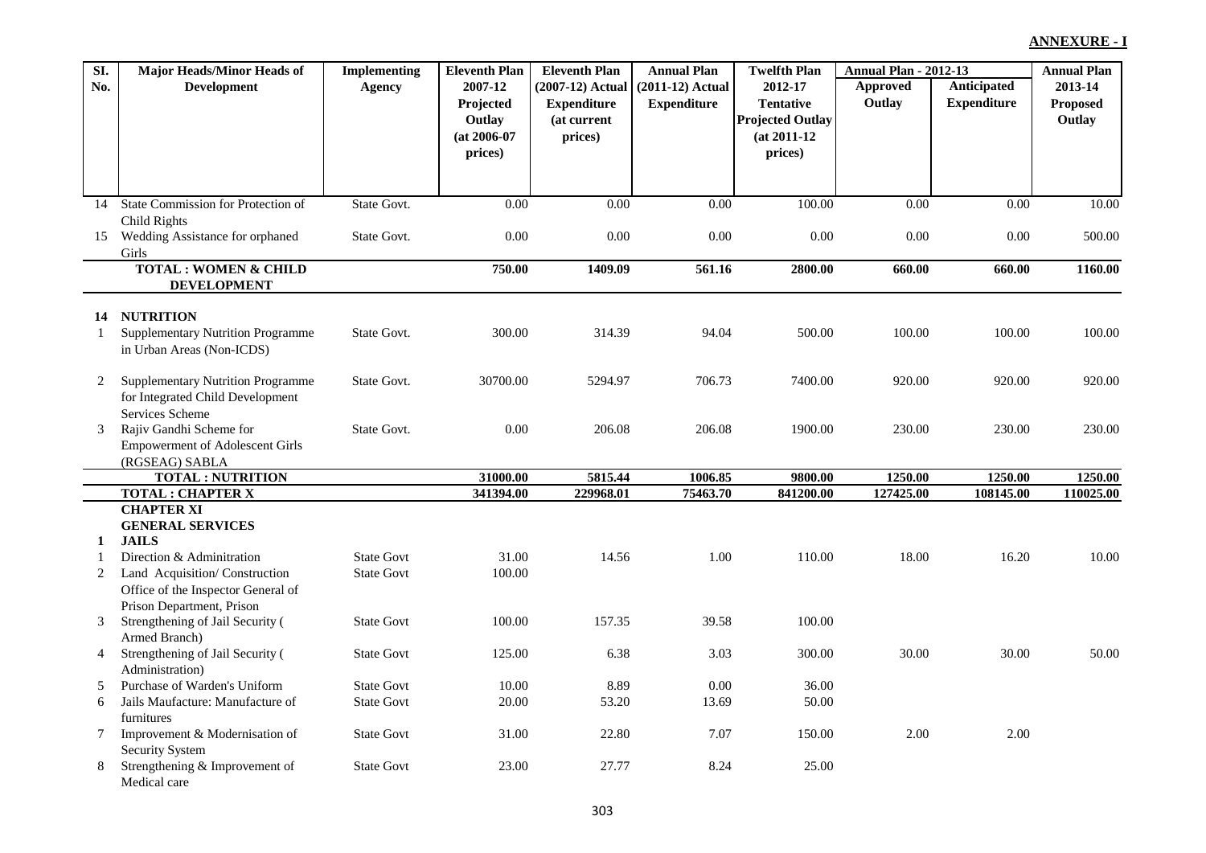**ANNEXURE - I**

| Sl. No. | Major Heads/Minor Heads of Development | Implementing Agency | Eleventh Plan 2007-12 Projected Outlay (at 2006-07 prices) | Eleventh Plan (2007-12) Actual Expenditure (at current prices) | Annual Plan (2011-12) Actual Expenditure | Twelfth Plan 2012-17 Tentative Projected Outlay (at 2011-12 prices) | Annual Plan - 2012-13 | | Annual Plan 2013-14 Proposed Outlay |
|---|---|---|---|---|---|---|---|---|---|
| | | | | | | | Approved Outlay | Anticipated Expenditure | |
| 14 | State Commission for Protection of Child Rights | State Govt. | 0.00 | 0.00 | 0.00 | 100.00 | 0.00 | 0.00 | 10.00 |
| 15 | Wedding Assistance for orphaned Girls | State Govt. | 0.00 | 0.00 | 0.00 | 0.00 | 0.00 | 0.00 | 500.00 |
| | **TOTAL : WOMEN & CHILD DEVELOPMENT** | | **750.00** | **1409.09** | **561.16** | **2800.00** | **660.00** | **660.00** | **1160.00** |
| **14** | **NUTRITION** | | | | | | | | |
| 1 | Supplementary Nutrition Programme in Urban Areas (Non-ICDS) | State Govt. | 300.00 | 314.39 | 94.04 | 500.00 | 100.00 | 100.00 | 100.00 |
| 2 | Supplementary Nutrition Programme for Integrated Child Development Services Scheme | State Govt. | 30700.00 | 5294.97 | 706.73 | 7400.00 | 920.00 | 920.00 | 920.00 |
| 3 | Rajiv Gandhi Scheme for Empowerment of Adolescent Girls (RGSEAG) SABLA | State Govt. | 0.00 | 206.08 | 206.08 | 1900.00 | 230.00 | 230.00 | 230.00 |
| | **TOTAL : NUTRITION** | | **31000.00** | **5815.44** | **1006.85** | **9800.00** | **1250.00** | **1250.00** | **1250.00** |
| | **TOTAL : CHAPTER X** | | **341394.00** | **229968.01** | **75463.70** | **841200.00** | **127425.00** | **108145.00** | **110025.00** |
| | **CHAPTER XI** | | | | | | | | |
| | **GENERAL SERVICES** | | | | | | | | |
| **1** | **JAILS** | | | | | | | | |
| 1 | Direction & Adminitration | State Govt | 31.00 | 14.56 | 1.00 | 110.00 | 18.00 | 16.20 | 10.00 |
| 2 | Land Acquisition/ Construction Office of the Inspector General of Prison Department, Prison | State Govt | 100.00 | | | | | | |
| 3 | Strengthening of Jail Security ( Armed Branch) | State Govt | 100.00 | 157.35 | 39.58 | 100.00 | | | |
| 4 | Strengthening of Jail Security ( Administration) | State Govt | 125.00 | 6.38 | 3.03 | 300.00 | 30.00 | 30.00 | 50.00 |
| 5 | Purchase of Warden's Uniform | State Govt | 10.00 | 8.89 | 0.00 | 36.00 | | | |
| 6 | Jails Maufacture: Manufacture of furnitures | State Govt | 20.00 | 53.20 | 13.69 | 50.00 | | | |
| 7 | Improvement & Modernisation of Security System | State Govt | 31.00 | 22.80 | 7.07 | 150.00 | 2.00 | 2.00 | |
| 8 | Strengthening & Improvement of Medical care | State Govt | 23.00 | 27.77 | 8.24 | 25.00 | | | |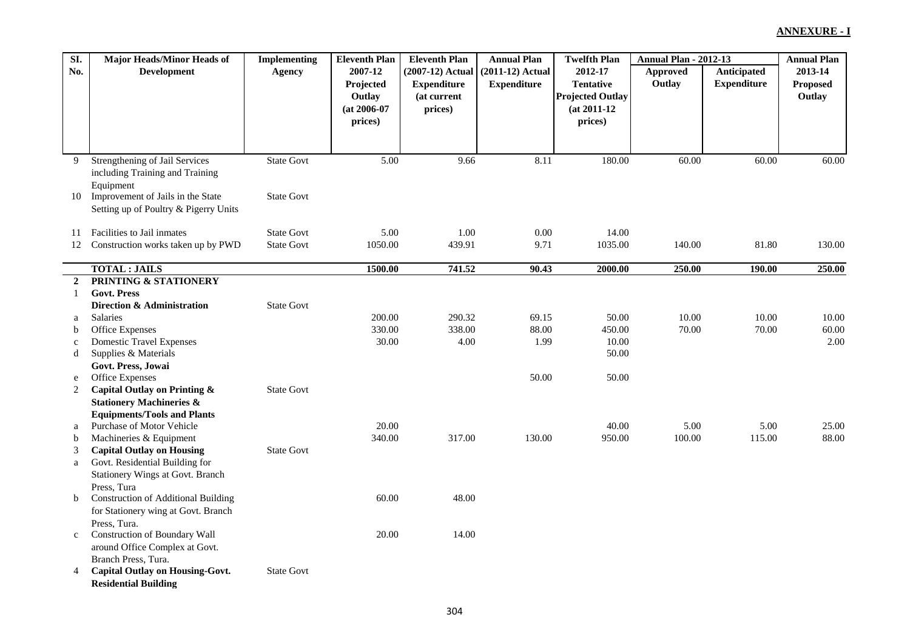**ANNEXURE - I**

| Sl. No. | Major Heads/Minor Heads of Development | Implementing Agency | Eleventh Plan 2007-12 Projected Outlay (at 2006-07 prices) | Eleventh Plan (2007-12) Actual Expenditure (at current prices) | Annual Plan (2011-12) Actual Expenditure | Twelfth Plan 2012-17 Tentative Projected Outlay (at 2011-12 prices) | Annual Plan - 2012-13 Approved Outlay | Annual Plan - 2012-13 Anticipated Expenditure | Annual Plan 2013-14 Proposed Outlay |
|---|---|---|---|---|---|---|---|---|---|
| 9 | Strengthening of Jail Services including Training and Training Equipment | State Govt | 5.00 | 9.66 | 8.11 | 180.00 | 60.00 | 60.00 | 60.00 |
| 10 | Improvement of Jails in the State Setting up of Poultry & Pigerry Units | State Govt | | | | | | | |
| 11 | Facilities to Jail inmates | State Govt | 5.00 | 1.00 | 0.00 | 14.00 | | | |
| 12 | Construction works taken up by PWD | State Govt | 1050.00 | 439.91 | 9.71 | 1035.00 | 140.00 | 81.80 | 130.00 |
| | **TOTAL : JAILS** | | **1500.00** | **741.52** | **90.43** | **2000.00** | **250.00** | **190.00** | **250.00** |
| **2** | **PRINTING & STATIONERY** | | | | | | | | |
| 1 | **Govt. Press** | | | | | | | | |
| | **Direction & Administration** | State Govt | | | | | | | |
| a | Salaries | | 200.00 | 290.32 | 69.15 | 50.00 | 10.00 | 10.00 | 10.00 |
| b | Office Expenses | | 330.00 | 338.00 | 88.00 | 450.00 | 70.00 | 70.00 | 60.00 |
| c | Domestic Travel Expenses | | 30.00 | 4.00 | 1.99 | 10.00 | | | 2.00 |
| d | Supplies & Materials | | | | | 50.00 | | | |
| | **Govt. Press, Jowai** | | | | | | | | |
| e | Office Expenses | | | | 50.00 | 50.00 | | | |
| 2 | **Capital Outlay on Printing & Stationery Machineries & Equipments/Tools and Plants** | State Govt | | | | | | | |
| a | Purchase of Motor Vehicle | | 20.00 | | | 40.00 | 5.00 | 5.00 | 25.00 |
| b | Machineries & Equipment | | 340.00 | 317.00 | 130.00 | 950.00 | 100.00 | 115.00 | 88.00 |
| 3 | **Capital Outlay on Housing** | State Govt | | | | | | | |
| a | Govt. Residential Building for Stationery Wings at Govt. Branch Press, Tura | | | | | | | | |
| b | Construction of Additional Building for Stationery wing at Govt. Branch Press, Tura. | | 60.00 | 48.00 | | | | | |
| c | Construction of Boundary Wall around Office Complex at Govt. Branch Press, Tura. | | 20.00 | 14.00 | | | | | |
| 4 | **Capital Outlay on Housing-Govt. Residential Building** | State Govt | | | | | | | |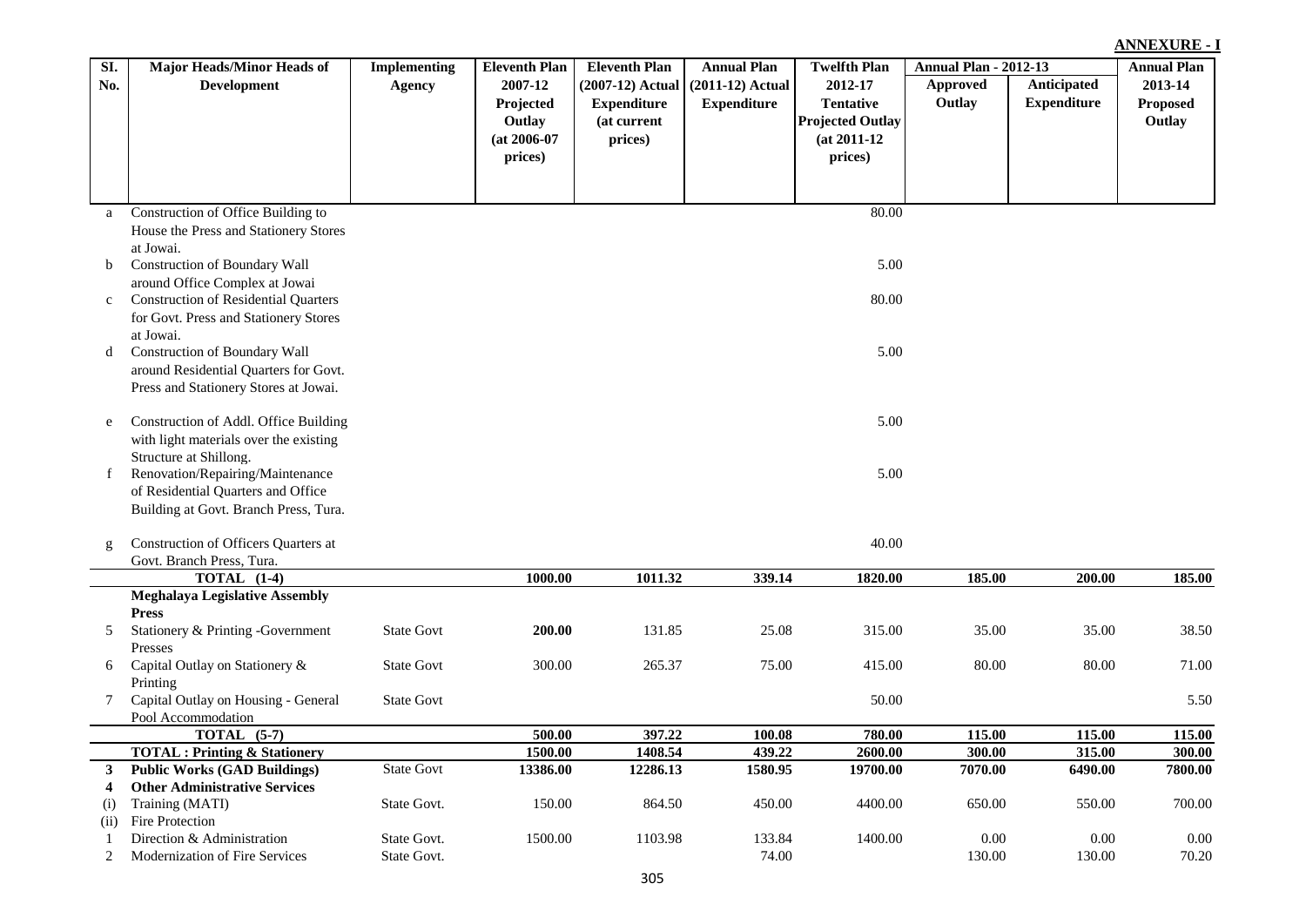**ANNEXURE - I**

| Sl. No. | Major Heads/Minor Heads of Development | Implementing Agency | Eleventh Plan 2007-12 Projected Outlay (at 2006-07 prices) | Eleventh Plan (2007-12) Actual Expenditure (at current prices) | Annual Plan (2011-12) Actual Expenditure | Twelfth Plan 2012-17 Tentative Projected Outlay (at 2011-12 prices) | Annual Plan - 2012-13 | | Annual Plan 2013-14 Proposed Outlay |
|---|---|---|---|---|---|---|---|---|---|
| | | | | | | | Approved Outlay | Anticipated Expenditure | |
| a | Construction of Office Building to House the Press and Stationery Stores at Jowai. | | | | | 80.00 | | | |
| b | Construction of Boundary Wall around Office Complex at Jowai | | | | | 5.00 | | | |
| c | Construction of Residential Quarters for Govt. Press and Stationery Stores at Jowai. | | | | | 80.00 | | | |
| d | Construction of Boundary Wall around Residential Quarters for Govt. Press and Stationery Stores at Jowai. | | | | | 5.00 | | | |
| e | Construction of Addl. Office Building with light materials over the existing Structure at Shillong. | | | | | 5.00 | | | |
| f | Renovation/Repairing/Maintenance of Residential Quarters and Office Building at Govt. Branch Press, Tura. | | | | | 5.00 | | | |
| g | Construction of Officers Quarters at Govt. Branch Press, Tura. | | | | | 40.00 | | | |
| | **TOTAL (1-4)** | | **1000.00** | **1011.32** | **339.14** | **1820.00** | **185.00** | **200.00** | **185.00** |
| | **Meghalaya Legislative Assembly Press** | | | | | | | | |
| 5 | Stationery & Printing -Government Presses | State Govt | **200.00** | 131.85 | 25.08 | 315.00 | 35.00 | 35.00 | 38.50 |
| 6 | Capital Outlay on Stationery & Printing | State Govt | 300.00 | 265.37 | 75.00 | 415.00 | 80.00 | 80.00 | 71.00 |
| 7 | Capital Outlay on Housing - General Pool Accommodation | State Govt | | | | 50.00 | | | 5.50 |
| | **TOTAL (5-7)** | | **500.00** | **397.22** | **100.08** | **780.00** | **115.00** | **115.00** | **115.00** |
| | **TOTAL : Printing & Stationery** | | **1500.00** | **1408.54** | **439.22** | **2600.00** | **300.00** | **315.00** | **300.00** |
| **3** | **Public Works (GAD Buildings)** | State Govt | **13386.00** | **12286.13** | **1580.95** | **19700.00** | **7070.00** | **6490.00** | **7800.00** |
| **4** | **Other Administrative Services** | | | | | | | | |
| (i) | Training (MATI) | State Govt. | 150.00 | 864.50 | 450.00 | 4400.00 | 650.00 | 550.00 | 700.00 |
| (ii) | Fire Protection | | | | | | | | |
| 1 | Direction & Administration | State Govt. | 1500.00 | 1103.98 | 133.84 | 1400.00 | 0.00 | 0.00 | 0.00 |
| 2 | Modernization of Fire Services | State Govt. | | | 74.00 | | 130.00 | 130.00 | 70.20 |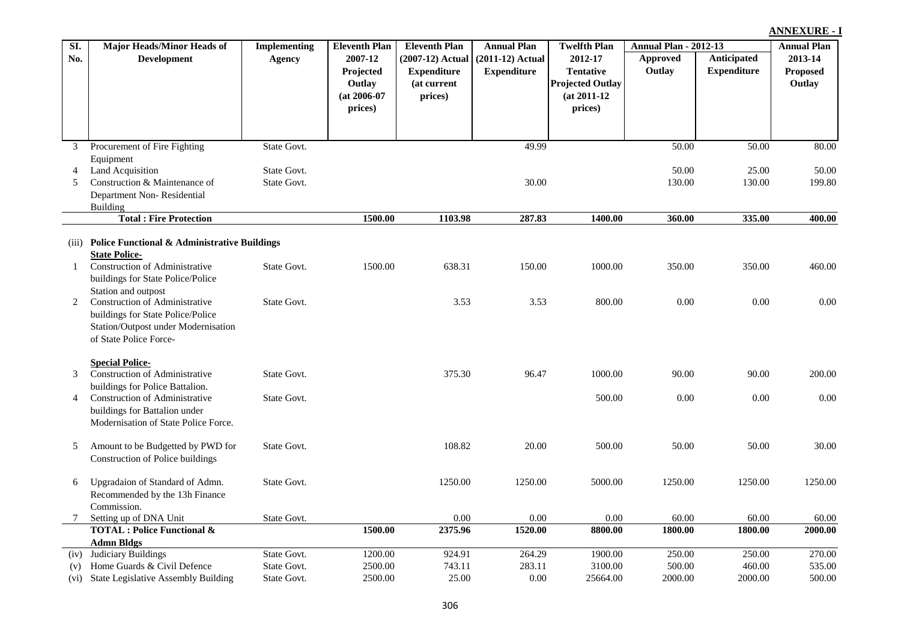**ANNEXURE - I**

| Sl. No. | Major Heads/Minor Heads of Development | Implementing Agency | Eleventh Plan 2007-12 Projected Outlay (at 2006-07 prices) | Eleventh Plan (2007-12) Actual Expenditure (at current prices) | Annual Plan (2011-12) Actual Expenditure | Twelfth Plan 2012-17 Tentative Projected Outlay (at 2011-12 prices) | Annual Plan - 2012-13 Approved Outlay | Annual Plan - 2012-13 Anticipated Expenditure | Annual Plan 2013-14 Proposed Outlay |
|---|---|---|---|---|---|---|---|---|---|
| 3 | Procurement of Fire Fighting Equipment | State Govt. | | | 49.99 | | 50.00 | 50.00 | 80.00 |
| 4 | Land Acquisition | State Govt. | | | | | 50.00 | 25.00 | 50.00 |
| 5 | Construction & Maintenance of Department Non- Residential Building | State Govt. | | | 30.00 | | 130.00 | 130.00 | 199.80 |
| | **Total : Fire Protection** | | **1500.00** | **1103.98** | **287.83** | **1400.00** | **360.00** | **335.00** | **400.00** |
| (iii) | **Police Functional & Administrative Buildings** | | | | | | | | |
| | **State Police-** | | | | | | | | |
| 1 | Construction of Administrative buildings for State Police/Police Station and outpost | State Govt. | 1500.00 | 638.31 | 150.00 | 1000.00 | 350.00 | 350.00 | 460.00 |
| 2 | Construction of Administrative buildings for State Police/Police Station/Outpost under Modernisation of State Police Force- | State Govt. | | 3.53 | 3.53 | 800.00 | 0.00 | 0.00 | 0.00 |
| | **Special Police-** | | | | | | | | |
| 3 | Construction of Administrative buildings for Police Battalion. | State Govt. | | 375.30 | 96.47 | 1000.00 | 90.00 | 90.00 | 200.00 |
| 4 | Construction of Administrative buildings for Battalion under Modernisation of State Police Force. | State Govt. | | | | 500.00 | 0.00 | 0.00 | 0.00 |
| 5 | Amount to be Budgetted by PWD for Construction of Police buildings | State Govt. | | 108.82 | 20.00 | 500.00 | 50.00 | 50.00 | 30.00 |
| 6 | Upgradaion of Standard of Admn. Recommended by the 13h Finance Commission. | State Govt. | | 1250.00 | 1250.00 | 5000.00 | 1250.00 | 1250.00 | 1250.00 |
| 7 | Setting up of DNA Unit | State Govt. | | 0.00 | 0.00 | 0.00 | 60.00 | 60.00 | 60.00 |
| | **TOTAL : Police Functional & Admn Bldgs** | | **1500.00** | **2375.96** | **1520.00** | **8800.00** | **1800.00** | **1800.00** | **2000.00** |
| (iv) | Judiciary Buildings | State Govt. | 1200.00 | 924.91 | 264.29 | 1900.00 | 250.00 | 250.00 | 270.00 |
| (v) | Home Guards & Civil Defence | State Govt. | 2500.00 | 743.11 | 283.11 | 3100.00 | 500.00 | 460.00 | 535.00 |
| (vi) | State Legislative Assembly Building | State Govt. | 2500.00 | 25.00 | 0.00 | 25664.00 | 2000.00 | 2000.00 | 500.00 |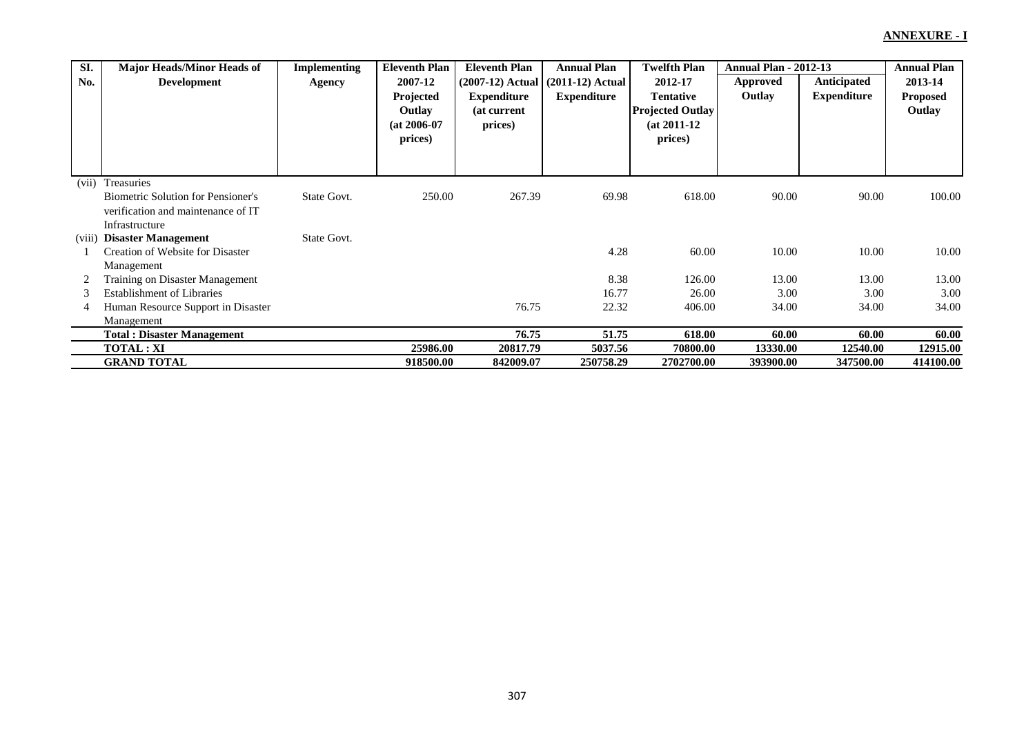**ANNEXURE - I**

| Sl. No. | Major Heads/Minor Heads of Development | Implementing Agency | Eleventh Plan 2007-12 Projected Outlay (at 2006-07 prices) | Eleventh Plan (2007-12) Actual Expenditure (at current prices) | Annual Plan (2011-12) Actual Expenditure | Twelfth Plan 2012-17 Tentative Projected Outlay (at 2011-12 prices) | Annual Plan - 2012-13 | | Annual Plan 2013-14 Proposed Outlay |
|---|---|---|---|---|---|---|---|---|---|
| | | | | | | | Approved Outlay | Anticipated Expenditure | |
| (vii) | Treasuries | | | | | | | | |
| | Biometric Solution for Pensioner's verification and maintenance of IT Infrastructure | State Govt. | 250.00 | 267.39 | 69.98 | 618.00 | 90.00 | 90.00 | 100.00 |
| (viii) | **Disaster Management** | State Govt. | | | | | | | |
| 1 | Creation of Website for Disaster Management | | | | 4.28 | 60.00 | 10.00 | 10.00 | 10.00 |
| 2 | Training on Disaster Management | | | | 8.38 | 126.00 | 13.00 | 13.00 | 13.00 |
| 3 | Establishment of Libraries | | | | 16.77 | 26.00 | 3.00 | 3.00 | 3.00 |
| 4 | Human Resource Support in Disaster Management | | | 76.75 | 22.32 | 406.00 | 34.00 | 34.00 | 34.00 |
| | **Total : Disaster Management** | | | **76.75** | **51.75** | **618.00** | **60.00** | **60.00** | **60.00** |
| | **TOTAL : XI** | | **25986.00** | **20817.79** | **5037.56** | **70800.00** | **13330.00** | **12540.00** | **12915.00** |
| | **GRAND TOTAL** | | **918500.00** | **842009.07** | **250758.29** | **2702700.00** | **393900.00** | **347500.00** | **414100.00** |